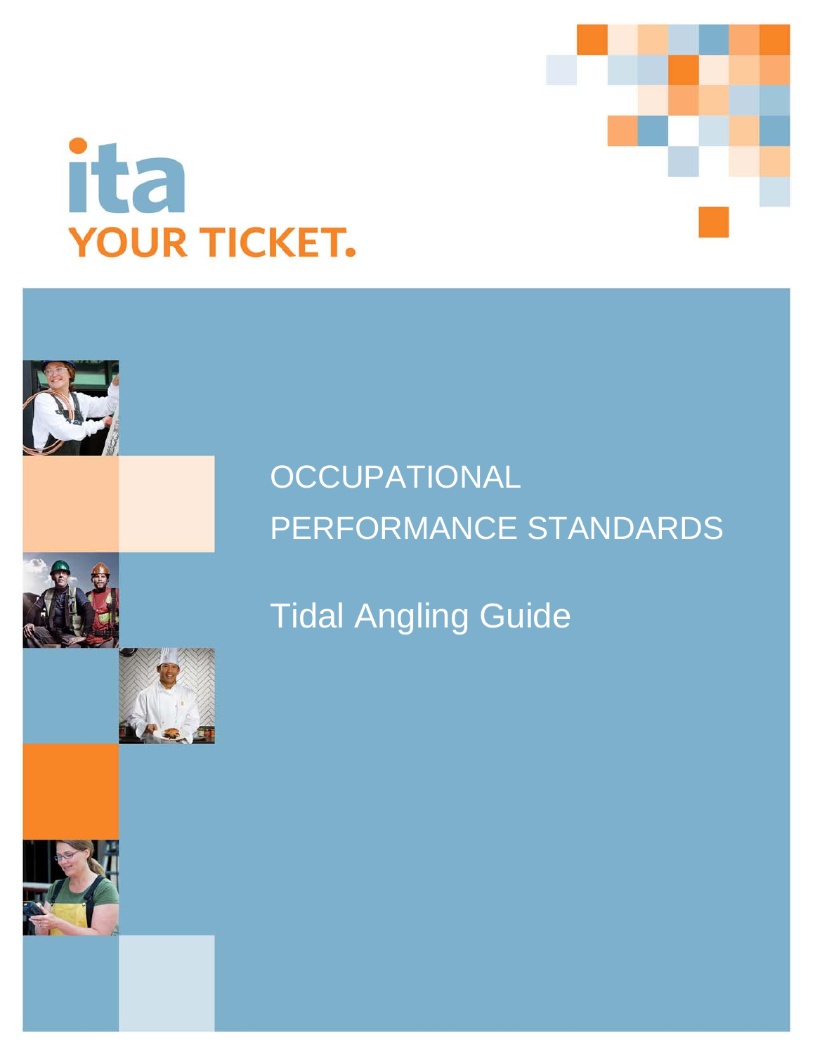ita

YOUR TICKET.

# OCCUPATIONAL PERFORMANCE STANDARDS

## Tidal Angling Guide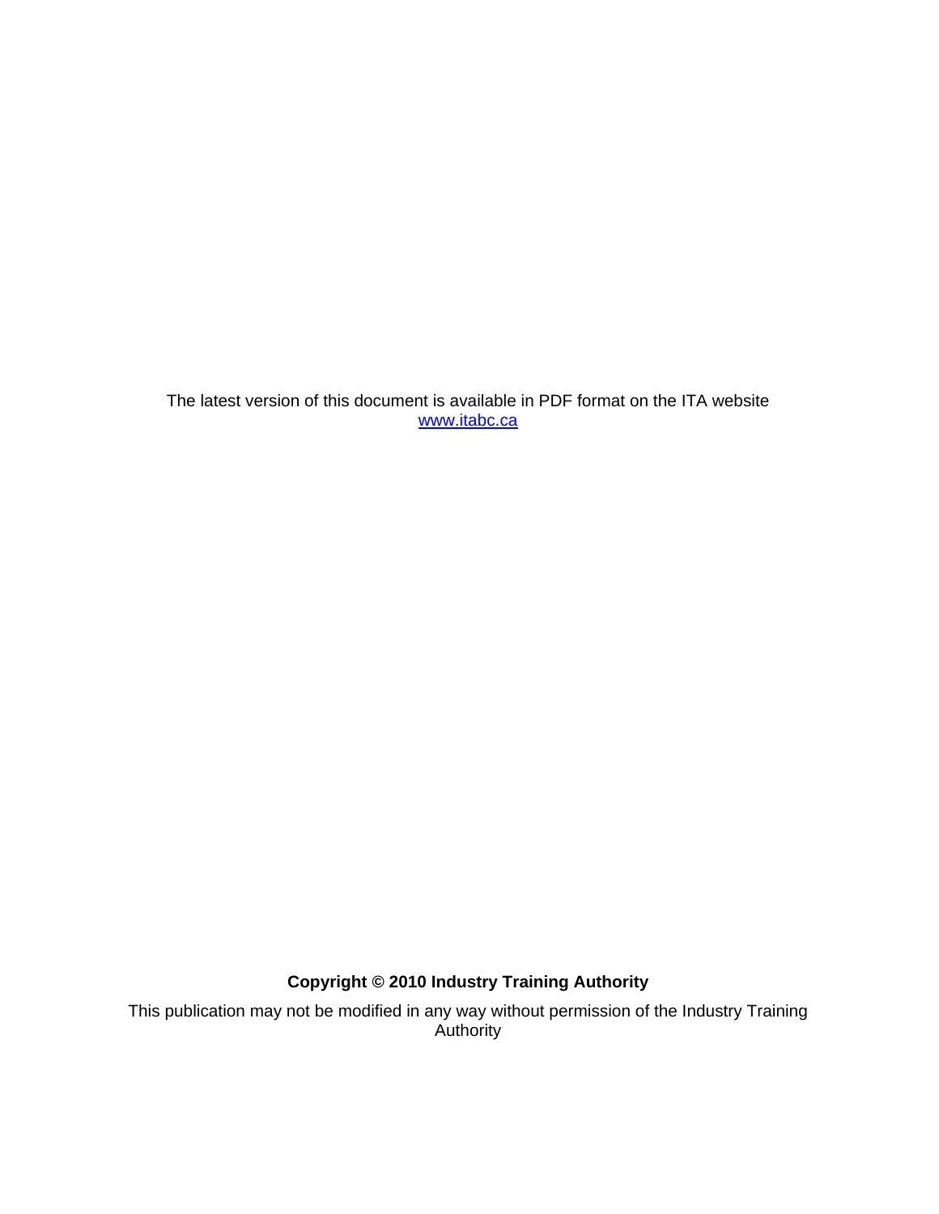The latest version of this document is available in PDF format on the ITA website
[www.itabc.ca](http://www.itabc.ca)

**Copyright © 2010 Industry Training Authority**

This publication may not be modified in any way without permission of the Industry Training Authority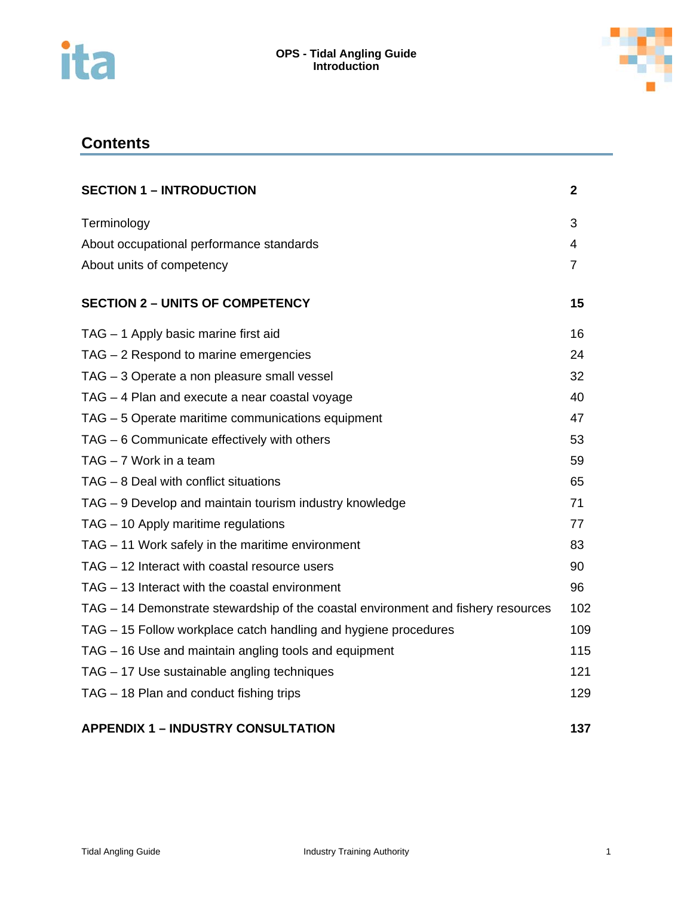## Contents

| | |
|---|---|
| **SECTION 1 – INTRODUCTION** | **2** |
| Terminology | 3 |
| About occupational performance standards | 4 |
| About units of competency | 7 |
| **SECTION 2 – UNITS OF COMPETENCY** | **15** |
| TAG – 1 Apply basic marine first aid | 16 |
| TAG – 2 Respond to marine emergencies | 24 |
| TAG – 3 Operate a non pleasure small vessel | 32 |
| TAG – 4 Plan and execute a near coastal voyage | 40 |
| TAG – 5 Operate maritime communications equipment | 47 |
| TAG – 6 Communicate effectively with others | 53 |
| TAG – 7 Work in a team | 59 |
| TAG – 8 Deal with conflict situations | 65 |
| TAG – 9 Develop and maintain tourism industry knowledge | 71 |
| TAG – 10 Apply maritime regulations | 77 |
| TAG – 11 Work safely in the maritime environment | 83 |
| TAG – 12 Interact with coastal resource users | 90 |
| TAG – 13 Interact with the coastal environment | 96 |
| TAG – 14 Demonstrate stewardship of the coastal environment and fishery resources | 102 |
| TAG – 15 Follow workplace catch handling and hygiene procedures | 109 |
| TAG – 16 Use and maintain angling tools and equipment | 115 |
| TAG – 17 Use sustainable angling techniques | 121 |
| TAG – 18 Plan and conduct fishing trips | 129 |
| **APPENDIX 1 – INDUSTRY CONSULTATION** | **137** |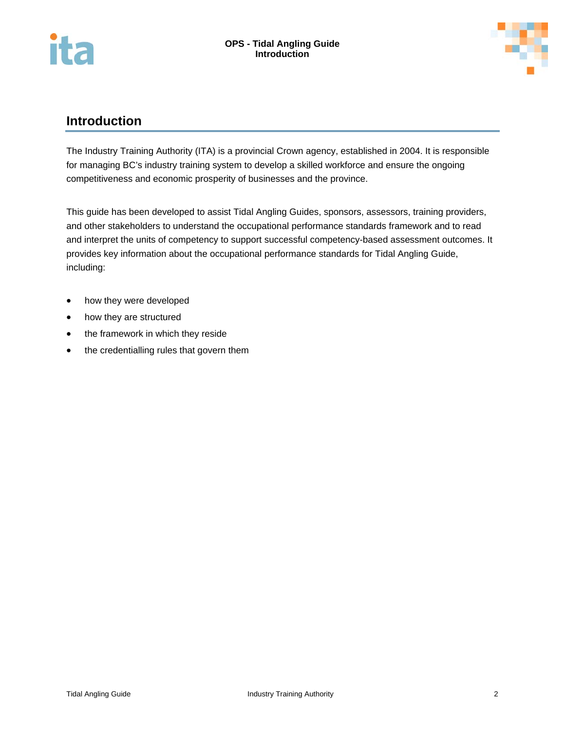## Introduction

The Industry Training Authority (ITA) is a provincial Crown agency, established in 2004. It is responsible for managing BC's industry training system to develop a skilled workforce and ensure the ongoing competitiveness and economic prosperity of businesses and the province.

This guide has been developed to assist Tidal Angling Guides, sponsors, assessors, training providers, and other stakeholders to understand the occupational performance standards framework and to read and interpret the units of competency to support successful competency-based assessment outcomes. It provides key information about the occupational performance standards for Tidal Angling Guide, including:

- how they were developed
- how they are structured
- the framework in which they reside
- the credentialling rules that govern them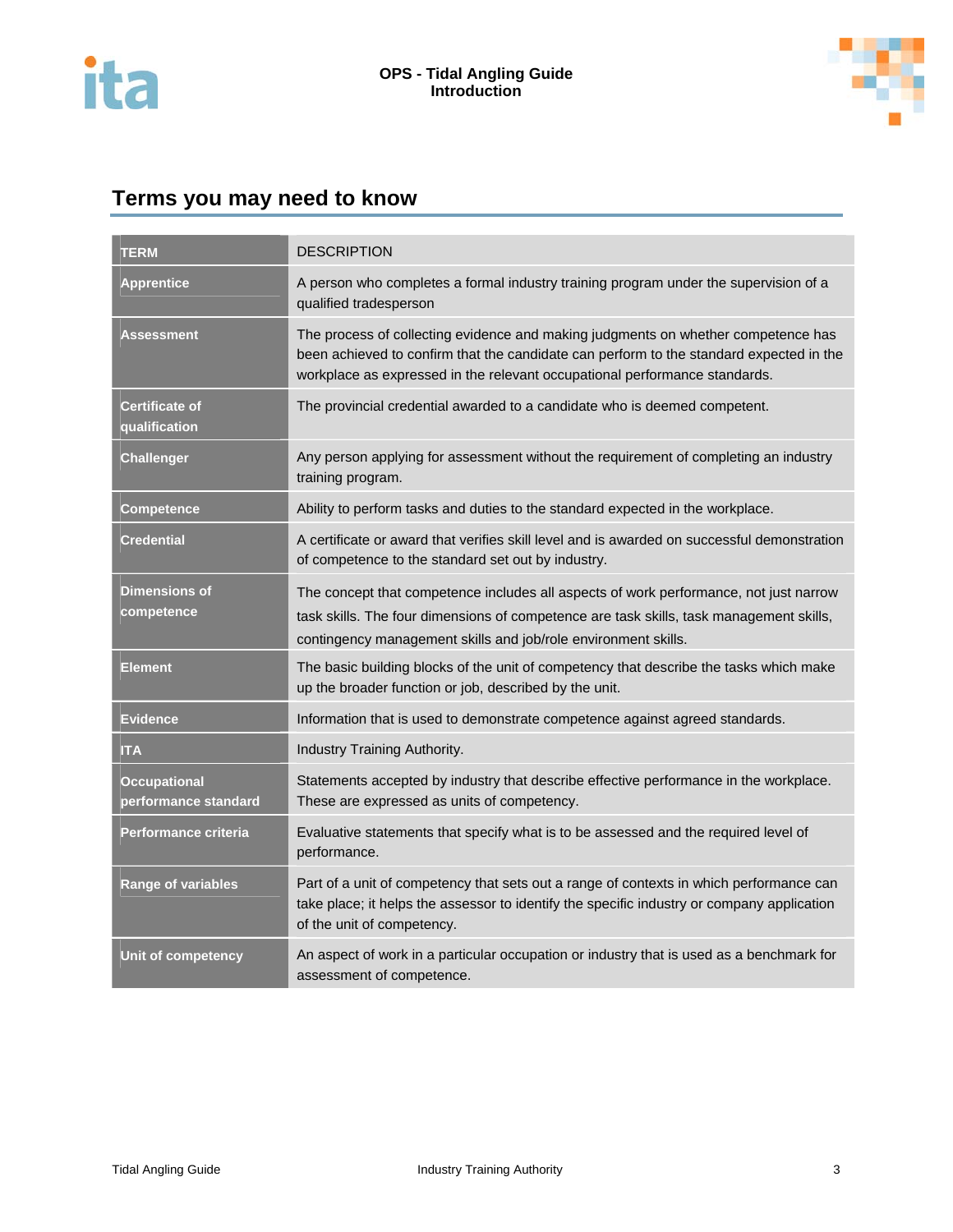## Terms you may need to know

| TERM | DESCRIPTION |
|---|---|
| **Apprentice** | A person who completes a formal industry training program under the supervision of a qualified tradesperson |
| **Assessment** | The process of collecting evidence and making judgments on whether competence has been achieved to confirm that the candidate can perform to the standard expected in the workplace as expressed in the relevant occupational performance standards. |
| **Certificate of qualification** | The provincial credential awarded to a candidate who is deemed competent. |
| **Challenger** | Any person applying for assessment without the requirement of completing an industry training program. |
| **Competence** | Ability to perform tasks and duties to the standard expected in the workplace. |
| **Credential** | A certificate or award that verifies skill level and is awarded on successful demonstration of competence to the standard set out by industry. |
| **Dimensions of competence** | The concept that competence includes all aspects of work performance, not just narrow task skills. The four dimensions of competence are task skills, task management skills, contingency management skills and job/role environment skills. |
| **Element** | The basic building blocks of the unit of competency that describe the tasks which make up the broader function or job, described by the unit. |
| **Evidence** | Information that is used to demonstrate competence against agreed standards. |
| **ITA** | Industry Training Authority. |
| **Occupational performance standard** | Statements accepted by industry that describe effective performance in the workplace. These are expressed as units of competency. |
| **Performance criteria** | Evaluative statements that specify what is to be assessed and the required level of performance. |
| **Range of variables** | Part of a unit of competency that sets out a range of contexts in which performance can take place; it helps the assessor to identify the specific industry or company application of the unit of competency. |
| **Unit of competency** | An aspect of work in a particular occupation or industry that is used as a benchmark for assessment of competence. |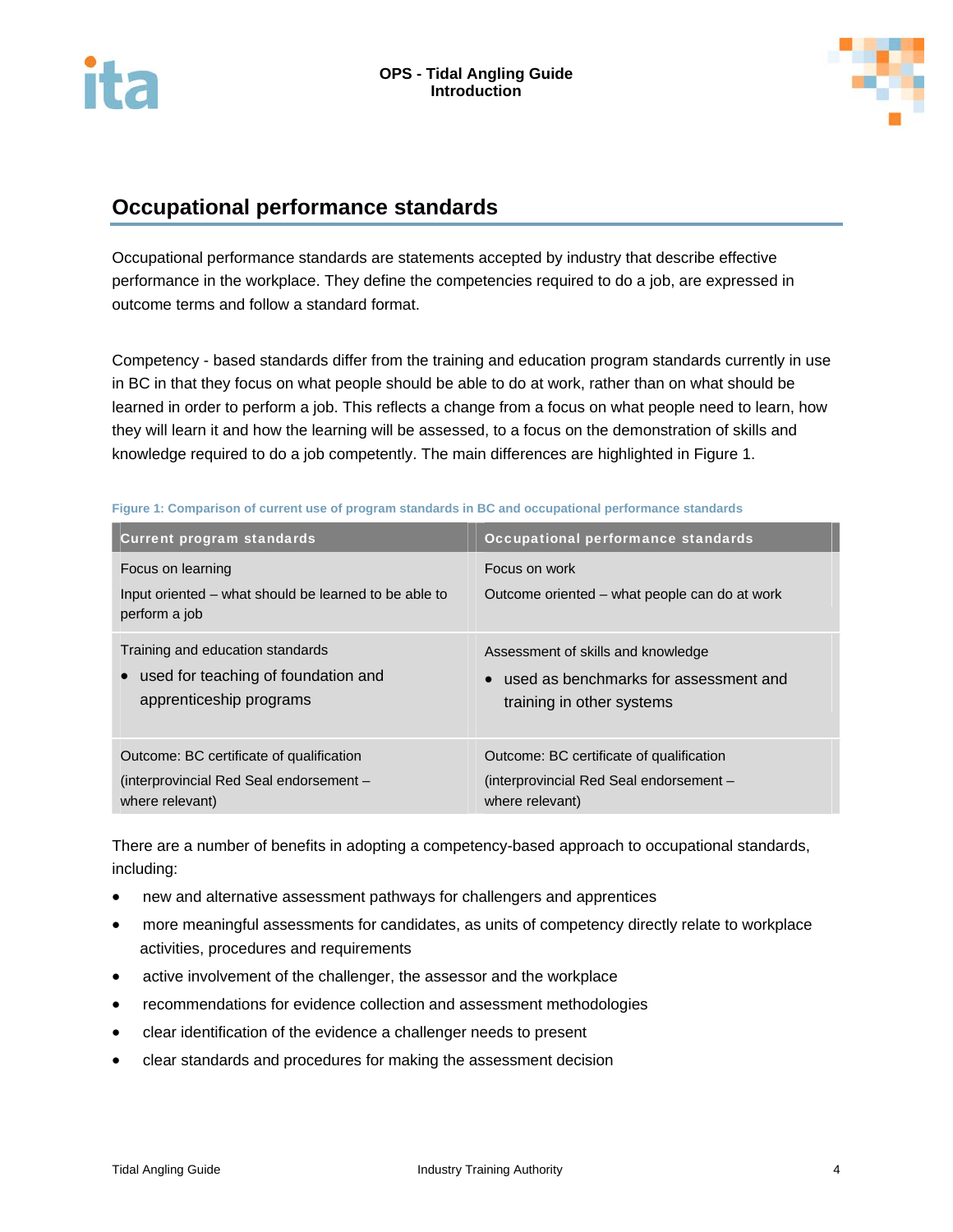## Occupational performance standards

Occupational performance standards are statements accepted by industry that describe effective performance in the workplace. They define the competencies required to do a job, are expressed in outcome terms and follow a standard format.

Competency - based standards differ from the training and education program standards currently in use in BC in that they focus on what people should be able to do at work, rather than on what should be learned in order to perform a job. This reflects a change from a focus on what people need to learn, how they will learn it and how the learning will be assessed, to a focus on the demonstration of skills and knowledge required to do a job competently. The main differences are highlighted in Figure 1.

**Figure 1: Comparison of current use of program standards in BC and occupational performance standards**

| Current program standards | Occupational performance standards |
|---|---|
| Focus on learning<br>Input oriented – what should be learned to be able to perform a job | Focus on work<br>Outcome oriented – what people can do at work |
| Training and education standards<br>• used for teaching of foundation and apprenticeship programs | Assessment of skills and knowledge<br>• used as benchmarks for assessment and training in other systems |
| Outcome: BC certificate of qualification<br>(interprovincial Red Seal endorsement – where relevant) | Outcome: BC certificate of qualification<br>(interprovincial Red Seal endorsement – where relevant) |

There are a number of benefits in adopting a competency-based approach to occupational standards, including:

- new and alternative assessment pathways for challengers and apprentices
- more meaningful assessments for candidates, as units of competency directly relate to workplace activities, procedures and requirements
- active involvement of the challenger, the assessor and the workplace
- recommendations for evidence collection and assessment methodologies
- clear identification of the evidence a challenger needs to present
- clear standards and procedures for making the assessment decision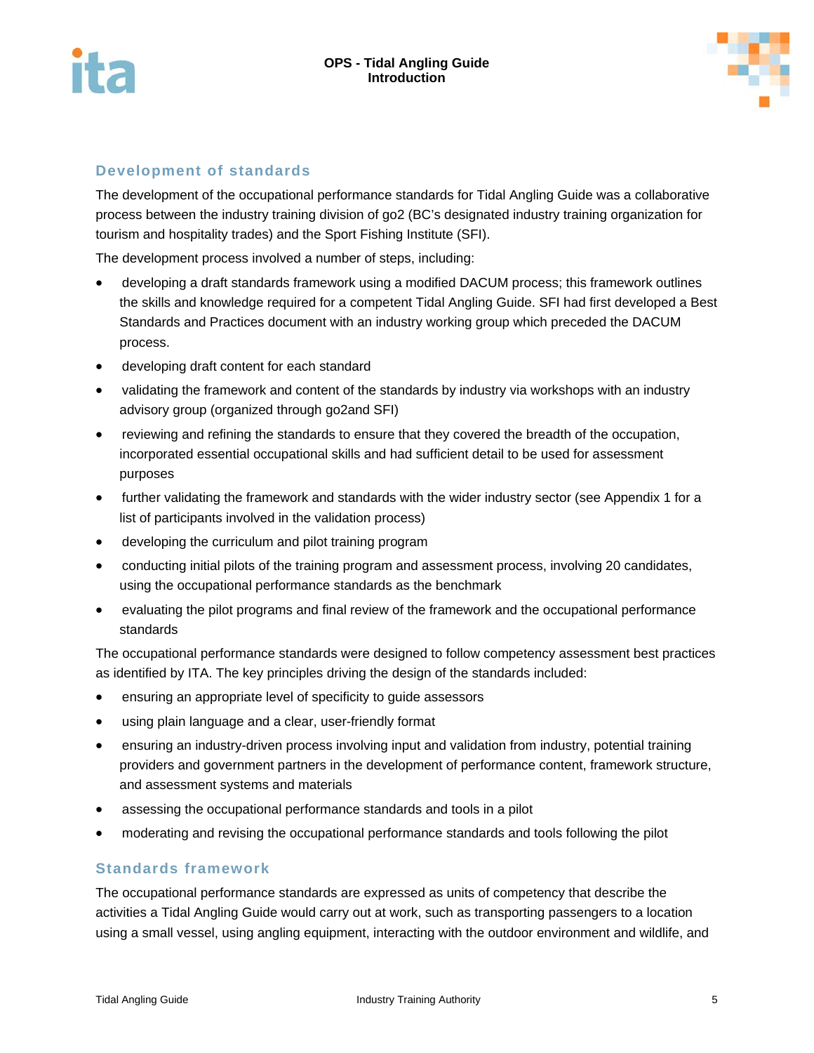## Development of standards

The development of the occupational performance standards for Tidal Angling Guide was a collaborative process between the industry training division of go2 (BC's designated industry training organization for tourism and hospitality trades) and the Sport Fishing Institute (SFI).

The development process involved a number of steps, including:

- developing a draft standards framework using a modified DACUM process; this framework outlines the skills and knowledge required for a competent Tidal Angling Guide. SFI had first developed a Best Standards and Practices document with an industry working group which preceded the DACUM process.
- developing draft content for each standard
- validating the framework and content of the standards by industry via workshops with an industry advisory group (organized through go2and SFI)
- reviewing and refining the standards to ensure that they covered the breadth of the occupation, incorporated essential occupational skills and had sufficient detail to be used for assessment purposes
- further validating the framework and standards with the wider industry sector (see Appendix 1 for a list of participants involved in the validation process)
- developing the curriculum and pilot training program
- conducting initial pilots of the training program and assessment process, involving 20 candidates, using the occupational performance standards as the benchmark
- evaluating the pilot programs and final review of the framework and the occupational performance standards

The occupational performance standards were designed to follow competency assessment best practices as identified by ITA. The key principles driving the design of the standards included:

- ensuring an appropriate level of specificity to guide assessors
- using plain language and a clear, user-friendly format
- ensuring an industry-driven process involving input and validation from industry, potential training providers and government partners in the development of performance content, framework structure, and assessment systems and materials
- assessing the occupational performance standards and tools in a pilot
- moderating and revising the occupational performance standards and tools following the pilot

## Standards framework

The occupational performance standards are expressed as units of competency that describe the activities a Tidal Angling Guide would carry out at work, such as transporting passengers to a location using a small vessel, using angling equipment, interacting with the outdoor environment and wildlife, and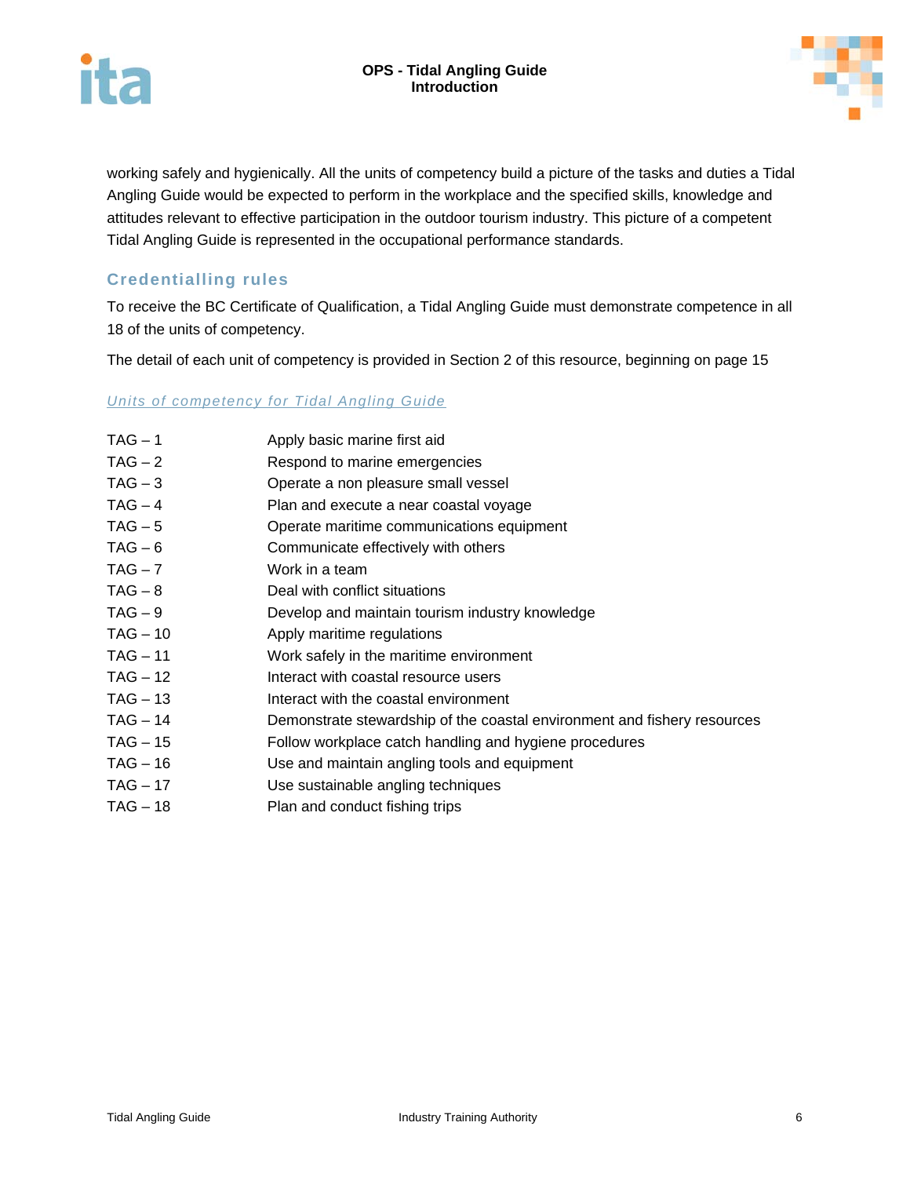working safely and hygienically. All the units of competency build a picture of the tasks and duties a Tidal Angling Guide would be expected to perform in the workplace and the specified skills, knowledge and attitudes relevant to effective participation in the outdoor tourism industry. This picture of a competent Tidal Angling Guide is represented in the occupational performance standards.

## Credentialling rules

To receive the BC Certificate of Qualification, a Tidal Angling Guide must demonstrate competence in all 18 of the units of competency.

The detail of each unit of competency is provided in Section 2 of this resource, beginning on page 15

### *Units of competency for Tidal Angling Guide*

| | |
|---|---|
| TAG – 1 | Apply basic marine first aid |
| TAG – 2 | Respond to marine emergencies |
| TAG – 3 | Operate a non pleasure small vessel |
| TAG – 4 | Plan and execute a near coastal voyage |
| TAG – 5 | Operate maritime communications equipment |
| TAG – 6 | Communicate effectively with others |
| TAG – 7 | Work in a team |
| TAG – 8 | Deal with conflict situations |
| TAG – 9 | Develop and maintain tourism industry knowledge |
| TAG – 10 | Apply maritime regulations |
| TAG – 11 | Work safely in the maritime environment |
| TAG – 12 | Interact with coastal resource users |
| TAG – 13 | Interact with the coastal environment |
| TAG – 14 | Demonstrate stewardship of the coastal environment and fishery resources |
| TAG – 15 | Follow workplace catch handling and hygiene procedures |
| TAG – 16 | Use and maintain angling tools and equipment |
| TAG – 17 | Use sustainable angling techniques |
| TAG – 18 | Plan and conduct fishing trips |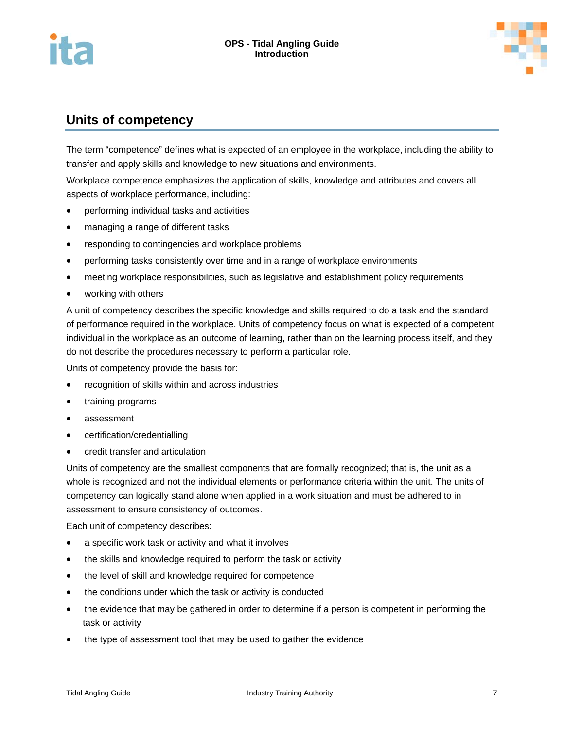## Units of competency

The term "competence" defines what is expected of an employee in the workplace, including the ability to transfer and apply skills and knowledge to new situations and environments.

Workplace competence emphasizes the application of skills, knowledge and attributes and covers all aspects of workplace performance, including:

- performing individual tasks and activities
- managing a range of different tasks
- responding to contingencies and workplace problems
- performing tasks consistently over time and in a range of workplace environments
- meeting workplace responsibilities, such as legislative and establishment policy requirements
- working with others

A unit of competency describes the specific knowledge and skills required to do a task and the standard of performance required in the workplace. Units of competency focus on what is expected of a competent individual in the workplace as an outcome of learning, rather than on the learning process itself, and they do not describe the procedures necessary to perform a particular role.

Units of competency provide the basis for:

- recognition of skills within and across industries
- training programs
- assessment
- certification/credentialling
- credit transfer and articulation

Units of competency are the smallest components that are formally recognized; that is, the unit as a whole is recognized and not the individual elements or performance criteria within the unit. The units of competency can logically stand alone when applied in a work situation and must be adhered to in assessment to ensure consistency of outcomes.

Each unit of competency describes:

- a specific work task or activity and what it involves
- the skills and knowledge required to perform the task or activity
- the level of skill and knowledge required for competence
- the conditions under which the task or activity is conducted
- the evidence that may be gathered in order to determine if a person is competent in performing the task or activity
- the type of assessment tool that may be used to gather the evidence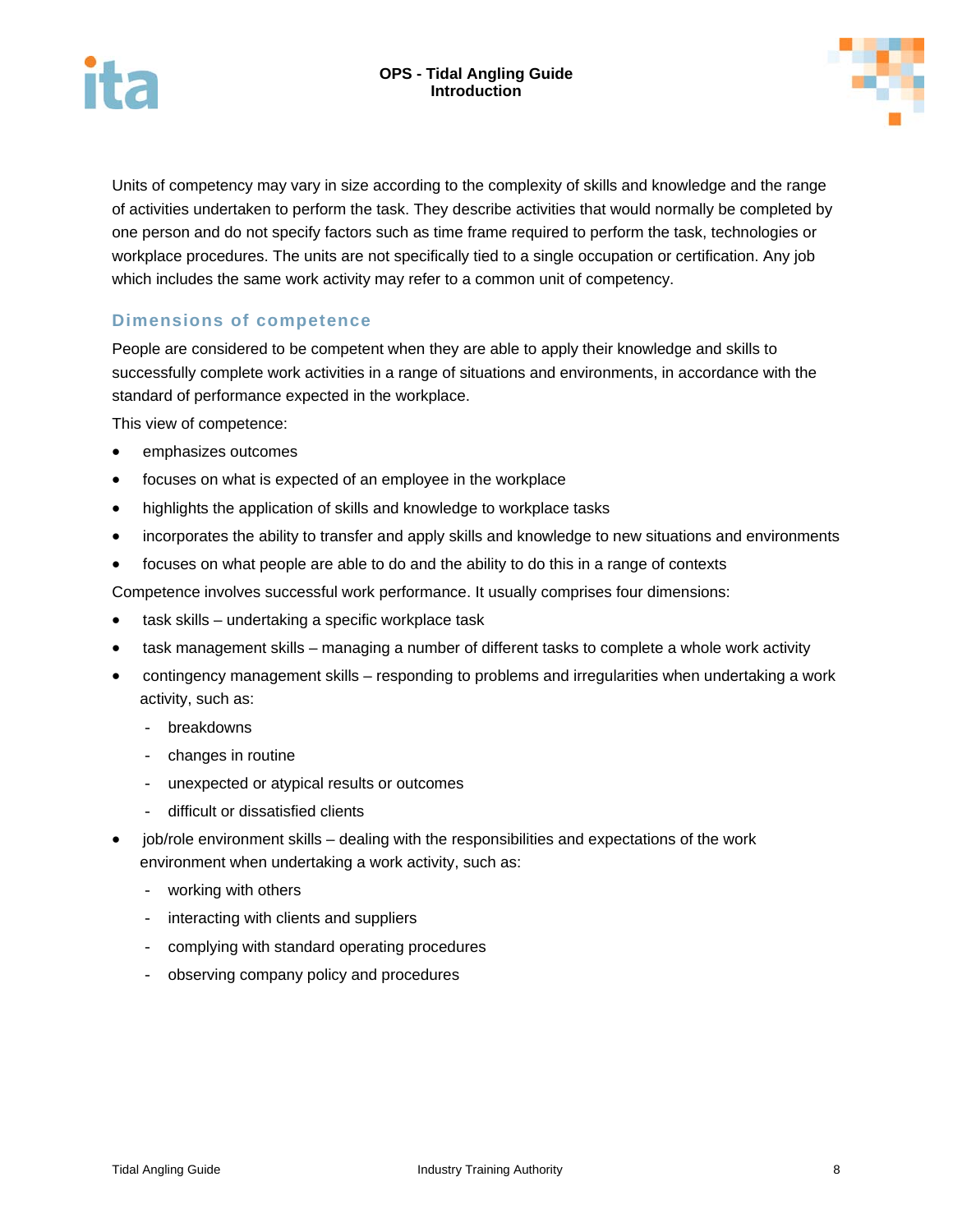Units of competency may vary in size according to the complexity of skills and knowledge and the range of activities undertaken to perform the task. They describe activities that would normally be completed by one person and do not specify factors such as time frame required to perform the task, technologies or workplace procedures. The units are not specifically tied to a single occupation or certification. Any job which includes the same work activity may refer to a common unit of competency.

## Dimensions of competence

People are considered to be competent when they are able to apply their knowledge and skills to successfully complete work activities in a range of situations and environments, in accordance with the standard of performance expected in the workplace.

This view of competence:

- emphasizes outcomes
- focuses on what is expected of an employee in the workplace
- highlights the application of skills and knowledge to workplace tasks
- incorporates the ability to transfer and apply skills and knowledge to new situations and environments
- focuses on what people are able to do and the ability to do this in a range of contexts

Competence involves successful work performance. It usually comprises four dimensions:

- task skills – undertaking a specific workplace task
- task management skills – managing a number of different tasks to complete a whole work activity
- contingency management skills – responding to problems and irregularities when undertaking a work activity, such as:
  - breakdowns
  - changes in routine
  - unexpected or atypical results or outcomes
  - difficult or dissatisfied clients
- job/role environment skills – dealing with the responsibilities and expectations of the work environment when undertaking a work activity, such as:
  - working with others
  - interacting with clients and suppliers
  - complying with standard operating procedures
  - observing company policy and procedures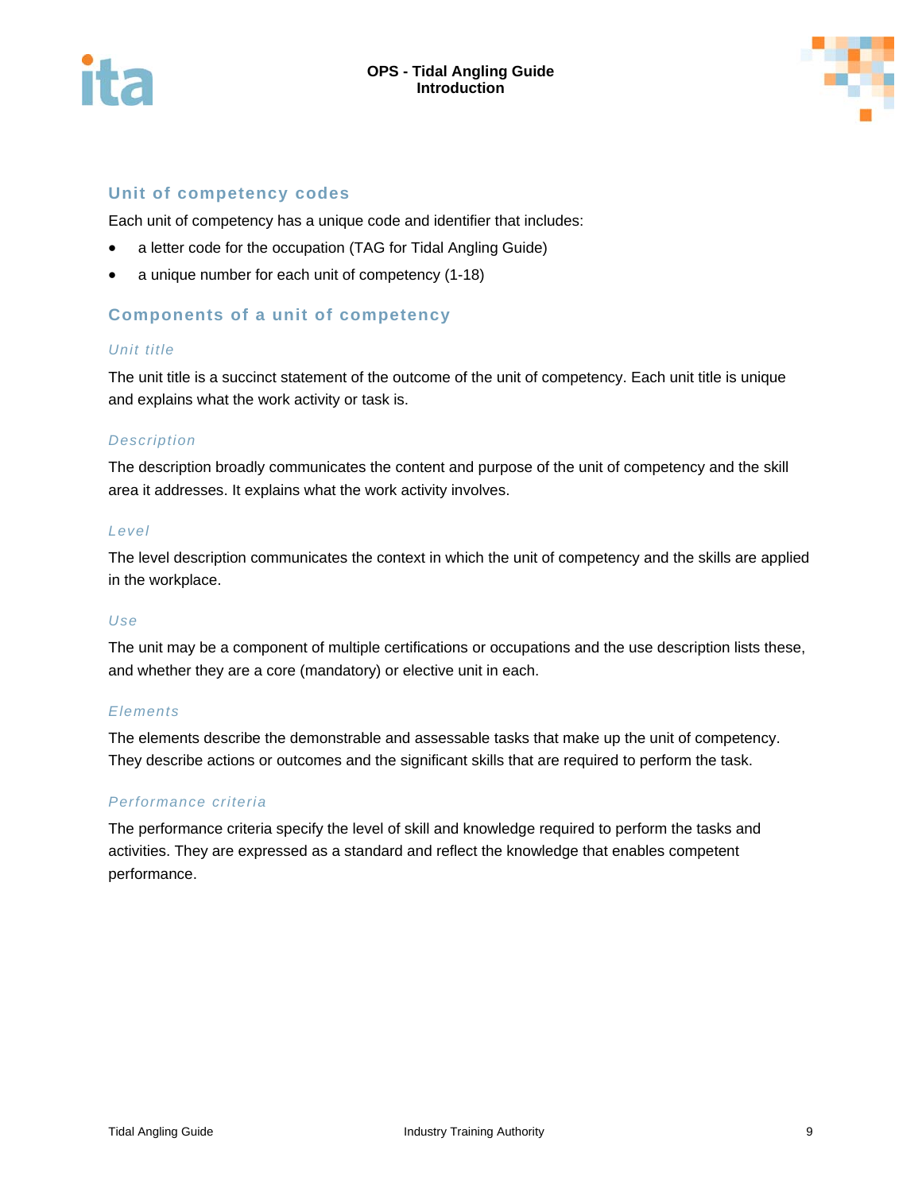## Unit of competency codes

Each unit of competency has a unique code and identifier that includes:

- a letter code for the occupation (TAG for Tidal Angling Guide)
- a unique number for each unit of competency (1-18)

## Components of a unit of competency

### *Unit title*

The unit title is a succinct statement of the outcome of the unit of competency. Each unit title is unique and explains what the work activity or task is.

### *Description*

The description broadly communicates the content and purpose of the unit of competency and the skill area it addresses. It explains what the work activity involves.

### *Level*

The level description communicates the context in which the unit of competency and the skills are applied in the workplace.

### *Use*

The unit may be a component of multiple certifications or occupations and the use description lists these, and whether they are a core (mandatory) or elective unit in each.

### *Elements*

The elements describe the demonstrable and assessable tasks that make up the unit of competency. They describe actions or outcomes and the significant skills that are required to perform the task.

### *Performance criteria*

The performance criteria specify the level of skill and knowledge required to perform the tasks and activities. They are expressed as a standard and reflect the knowledge that enables competent performance.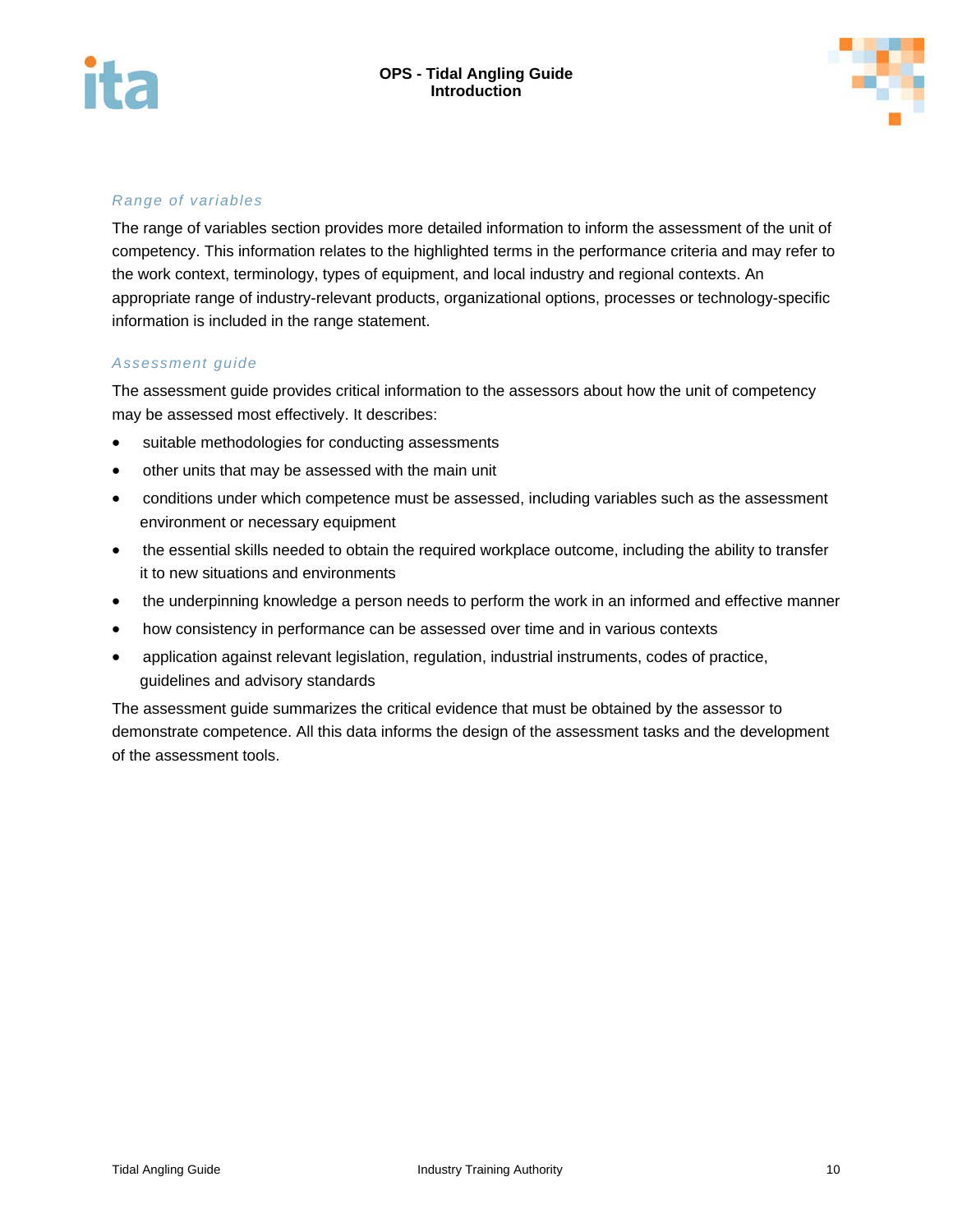### *Range of variables*

The range of variables section provides more detailed information to inform the assessment of the unit of competency. This information relates to the highlighted terms in the performance criteria and may refer to the work context, terminology, types of equipment, and local industry and regional contexts. An appropriate range of industry-relevant products, organizational options, processes or technology-specific information is included in the range statement.

### *Assessment guide*

The assessment guide provides critical information to the assessors about how the unit of competency may be assessed most effectively. It describes:

- suitable methodologies for conducting assessments
- other units that may be assessed with the main unit
- conditions under which competence must be assessed, including variables such as the assessment environment or necessary equipment
- the essential skills needed to obtain the required workplace outcome, including the ability to transfer it to new situations and environments
- the underpinning knowledge a person needs to perform the work in an informed and effective manner
- how consistency in performance can be assessed over time and in various contexts
- application against relevant legislation, regulation, industrial instruments, codes of practice, guidelines and advisory standards

The assessment guide summarizes the critical evidence that must be obtained by the assessor to demonstrate competence. All this data informs the design of the assessment tasks and the development of the assessment tools.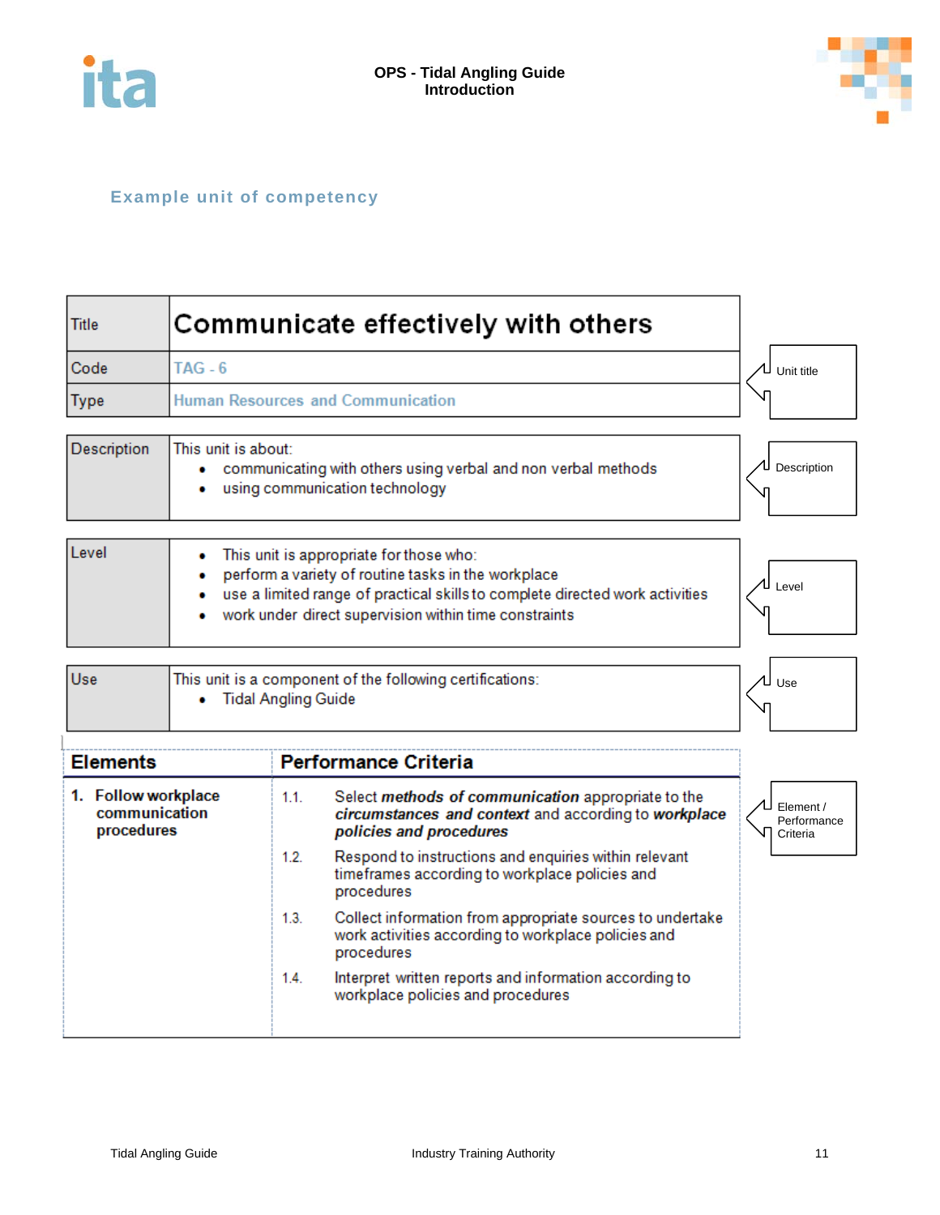## Example unit of competency

| | |
|---|---|
| Title | **Communicate effectively with others** |
| Code | TAG - 6 |
| Type | Human Resources and Communication |

Unit title

| | |
|---|---|
| Description | This unit is about:<br>• communicating with others using verbal and non verbal methods<br>• using communication technology |

Description

| | |
|---|---|
| Level | • This unit is appropriate for those who:<br>• perform a variety of routine tasks in the workplace<br>• use a limited range of practical skills to complete directed work activities<br>• work under direct supervision within time constraints |

Level

| | |
|---|---|
| Use | This unit is a component of the following certifications:<br>• Tidal Angling Guide |

Use

| Elements | Performance Criteria |
|---|---|
| **1. Follow workplace communication procedures** | 1.1. Select ***methods of communication*** appropriate to the ***circumstances and context*** and according to ***workplace policies and procedures***<br>1.2. Respond to instructions and enquiries within relevant timeframes according to workplace policies and procedures<br>1.3. Collect information from appropriate sources to undertake work activities according to workplace policies and procedures<br>1.4. Interpret written reports and information according to workplace policies and procedures |

Element / Performance Criteria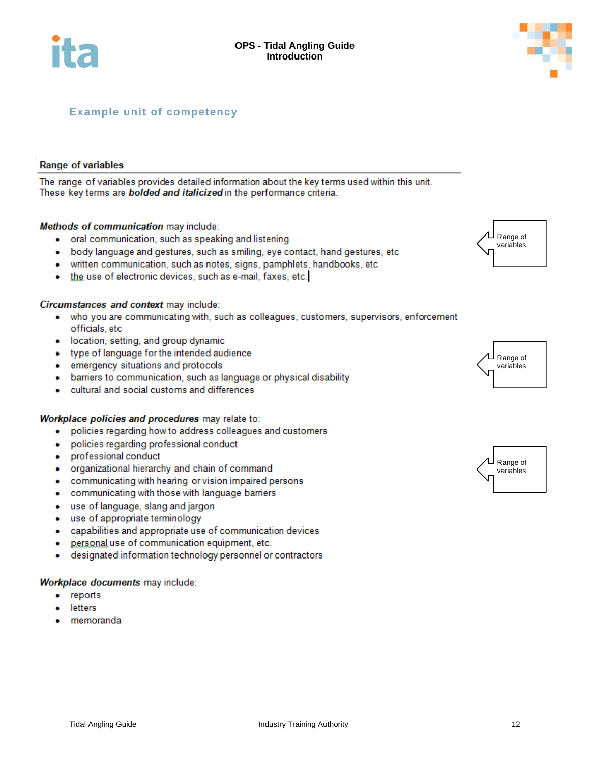## Example unit of competency

### Range of variables

The range of variables provides detailed information about the key terms used within this unit. These key terms are ***bolded and italicized*** in the performance criteria.

***Methods of communication*** may include:

- oral communication, such as speaking and listening
- body language and gestures, such as smiling, eye contact, hand gestures, etc
- written communication, such as notes, signs, pamphlets, handbooks, etc
- the use of electronic devices, such as e-mail, faxes, etc.

Range of variables

***Circumstances and context*** may include:

- who you are communicating with, such as colleagues, customers, supervisors, enforcement officials, etc
- location, setting, and group dynamic
- type of language for the intended audience
- emergency situations and protocols
- barriers to communication, such as language or physical disability
- cultural and social customs and differences

Range of variables

***Workplace policies and procedures*** may relate to:

- policies regarding how to address colleagues and customers
- policies regarding professional conduct
- professional conduct
- organizational hierarchy and chain of command
- communicating with hearing or vision impaired persons
- communicating with those with language barriers
- use of language, slang and jargon
- use of appropriate terminology
- capabilities and appropriate use of communication devices
- personal use of communication equipment, etc.
- designated information technology personnel or contractors

Range of variables

***Workplace documents*** may include:

- reports
- letters
- memoranda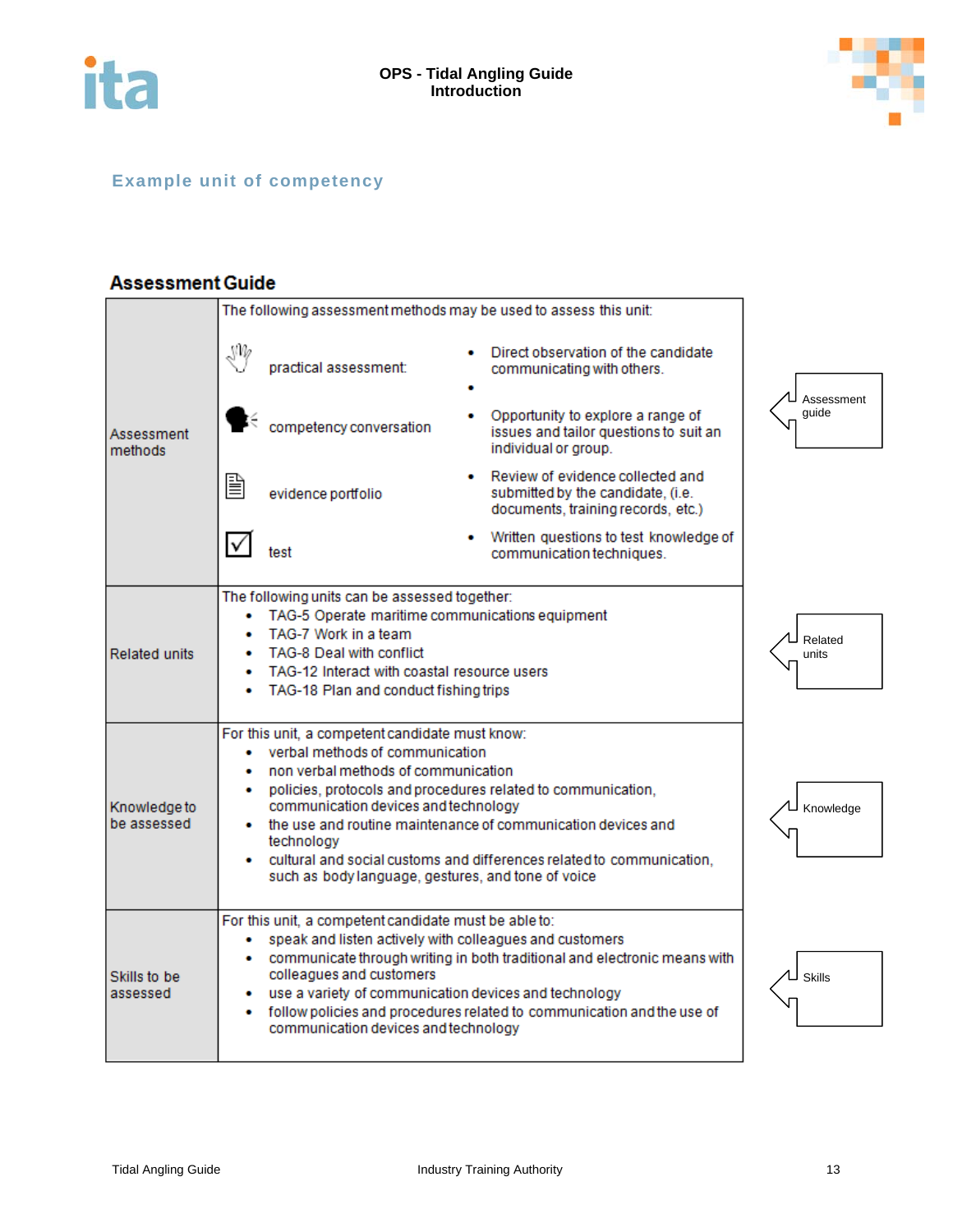## Example unit of competency

### Assessment Guide

| | |
|---|---|
| Assessment methods | The following assessment methods may be used to assess this unit:<br><br>practical assessment: • Direct observation of the candidate communicating with others. •<br><br>competency conversation • Opportunity to explore a range of issues and tailor questions to suit an individual or group.<br><br>evidence portfolio • Review of evidence collected and submitted by the candidate, (i.e. documents, training records, etc.)<br><br>test • Written questions to test knowledge of communication techniques. |
| Related units | The following units can be assessed together:<br>• TAG-5 Operate maritime communications equipment<br>• TAG-7 Work in a team<br>• TAG-8 Deal with conflict<br>• TAG-12 Interact with coastal resource users<br>• TAG-18 Plan and conduct fishing trips |
| Knowledge to be assessed | For this unit, a competent candidate must know:<br>• verbal methods of communication<br>• non verbal methods of communication<br>• policies, protocols and procedures related to communication, communication devices and technology<br>• the use and routine maintenance of communication devices and technology<br>• cultural and social customs and differences related to communication, such as body language, gestures, and tone of voice |
| Skills to be assessed | For this unit, a competent candidate must be able to:<br>• speak and listen actively with colleagues and customers<br>• communicate through writing in both traditional and electronic means with colleagues and customers<br>• use a variety of communication devices and technology<br>• follow policies and procedures related to communication and the use of communication devices and technology |

Assessment guide

Related units

Knowledge

Skills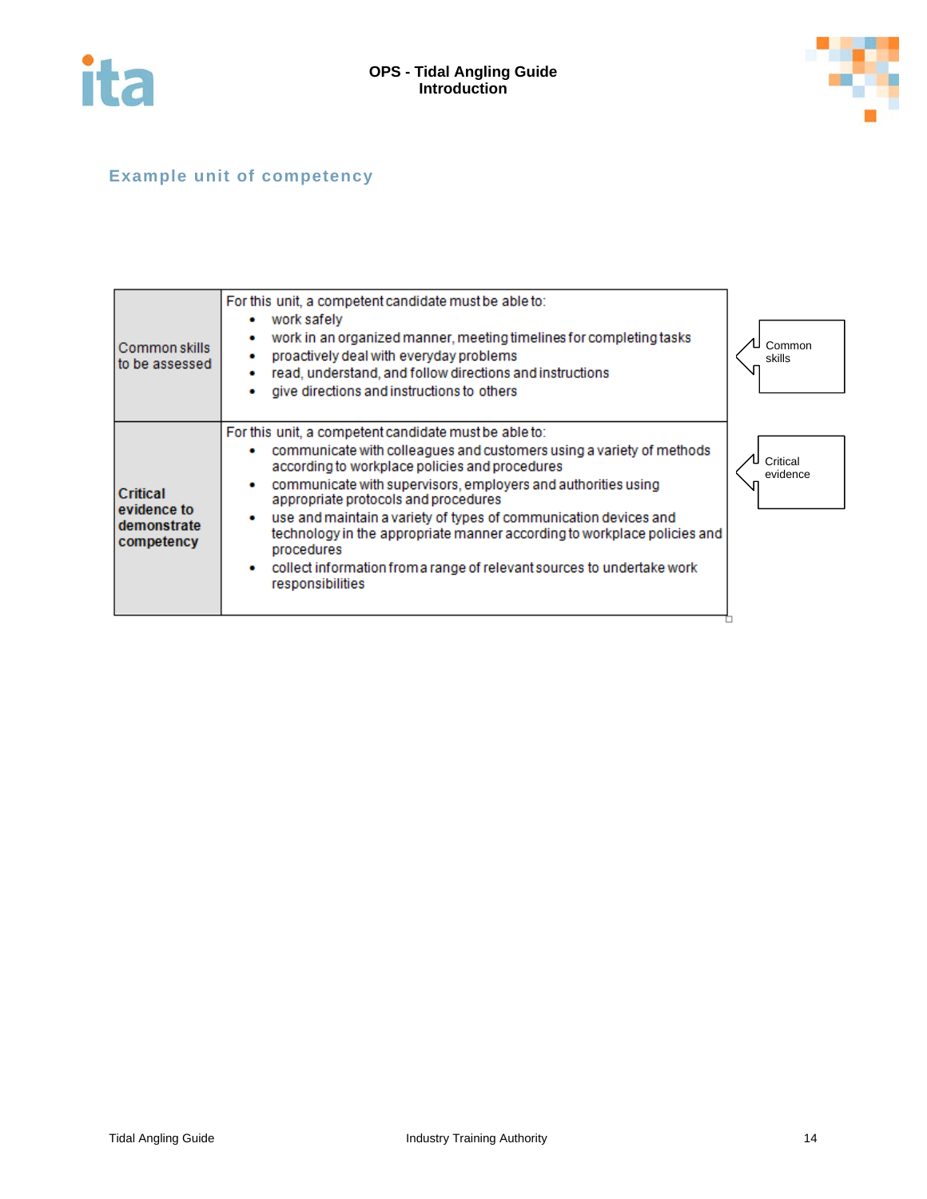## Example unit of competency

| | | |
|---|---|---|
| Common skills to be assessed | For this unit, a competent candidate must be able to:<br>• work safely<br>• work in an organized manner, meeting timelines for completing tasks<br>• proactively deal with everyday problems<br>• read, understand, and follow directions and instructions<br>• give directions and instructions to others | Common skills |
| **Critical evidence to demonstrate competency** | For this unit, a competent candidate must be able to:<br>• communicate with colleagues and customers using a variety of methods according to workplace policies and procedures<br>• communicate with supervisors, employers and authorities using appropriate protocols and procedures<br>• use and maintain a variety of types of communication devices and technology in the appropriate manner according to workplace policies and procedures<br>• collect information from a range of relevant sources to undertake work responsibilities | Critical evidence |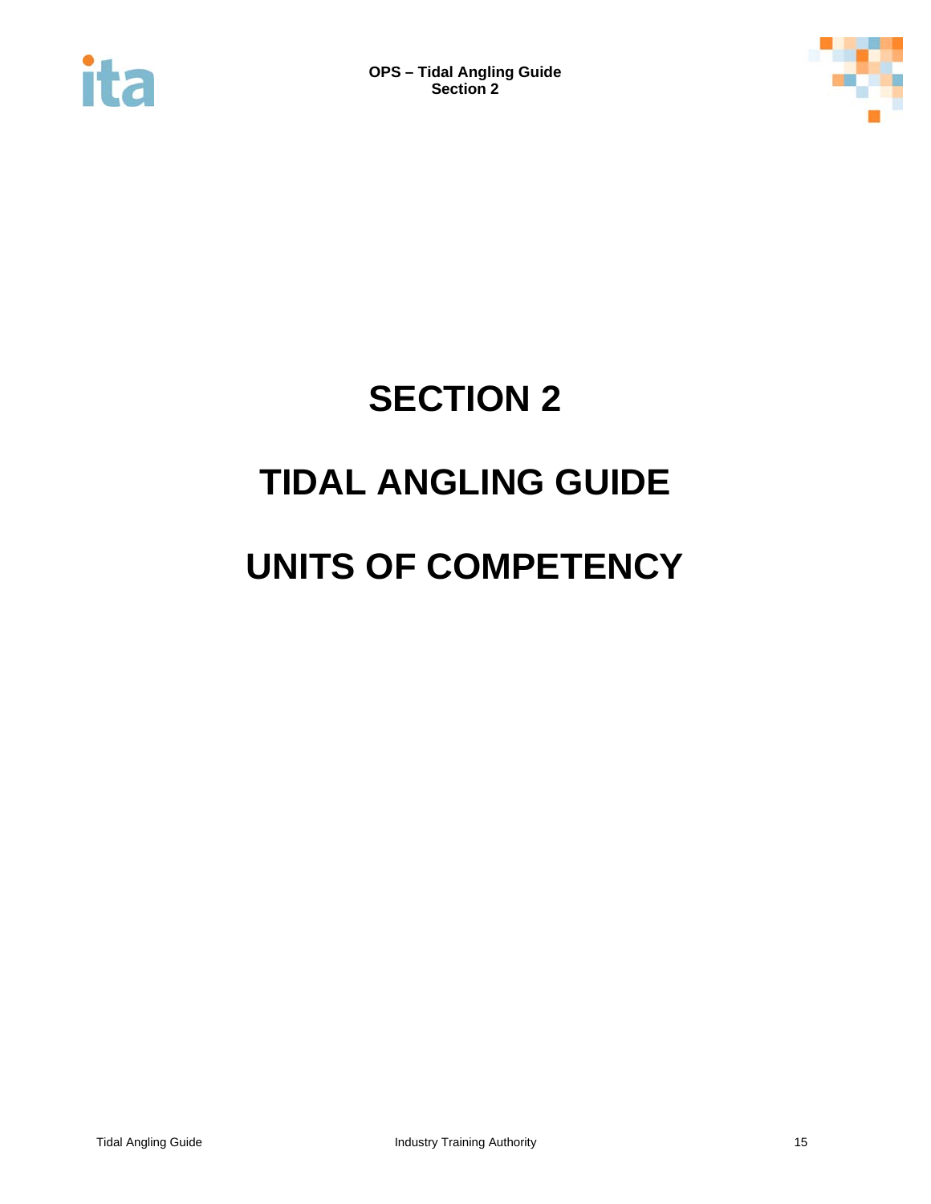# SECTION 2

# TIDAL ANGLING GUIDE

# UNITS OF COMPETENCY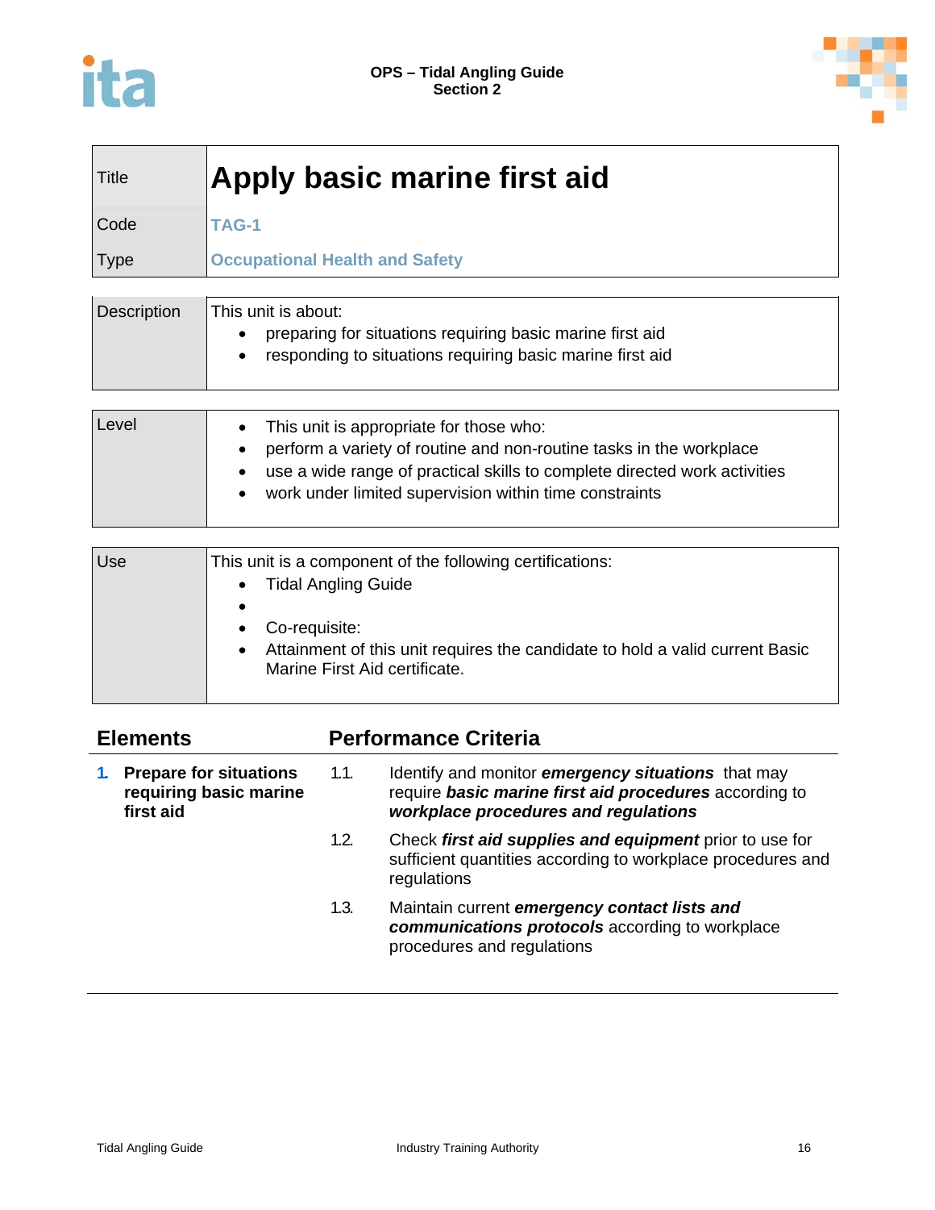| | |
|---|---|
| Title | # Apply basic marine first aid |
| Code | **TAG-1** |
| Type | **Occupational Health and Safety** |

| | |
|---|---|
| Description | This unit is about:<br>• preparing for situations requiring basic marine first aid<br>• responding to situations requiring basic marine first aid |

| | |
|---|---|
| Level | • This unit is appropriate for those who:<br>• perform a variety of routine and non-routine tasks in the workplace<br>• use a wide range of practical skills to complete directed work activities<br>• work under limited supervision within time constraints |

| | |
|---|---|
| Use | This unit is a component of the following certifications:<br>• Tidal Angling Guide<br>•<br>• Co-requisite:<br>• Attainment of this unit requires the candidate to hold a valid current Basic Marine First Aid certificate. |

| Elements | | Performance Criteria |
|---|---|---|
| **1. Prepare for situations requiring basic marine first aid** | 1.1. | Identify and monitor ***emergency situations*** that may require ***basic marine first aid procedures*** according to ***workplace procedures and regulations*** |
| | 1.2. | Check ***first aid supplies and equipment*** prior to use for sufficient quantities according to workplace procedures and regulations |
| | 1.3. | Maintain current ***emergency contact lists and communications protocols*** according to workplace procedures and regulations |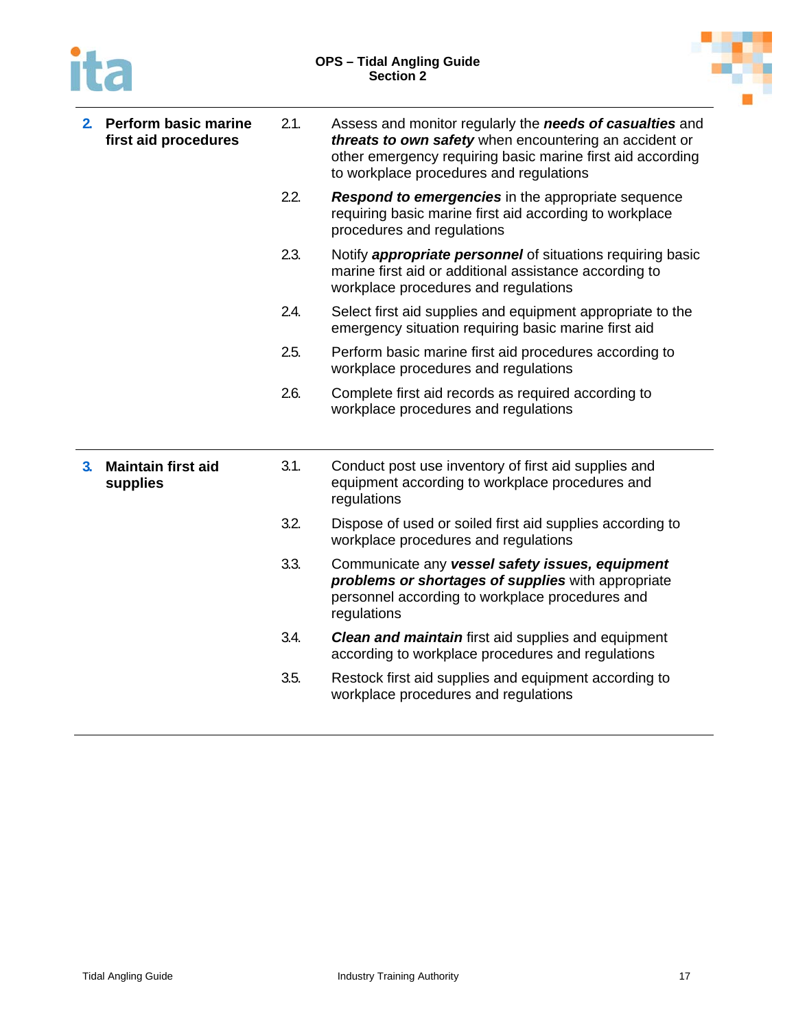| | | |
|---|---|---|
| **2. Perform basic marine first aid procedures** | 2.1. | Assess and monitor regularly the ***needs of casualties*** and ***threats to own safety*** when encountering an accident or other emergency requiring basic marine first aid according to workplace procedures and regulations |
| | 2.2. | ***Respond to emergencies*** in the appropriate sequence requiring basic marine first aid according to workplace procedures and regulations |
| | 2.3. | Notify ***appropriate personnel*** of situations requiring basic marine first aid or additional assistance according to workplace procedures and regulations |
| | 2.4. | Select first aid supplies and equipment appropriate to the emergency situation requiring basic marine first aid |
| | 2.5. | Perform basic marine first aid procedures according to workplace procedures and regulations |
| | 2.6. | Complete first aid records as required according to workplace procedures and regulations |
| **3. Maintain first aid supplies** | 3.1. | Conduct post use inventory of first aid supplies and equipment according to workplace procedures and regulations |
| | 3.2. | Dispose of used or soiled first aid supplies according to workplace procedures and regulations |
| | 3.3. | Communicate any ***vessel safety issues, equipment problems or shortages of supplies*** with appropriate personnel according to workplace procedures and regulations |
| | 3.4. | ***Clean and maintain*** first aid supplies and equipment according to workplace procedures and regulations |
| | 3.5. | Restock first aid supplies and equipment according to workplace procedures and regulations |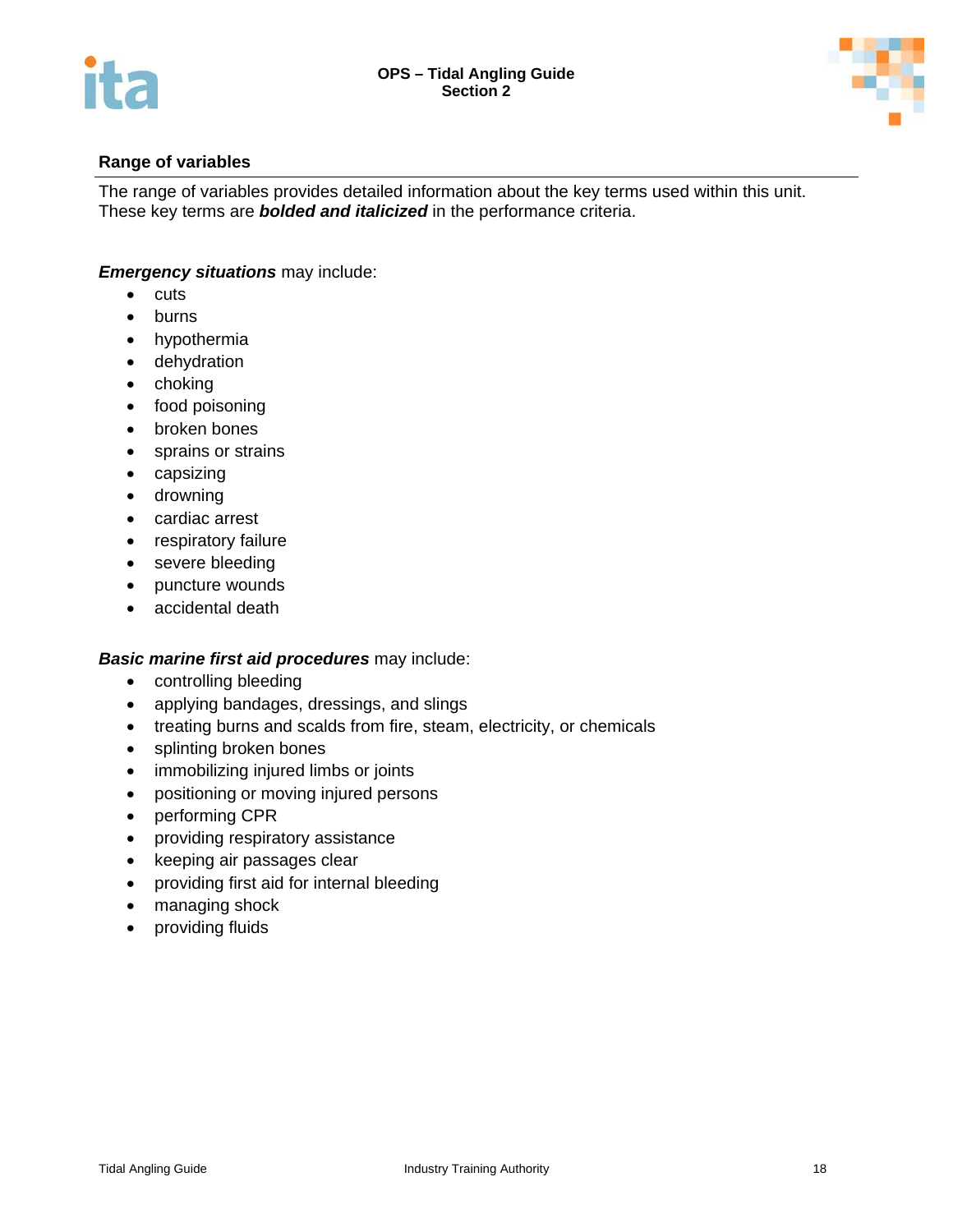## Range of variables

The range of variables provides detailed information about the key terms used within this unit. These key terms are ***bolded and italicized*** in the performance criteria.

***Emergency situations*** may include:

- cuts
- burns
- hypothermia
- dehydration
- choking
- food poisoning
- broken bones
- sprains or strains
- capsizing
- drowning
- cardiac arrest
- respiratory failure
- severe bleeding
- puncture wounds
- accidental death

***Basic marine first aid procedures*** may include:

- controlling bleeding
- applying bandages, dressings, and slings
- treating burns and scalds from fire, steam, electricity, or chemicals
- splinting broken bones
- immobilizing injured limbs or joints
- positioning or moving injured persons
- performing CPR
- providing respiratory assistance
- keeping air passages clear
- providing first aid for internal bleeding
- managing shock
- providing fluids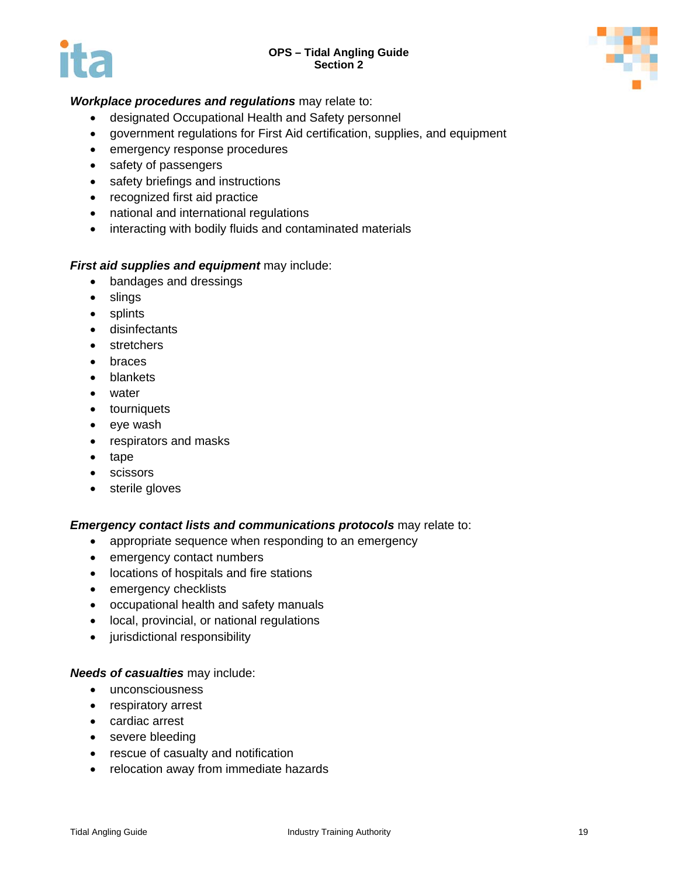***Workplace procedures and regulations*** may relate to:

- designated Occupational Health and Safety personnel
- government regulations for First Aid certification, supplies, and equipment
- emergency response procedures
- safety of passengers
- safety briefings and instructions
- recognized first aid practice
- national and international regulations
- interacting with bodily fluids and contaminated materials

***First aid supplies and equipment*** may include:

- bandages and dressings
- slings
- splints
- disinfectants
- stretchers
- braces
- blankets
- water
- tourniquets
- eye wash
- respirators and masks
- tape
- scissors
- sterile gloves

***Emergency contact lists and communications protocols*** may relate to:

- appropriate sequence when responding to an emergency
- emergency contact numbers
- locations of hospitals and fire stations
- emergency checklists
- occupational health and safety manuals
- local, provincial, or national regulations
- jurisdictional responsibility

***Needs of casualties*** may include:

- unconsciousness
- respiratory arrest
- cardiac arrest
- severe bleeding
- rescue of casualty and notification
- relocation away from immediate hazards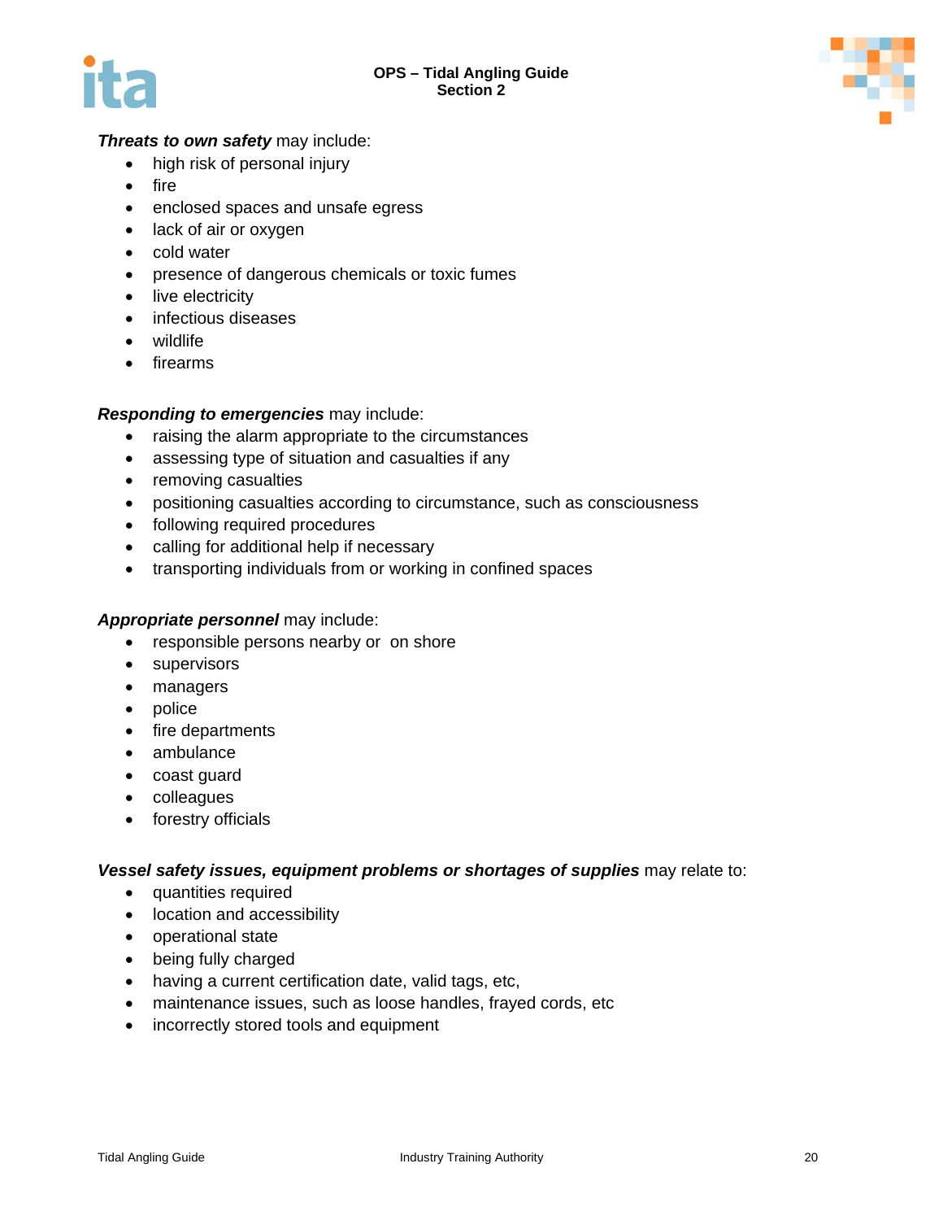***Threats to own safety*** may include:

- high risk of personal injury
- fire
- enclosed spaces and unsafe egress
- lack of air or oxygen
- cold water
- presence of dangerous chemicals or toxic fumes
- live electricity
- infectious diseases
- wildlife
- firearms

***Responding to emergencies*** may include:

- raising the alarm appropriate to the circumstances
- assessing type of situation and casualties if any
- removing casualties
- positioning casualties according to circumstance, such as consciousness
- following required procedures
- calling for additional help if necessary
- transporting individuals from or working in confined spaces

***Appropriate personnel*** may include:

- responsible persons nearby or on shore
- supervisors
- managers
- police
- fire departments
- ambulance
- coast guard
- colleagues
- forestry officials

***Vessel safety issues, equipment problems or shortages of supplies*** may relate to:

- quantities required
- location and accessibility
- operational state
- being fully charged
- having a current certification date, valid tags, etc,
- maintenance issues, such as loose handles, frayed cords, etc
- incorrectly stored tools and equipment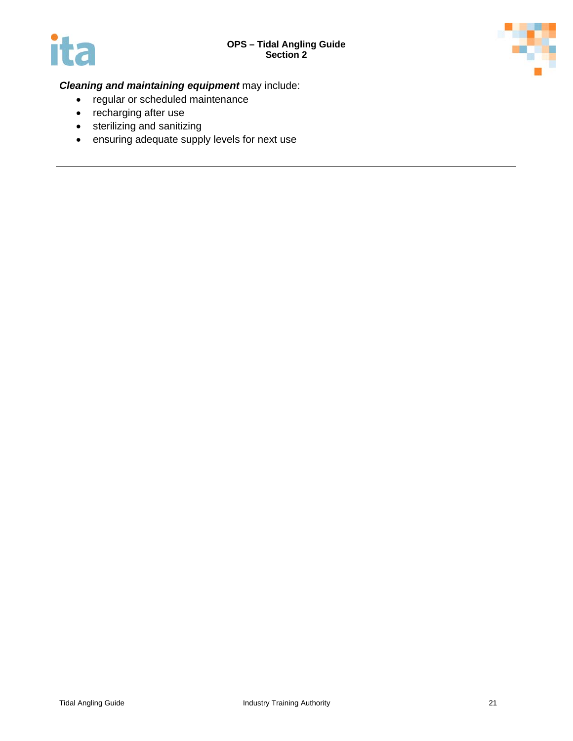***Cleaning and maintaining equipment*** may include:

- regular or scheduled maintenance
- recharging after use
- sterilizing and sanitizing
- ensuring adequate supply levels for next use

---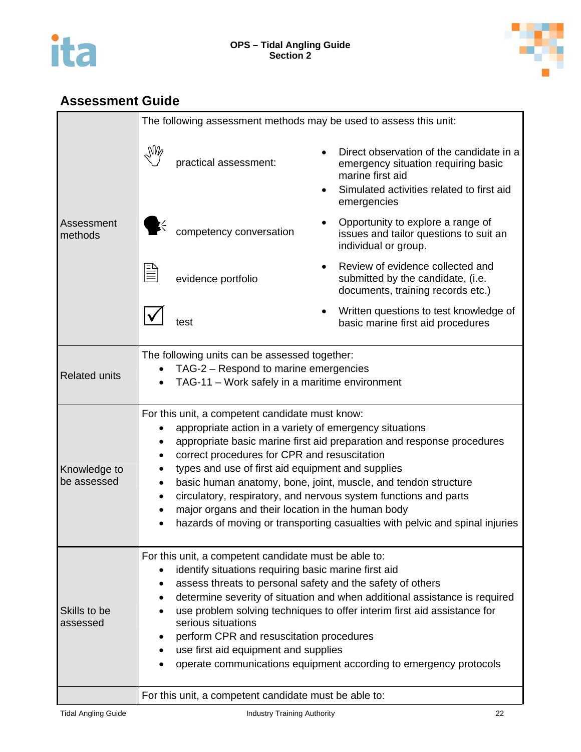## Assessment Guide

| | |
|---|---|
| Assessment methods | The following assessment methods may be used to assess this unit:<br><br>practical assessment:<br>• Direct observation of the candidate in a emergency situation requiring basic marine first aid<br>• Simulated activities related to first aid emergencies<br><br>competency conversation<br>• Opportunity to explore a range of issues and tailor questions to suit an individual or group.<br><br>evidence portfolio<br>• Review of evidence collected and submitted by the candidate, (i.e. documents, training records etc.)<br><br>test<br>• Written questions to test knowledge of basic marine first aid procedures |
| Related units | The following units can be assessed together:<br>• TAG-2 – Respond to marine emergencies<br>• TAG-11 – Work safely in a maritime environment |
| Knowledge to be assessed | For this unit, a competent candidate must know:<br>• appropriate action in a variety of emergency situations<br>• appropriate basic marine first aid preparation and response procedures<br>• correct procedures for CPR and resuscitation<br>• types and use of first aid equipment and supplies<br>• basic human anatomy, bone, joint, muscle, and tendon structure<br>• circulatory, respiratory, and nervous system functions and parts<br>• major organs and their location in the human body<br>• hazards of moving or transporting casualties with pelvic and spinal injuries |
| Skills to be assessed | For this unit, a competent candidate must be able to:<br>• identify situations requiring basic marine first aid<br>• assess threats to personal safety and the safety of others<br>• determine severity of situation and when additional assistance is required<br>• use problem solving techniques to offer interim first aid assistance for serious situations<br>• perform CPR and resuscitation procedures<br>• use first aid equipment and supplies<br>• operate communications equipment according to emergency protocols |
| | For this unit, a competent candidate must be able to: |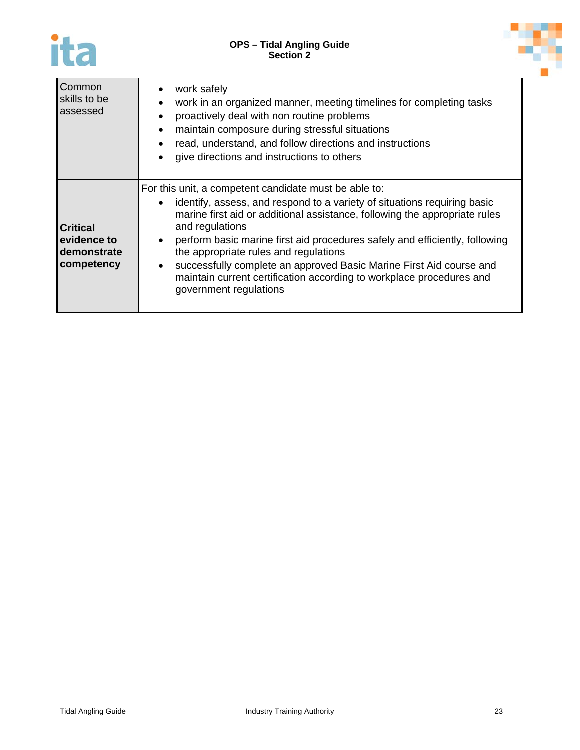| | |
|---|---|
| Common skills to be assessed | • work safely<br>• work in an organized manner, meeting timelines for completing tasks<br>• proactively deal with non routine problems<br>• maintain composure during stressful situations<br>• read, understand, and follow directions and instructions<br>• give directions and instructions to others |
| **Critical evidence to demonstrate competency** | For this unit, a competent candidate must be able to:<br>• identify, assess, and respond to a variety of situations requiring basic marine first aid or additional assistance, following the appropriate rules and regulations<br>• perform basic marine first aid procedures safely and efficiently, following the appropriate rules and regulations<br>• successfully complete an approved Basic Marine First Aid course and maintain current certification according to workplace procedures and government regulations |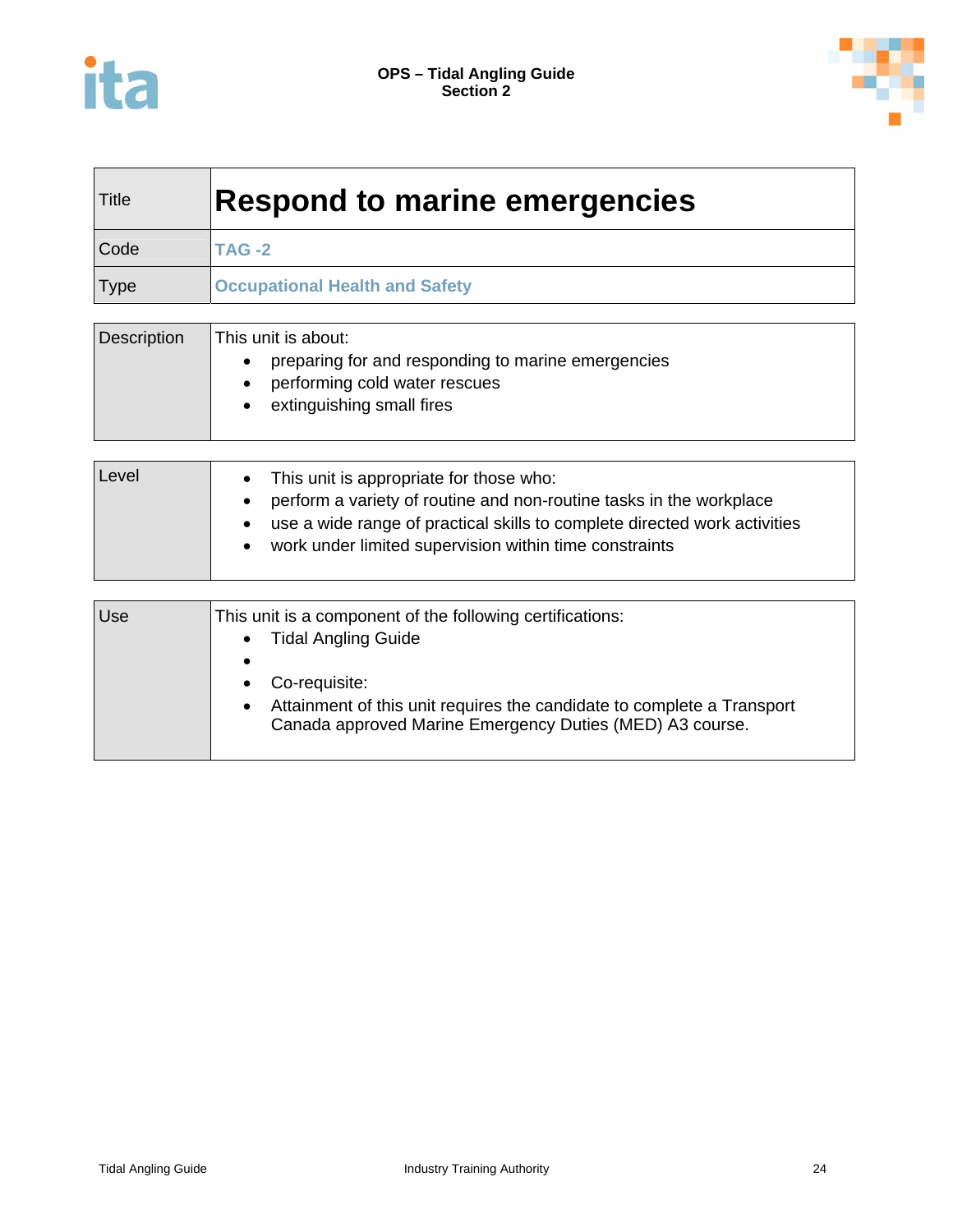| | |
|---|---|
| Title | **Respond to marine emergencies** |
| Code | **TAG -2** |
| Type | **Occupational Health and Safety** |

| | |
|---|---|
| Description | This unit is about:<br>• preparing for and responding to marine emergencies<br>• performing cold water rescues<br>• extinguishing small fires |

| | |
|---|---|
| Level | • This unit is appropriate for those who:<br>• perform a variety of routine and non-routine tasks in the workplace<br>• use a wide range of practical skills to complete directed work activities<br>• work under limited supervision within time constraints |

| | |
|---|---|
| Use | This unit is a component of the following certifications:<br>• Tidal Angling Guide<br>•<br>• Co-requisite:<br>• Attainment of this unit requires the candidate to complete a Transport Canada approved Marine Emergency Duties (MED) A3 course. |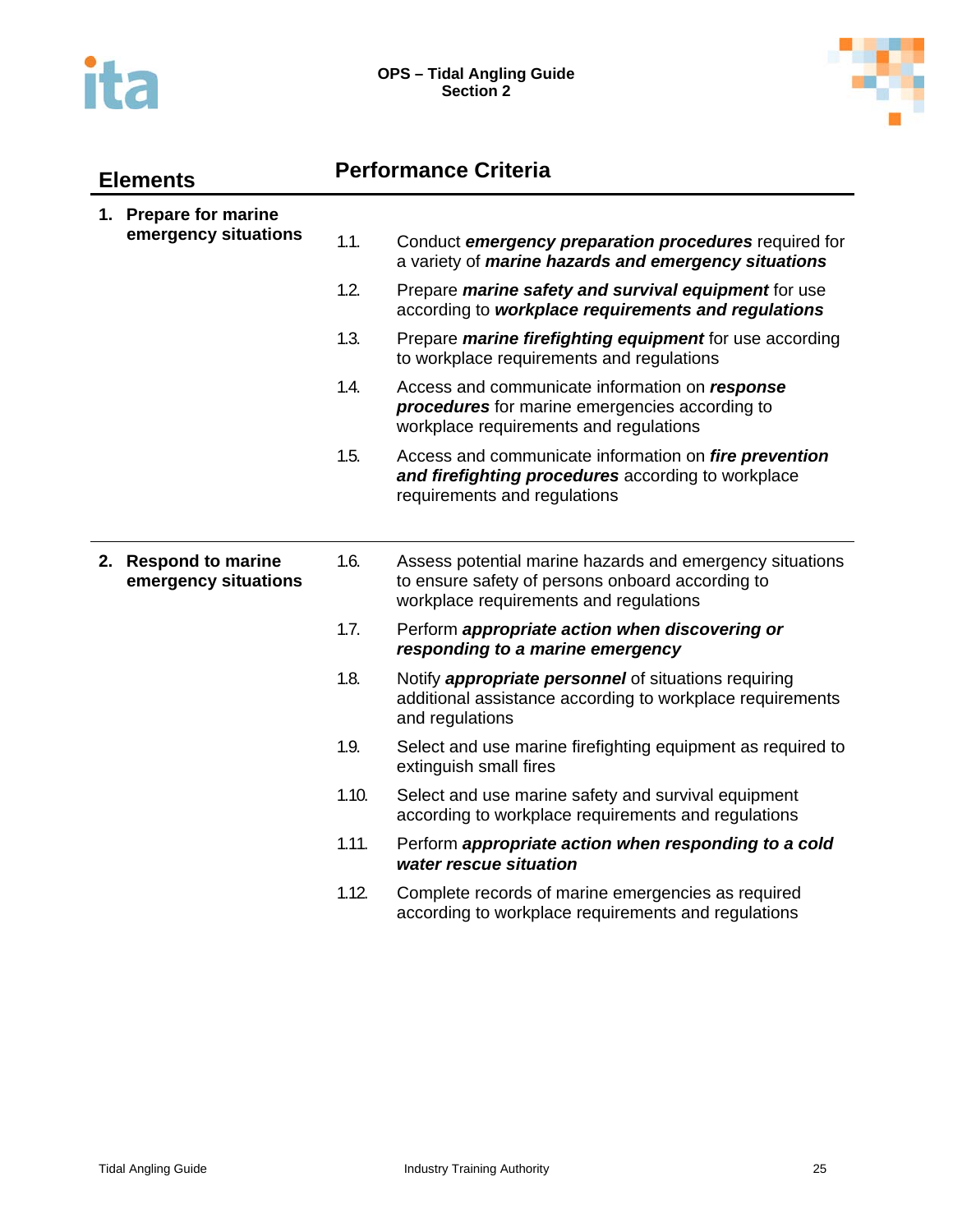| Elements | Performance Criteria | |
|---|---|---|
| **1. Prepare for marine emergency situations** | 1.1. | Conduct ***emergency preparation procedures*** required for a variety of ***marine hazards and emergency situations*** |
| | 1.2. | Prepare ***marine safety and survival equipment*** for use according to ***workplace requirements and regulations*** |
| | 1.3. | Prepare ***marine firefighting equipment*** for use according to workplace requirements and regulations |
| | 1.4. | Access and communicate information on ***response procedures*** for marine emergencies according to workplace requirements and regulations |
| | 1.5. | Access and communicate information on ***fire prevention and firefighting procedures*** according to workplace requirements and regulations |
| **2. Respond to marine emergency situations** | 1.6. | Assess potential marine hazards and emergency situations to ensure safety of persons onboard according to workplace requirements and regulations |
| | 1.7. | Perform ***appropriate action when discovering or responding to a marine emergency*** |
| | 1.8. | Notify ***appropriate personnel*** of situations requiring additional assistance according to workplace requirements and regulations |
| | 1.9. | Select and use marine firefighting equipment as required to extinguish small fires |
| | 1.10. | Select and use marine safety and survival equipment according to workplace requirements and regulations |
| | 1.11. | Perform ***appropriate action when responding to a cold water rescue situation*** |
| | 1.12. | Complete records of marine emergencies as required according to workplace requirements and regulations |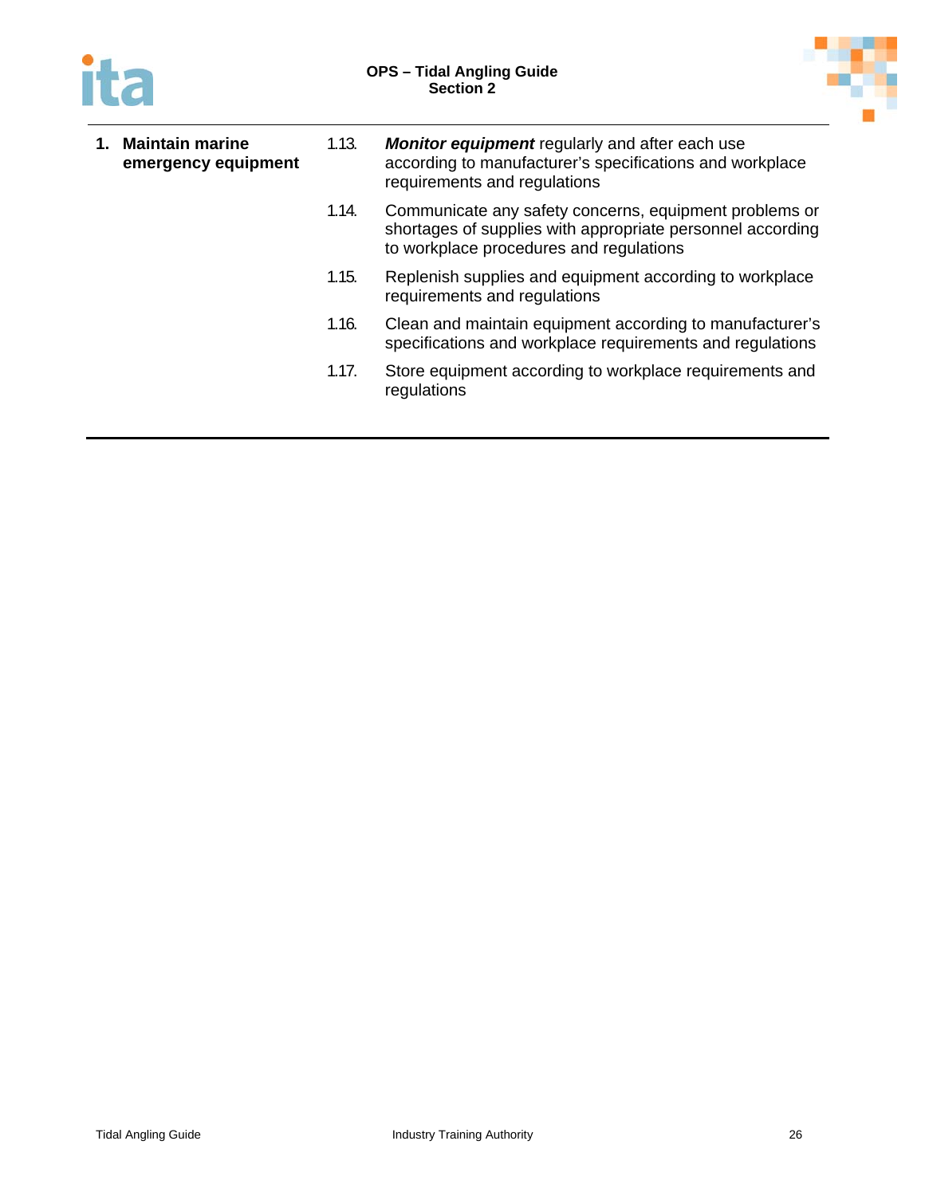| | | |
|---|---|---|
| **1. Maintain marine emergency equipment** | 1.13. | ***Monitor equipment*** regularly and after each use according to manufacturer's specifications and workplace requirements and regulations |
| | 1.14. | Communicate any safety concerns, equipment problems or shortages of supplies with appropriate personnel according to workplace procedures and regulations |
| | 1.15. | Replenish supplies and equipment according to workplace requirements and regulations |
| | 1.16. | Clean and maintain equipment according to manufacturer's specifications and workplace requirements and regulations |
| | 1.17. | Store equipment according to workplace requirements and regulations |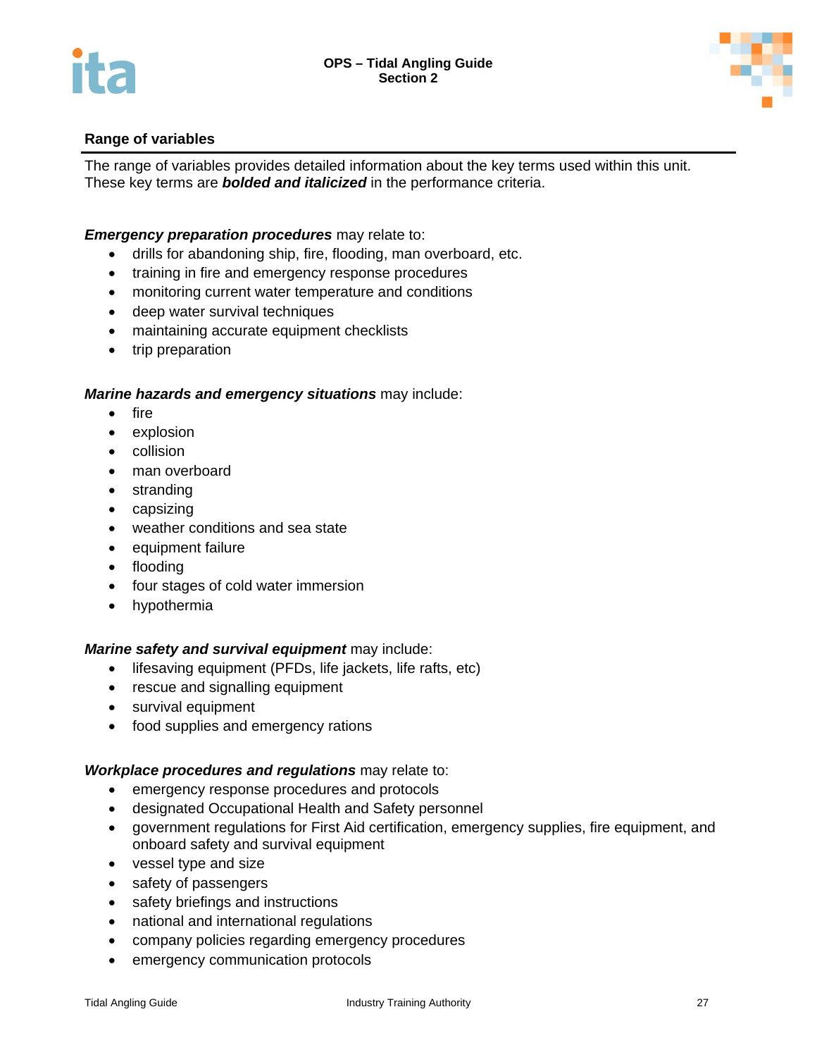## Range of variables

The range of variables provides detailed information about the key terms used within this unit. These key terms are ***bolded and italicized*** in the performance criteria.

***Emergency preparation procedures*** may relate to:

- drills for abandoning ship, fire, flooding, man overboard, etc.
- training in fire and emergency response procedures
- monitoring current water temperature and conditions
- deep water survival techniques
- maintaining accurate equipment checklists
- trip preparation

***Marine hazards and emergency situations*** may include:

- fire
- explosion
- collision
- man overboard
- stranding
- capsizing
- weather conditions and sea state
- equipment failure
- flooding
- four stages of cold water immersion
- hypothermia

***Marine safety and survival equipment*** may include:

- lifesaving equipment (PFDs, life jackets, life rafts, etc)
- rescue and signalling equipment
- survival equipment
- food supplies and emergency rations

***Workplace procedures and regulations*** may relate to:

- emergency response procedures and protocols
- designated Occupational Health and Safety personnel
- government regulations for First Aid certification, emergency supplies, fire equipment, and onboard safety and survival equipment
- vessel type and size
- safety of passengers
- safety briefings and instructions
- national and international regulations
- company policies regarding emergency procedures
- emergency communication protocols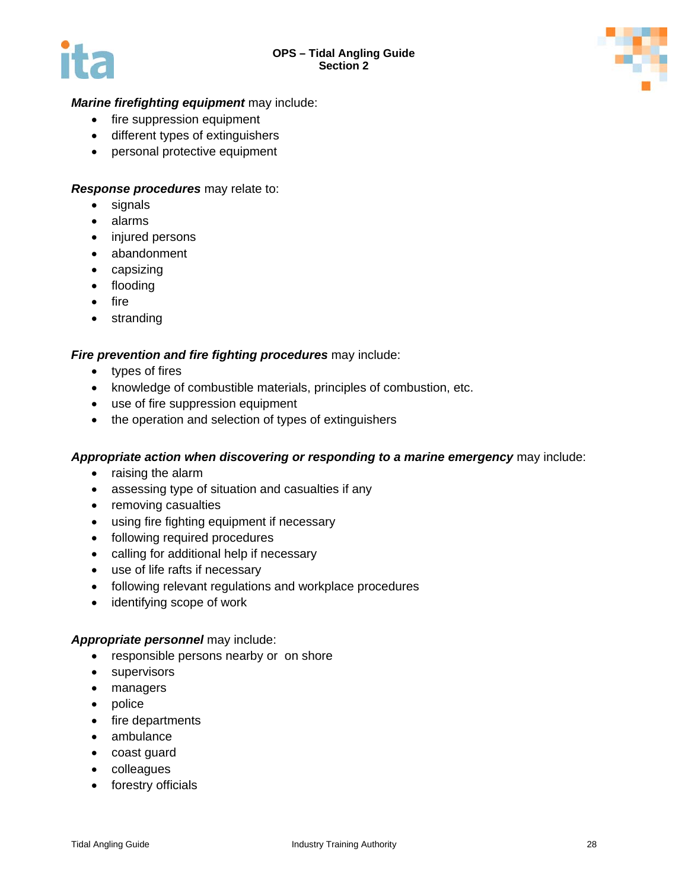***Marine firefighting equipment*** may include:

- fire suppression equipment
- different types of extinguishers
- personal protective equipment

***Response procedures*** may relate to:

- signals
- alarms
- injured persons
- abandonment
- capsizing
- flooding
- fire
- stranding

***Fire prevention and fire fighting procedures*** may include:

- types of fires
- knowledge of combustible materials, principles of combustion, etc.
- use of fire suppression equipment
- the operation and selection of types of extinguishers

***Appropriate action when discovering or responding to a marine emergency*** may include:

- raising the alarm
- assessing type of situation and casualties if any
- removing casualties
- using fire fighting equipment if necessary
- following required procedures
- calling for additional help if necessary
- use of life rafts if necessary
- following relevant regulations and workplace procedures
- identifying scope of work

***Appropriate personnel*** may include:

- responsible persons nearby or on shore
- supervisors
- managers
- police
- fire departments
- ambulance
- coast guard
- colleagues
- forestry officials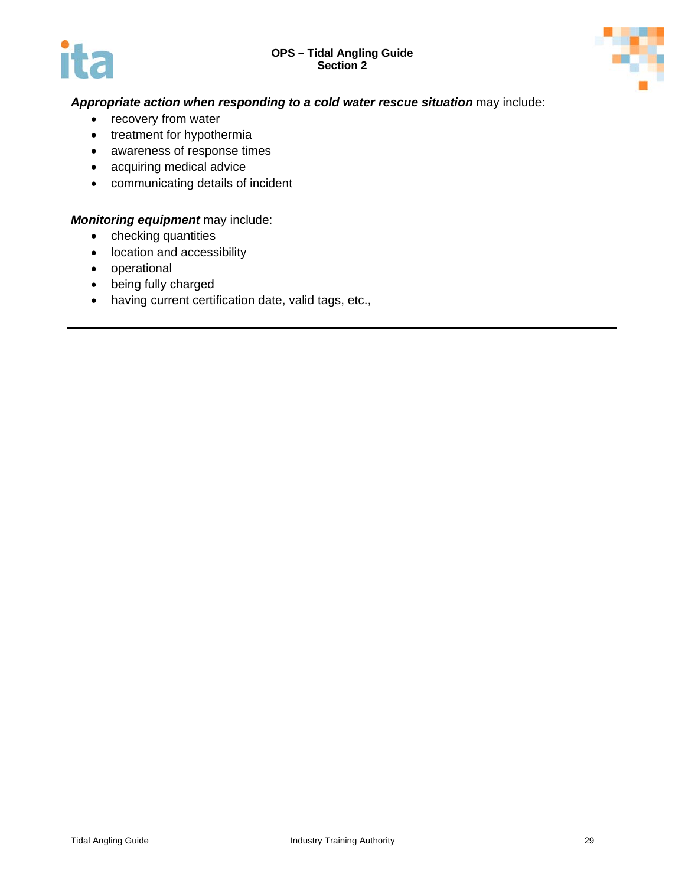***Appropriate action when responding to a cold water rescue situation*** may include:

- recovery from water
- treatment for hypothermia
- awareness of response times
- acquiring medical advice
- communicating details of incident

***Monitoring equipment*** may include:

- checking quantities
- location and accessibility
- operational
- being fully charged
- having current certification date, valid tags, etc.,

---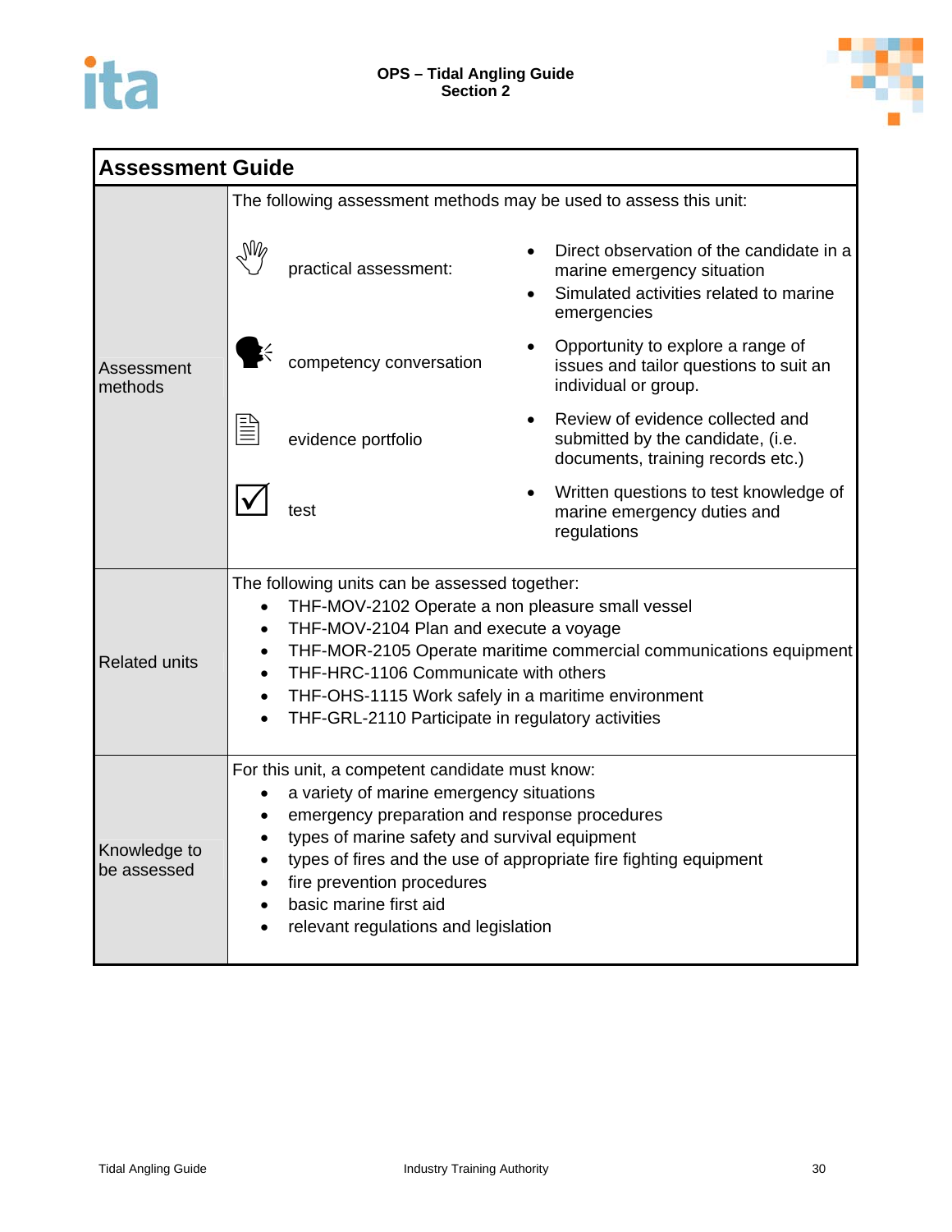## Assessment Guide

| | | | |
|---|---|---|---|
| Assessment methods | The following assessment methods may be used to assess this unit: | | |
| | | practical assessment: | • Direct observation of the candidate in a marine emergency situation<br>• Simulated activities related to marine emergencies |
| | | competency conversation | • Opportunity to explore a range of issues and tailor questions to suit an individual or group. |
| | | evidence portfolio | • Review of evidence collected and submitted by the candidate, (i.e. documents, training records etc.) |
| | | test | • Written questions to test knowledge of marine emergency duties and regulations |
| Related units | The following units can be assessed together:<br>• THF-MOV-2102 Operate a non pleasure small vessel<br>• THF-MOV-2104 Plan and execute a voyage<br>• THF-MOR-2105 Operate maritime commercial communications equipment<br>• THF-HRC-1106 Communicate with others<br>• THF-OHS-1115 Work safely in a maritime environment<br>• THF-GRL-2110 Participate in regulatory activities | | |
| Knowledge to be assessed | For this unit, a competent candidate must know:<br>• a variety of marine emergency situations<br>• emergency preparation and response procedures<br>• types of marine safety and survival equipment<br>• types of fires and the use of appropriate fire fighting equipment<br>• fire prevention procedures<br>• basic marine first aid<br>• relevant regulations and legislation | | |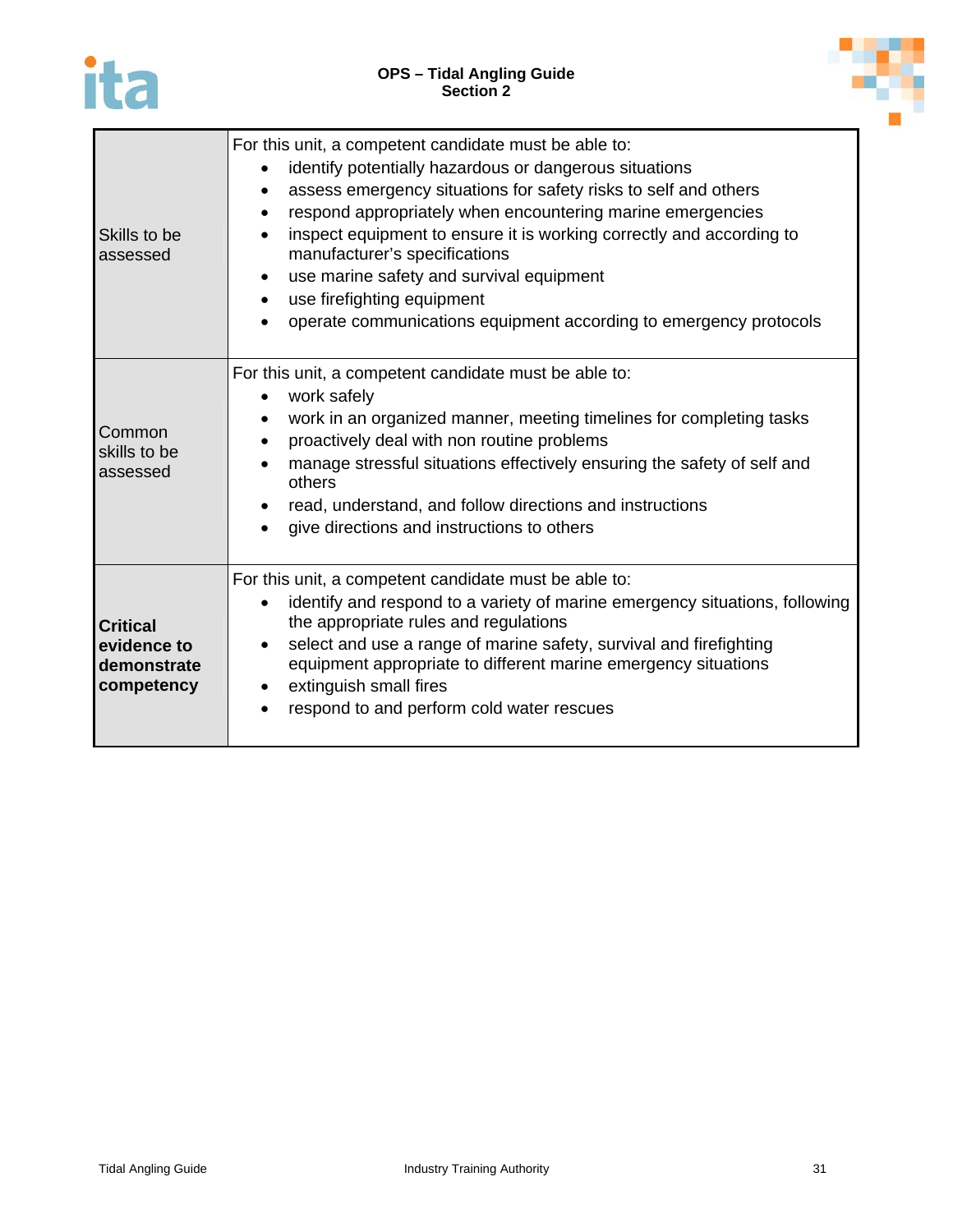| | |
|---|---|
| Skills to be assessed | For this unit, a competent candidate must be able to:<br>• identify potentially hazardous or dangerous situations<br>• assess emergency situations for safety risks to self and others<br>• respond appropriately when encountering marine emergencies<br>• inspect equipment to ensure it is working correctly and according to manufacturer's specifications<br>• use marine safety and survival equipment<br>• use firefighting equipment<br>• operate communications equipment according to emergency protocols |
| Common skills to be assessed | For this unit, a competent candidate must be able to:<br>• work safely<br>• work in an organized manner, meeting timelines for completing tasks<br>• proactively deal with non routine problems<br>• manage stressful situations effectively ensuring the safety of self and others<br>• read, understand, and follow directions and instructions<br>• give directions and instructions to others |
| **Critical evidence to demonstrate competency** | For this unit, a competent candidate must be able to:<br>• identify and respond to a variety of marine emergency situations, following the appropriate rules and regulations<br>• select and use a range of marine safety, survival and firefighting equipment appropriate to different marine emergency situations<br>• extinguish small fires<br>• respond to and perform cold water rescues |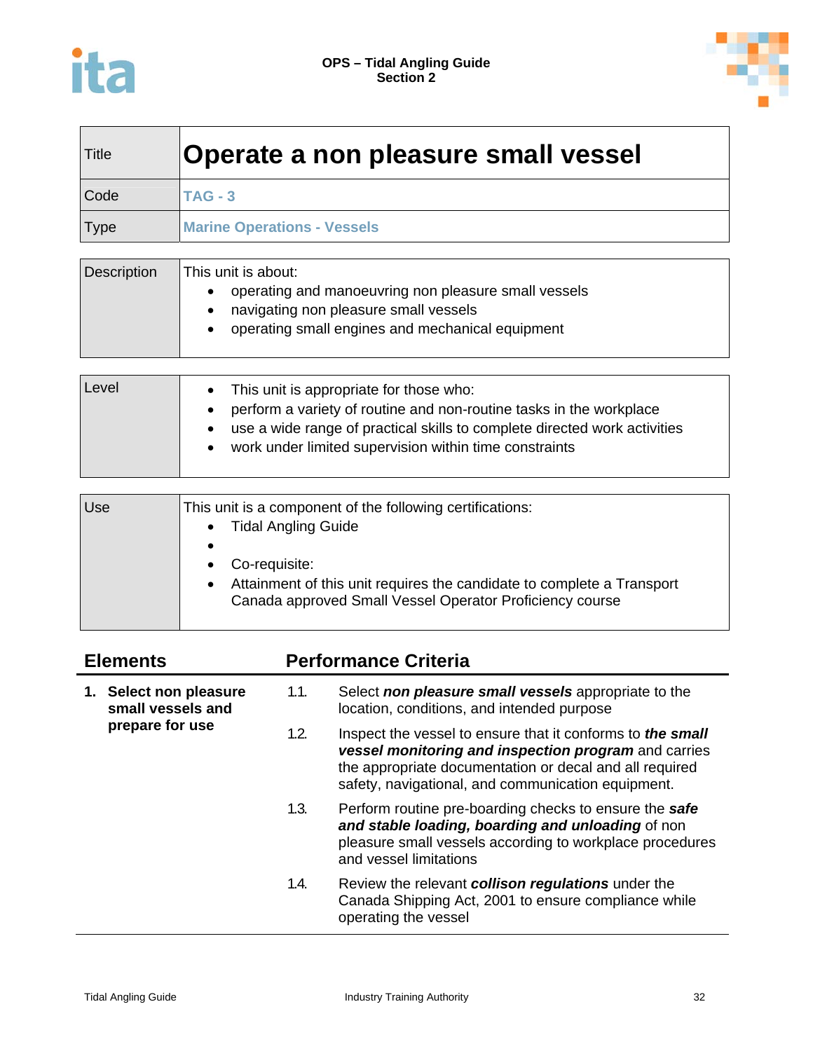| | |
|---|---|
| Title | **Operate a non pleasure small vessel** |
| Code | **TAG - 3** |
| Type | **Marine Operations - Vessels** |

| | |
|---|---|
| Description | This unit is about:<br>• operating and manoeuvring non pleasure small vessels<br>• navigating non pleasure small vessels<br>• operating small engines and mechanical equipment |

| | |
|---|---|
| Level | • This unit is appropriate for those who:<br>• perform a variety of routine and non-routine tasks in the workplace<br>• use a wide range of practical skills to complete directed work activities<br>• work under limited supervision within time constraints |

| | |
|---|---|
| Use | This unit is a component of the following certifications:<br>• Tidal Angling Guide<br>•<br>• Co-requisite:<br>• Attainment of this unit requires the candidate to complete a Transport Canada approved Small Vessel Operator Proficiency course |

| Elements | | Performance Criteria |
|---|---|---|
| **1. Select non pleasure small vessels and prepare for use** | 1.1. | Select ***non pleasure small vessels*** appropriate to the location, conditions, and intended purpose |
| | 1.2. | Inspect the vessel to ensure that it conforms to ***the small vessel monitoring and inspection program*** and carries the appropriate documentation or decal and all required safety, navigational, and communication equipment. |
| | 1.3. | Perform routine pre-boarding checks to ensure the ***safe and stable loading, boarding and unloading*** of non pleasure small vessels according to workplace procedures and vessel limitations |
| | 1.4. | Review the relevant ***collison regulations*** under the Canada Shipping Act, 2001 to ensure compliance while operating the vessel |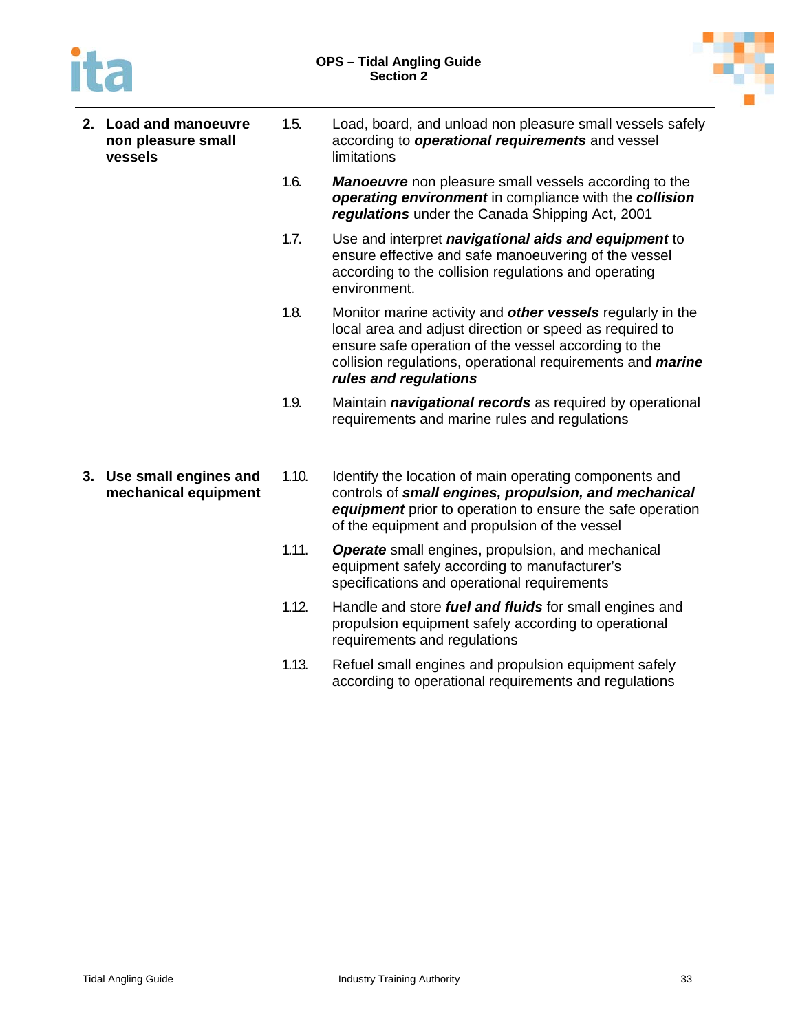| | | |
|---|---|---|
| **2. Load and manoeuvre non pleasure small vessels** | 1.5. | Load, board, and unload non pleasure small vessels safely according to ***operational requirements*** and vessel limitations |
| | 1.6. | ***Manoeuvre*** non pleasure small vessels according to the ***operating environment*** in compliance with the ***collision regulations*** under the Canada Shipping Act, 2001 |
| | 1.7. | Use and interpret ***navigational aids and equipment*** to ensure effective and safe manoeuvering of the vessel according to the collision regulations and operating environment. |
| | 1.8. | Monitor marine activity and ***other vessels*** regularly in the local area and adjust direction or speed as required to ensure safe operation of the vessel according to the collision regulations, operational requirements and ***marine rules and regulations*** |
| | 1.9. | Maintain ***navigational records*** as required by operational requirements and marine rules and regulations |
| **3. Use small engines and mechanical equipment** | 1.10. | Identify the location of main operating components and controls of ***small engines, propulsion, and mechanical equipment*** prior to operation to ensure the safe operation of the equipment and propulsion of the vessel |
| | 1.11. | ***Operate*** small engines, propulsion, and mechanical equipment safely according to manufacturer's specifications and operational requirements |
| | 1.12. | Handle and store ***fuel and fluids*** for small engines and propulsion equipment safely according to operational requirements and regulations |
| | 1.13. | Refuel small engines and propulsion equipment safely according to operational requirements and regulations |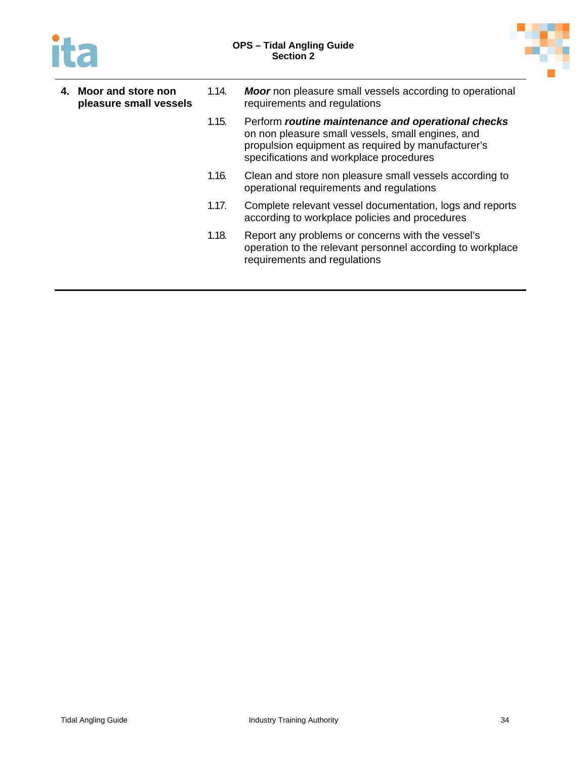| | | |
|---|---|---|
| **4. Moor and store non pleasure small vessels** | 1.14. | ***Moor*** non pleasure small vessels according to operational requirements and regulations |
| | 1.15. | Perform ***routine maintenance and operational checks*** on non pleasure small vessels, small engines, and propulsion equipment as required by manufacturer's specifications and workplace procedures |
| | 1.16. | Clean and store non pleasure small vessels according to operational requirements and regulations |
| | 1.17. | Complete relevant vessel documentation, logs and reports according to workplace policies and procedures |
| | 1.18. | Report any problems or concerns with the vessel's operation to the relevant personnel according to workplace requirements and regulations |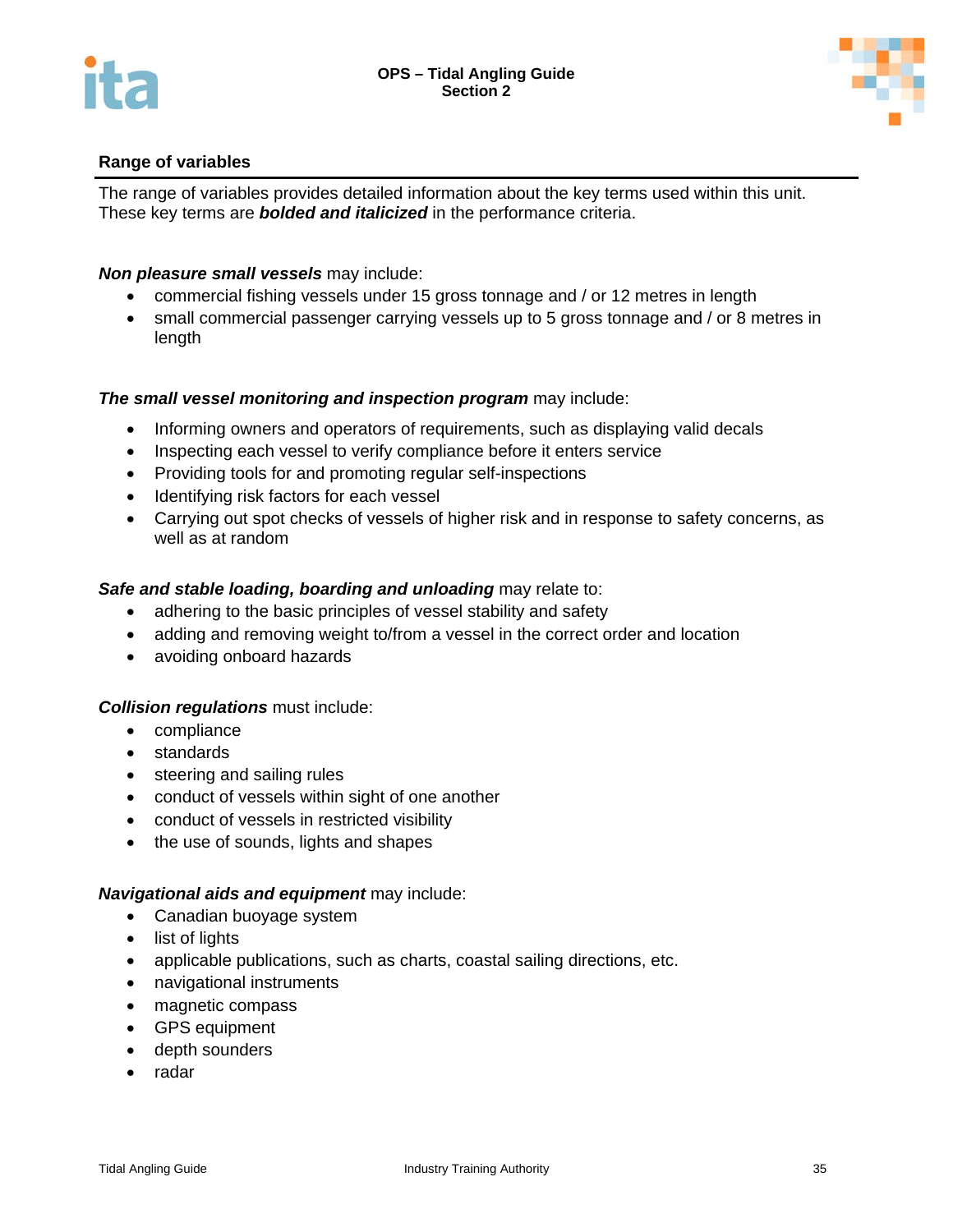## Range of variables

The range of variables provides detailed information about the key terms used within this unit. These key terms are ***bolded and italicized*** in the performance criteria.

***Non pleasure small vessels*** may include:

- commercial fishing vessels under 15 gross tonnage and / or 12 metres in length
- small commercial passenger carrying vessels up to 5 gross tonnage and / or 8 metres in length

***The small vessel monitoring and inspection program*** may include:

- Informing owners and operators of requirements, such as displaying valid decals
- Inspecting each vessel to verify compliance before it enters service
- Providing tools for and promoting regular self-inspections
- Identifying risk factors for each vessel
- Carrying out spot checks of vessels of higher risk and in response to safety concerns, as well as at random

***Safe and stable loading, boarding and unloading*** may relate to:

- adhering to the basic principles of vessel stability and safety
- adding and removing weight to/from a vessel in the correct order and location
- avoiding onboard hazards

***Collision regulations*** must include:

- compliance
- standards
- steering and sailing rules
- conduct of vessels within sight of one another
- conduct of vessels in restricted visibility
- the use of sounds, lights and shapes

***Navigational aids and equipment*** may include:

- Canadian buoyage system
- list of lights
- applicable publications, such as charts, coastal sailing directions, etc.
- navigational instruments
- magnetic compass
- GPS equipment
- depth sounders
- radar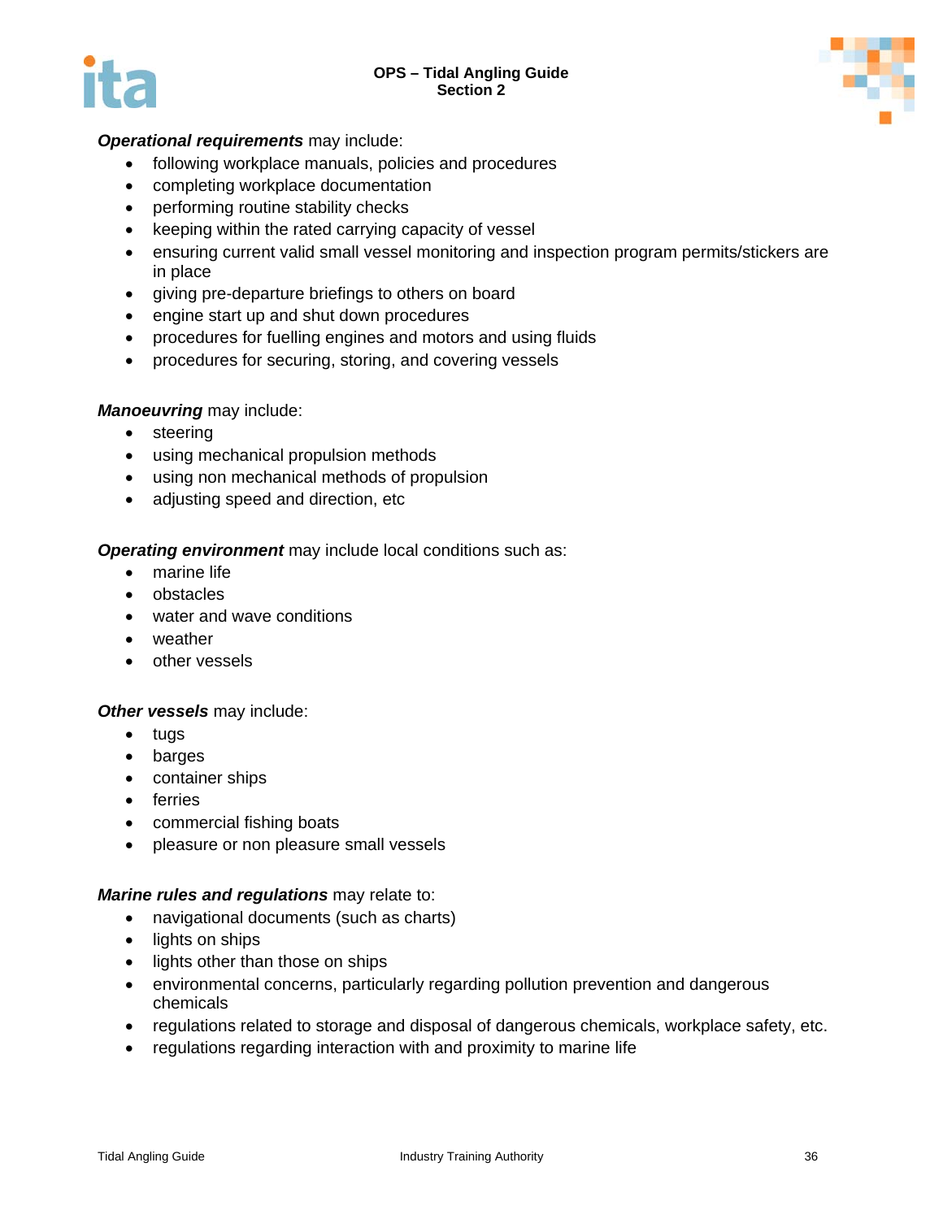***Operational requirements*** may include:

- following workplace manuals, policies and procedures
- completing workplace documentation
- performing routine stability checks
- keeping within the rated carrying capacity of vessel
- ensuring current valid small vessel monitoring and inspection program permits/stickers are in place
- giving pre-departure briefings to others on board
- engine start up and shut down procedures
- procedures for fuelling engines and motors and using fluids
- procedures for securing, storing, and covering vessels

***Manoeuvring*** may include:

- steering
- using mechanical propulsion methods
- using non mechanical methods of propulsion
- adjusting speed and direction, etc

***Operating environment*** may include local conditions such as:

- marine life
- obstacles
- water and wave conditions
- weather
- other vessels

***Other vessels*** may include:

- tugs
- barges
- container ships
- ferries
- commercial fishing boats
- pleasure or non pleasure small vessels

***Marine rules and regulations*** may relate to:

- navigational documents (such as charts)
- lights on ships
- lights other than those on ships
- environmental concerns, particularly regarding pollution prevention and dangerous chemicals
- regulations related to storage and disposal of dangerous chemicals, workplace safety, etc.
- regulations regarding interaction with and proximity to marine life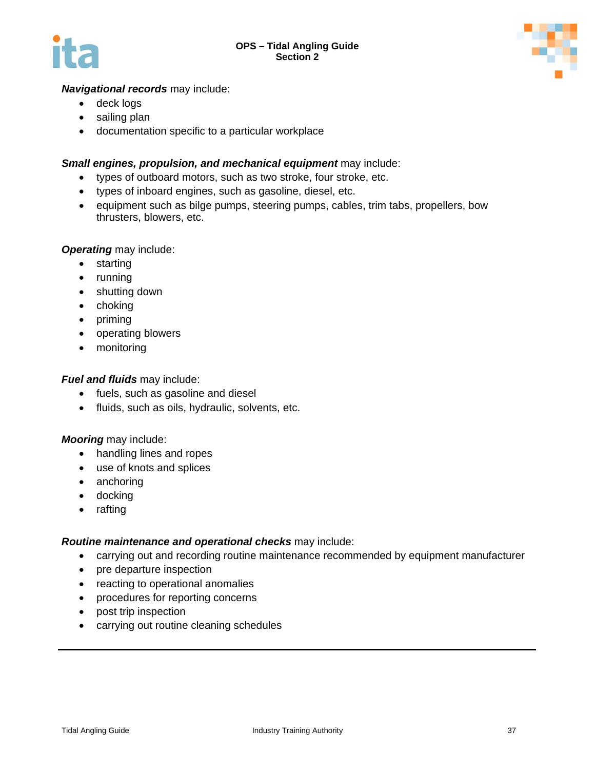***Navigational records*** may include:

- deck logs
- sailing plan
- documentation specific to a particular workplace

***Small engines, propulsion, and mechanical equipment*** may include:

- types of outboard motors, such as two stroke, four stroke, etc.
- types of inboard engines, such as gasoline, diesel, etc.
- equipment such as bilge pumps, steering pumps, cables, trim tabs, propellers, bow thrusters, blowers, etc.

***Operating*** may include:

- starting
- running
- shutting down
- choking
- priming
- operating blowers
- monitoring

***Fuel and fluids*** may include:

- fuels, such as gasoline and diesel
- fluids, such as oils, hydraulic, solvents, etc.

***Mooring*** may include:

- handling lines and ropes
- use of knots and splices
- anchoring
- docking
- rafting

***Routine maintenance and operational checks*** may include:

- carrying out and recording routine maintenance recommended by equipment manufacturer
- pre departure inspection
- reacting to operational anomalies
- procedures for reporting concerns
- post trip inspection
- carrying out routine cleaning schedules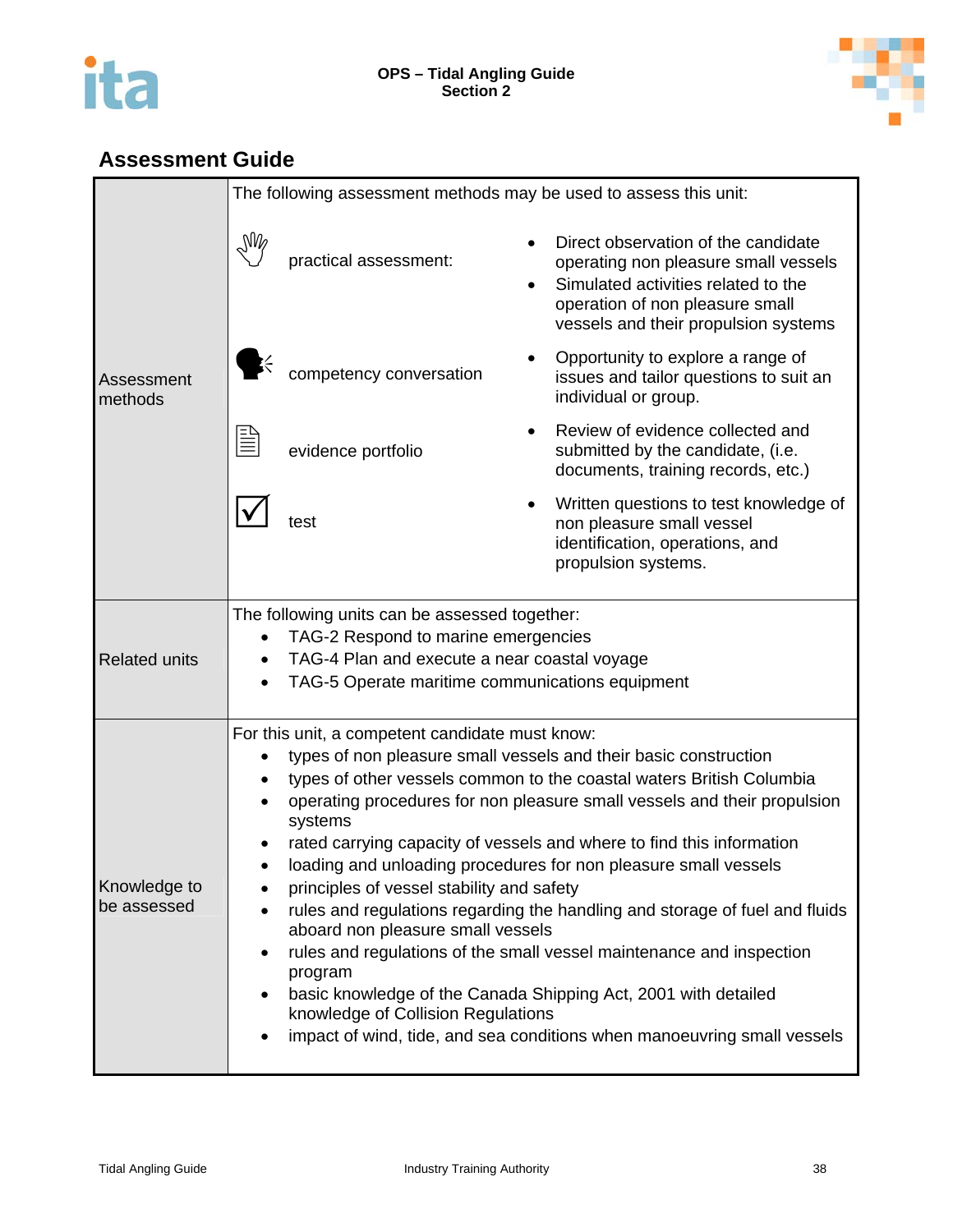## Assessment Guide

| | |
|---|---|
| Assessment methods | The following assessment methods may be used to assess this unit:<br><br>practical assessment:<br>• Direct observation of the candidate operating non pleasure small vessels<br>• Simulated activities related to the operation of non pleasure small vessels and their propulsion systems<br><br>competency conversation<br>• Opportunity to explore a range of issues and tailor questions to suit an individual or group.<br><br>evidence portfolio<br>• Review of evidence collected and submitted by the candidate, (i.e. documents, training records, etc.)<br><br>test<br>• Written questions to test knowledge of non pleasure small vessel identification, operations, and propulsion systems. |
| Related units | The following units can be assessed together:<br>• TAG-2 Respond to marine emergencies<br>• TAG-4 Plan and execute a near coastal voyage<br>• TAG-5 Operate maritime communications equipment |
| Knowledge to be assessed | For this unit, a competent candidate must know:<br>• types of non pleasure small vessels and their basic construction<br>• types of other vessels common to the coastal waters British Columbia<br>• operating procedures for non pleasure small vessels and their propulsion systems<br>• rated carrying capacity of vessels and where to find this information<br>• loading and unloading procedures for non pleasure small vessels<br>• principles of vessel stability and safety<br>• rules and regulations regarding the handling and storage of fuel and fluids aboard non pleasure small vessels<br>• rules and regulations of the small vessel maintenance and inspection program<br>• basic knowledge of the Canada Shipping Act, 2001 with detailed knowledge of Collision Regulations<br>• impact of wind, tide, and sea conditions when manoeuvring small vessels |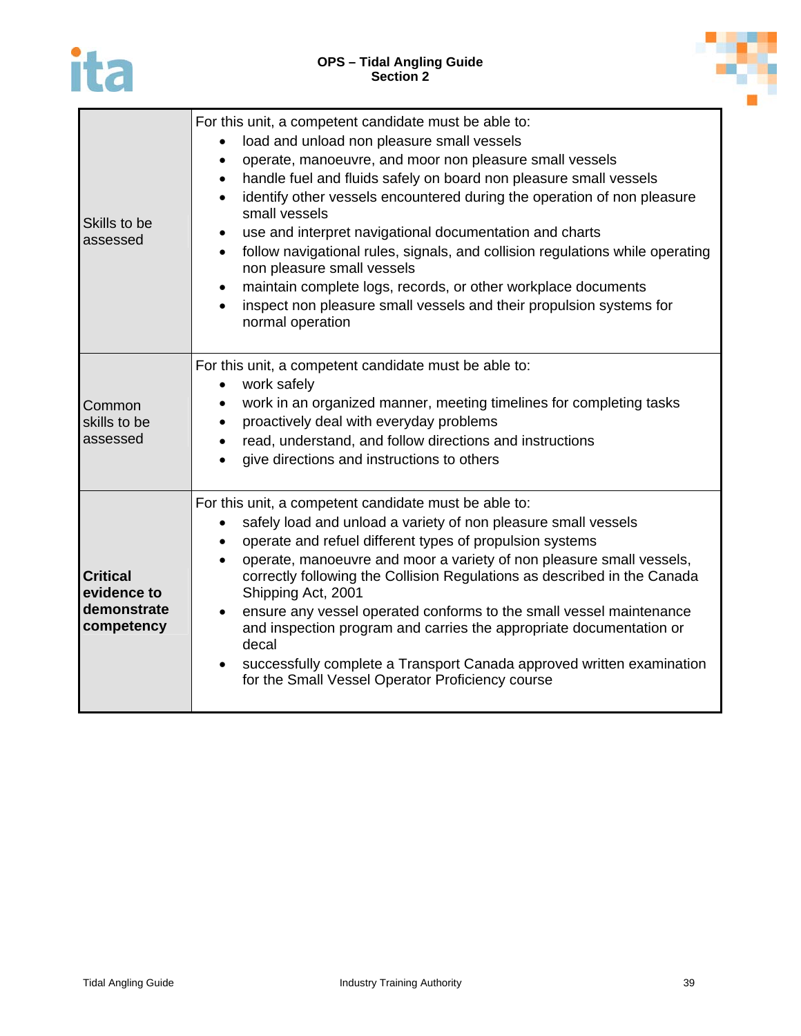| | |
|---|---|
| Skills to be assessed | For this unit, a competent candidate must be able to:<br>• load and unload non pleasure small vessels<br>• operate, manoeuvre, and moor non pleasure small vessels<br>• handle fuel and fluids safely on board non pleasure small vessels<br>• identify other vessels encountered during the operation of non pleasure small vessels<br>• use and interpret navigational documentation and charts<br>• follow navigational rules, signals, and collision regulations while operating non pleasure small vessels<br>• maintain complete logs, records, or other workplace documents<br>• inspect non pleasure small vessels and their propulsion systems for normal operation |
| Common skills to be assessed | For this unit, a competent candidate must be able to:<br>• work safely<br>• work in an organized manner, meeting timelines for completing tasks<br>• proactively deal with everyday problems<br>• read, understand, and follow directions and instructions<br>• give directions and instructions to others |
| **Critical evidence to demonstrate competency** | For this unit, a competent candidate must be able to:<br>• safely load and unload a variety of non pleasure small vessels<br>• operate and refuel different types of propulsion systems<br>• operate, manoeuvre and moor a variety of non pleasure small vessels, correctly following the Collision Regulations as described in the Canada Shipping Act, 2001<br>• ensure any vessel operated conforms to the small vessel maintenance and inspection program and carries the appropriate documentation or decal<br>• successfully complete a Transport Canada approved written examination for the Small Vessel Operator Proficiency course |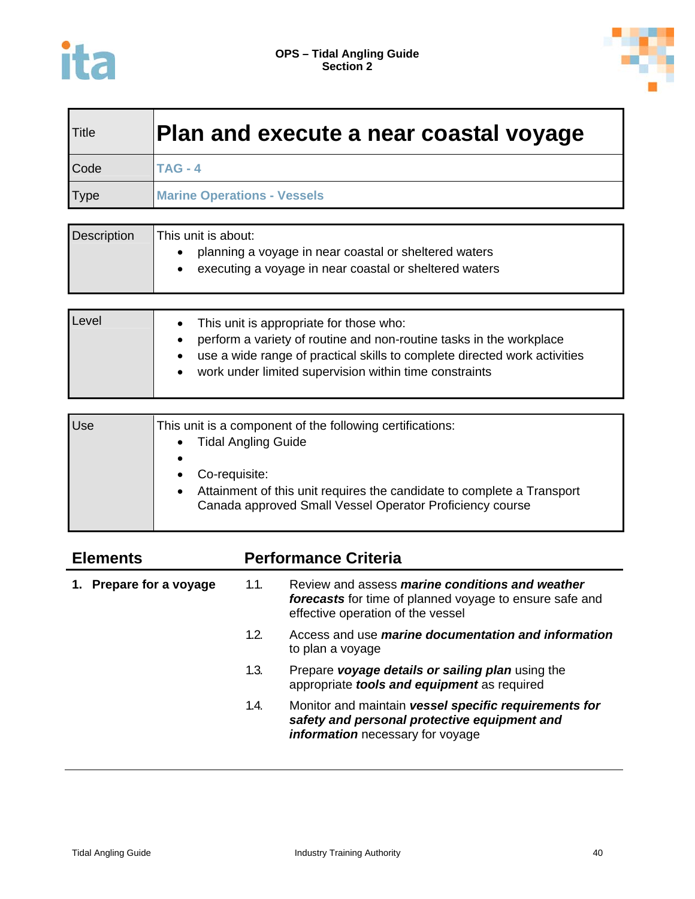| | |
|---|---|
| Title | **Plan and execute a near coastal voyage** |
| Code | **TAG - 4** |
| Type | **Marine Operations - Vessels** |

| | |
|---|---|
| Description | This unit is about:<br>• planning a voyage in near coastal or sheltered waters<br>• executing a voyage in near coastal or sheltered waters |

| | |
|---|---|
| Level | • This unit is appropriate for those who:<br>• perform a variety of routine and non-routine tasks in the workplace<br>• use a wide range of practical skills to complete directed work activities<br>• work under limited supervision within time constraints |

| | |
|---|---|
| Use | This unit is a component of the following certifications:<br>• Tidal Angling Guide<br>•<br>• Co-requisite:<br>• Attainment of this unit requires the candidate to complete a Transport Canada approved Small Vessel Operator Proficiency course |

| Elements | | Performance Criteria |
|---|---|---|
| **1. Prepare for a voyage** | 1.1. | Review and assess ***marine conditions and weather forecasts*** for time of planned voyage to ensure safe and effective operation of the vessel |
| | 1.2. | Access and use ***marine documentation and information*** to plan a voyage |
| | 1.3. | Prepare ***voyage details or sailing plan*** using the appropriate ***tools and equipment*** as required |
| | 1.4. | Monitor and maintain ***vessel specific requirements for safety and personal protective equipment and information*** necessary for voyage |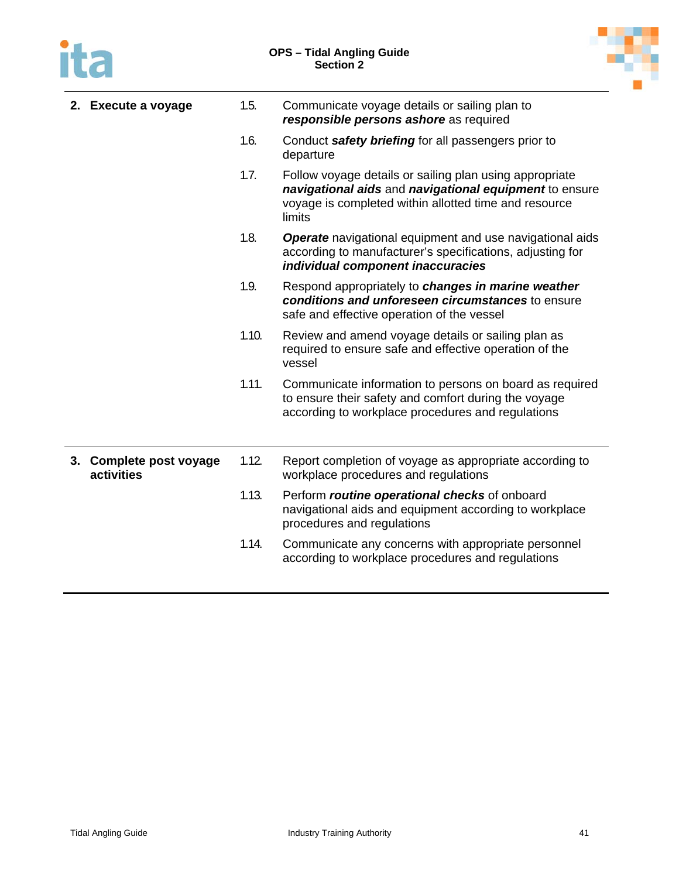| | | |
|---|---|---|
| **2. Execute a voyage** | 1.5. | Communicate voyage details or sailing plan to ***responsible persons ashore*** as required |
| | 1.6. | Conduct ***safety briefing*** for all passengers prior to departure |
| | 1.7. | Follow voyage details or sailing plan using appropriate ***navigational aids*** and ***navigational equipment*** to ensure voyage is completed within allotted time and resource limits |
| | 1.8. | ***Operate*** navigational equipment and use navigational aids according to manufacturer's specifications, adjusting for ***individual component inaccuracies*** |
| | 1.9. | Respond appropriately to ***changes in marine weather conditions and unforeseen circumstances*** to ensure safe and effective operation of the vessel |
| | 1.10. | Review and amend voyage details or sailing plan as required to ensure safe and effective operation of the vessel |
| | 1.11. | Communicate information to persons on board as required to ensure their safety and comfort during the voyage according to workplace procedures and regulations |
| **3. Complete post voyage activities** | 1.12. | Report completion of voyage as appropriate according to workplace procedures and regulations |
| | 1.13. | Perform ***routine operational checks*** of onboard navigational aids and equipment according to workplace procedures and regulations |
| | 1.14. | Communicate any concerns with appropriate personnel according to workplace procedures and regulations |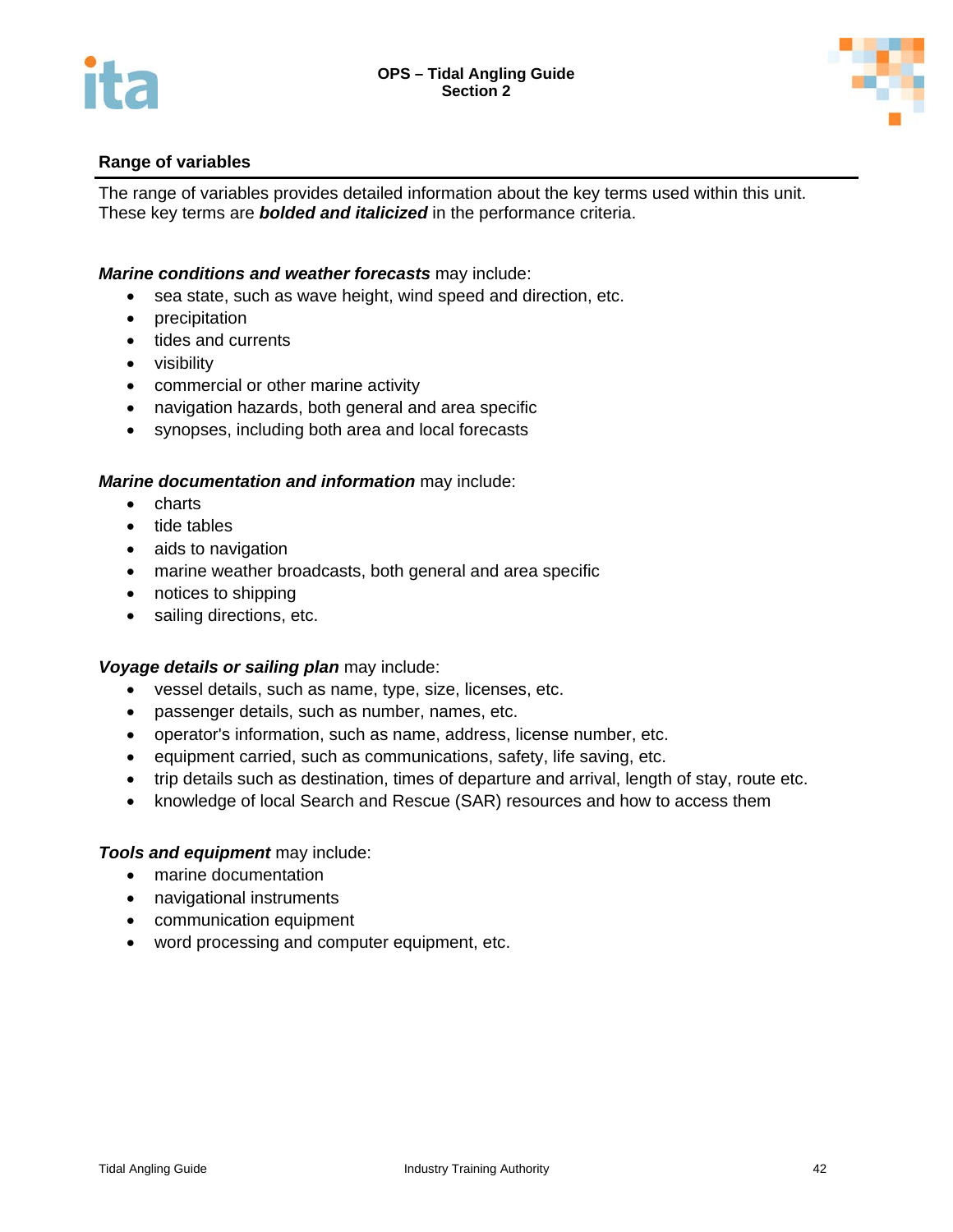## Range of variables

The range of variables provides detailed information about the key terms used within this unit. These key terms are ***bolded and italicized*** in the performance criteria.

***Marine conditions and weather forecasts*** may include:

- sea state, such as wave height, wind speed and direction, etc.
- precipitation
- tides and currents
- visibility
- commercial or other marine activity
- navigation hazards, both general and area specific
- synopses, including both area and local forecasts

***Marine documentation and information*** may include:

- charts
- tide tables
- aids to navigation
- marine weather broadcasts, both general and area specific
- notices to shipping
- sailing directions, etc.

***Voyage details or sailing plan*** may include:

- vessel details, such as name, type, size, licenses, etc.
- passenger details, such as number, names, etc.
- operator's information, such as name, address, license number, etc.
- equipment carried, such as communications, safety, life saving, etc.
- trip details such as destination, times of departure and arrival, length of stay, route etc.
- knowledge of local Search and Rescue (SAR) resources and how to access them

***Tools and equipment*** may include:

- marine documentation
- navigational instruments
- communication equipment
- word processing and computer equipment, etc.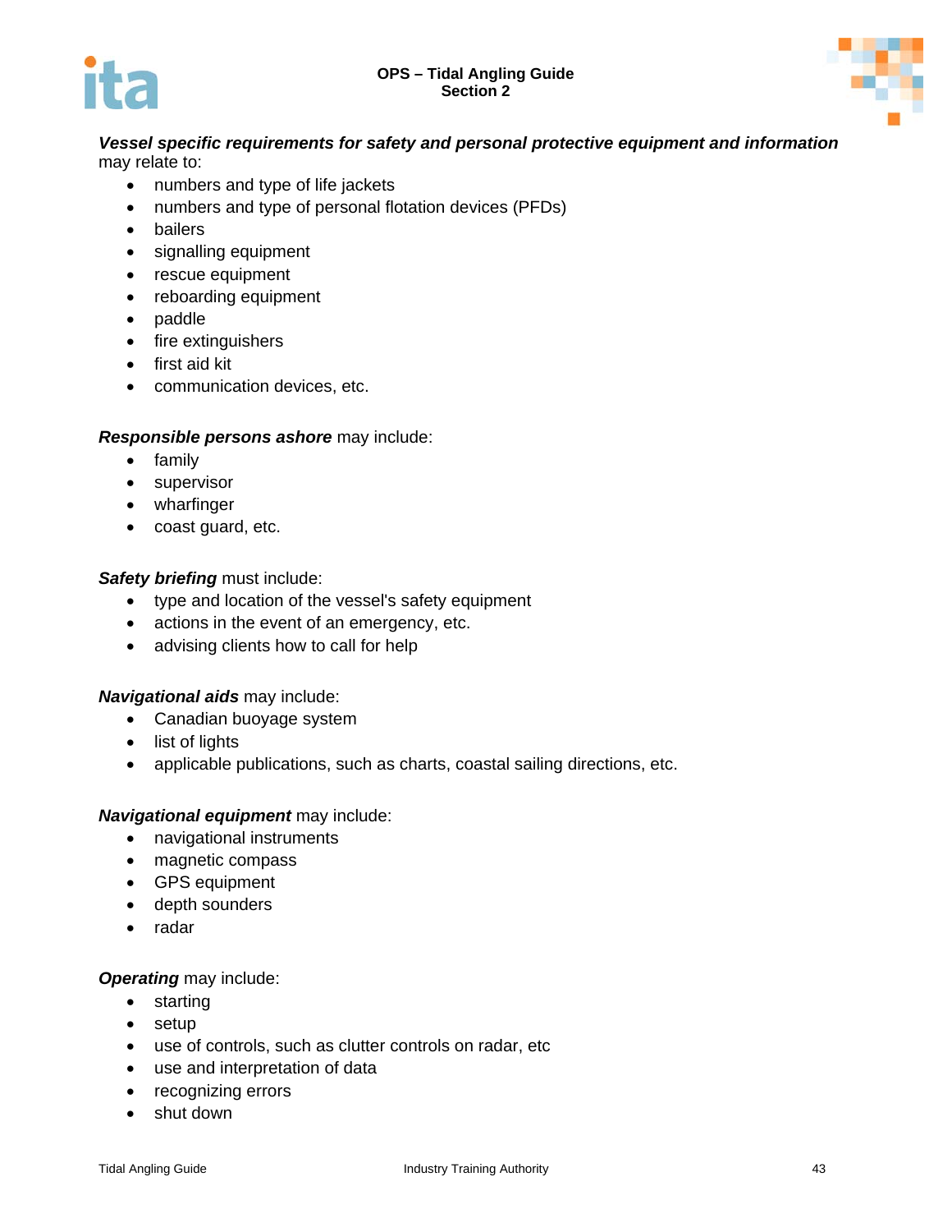***Vessel specific requirements for safety and personal protective equipment and information*** may relate to:

- numbers and type of life jackets
- numbers and type of personal flotation devices (PFDs)
- bailers
- signalling equipment
- rescue equipment
- reboarding equipment
- paddle
- fire extinguishers
- first aid kit
- communication devices, etc.

***Responsible persons ashore*** may include:

- family
- supervisor
- wharfinger
- coast guard, etc.

***Safety briefing*** must include:

- type and location of the vessel's safety equipment
- actions in the event of an emergency, etc.
- advising clients how to call for help

***Navigational aids*** may include:

- Canadian buoyage system
- list of lights
- applicable publications, such as charts, coastal sailing directions, etc.

***Navigational equipment*** may include:

- navigational instruments
- magnetic compass
- GPS equipment
- depth sounders
- radar

***Operating*** may include:

- starting
- setup
- use of controls, such as clutter controls on radar, etc
- use and interpretation of data
- recognizing errors
- shut down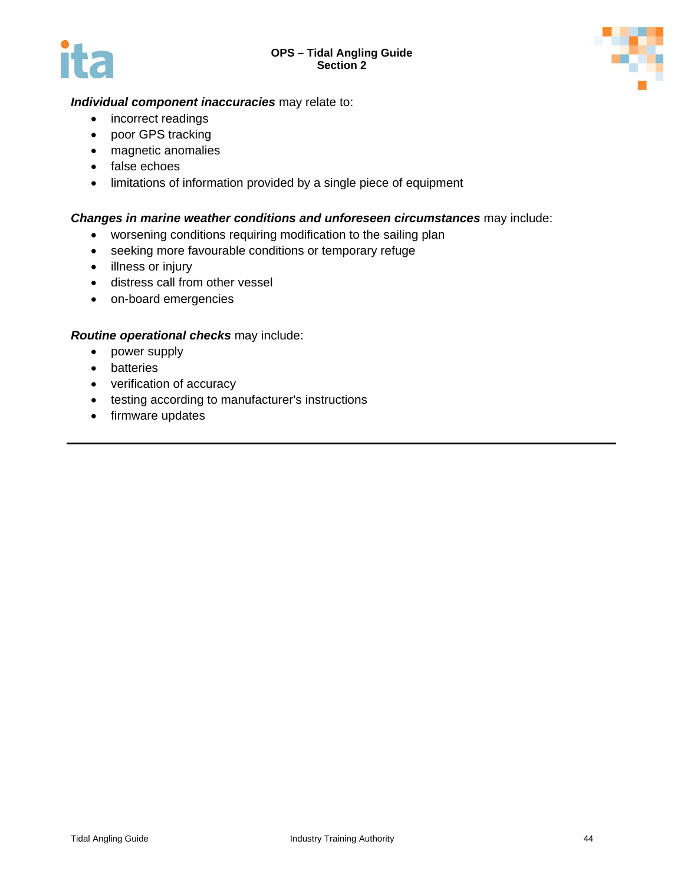***Individual component inaccuracies*** may relate to:

- incorrect readings
- poor GPS tracking
- magnetic anomalies
- false echoes
- limitations of information provided by a single piece of equipment

***Changes in marine weather conditions and unforeseen circumstances*** may include:

- worsening conditions requiring modification to the sailing plan
- seeking more favourable conditions or temporary refuge
- illness or injury
- distress call from other vessel
- on-board emergencies

***Routine operational checks*** may include:

- power supply
- batteries
- verification of accuracy
- testing according to manufacturer's instructions
- firmware updates

---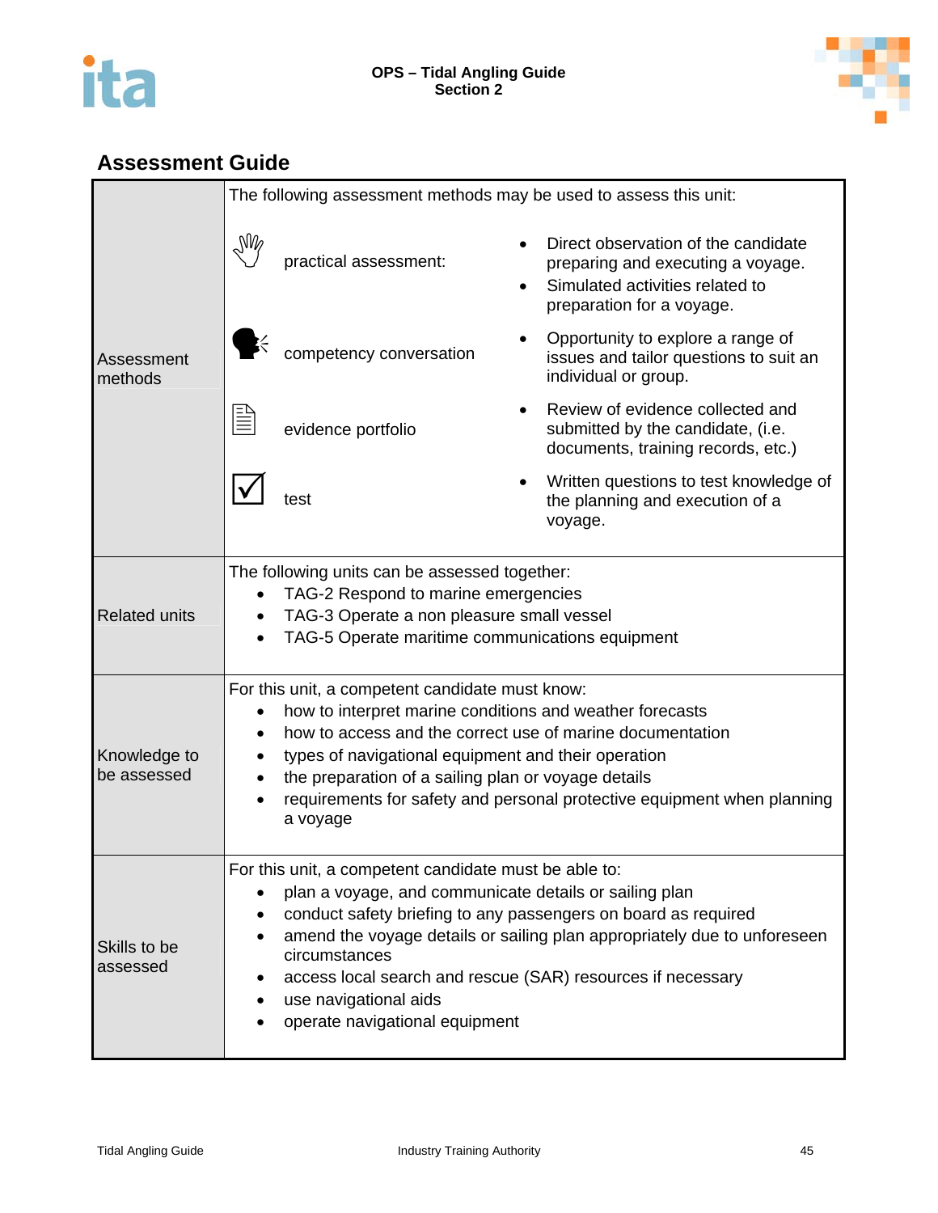## Assessment Guide

| | |
|---|---|
| Assessment methods | The following assessment methods may be used to assess this unit:<br><br>**practical assessment:**<br>• Direct observation of the candidate preparing and executing a voyage.<br>• Simulated activities related to preparation for a voyage.<br><br>**competency conversation**<br>• Opportunity to explore a range of issues and tailor questions to suit an individual or group.<br><br>**evidence portfolio**<br>• Review of evidence collected and submitted by the candidate, (i.e. documents, training records, etc.)<br><br>**test**<br>• Written questions to test knowledge of the planning and execution of a voyage. |
| Related units | The following units can be assessed together:<br>• TAG-2 Respond to marine emergencies<br>• TAG-3 Operate a non pleasure small vessel<br>• TAG-5 Operate maritime communications equipment |
| Knowledge to be assessed | For this unit, a competent candidate must know:<br>• how to interpret marine conditions and weather forecasts<br>• how to access and the correct use of marine documentation<br>• types of navigational equipment and their operation<br>• the preparation of a sailing plan or voyage details<br>• requirements for safety and personal protective equipment when planning a voyage |
| Skills to be assessed | For this unit, a competent candidate must be able to:<br>• plan a voyage, and communicate details or sailing plan<br>• conduct safety briefing to any passengers on board as required<br>• amend the voyage details or sailing plan appropriately due to unforeseen circumstances<br>• access local search and rescue (SAR) resources if necessary<br>• use navigational aids<br>• operate navigational equipment |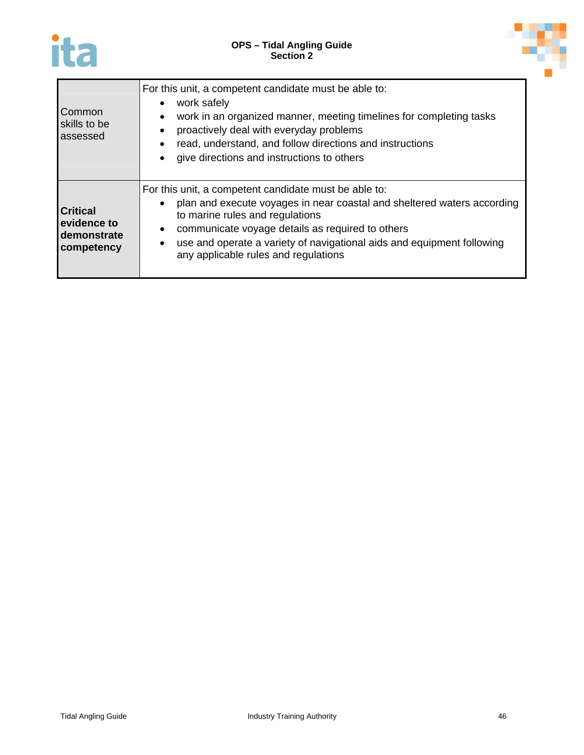| | |
|---|---|
| Common skills to be assessed | For this unit, a competent candidate must be able to:<br>• work safely<br>• work in an organized manner, meeting timelines for completing tasks<br>• proactively deal with everyday problems<br>• read, understand, and follow directions and instructions<br>• give directions and instructions to others |
| **Critical evidence to demonstrate competency** | For this unit, a competent candidate must be able to:<br>• plan and execute voyages in near coastal and sheltered waters according to marine rules and regulations<br>• communicate voyage details as required to others<br>• use and operate a variety of navigational aids and equipment following any applicable rules and regulations |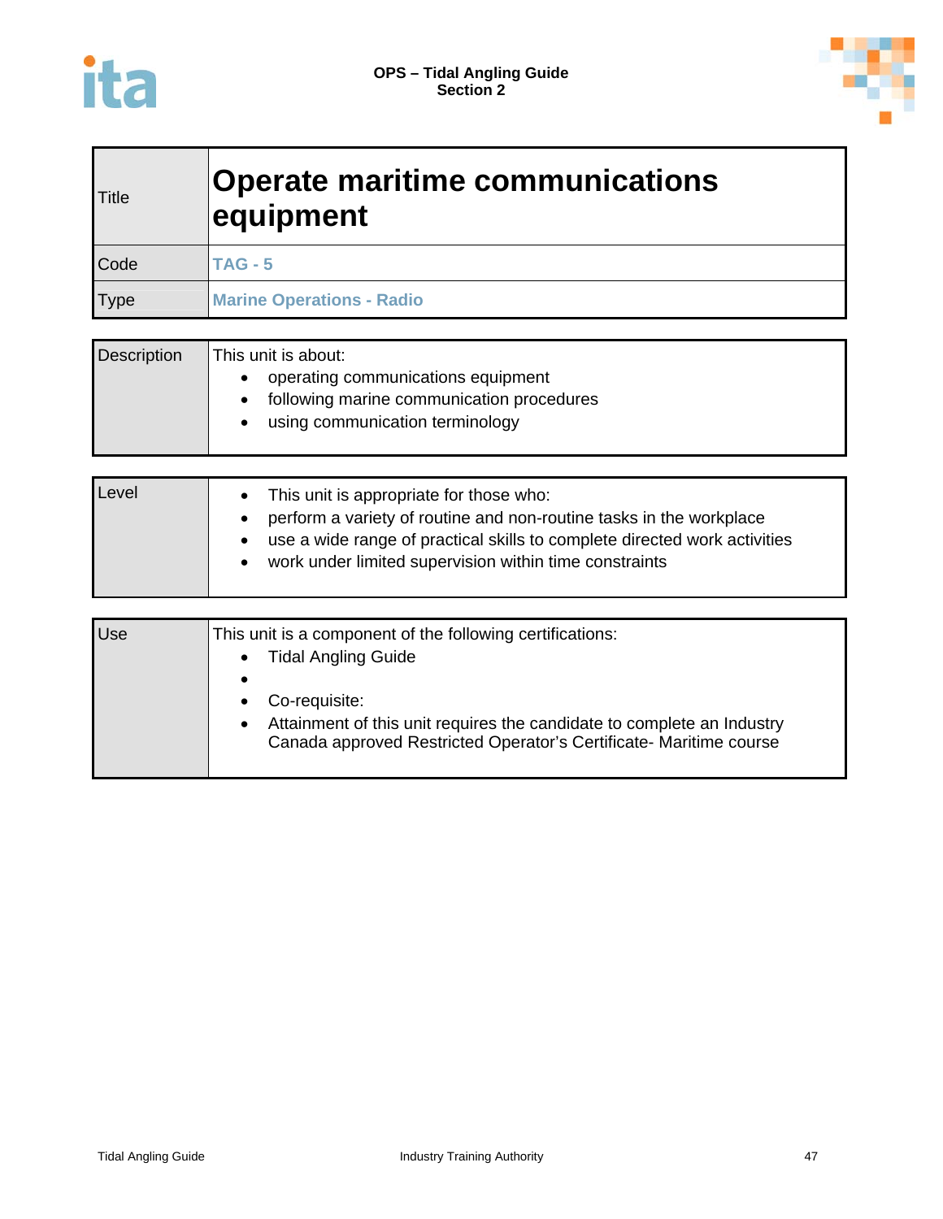| | |
|---|---|
| Title | **Operate maritime communications equipment** |
| Code | **TAG - 5** |
| Type | **Marine Operations - Radio** |

| | |
|---|---|
| Description | This unit is about:<br>• operating communications equipment<br>• following marine communication procedures<br>• using communication terminology |

| | |
|---|---|
| Level | • This unit is appropriate for those who:<br>• perform a variety of routine and non-routine tasks in the workplace<br>• use a wide range of practical skills to complete directed work activities<br>• work under limited supervision within time constraints |

| | |
|---|---|
| Use | This unit is a component of the following certifications:<br>• Tidal Angling Guide<br>•<br>• Co-requisite:<br>• Attainment of this unit requires the candidate to complete an Industry Canada approved Restricted Operator's Certificate- Maritime course |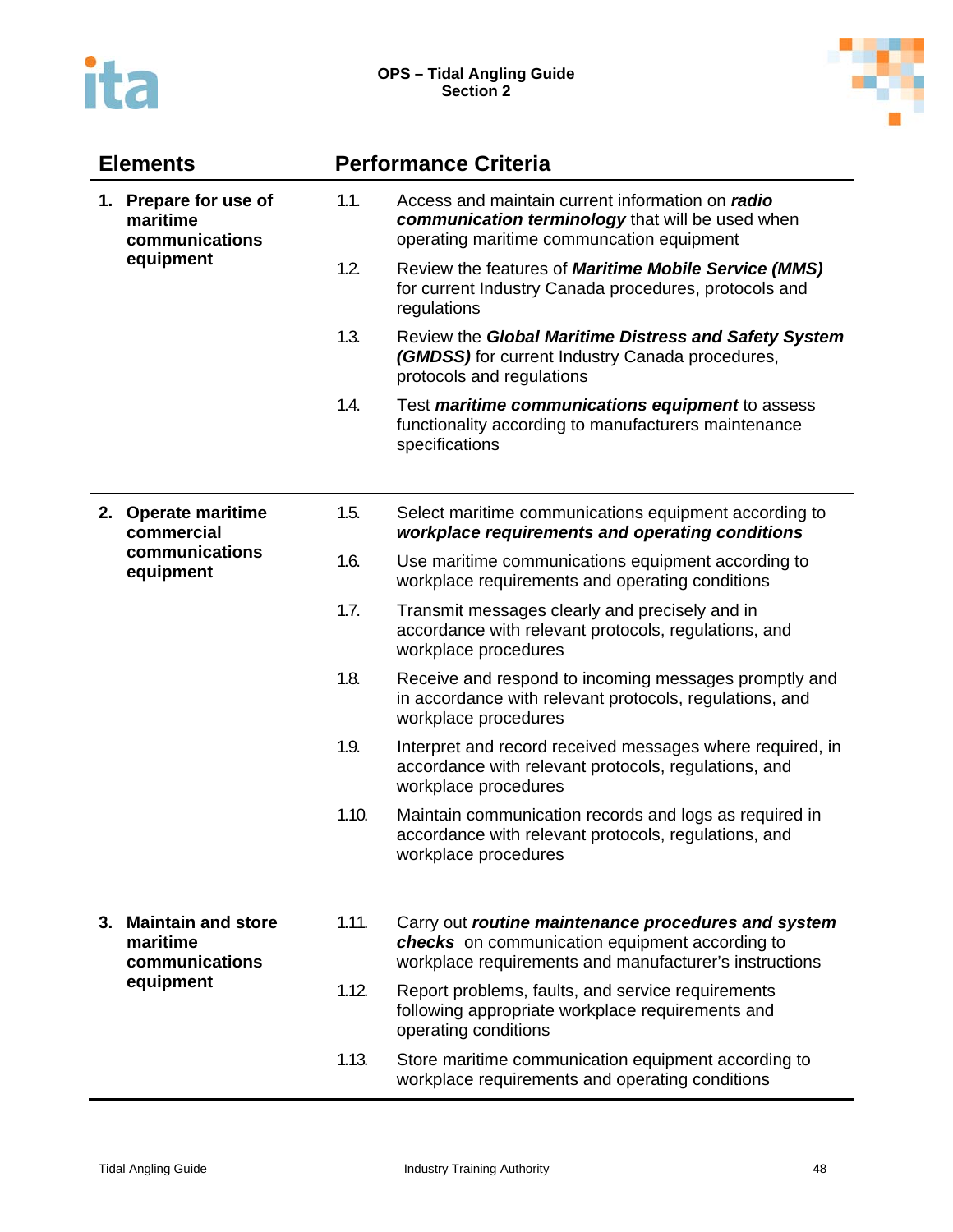| Elements | | Performance Criteria |
|---|---|---|
| **1. Prepare for use of maritime communications equipment** | 1.1. | Access and maintain current information on ***radio communication terminology*** that will be used when operating maritime communication equipment |
| | 1.2. | Review the features of ***Maritime Mobile Service (MMS)*** for current Industry Canada procedures, protocols and regulations |
| | 1.3. | Review the ***Global Maritime Distress and Safety System (GMDSS)*** for current Industry Canada procedures, protocols and regulations |
| | 1.4. | Test ***maritime communications equipment*** to assess functionality according to manufacturers maintenance specifications |
| **2. Operate maritime commercial communications equipment** | 1.5. | Select maritime communications equipment according to ***workplace requirements and operating conditions*** |
| | 1.6. | Use maritime communications equipment according to workplace requirements and operating conditions |
| | 1.7. | Transmit messages clearly and precisely and in accordance with relevant protocols, regulations, and workplace procedures |
| | 1.8. | Receive and respond to incoming messages promptly and in accordance with relevant protocols, regulations, and workplace procedures |
| | 1.9. | Interpret and record received messages where required, in accordance with relevant protocols, regulations, and workplace procedures |
| | 1.10. | Maintain communication records and logs as required in accordance with relevant protocols, regulations, and workplace procedures |
| **3. Maintain and store maritime communications equipment** | 1.11. | Carry out ***routine maintenance procedures and system checks*** on communication equipment according to workplace requirements and manufacturer's instructions |
| | 1.12. | Report problems, faults, and service requirements following appropriate workplace requirements and operating conditions |
| | 1.13. | Store maritime communication equipment according to workplace requirements and operating conditions |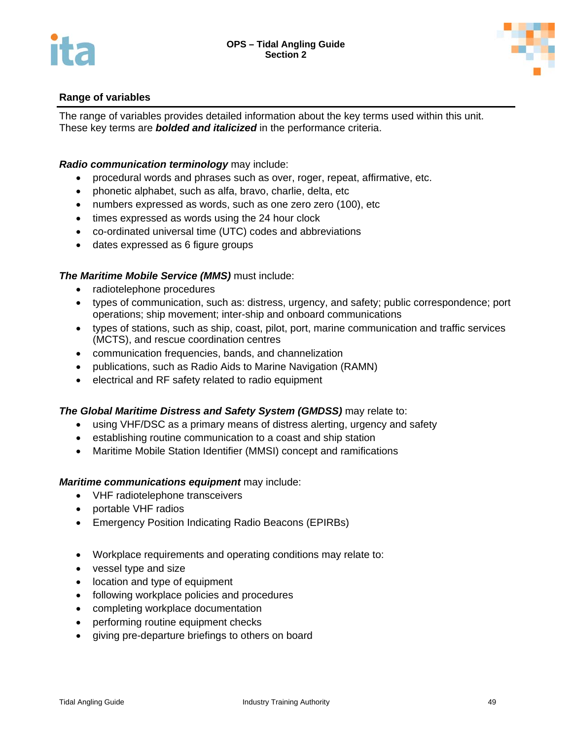## Range of variables

The range of variables provides detailed information about the key terms used within this unit. These key terms are ***bolded and italicized*** in the performance criteria.

***Radio communication terminology*** may include:

- procedural words and phrases such as over, roger, repeat, affirmative, etc.
- phonetic alphabet, such as alfa, bravo, charlie, delta, etc
- numbers expressed as words, such as one zero zero (100), etc
- times expressed as words using the 24 hour clock
- co-ordinated universal time (UTC) codes and abbreviations
- dates expressed as 6 figure groups

***The Maritime Mobile Service (MMS)*** must include:

- radiotelephone procedures
- types of communication, such as: distress, urgency, and safety; public correspondence; port operations; ship movement; inter-ship and onboard communications
- types of stations, such as ship, coast, pilot, port, marine communication and traffic services (MCTS), and rescue coordination centres
- communication frequencies, bands, and channelization
- publications, such as Radio Aids to Marine Navigation (RAMN)
- electrical and RF safety related to radio equipment

***The Global Maritime Distress and Safety System (GMDSS)*** may relate to:

- using VHF/DSC as a primary means of distress alerting, urgency and safety
- establishing routine communication to a coast and ship station
- Maritime Mobile Station Identifier (MMSI) concept and ramifications

***Maritime communications equipment*** may include:

- VHF radiotelephone transceivers
- portable VHF radios
- Emergency Position Indicating Radio Beacons (EPIRBs)

- Workplace requirements and operating conditions may relate to:
- vessel type and size
- location and type of equipment
- following workplace policies and procedures
- completing workplace documentation
- performing routine equipment checks
- giving pre-departure briefings to others on board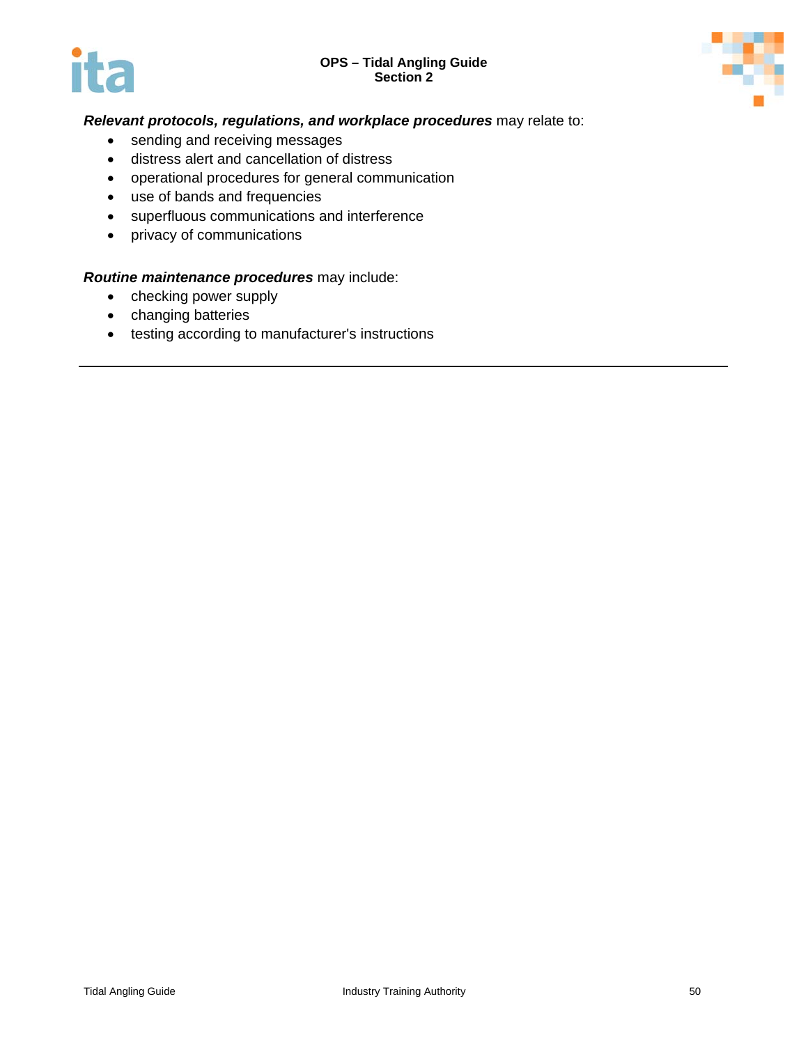***Relevant protocols, regulations, and workplace procedures*** may relate to:

- sending and receiving messages
- distress alert and cancellation of distress
- operational procedures for general communication
- use of bands and frequencies
- superfluous communications and interference
- privacy of communications

***Routine maintenance procedures*** may include:

- checking power supply
- changing batteries
- testing according to manufacturer's instructions

---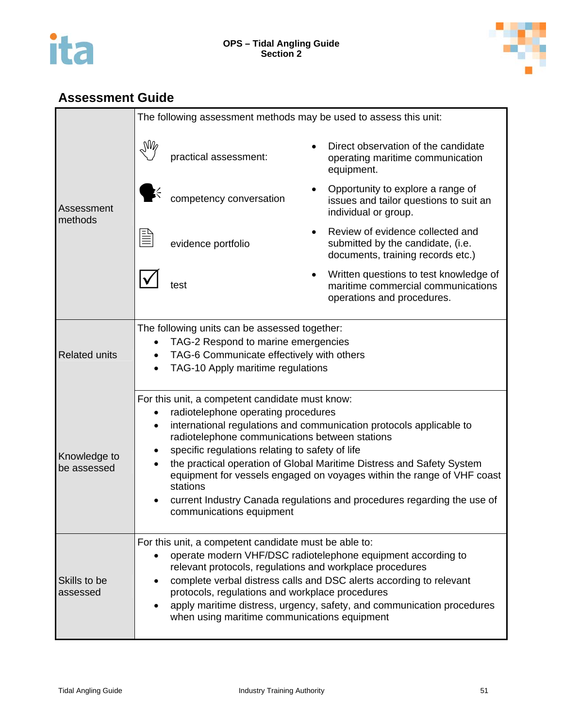## Assessment Guide

| | |
|---|---|
| Assessment methods | The following assessment methods may be used to assess this unit:<br><br>practical assessment: • Direct observation of the candidate operating maritime communication equipment.<br><br>competency conversation • Opportunity to explore a range of issues and tailor questions to suit an individual or group.<br><br>evidence portfolio • Review of evidence collected and submitted by the candidate, (i.e. documents, training records etc.)<br><br>test • Written questions to test knowledge of maritime commercial communications operations and procedures. |
| Related units | The following units can be assessed together:<br>• TAG-2 Respond to marine emergencies<br>• TAG-6 Communicate effectively with others<br>• TAG-10 Apply maritime regulations |
| Knowledge to be assessed | For this unit, a competent candidate must know:<br>• radiotelephone operating procedures<br>• international regulations and communication protocols applicable to radiotelephone communications between stations<br>• specific regulations relating to safety of life<br>• the practical operation of Global Maritime Distress and Safety System equipment for vessels engaged on voyages within the range of VHF coast stations<br>• current Industry Canada regulations and procedures regarding the use of communications equipment |
| Skills to be assessed | For this unit, a competent candidate must be able to:<br>• operate modern VHF/DSC radiotelephone equipment according to relevant protocols, regulations and workplace procedures<br>• complete verbal distress calls and DSC alerts according to relevant protocols, regulations and workplace procedures<br>• apply maritime distress, urgency, safety, and communication procedures when using maritime communications equipment |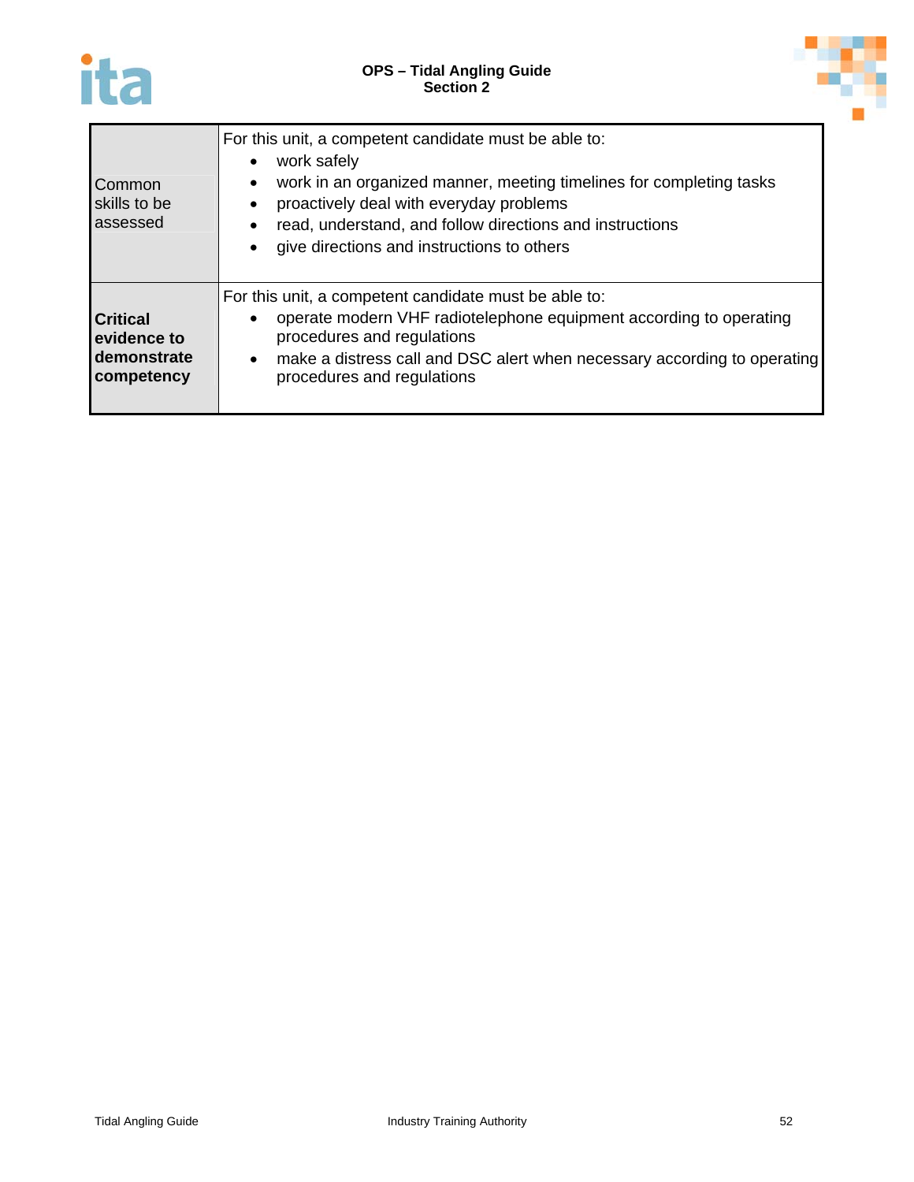| | |
|---|---|
| Common skills to be assessed | For this unit, a competent candidate must be able to:<br>• work safely<br>• work in an organized manner, meeting timelines for completing tasks<br>• proactively deal with everyday problems<br>• read, understand, and follow directions and instructions<br>• give directions and instructions to others |
| **Critical evidence to demonstrate competency** | For this unit, a competent candidate must be able to:<br>• operate modern VHF radiotelephone equipment according to operating procedures and regulations<br>• make a distress call and DSC alert when necessary according to operating procedures and regulations |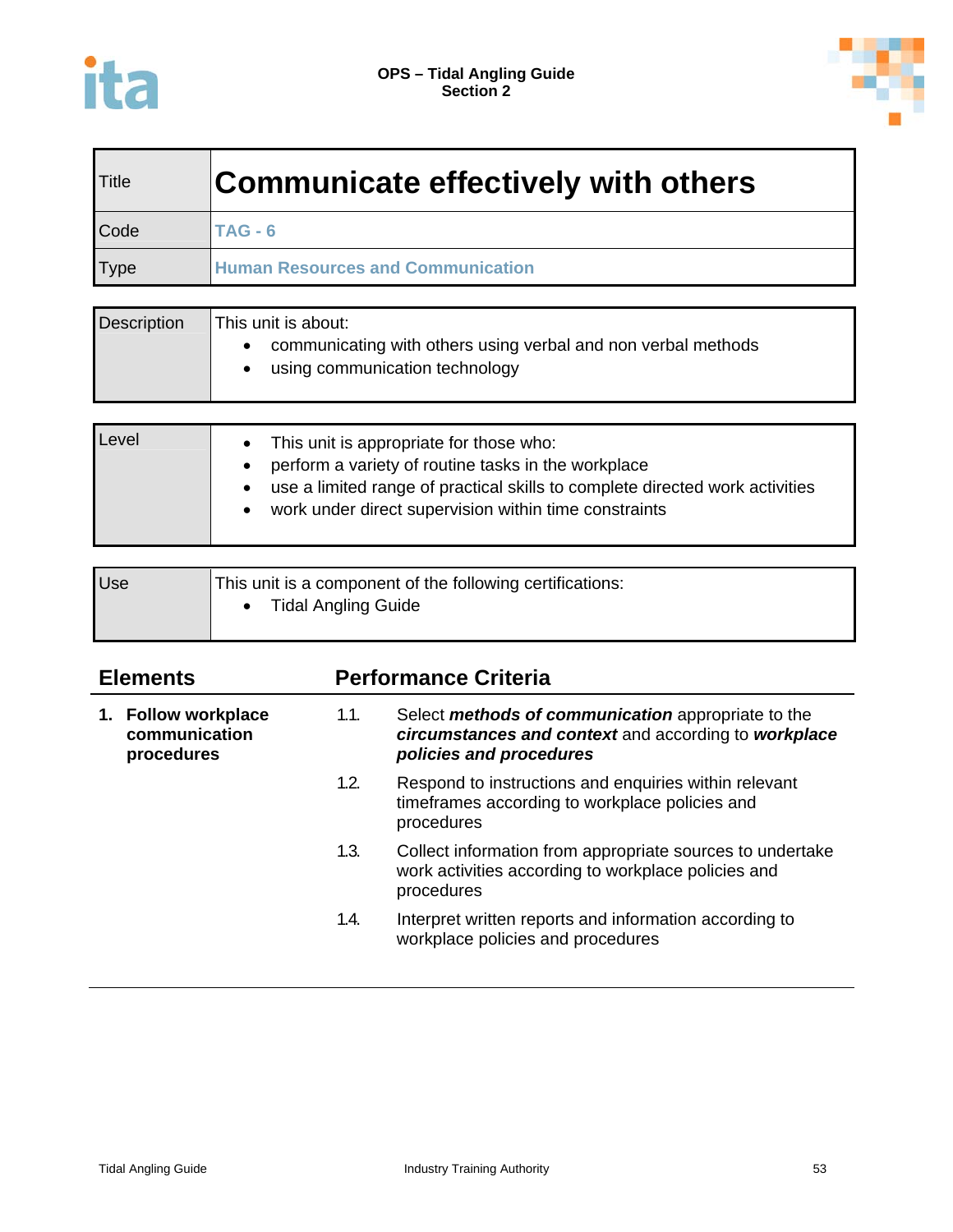| | |
|---|---|
| Title | **Communicate effectively with others** |
| Code | **TAG - 6** |
| Type | **Human Resources and Communication** |

| | |
|---|---|
| Description | This unit is about:<br>• communicating with others using verbal and non verbal methods<br>• using communication technology |

| | |
|---|---|
| Level | • This unit is appropriate for those who:<br>• perform a variety of routine tasks in the workplace<br>• use a limited range of practical skills to complete directed work activities<br>• work under direct supervision within time constraints |

| | |
|---|---|
| Use | This unit is a component of the following certifications:<br>• Tidal Angling Guide |

| Elements | Performance Criteria | |
|---|---|---|
| **1. Follow workplace communication procedures** | 1.1. | Select ***methods of communication*** appropriate to the ***circumstances and context*** and according to ***workplace policies and procedures*** |
| | 1.2. | Respond to instructions and enquiries within relevant timeframes according to workplace policies and procedures |
| | 1.3. | Collect information from appropriate sources to undertake work activities according to workplace policies and procedures |
| | 1.4. | Interpret written reports and information according to workplace policies and procedures |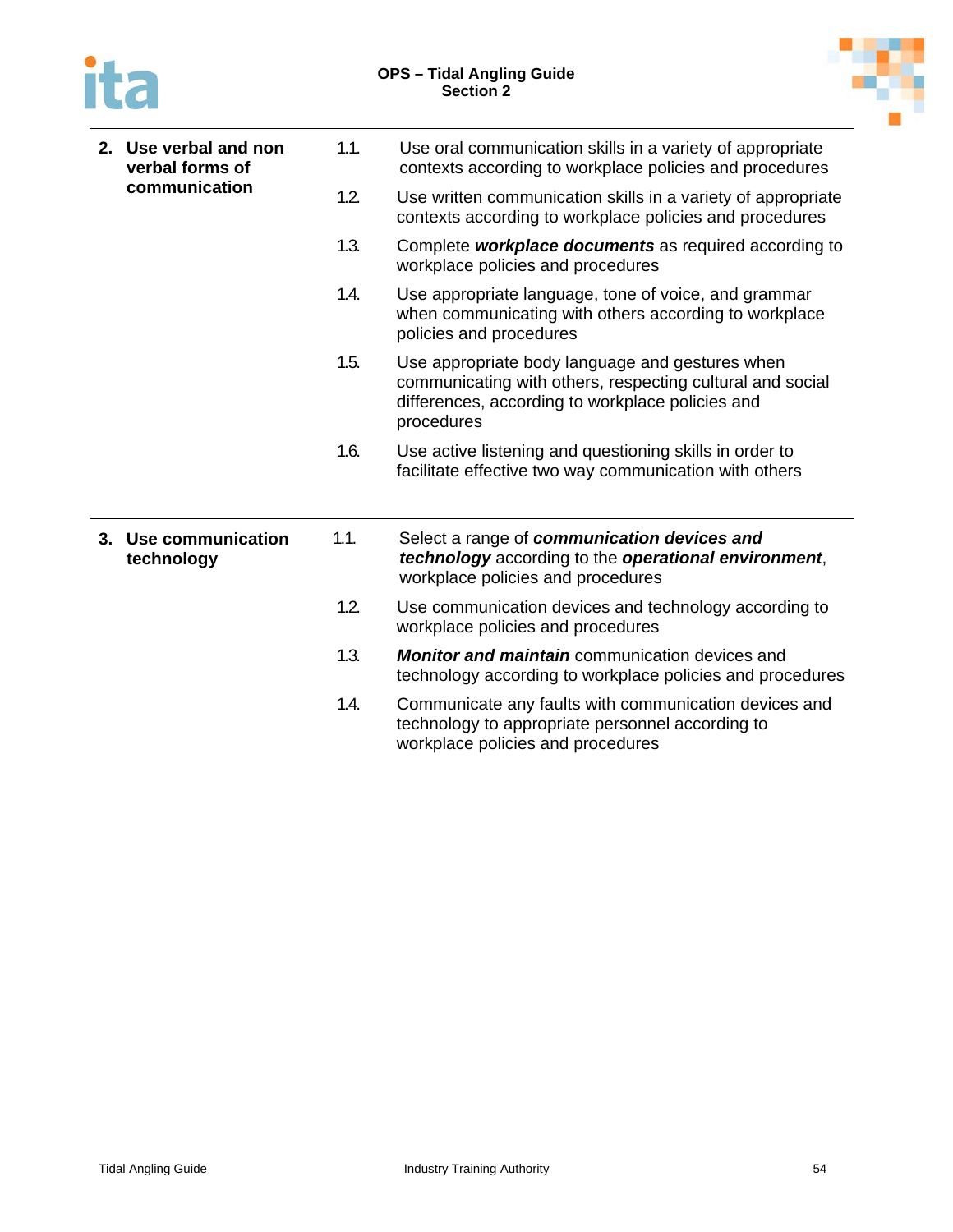| | | |
|---|---|---|
| **2. Use verbal and non verbal forms of communication** | 1.1. | Use oral communication skills in a variety of appropriate contexts according to workplace policies and procedures |
| | 1.2. | Use written communication skills in a variety of appropriate contexts according to workplace policies and procedures |
| | 1.3. | Complete ***workplace documents*** as required according to workplace policies and procedures |
| | 1.4. | Use appropriate language, tone of voice, and grammar when communicating with others according to workplace policies and procedures |
| | 1.5. | Use appropriate body language and gestures when communicating with others, respecting cultural and social differences, according to workplace policies and procedures |
| | 1.6. | Use active listening and questioning skills in order to facilitate effective two way communication with others |
| **3. Use communication technology** | 1.1. | Select a range of ***communication devices and technology*** according to the ***operational environment***, workplace policies and procedures |
| | 1.2. | Use communication devices and technology according to workplace policies and procedures |
| | 1.3. | ***Monitor and maintain*** communication devices and technology according to workplace policies and procedures |
| | 1.4. | Communicate any faults with communication devices and technology to appropriate personnel according to workplace policies and procedures |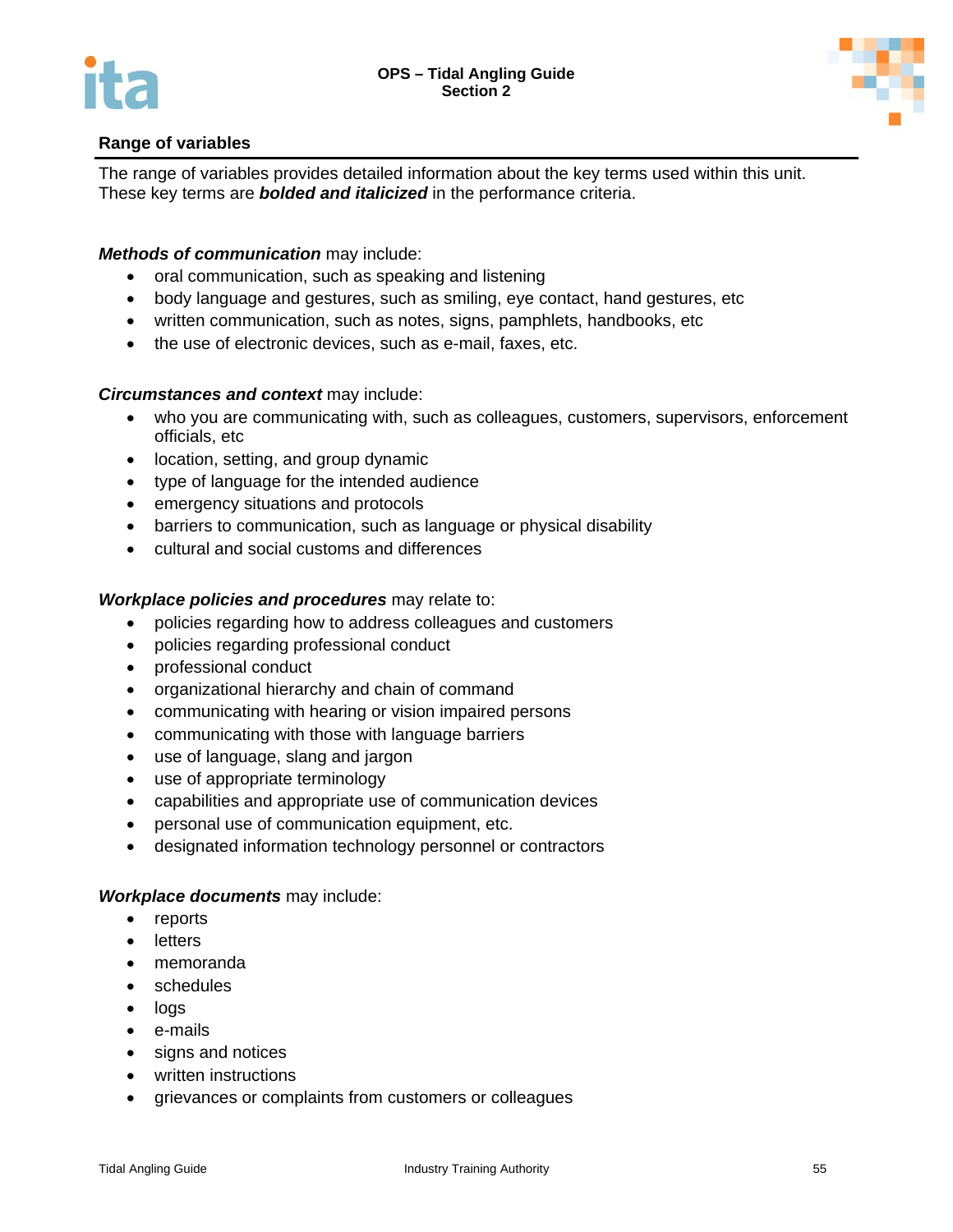## Range of variables

The range of variables provides detailed information about the key terms used within this unit. These key terms are ***bolded and italicized*** in the performance criteria.

***Methods of communication*** may include:

- oral communication, such as speaking and listening
- body language and gestures, such as smiling, eye contact, hand gestures, etc
- written communication, such as notes, signs, pamphlets, handbooks, etc
- the use of electronic devices, such as e-mail, faxes, etc.

***Circumstances and context*** may include:

- who you are communicating with, such as colleagues, customers, supervisors, enforcement officials, etc
- location, setting, and group dynamic
- type of language for the intended audience
- emergency situations and protocols
- barriers to communication, such as language or physical disability
- cultural and social customs and differences

***Workplace policies and procedures*** may relate to:

- policies regarding how to address colleagues and customers
- policies regarding professional conduct
- professional conduct
- organizational hierarchy and chain of command
- communicating with hearing or vision impaired persons
- communicating with those with language barriers
- use of language, slang and jargon
- use of appropriate terminology
- capabilities and appropriate use of communication devices
- personal use of communication equipment, etc.
- designated information technology personnel or contractors

***Workplace documents*** may include:

- reports
- letters
- memoranda
- schedules
- logs
- e-mails
- signs and notices
- written instructions
- grievances or complaints from customers or colleagues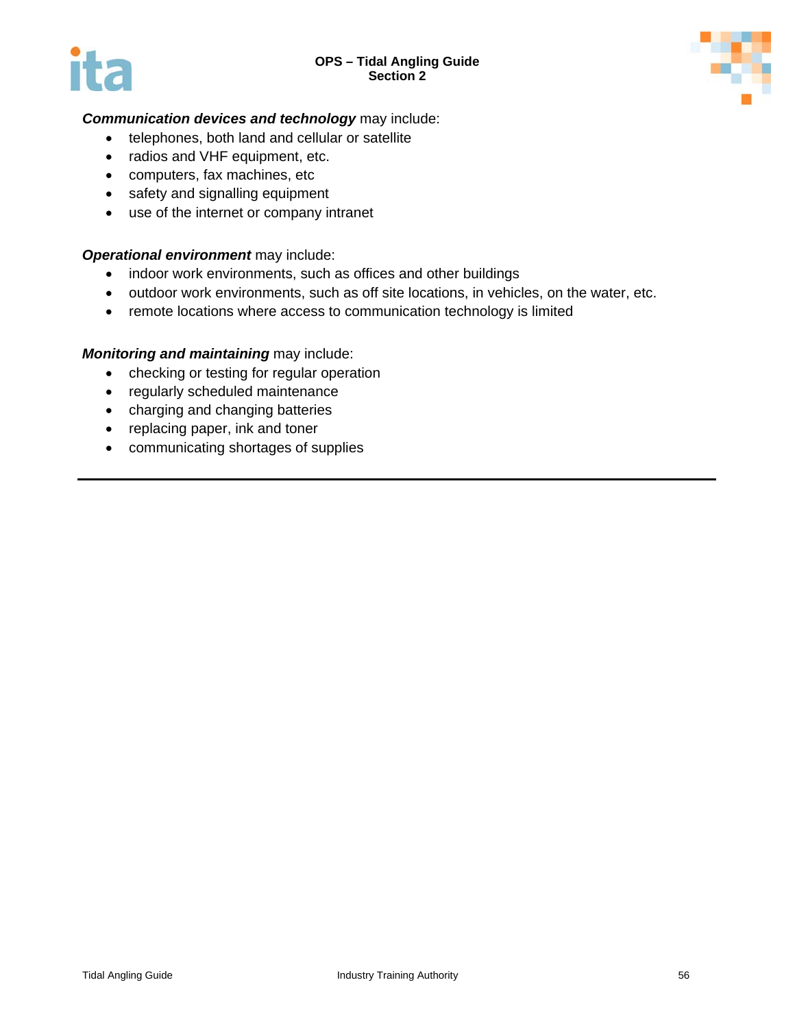***Communication devices and technology*** may include:

- telephones, both land and cellular or satellite
- radios and VHF equipment, etc.
- computers, fax machines, etc
- safety and signalling equipment
- use of the internet or company intranet

***Operational environment*** may include:

- indoor work environments, such as offices and other buildings
- outdoor work environments, such as off site locations, in vehicles, on the water, etc.
- remote locations where access to communication technology is limited

***Monitoring and maintaining*** may include:

- checking or testing for regular operation
- regularly scheduled maintenance
- charging and changing batteries
- replacing paper, ink and toner
- communicating shortages of supplies

---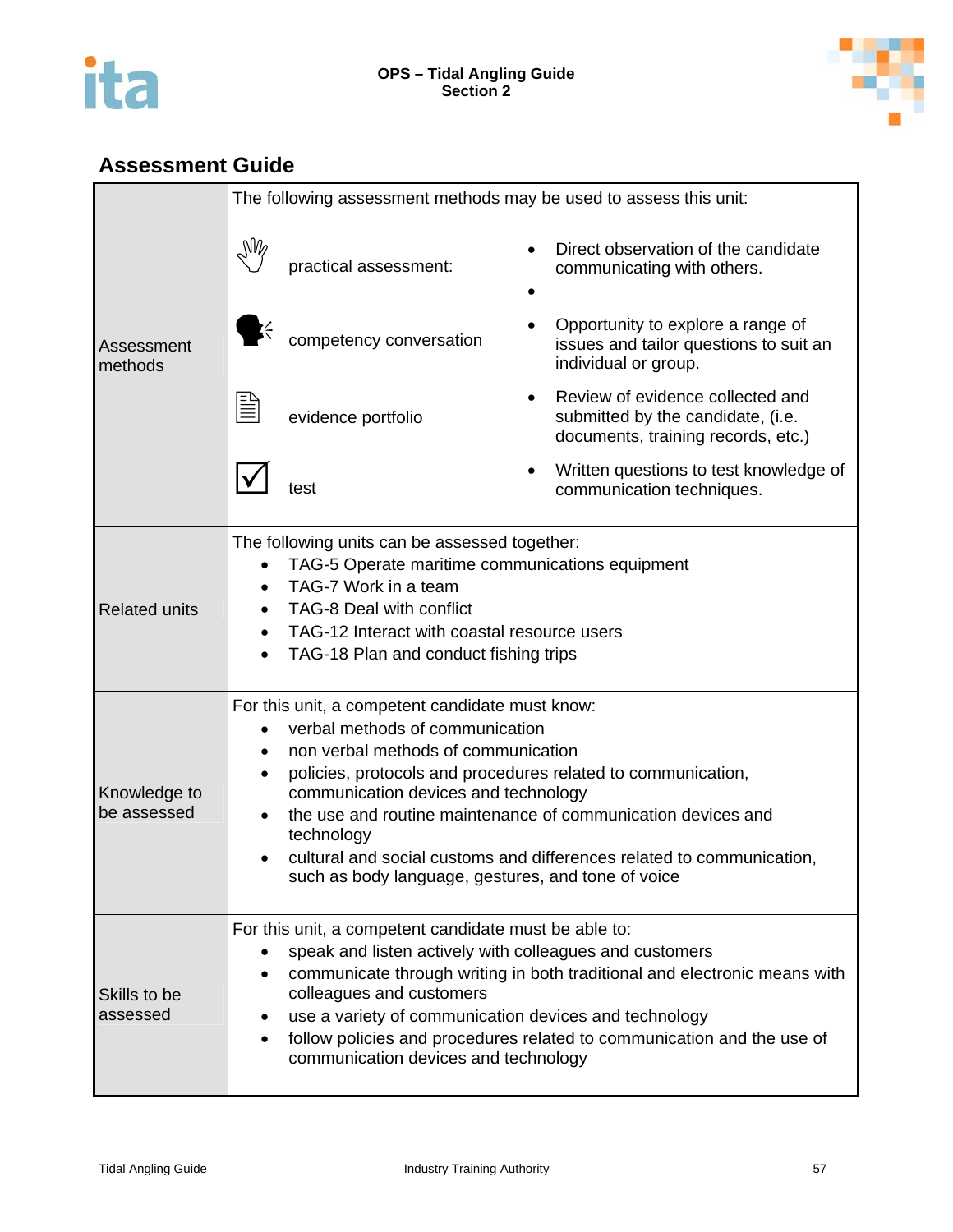## Assessment Guide

| | |
|---|---|
| Assessment methods | The following assessment methods may be used to assess this unit:<br><br>practical assessment:<br>• Direct observation of the candidate communicating with others.<br>•<br><br>competency conversation<br>• Opportunity to explore a range of issues and tailor questions to suit an individual or group.<br><br>evidence portfolio<br>• Review of evidence collected and submitted by the candidate, (i.e. documents, training records, etc.)<br><br>test<br>• Written questions to test knowledge of communication techniques. |
| Related units | The following units can be assessed together:<br>• TAG-5 Operate maritime communications equipment<br>• TAG-7 Work in a team<br>• TAG-8 Deal with conflict<br>• TAG-12 Interact with coastal resource users<br>• TAG-18 Plan and conduct fishing trips |
| Knowledge to be assessed | For this unit, a competent candidate must know:<br>• verbal methods of communication<br>• non verbal methods of communication<br>• policies, protocols and procedures related to communication, communication devices and technology<br>• the use and routine maintenance of communication devices and technology<br>• cultural and social customs and differences related to communication, such as body language, gestures, and tone of voice |
| Skills to be assessed | For this unit, a competent candidate must be able to:<br>• speak and listen actively with colleagues and customers<br>• communicate through writing in both traditional and electronic means with colleagues and customers<br>• use a variety of communication devices and technology<br>• follow policies and procedures related to communication and the use of communication devices and technology |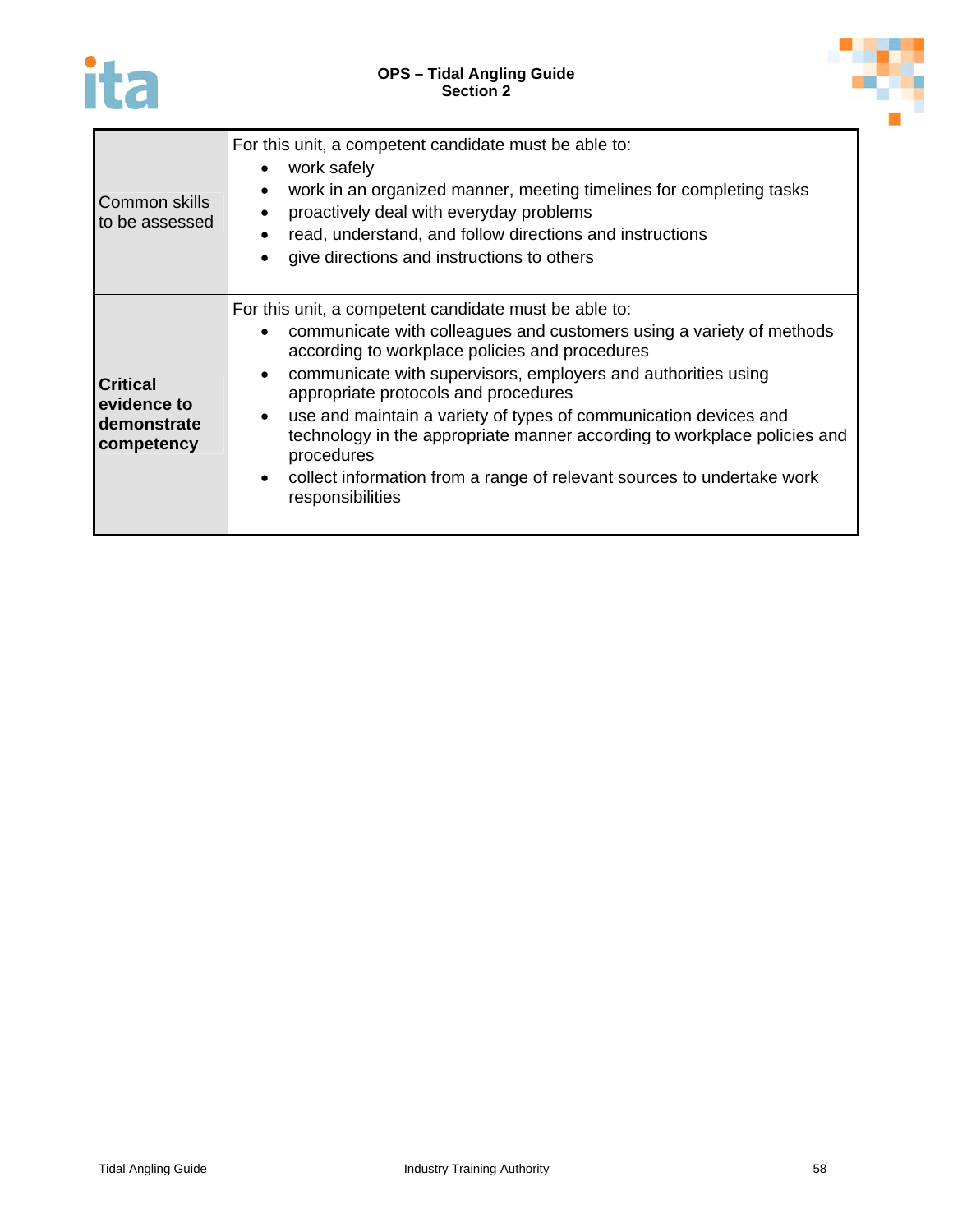| | |
|---|---|
| Common skills to be assessed | For this unit, a competent candidate must be able to:<br>• work safely<br>• work in an organized manner, meeting timelines for completing tasks<br>• proactively deal with everyday problems<br>• read, understand, and follow directions and instructions<br>• give directions and instructions to others |
| **Critical evidence to demonstrate competency** | For this unit, a competent candidate must be able to:<br>• communicate with colleagues and customers using a variety of methods according to workplace policies and procedures<br>• communicate with supervisors, employers and authorities using appropriate protocols and procedures<br>• use and maintain a variety of types of communication devices and technology in the appropriate manner according to workplace policies and procedures<br>• collect information from a range of relevant sources to undertake work responsibilities |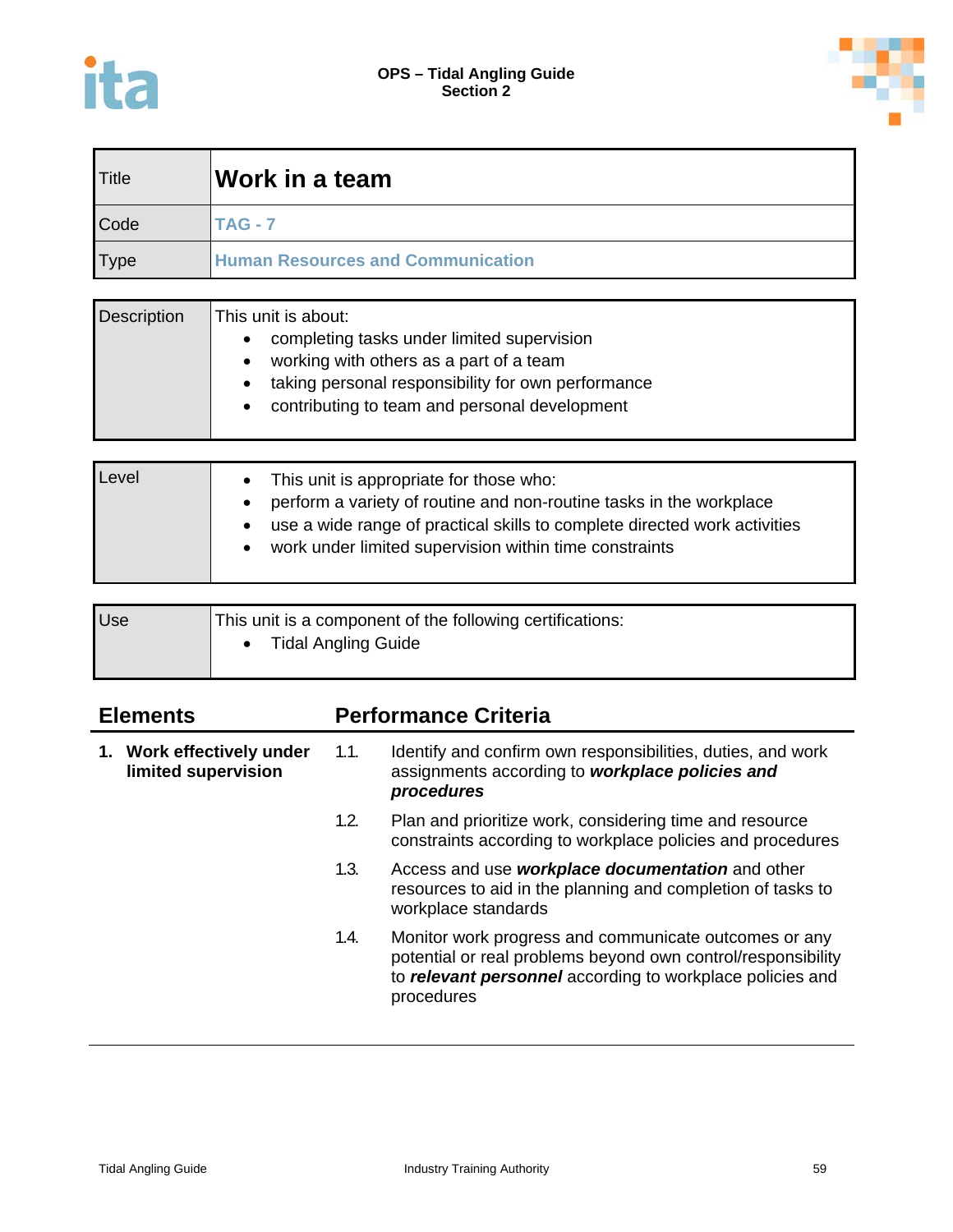| | |
|---|---|
| Title | **Work in a team** |
| Code | **TAG - 7** |
| Type | **Human Resources and Communication** |

| | |
|---|---|
| Description | This unit is about:<br>• completing tasks under limited supervision<br>• working with others as a part of a team<br>• taking personal responsibility for own performance<br>• contributing to team and personal development |

| | |
|---|---|
| Level | • This unit is appropriate for those who:<br>• perform a variety of routine and non-routine tasks in the workplace<br>• use a wide range of practical skills to complete directed work activities<br>• work under limited supervision within time constraints |

| | |
|---|---|
| Use | This unit is a component of the following certifications:<br>• Tidal Angling Guide |

| Elements | Performance Criteria | |
|---|---|---|
| **1. Work effectively under limited supervision** | 1.1. | Identify and confirm own responsibilities, duties, and work assignments according to ***workplace policies and procedures*** |
| | 1.2. | Plan and prioritize work, considering time and resource constraints according to workplace policies and procedures |
| | 1.3. | Access and use ***workplace documentation*** and other resources to aid in the planning and completion of tasks to workplace standards |
| | 1.4. | Monitor work progress and communicate outcomes or any potential or real problems beyond own control/responsibility to ***relevant personnel*** according to workplace policies and procedures |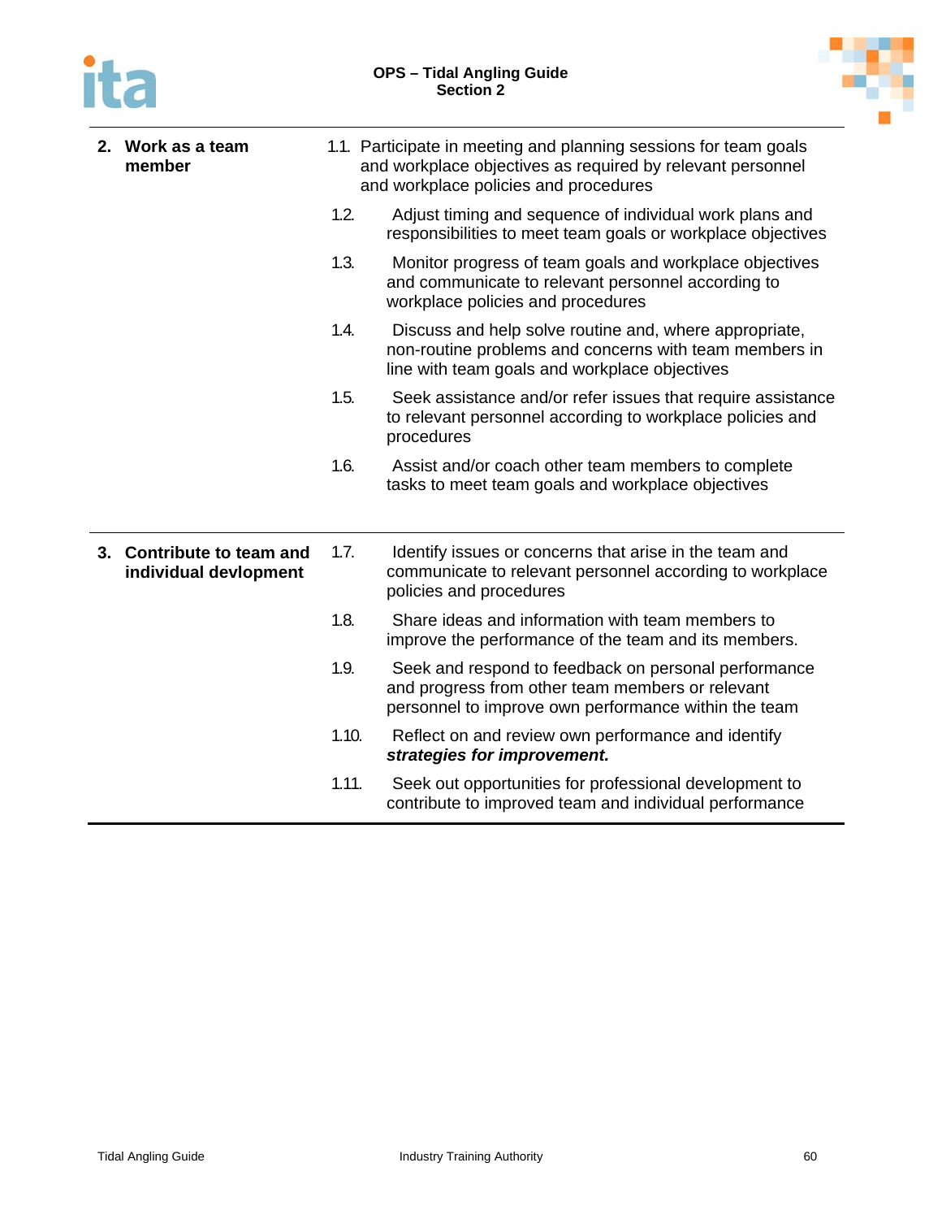| | |
|---|---|
| **2. Work as a team member** | 1.1. Participate in meeting and planning sessions for team goals and workplace objectives as required by relevant personnel and workplace policies and procedures<br><br>1.2. Adjust timing and sequence of individual work plans and responsibilities to meet team goals or workplace objectives<br><br>1.3. Monitor progress of team goals and workplace objectives and communicate to relevant personnel according to workplace policies and procedures<br><br>1.4. Discuss and help solve routine and, where appropriate, non-routine problems and concerns with team members in line with team goals and workplace objectives<br><br>1.5. Seek assistance and/or refer issues that require assistance to relevant personnel according to workplace policies and procedures<br><br>1.6. Assist and/or coach other team members to complete tasks to meet team goals and workplace objectives |
| **3. Contribute to team and individual devlopment** | 1.7. Identify issues or concerns that arise in the team and communicate to relevant personnel according to workplace policies and procedures<br><br>1.8. Share ideas and information with team members to improve the performance of the team and its members.<br><br>1.9. Seek and respond to feedback on personal performance and progress from other team members or relevant personnel to improve own performance within the team<br><br>1.10. Reflect on and review own performance and identify ***strategies for improvement.***<br><br>1.11. Seek out opportunities for professional development to contribute to improved team and individual performance |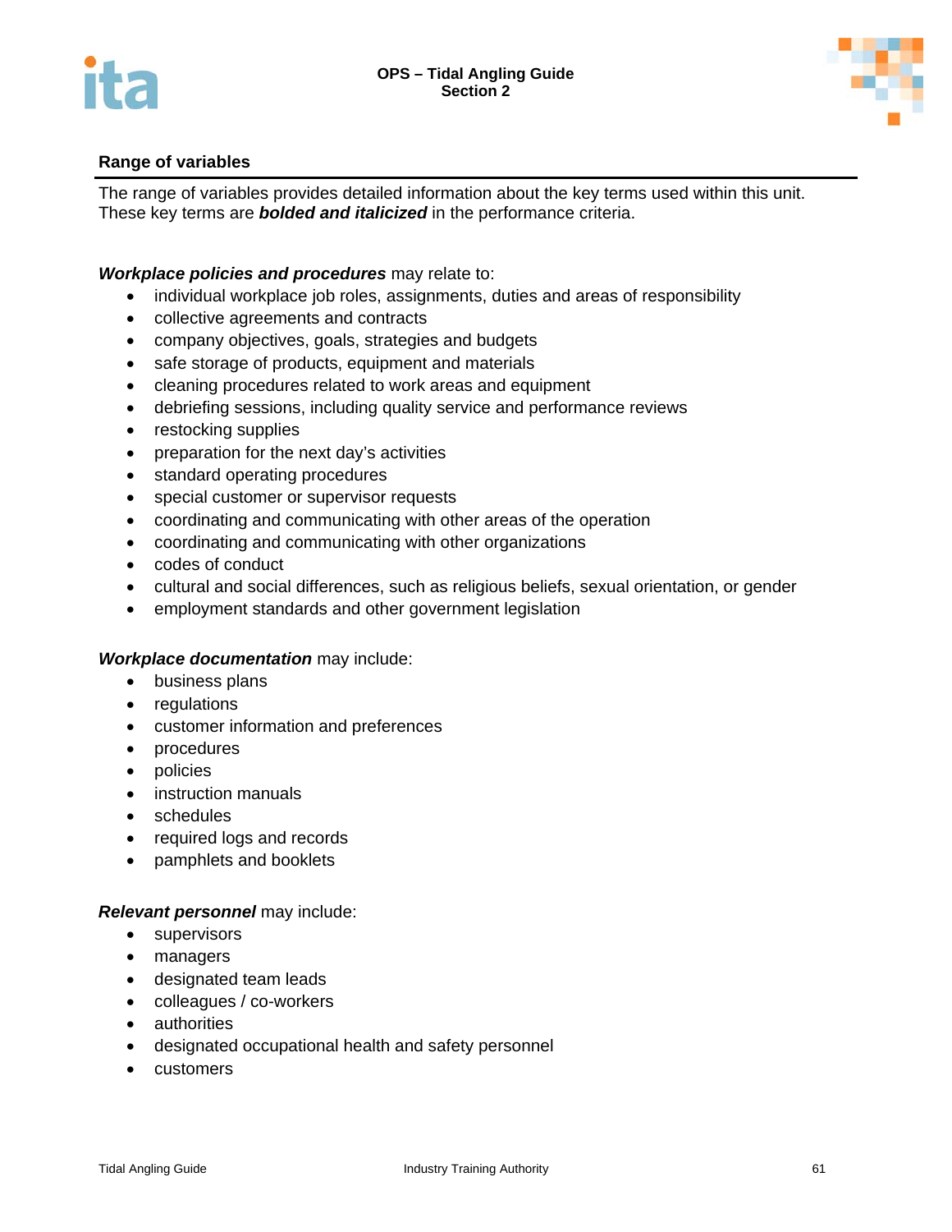## Range of variables

The range of variables provides detailed information about the key terms used within this unit. These key terms are ***bolded and italicized*** in the performance criteria.

***Workplace policies and procedures*** may relate to:

- individual workplace job roles, assignments, duties and areas of responsibility
- collective agreements and contracts
- company objectives, goals, strategies and budgets
- safe storage of products, equipment and materials
- cleaning procedures related to work areas and equipment
- debriefing sessions, including quality service and performance reviews
- restocking supplies
- preparation for the next day's activities
- standard operating procedures
- special customer or supervisor requests
- coordinating and communicating with other areas of the operation
- coordinating and communicating with other organizations
- codes of conduct
- cultural and social differences, such as religious beliefs, sexual orientation, or gender
- employment standards and other government legislation

***Workplace documentation*** may include:

- business plans
- regulations
- customer information and preferences
- procedures
- policies
- instruction manuals
- schedules
- required logs and records
- pamphlets and booklets

***Relevant personnel*** may include:

- supervisors
- managers
- designated team leads
- colleagues / co-workers
- authorities
- designated occupational health and safety personnel
- customers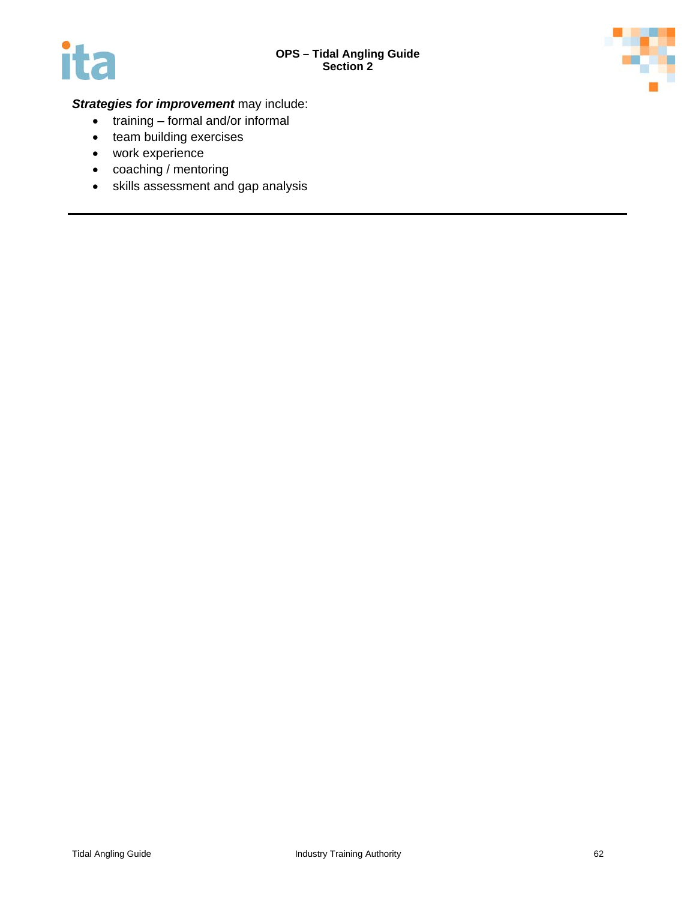***Strategies for improvement*** may include:

- training – formal and/or informal
- team building exercises
- work experience
- coaching / mentoring
- skills assessment and gap analysis

---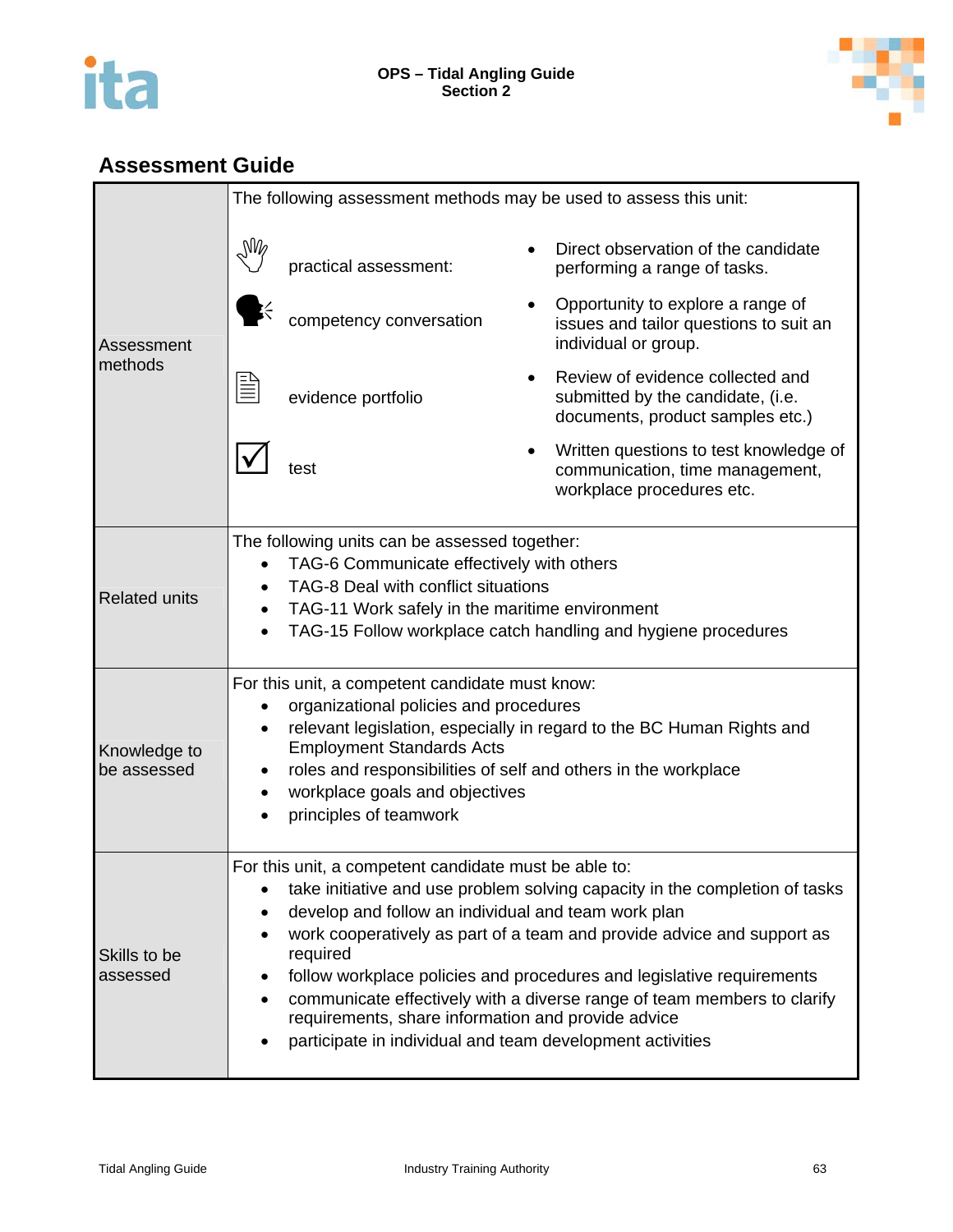## Assessment Guide

| | |
|---|---|
| Assessment methods | The following assessment methods may be used to assess this unit:<br><br>practical assessment: • Direct observation of the candidate performing a range of tasks.<br>competency conversation • Opportunity to explore a range of issues and tailor questions to suit an individual or group.<br>evidence portfolio • Review of evidence collected and submitted by the candidate, (i.e. documents, product samples etc.)<br>test • Written questions to test knowledge of communication, time management, workplace procedures etc. |
| Related units | The following units can be assessed together:<br>• TAG-6 Communicate effectively with others<br>• TAG-8 Deal with conflict situations<br>• TAG-11 Work safely in the maritime environment<br>• TAG-15 Follow workplace catch handling and hygiene procedures |
| Knowledge to be assessed | For this unit, a competent candidate must know:<br>• organizational policies and procedures<br>• relevant legislation, especially in regard to the BC Human Rights and Employment Standards Acts<br>• roles and responsibilities of self and others in the workplace<br>• workplace goals and objectives<br>• principles of teamwork |
| Skills to be assessed | For this unit, a competent candidate must be able to:<br>• take initiative and use problem solving capacity in the completion of tasks<br>• develop and follow an individual and team work plan<br>• work cooperatively as part of a team and provide advice and support as required<br>• follow workplace policies and procedures and legislative requirements<br>• communicate effectively with a diverse range of team members to clarify requirements, share information and provide advice<br>• participate in individual and team development activities |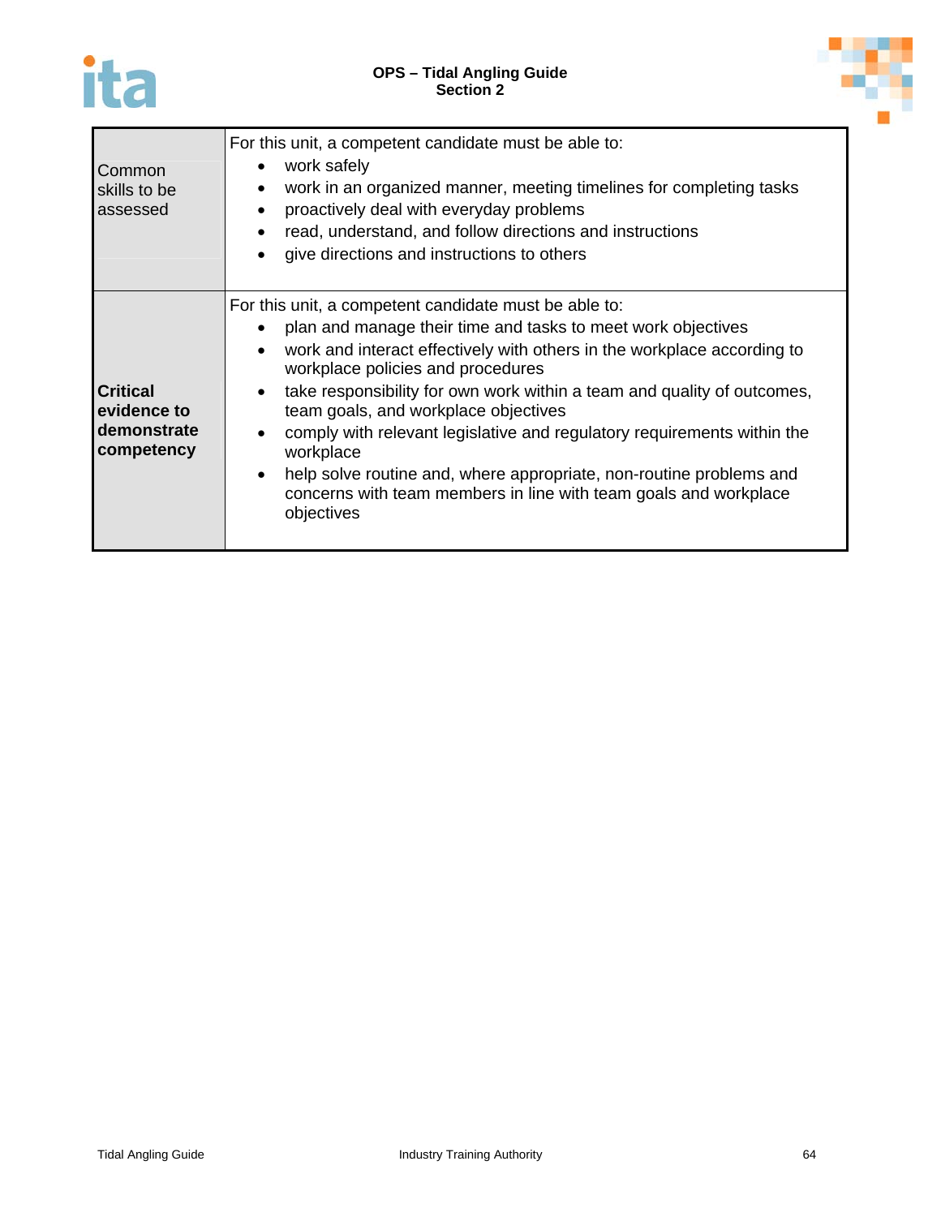| | |
|---|---|
| Common skills to be assessed | For this unit, a competent candidate must be able to:<br>• work safely<br>• work in an organized manner, meeting timelines for completing tasks<br>• proactively deal with everyday problems<br>• read, understand, and follow directions and instructions<br>• give directions and instructions to others |
| **Critical evidence to demonstrate competency** | For this unit, a competent candidate must be able to:<br>• plan and manage their time and tasks to meet work objectives<br>• work and interact effectively with others in the workplace according to workplace policies and procedures<br>• take responsibility for own work within a team and quality of outcomes, team goals, and workplace objectives<br>• comply with relevant legislative and regulatory requirements within the workplace<br>• help solve routine and, where appropriate, non-routine problems and concerns with team members in line with team goals and workplace objectives |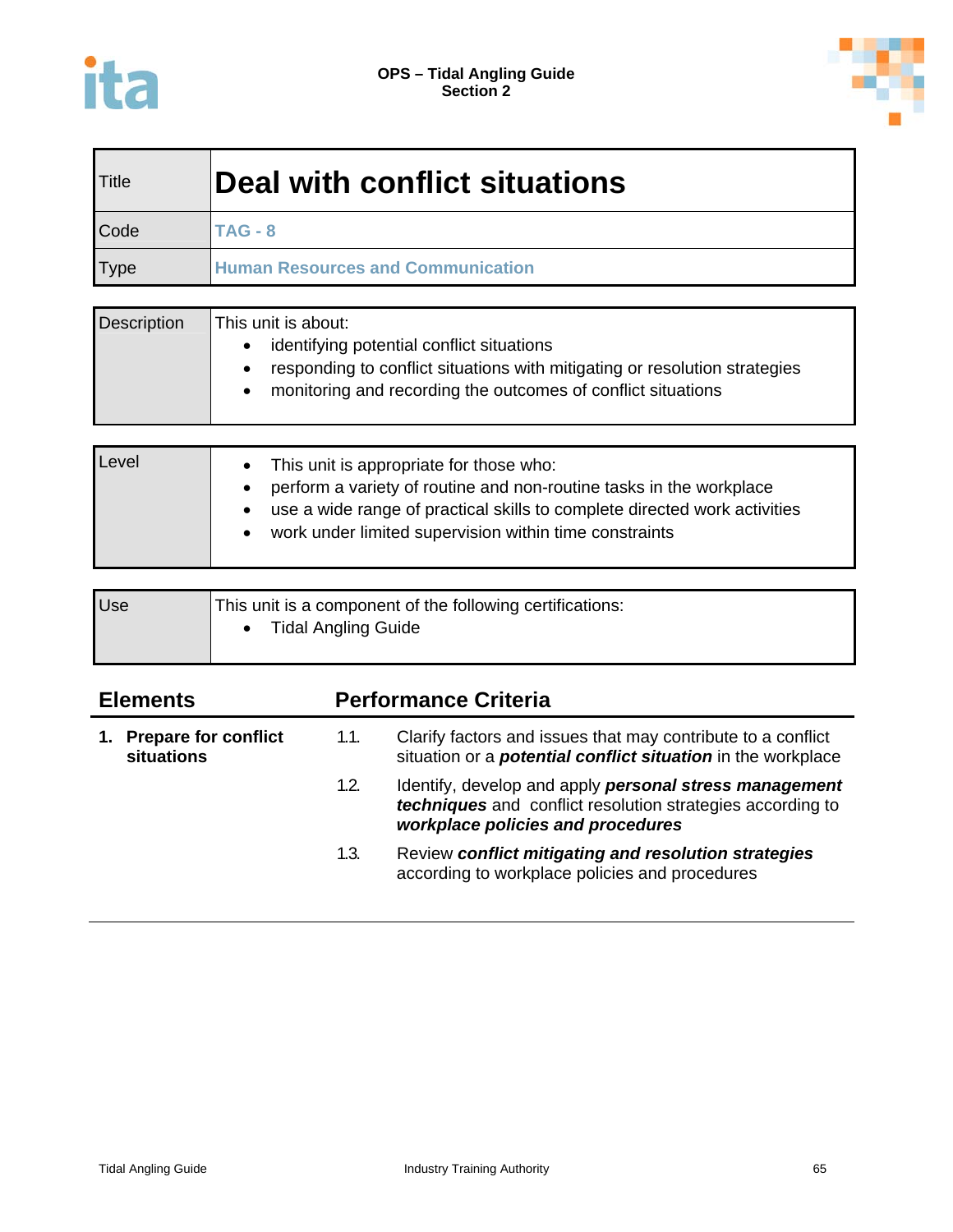| | |
|---|---|
| Title | **Deal with conflict situations** |
| Code | TAG - 8 |
| Type | Human Resources and Communication |

| | |
|---|---|
| Description | This unit is about:<br>• identifying potential conflict situations<br>• responding to conflict situations with mitigating or resolution strategies<br>• monitoring and recording the outcomes of conflict situations |

| | |
|---|---|
| Level | • This unit is appropriate for those who:<br>• perform a variety of routine and non-routine tasks in the workplace<br>• use a wide range of practical skills to complete directed work activities<br>• work under limited supervision within time constraints |

| | |
|---|---|
| Use | This unit is a component of the following certifications:<br>• Tidal Angling Guide |

| Elements | | Performance Criteria |
|---|---|---|
| **1. Prepare for conflict situations** | 1.1. | Clarify factors and issues that may contribute to a conflict situation or a ***potential conflict situation*** in the workplace |
| | 1.2. | Identify, develop and apply ***personal stress management techniques*** and conflict resolution strategies according to ***workplace policies and procedures*** |
| | 1.3. | Review ***conflict mitigating and resolution strategies*** according to workplace policies and procedures |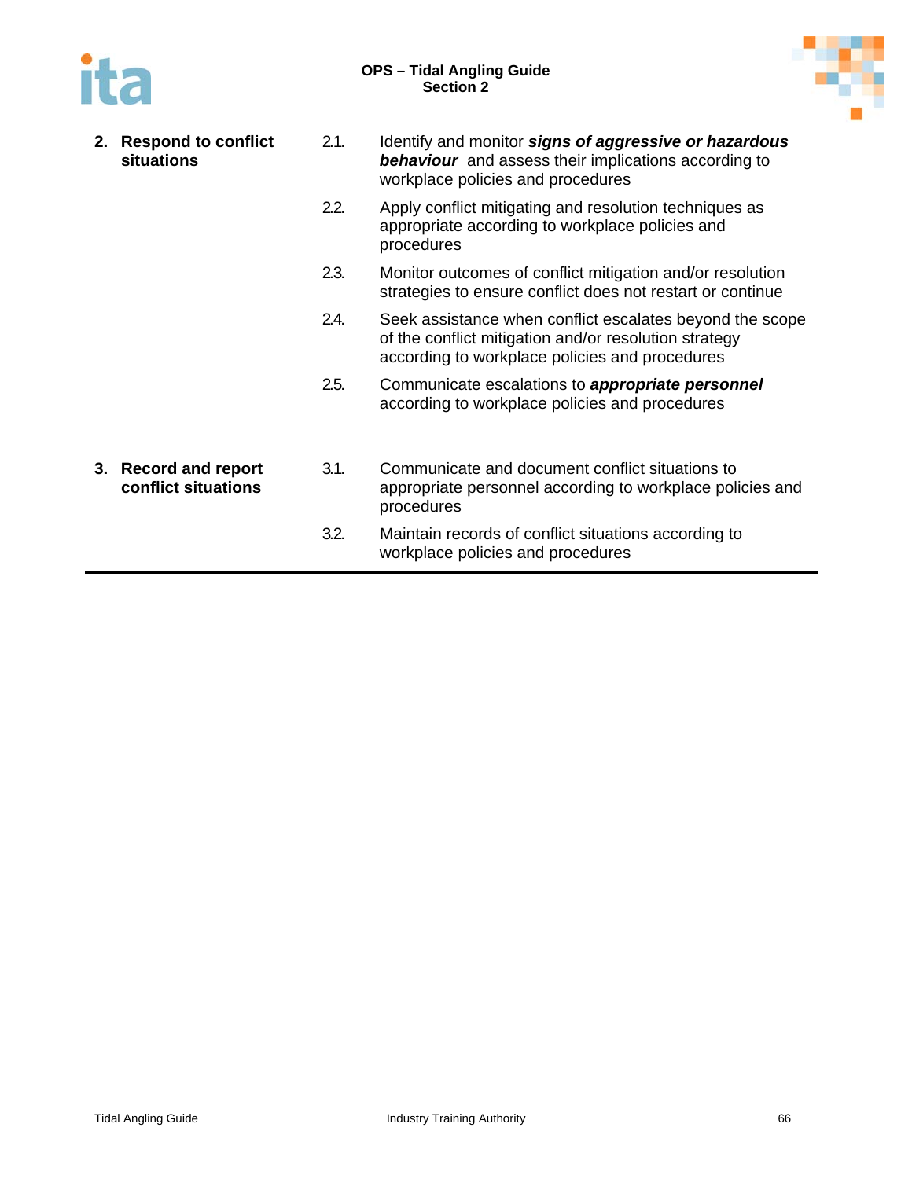| | | |
|---|---|---|
| **2. Respond to conflict situations** | 2.1. | Identify and monitor ***signs of aggressive or hazardous behaviour*** and assess their implications according to workplace policies and procedures |
| | 2.2. | Apply conflict mitigating and resolution techniques as appropriate according to workplace policies and procedures |
| | 2.3. | Monitor outcomes of conflict mitigation and/or resolution strategies to ensure conflict does not restart or continue |
| | 2.4. | Seek assistance when conflict escalates beyond the scope of the conflict mitigation and/or resolution strategy according to workplace policies and procedures |
| | 2.5. | Communicate escalations to ***appropriate personnel*** according to workplace policies and procedures |
| **3. Record and report conflict situations** | 3.1. | Communicate and document conflict situations to appropriate personnel according to workplace policies and procedures |
| | 3.2. | Maintain records of conflict situations according to workplace policies and procedures |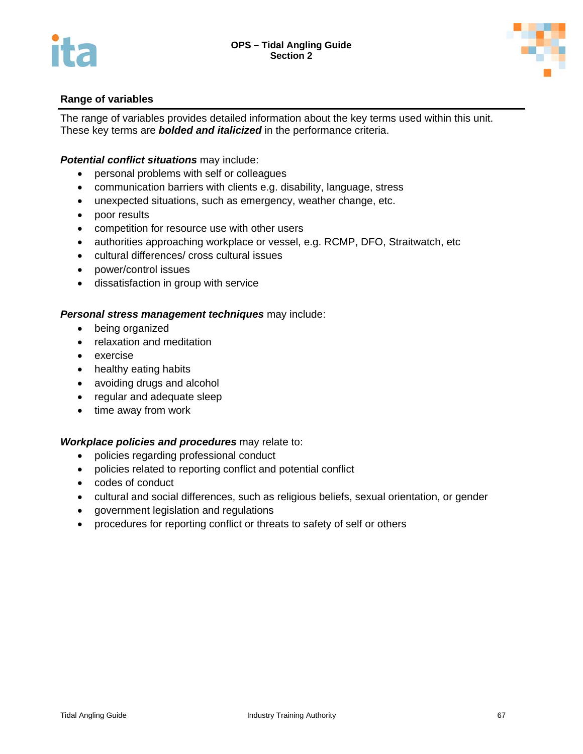## Range of variables

The range of variables provides detailed information about the key terms used within this unit. These key terms are ***bolded and italicized*** in the performance criteria.

***Potential conflict situations*** may include:

- personal problems with self or colleagues
- communication barriers with clients e.g. disability, language, stress
- unexpected situations, such as emergency, weather change, etc.
- poor results
- competition for resource use with other users
- authorities approaching workplace or vessel, e.g. RCMP, DFO, Straitwatch, etc
- cultural differences/ cross cultural issues
- power/control issues
- dissatisfaction in group with service

***Personal stress management techniques*** may include:

- being organized
- relaxation and meditation
- exercise
- healthy eating habits
- avoiding drugs and alcohol
- regular and adequate sleep
- time away from work

***Workplace policies and procedures*** may relate to:

- policies regarding professional conduct
- policies related to reporting conflict and potential conflict
- codes of conduct
- cultural and social differences, such as religious beliefs, sexual orientation, or gender
- government legislation and regulations
- procedures for reporting conflict or threats to safety of self or others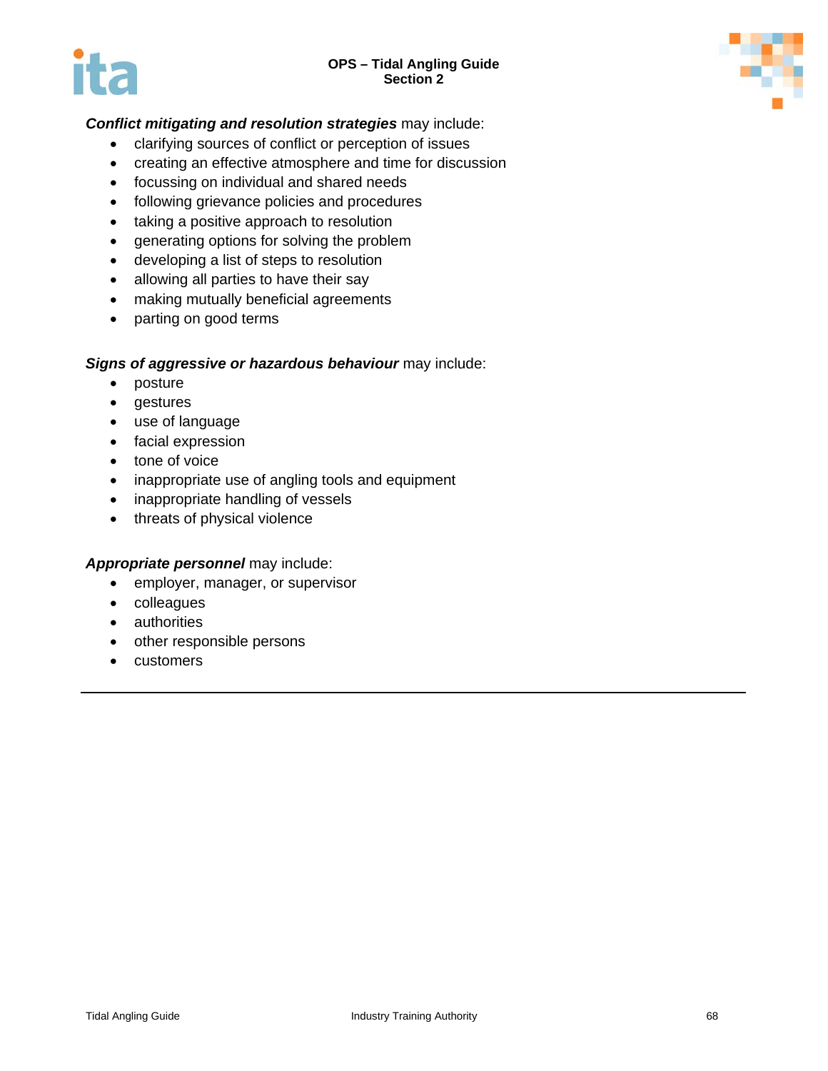***Conflict mitigating and resolution strategies*** may include:

- clarifying sources of conflict or perception of issues
- creating an effective atmosphere and time for discussion
- focussing on individual and shared needs
- following grievance policies and procedures
- taking a positive approach to resolution
- generating options for solving the problem
- developing a list of steps to resolution
- allowing all parties to have their say
- making mutually beneficial agreements
- parting on good terms

***Signs of aggressive or hazardous behaviour*** may include:

- posture
- gestures
- use of language
- facial expression
- tone of voice
- inappropriate use of angling tools and equipment
- inappropriate handling of vessels
- threats of physical violence

***Appropriate personnel*** may include:

- employer, manager, or supervisor
- colleagues
- authorities
- other responsible persons
- customers

---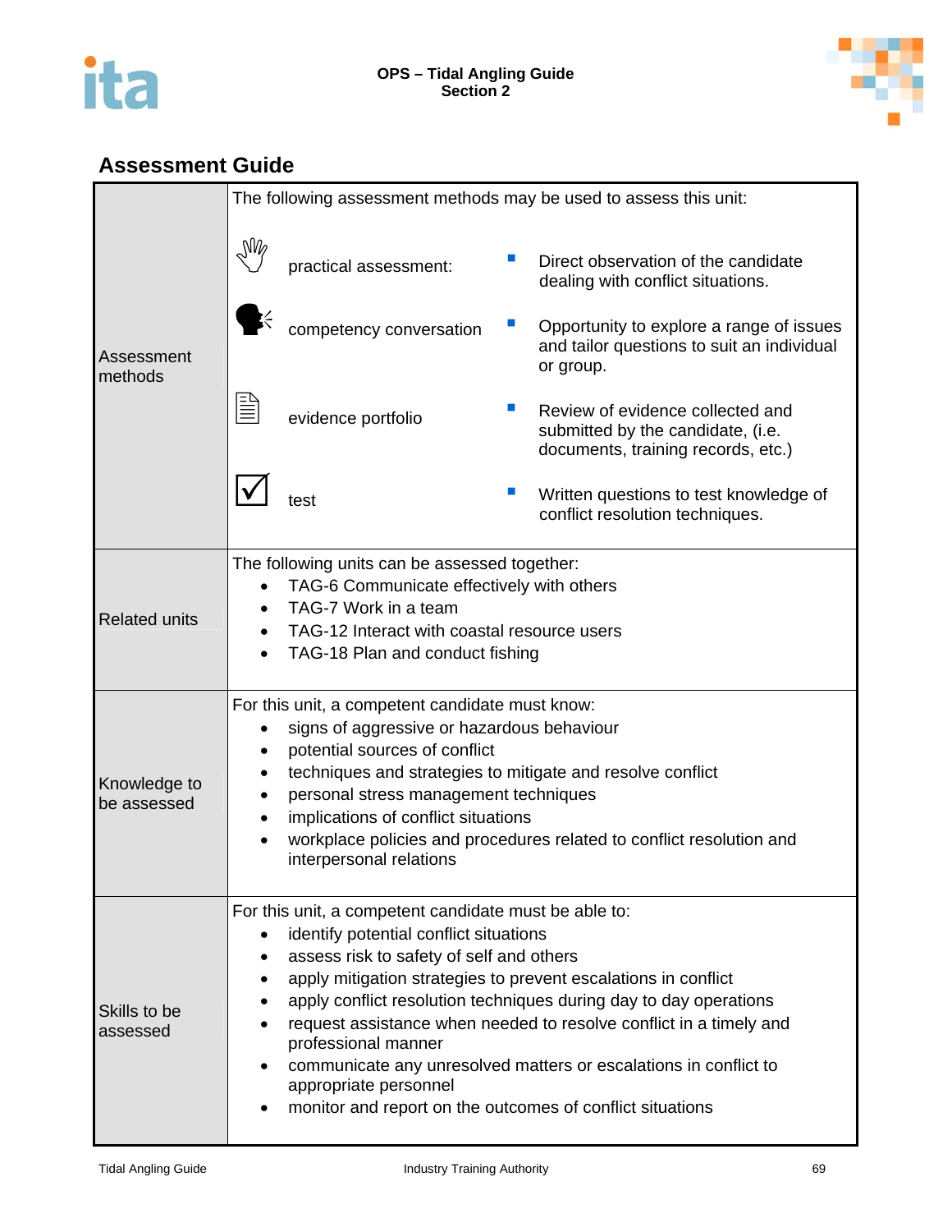## Assessment Guide

| | |
|---|---|
| Assessment methods | The following assessment methods may be used to assess this unit:<br><br>practical assessment: — Direct observation of the candidate dealing with conflict situations.<br><br>competency conversation — Opportunity to explore a range of issues and tailor questions to suit an individual or group.<br><br>evidence portfolio — Review of evidence collected and submitted by the candidate, (i.e. documents, training records, etc.)<br><br>test — Written questions to test knowledge of conflict resolution techniques. |
| Related units | The following units can be assessed together:<br>• TAG-6 Communicate effectively with others<br>• TAG-7 Work in a team<br>• TAG-12 Interact with coastal resource users<br>• TAG-18 Plan and conduct fishing |
| Knowledge to be assessed | For this unit, a competent candidate must know:<br>• signs of aggressive or hazardous behaviour<br>• potential sources of conflict<br>• techniques and strategies to mitigate and resolve conflict<br>• personal stress management techniques<br>• implications of conflict situations<br>• workplace policies and procedures related to conflict resolution and interpersonal relations |
| Skills to be assessed | For this unit, a competent candidate must be able to:<br>• identify potential conflict situations<br>• assess risk to safety of self and others<br>• apply mitigation strategies to prevent escalations in conflict<br>• apply conflict resolution techniques during day to day operations<br>• request assistance when needed to resolve conflict in a timely and professional manner<br>• communicate any unresolved matters or escalations in conflict to appropriate personnel<br>• monitor and report on the outcomes of conflict situations |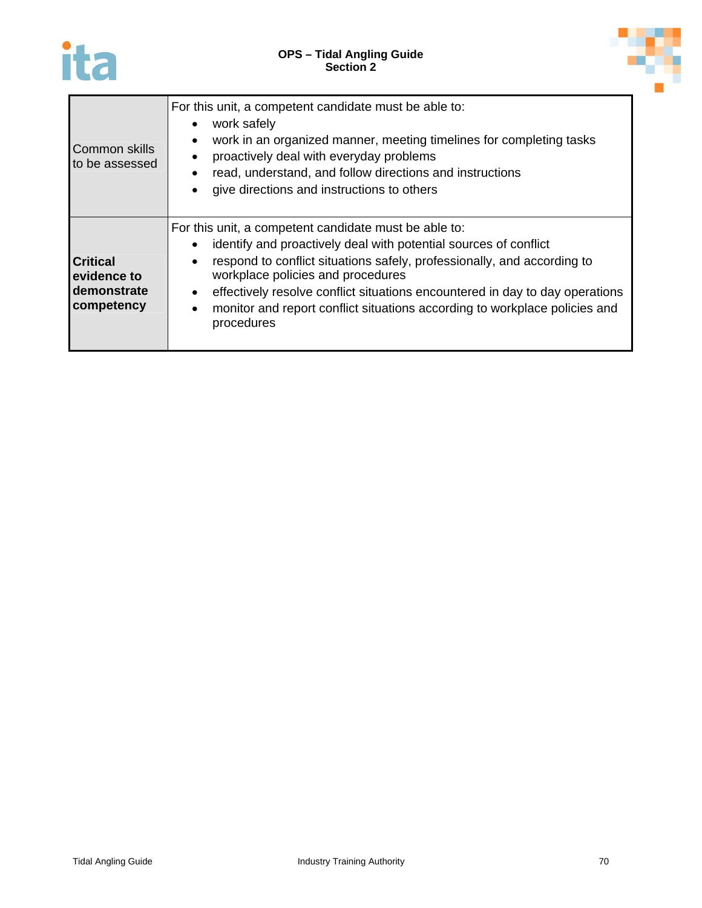| | |
|---|---|
| Common skills to be assessed | For this unit, a competent candidate must be able to:<br>• work safely<br>• work in an organized manner, meeting timelines for completing tasks<br>• proactively deal with everyday problems<br>• read, understand, and follow directions and instructions<br>• give directions and instructions to others |
| **Critical evidence to demonstrate competency** | For this unit, a competent candidate must be able to:<br>• identify and proactively deal with potential sources of conflict<br>• respond to conflict situations safely, professionally, and according to workplace policies and procedures<br>• effectively resolve conflict situations encountered in day to day operations<br>• monitor and report conflict situations according to workplace policies and procedures |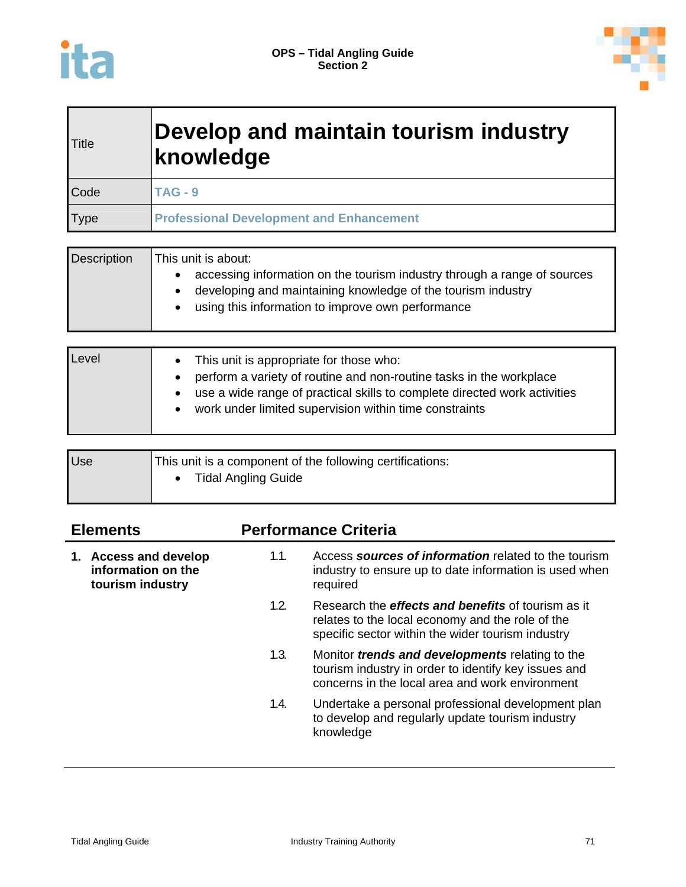| | |
|---|---|
| Title | **Develop and maintain tourism industry knowledge** |
| Code | **TAG - 9** |
| Type | **Professional Development and Enhancement** |

| | |
|---|---|
| Description | This unit is about:<br>• accessing information on the tourism industry through a range of sources<br>• developing and maintaining knowledge of the tourism industry<br>• using this information to improve own performance |

| | |
|---|---|
| Level | • This unit is appropriate for those who:<br>• perform a variety of routine and non-routine tasks in the workplace<br>• use a wide range of practical skills to complete directed work activities<br>• work under limited supervision within time constraints |

| | |
|---|---|
| Use | This unit is a component of the following certifications:<br>• Tidal Angling Guide |

| Elements | Performance Criteria | |
|---|---|---|
| **1. Access and develop information on the tourism industry** | 1.1. | Access ***sources of information*** related to the tourism industry to ensure up to date information is used when required |
| | 1.2. | Research the ***effects and benefits*** of tourism as it relates to the local economy and the role of the specific sector within the wider tourism industry |
| | 1.3. | Monitor ***trends and developments*** relating to the tourism industry in order to identify key issues and concerns in the local area and work environment |
| | 1.4. | Undertake a personal professional development plan to develop and regularly update tourism industry knowledge |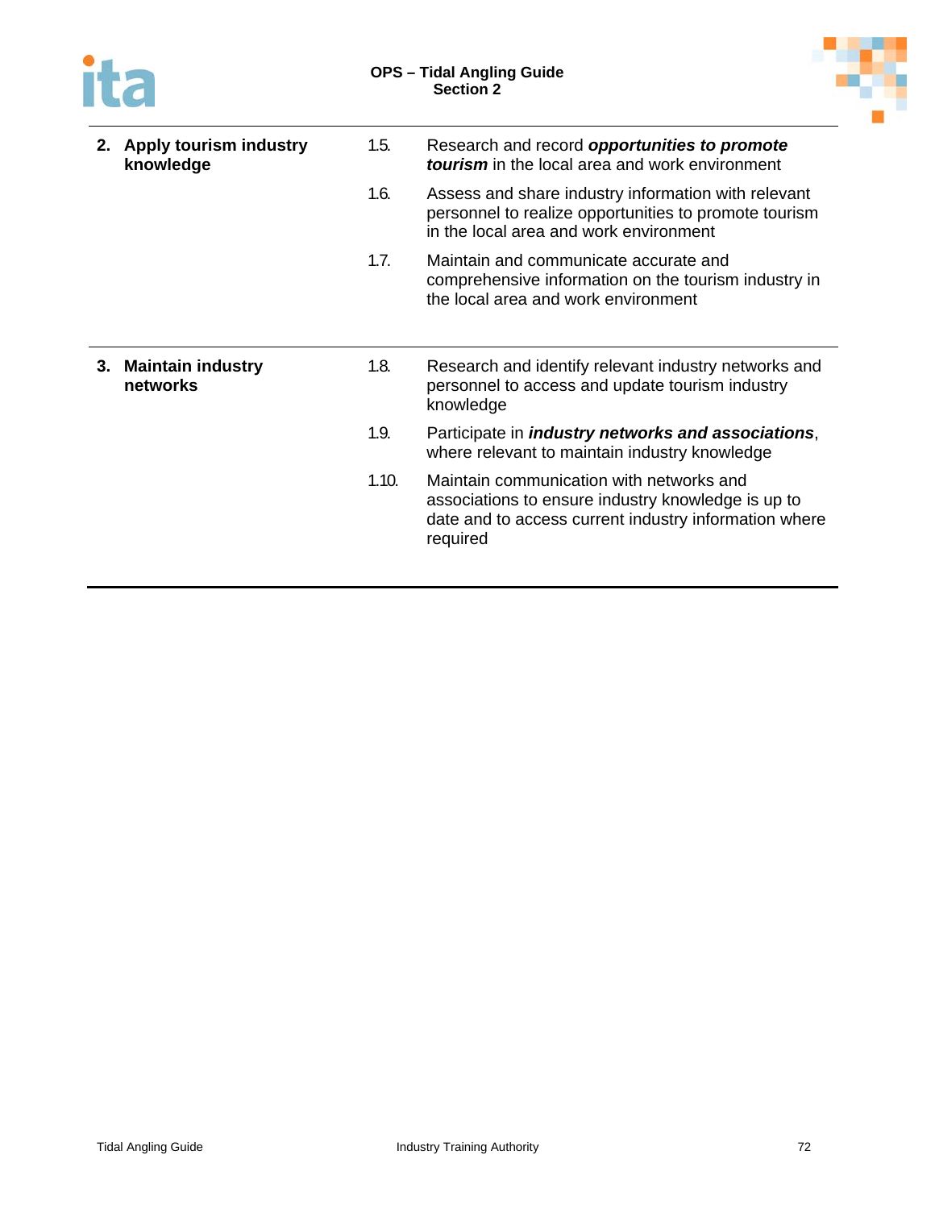| | | |
|---|---|---|
| **2. Apply tourism industry knowledge** | 1.5. | Research and record ***opportunities to promote tourism*** in the local area and work environment |
| | 1.6. | Assess and share industry information with relevant personnel to realize opportunities to promote tourism in the local area and work environment |
| | 1.7. | Maintain and communicate accurate and comprehensive information on the tourism industry in the local area and work environment |
| **3. Maintain industry networks** | 1.8. | Research and identify relevant industry networks and personnel to access and update tourism industry knowledge |
| | 1.9. | Participate in ***industry networks and associations***, where relevant to maintain industry knowledge |
| | 1.10. | Maintain communication with networks and associations to ensure industry knowledge is up to date and to access current industry information where required |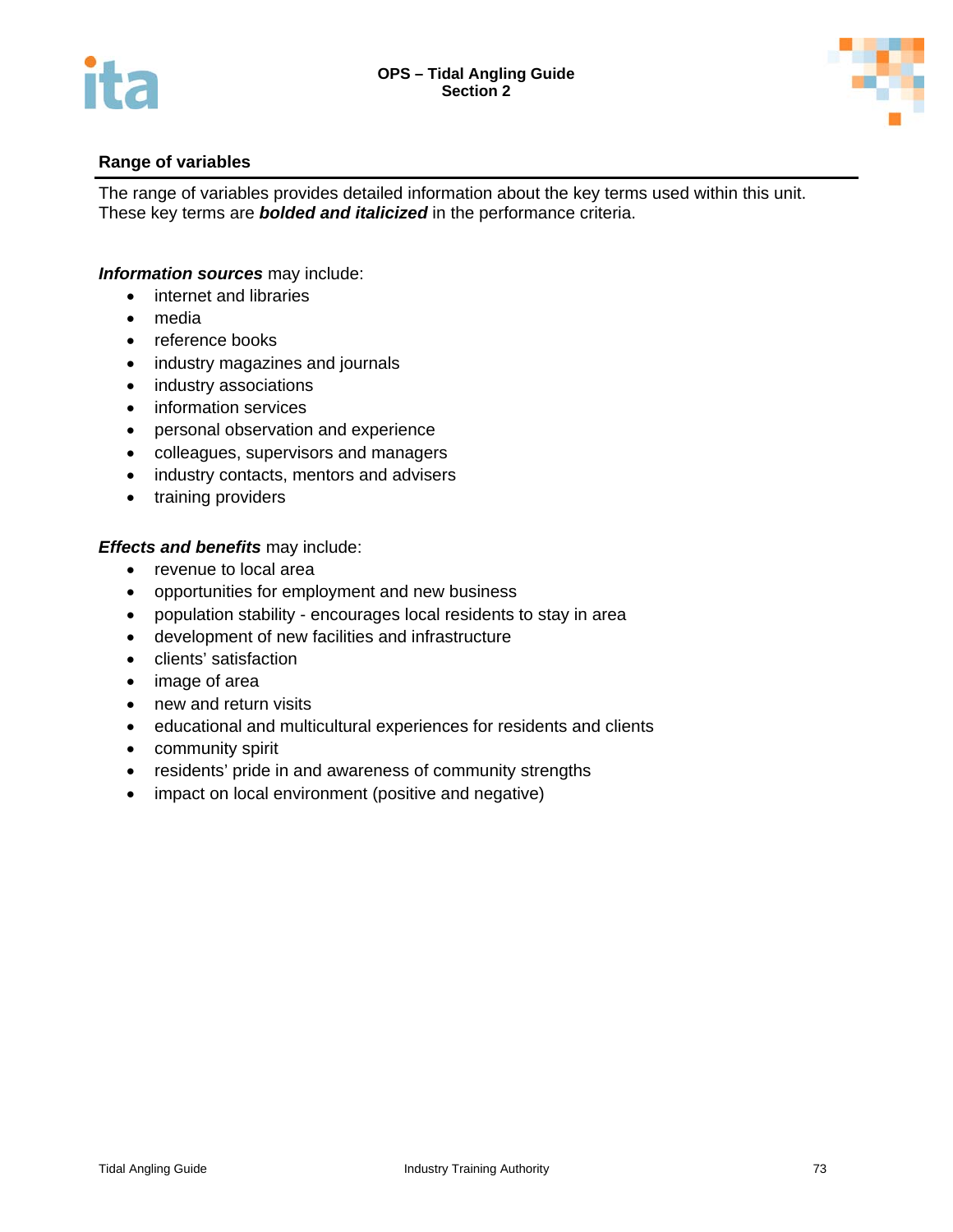## Range of variables

The range of variables provides detailed information about the key terms used within this unit. These key terms are ***bolded and italicized*** in the performance criteria.

***Information sources*** may include:

- internet and libraries
- media
- reference books
- industry magazines and journals
- industry associations
- information services
- personal observation and experience
- colleagues, supervisors and managers
- industry contacts, mentors and advisers
- training providers

***Effects and benefits*** may include:

- revenue to local area
- opportunities for employment and new business
- population stability - encourages local residents to stay in area
- development of new facilities and infrastructure
- clients' satisfaction
- image of area
- new and return visits
- educational and multicultural experiences for residents and clients
- community spirit
- residents' pride in and awareness of community strengths
- impact on local environment (positive and negative)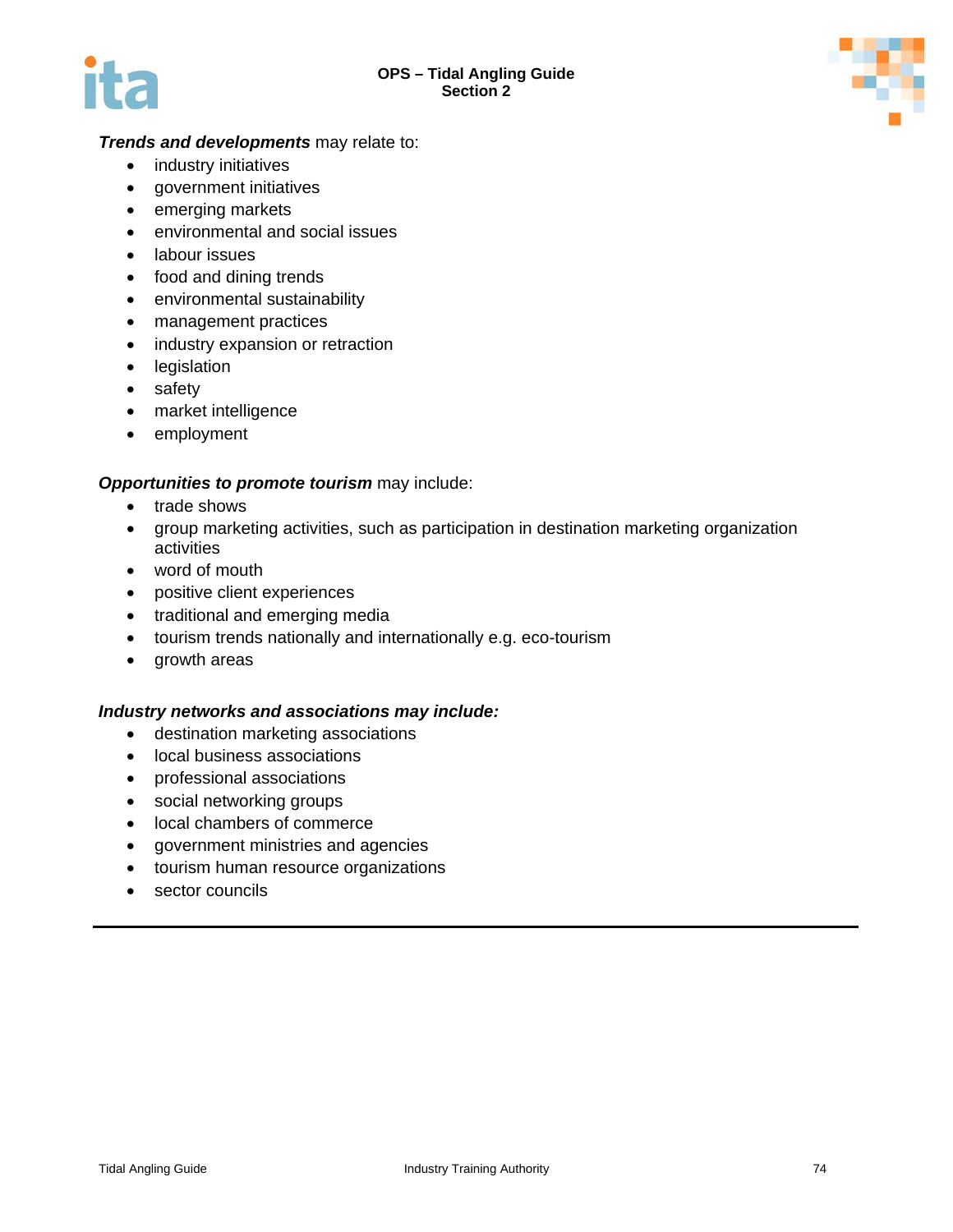***Trends and developments*** may relate to:

- industry initiatives
- government initiatives
- emerging markets
- environmental and social issues
- labour issues
- food and dining trends
- environmental sustainability
- management practices
- industry expansion or retraction
- legislation
- safety
- market intelligence
- employment

***Opportunities to promote tourism*** may include:

- trade shows
- group marketing activities, such as participation in destination marketing organization activities
- word of mouth
- positive client experiences
- traditional and emerging media
- tourism trends nationally and internationally e.g. eco-tourism
- growth areas

***Industry networks and associations may include:***

- destination marketing associations
- local business associations
- professional associations
- social networking groups
- local chambers of commerce
- government ministries and agencies
- tourism human resource organizations
- sector councils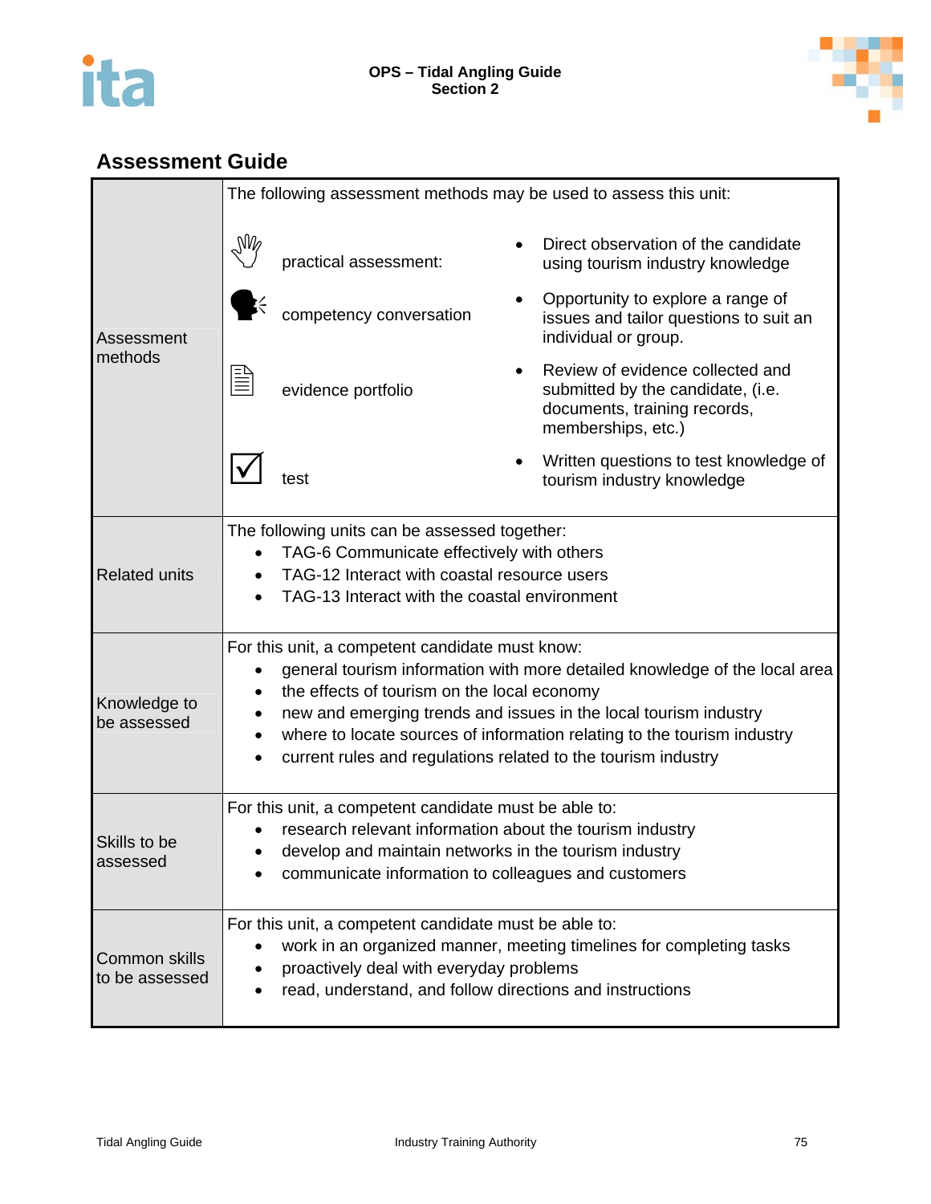## Assessment Guide

| | |
|---|---|
| Assessment methods | The following assessment methods may be used to assess this unit:<br><br>practical assessment: • Direct observation of the candidate using tourism industry knowledge<br><br>competency conversation • Opportunity to explore a range of issues and tailor questions to suit an individual or group.<br><br>evidence portfolio • Review of evidence collected and submitted by the candidate, (i.e. documents, training records, memberships, etc.)<br><br>test • Written questions to test knowledge of tourism industry knowledge |
| Related units | The following units can be assessed together:<br>• TAG-6 Communicate effectively with others<br>• TAG-12 Interact with coastal resource users<br>• TAG-13 Interact with the coastal environment |
| Knowledge to be assessed | For this unit, a competent candidate must know:<br>• general tourism information with more detailed knowledge of the local area<br>• the effects of tourism on the local economy<br>• new and emerging trends and issues in the local tourism industry<br>• where to locate sources of information relating to the tourism industry<br>• current rules and regulations related to the tourism industry |
| Skills to be assessed | For this unit, a competent candidate must be able to:<br>• research relevant information about the tourism industry<br>• develop and maintain networks in the tourism industry<br>• communicate information to colleagues and customers |
| Common skills to be assessed | For this unit, a competent candidate must be able to:<br>• work in an organized manner, meeting timelines for completing tasks<br>• proactively deal with everyday problems<br>• read, understand, and follow directions and instructions |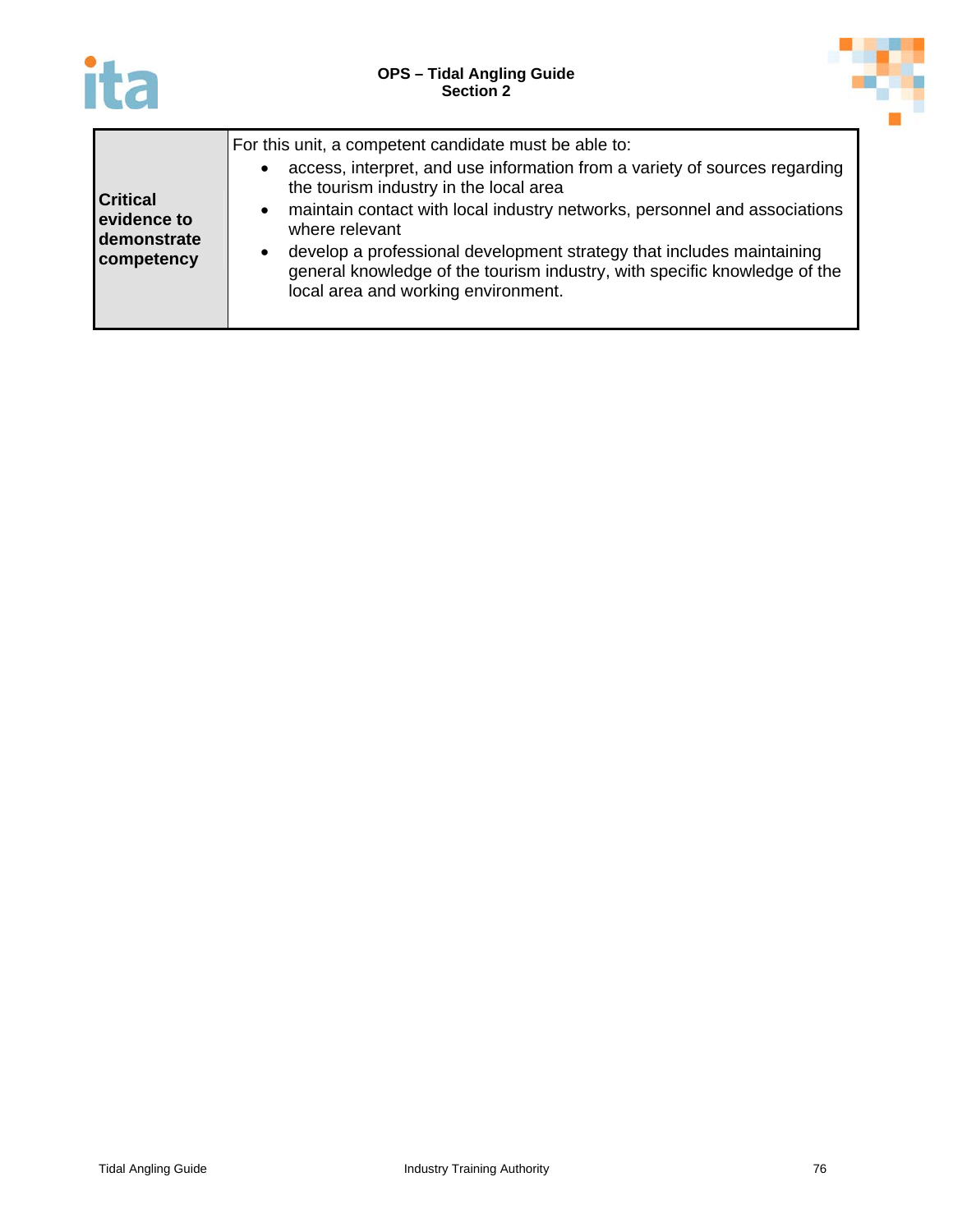| | |
|---|---|
| **Critical evidence to demonstrate competency** | For this unit, a competent candidate must be able to:<br>• access, interpret, and use information from a variety of sources regarding the tourism industry in the local area<br>• maintain contact with local industry networks, personnel and associations where relevant<br>• develop a professional development strategy that includes maintaining general knowledge of the tourism industry, with specific knowledge of the local area and working environment. |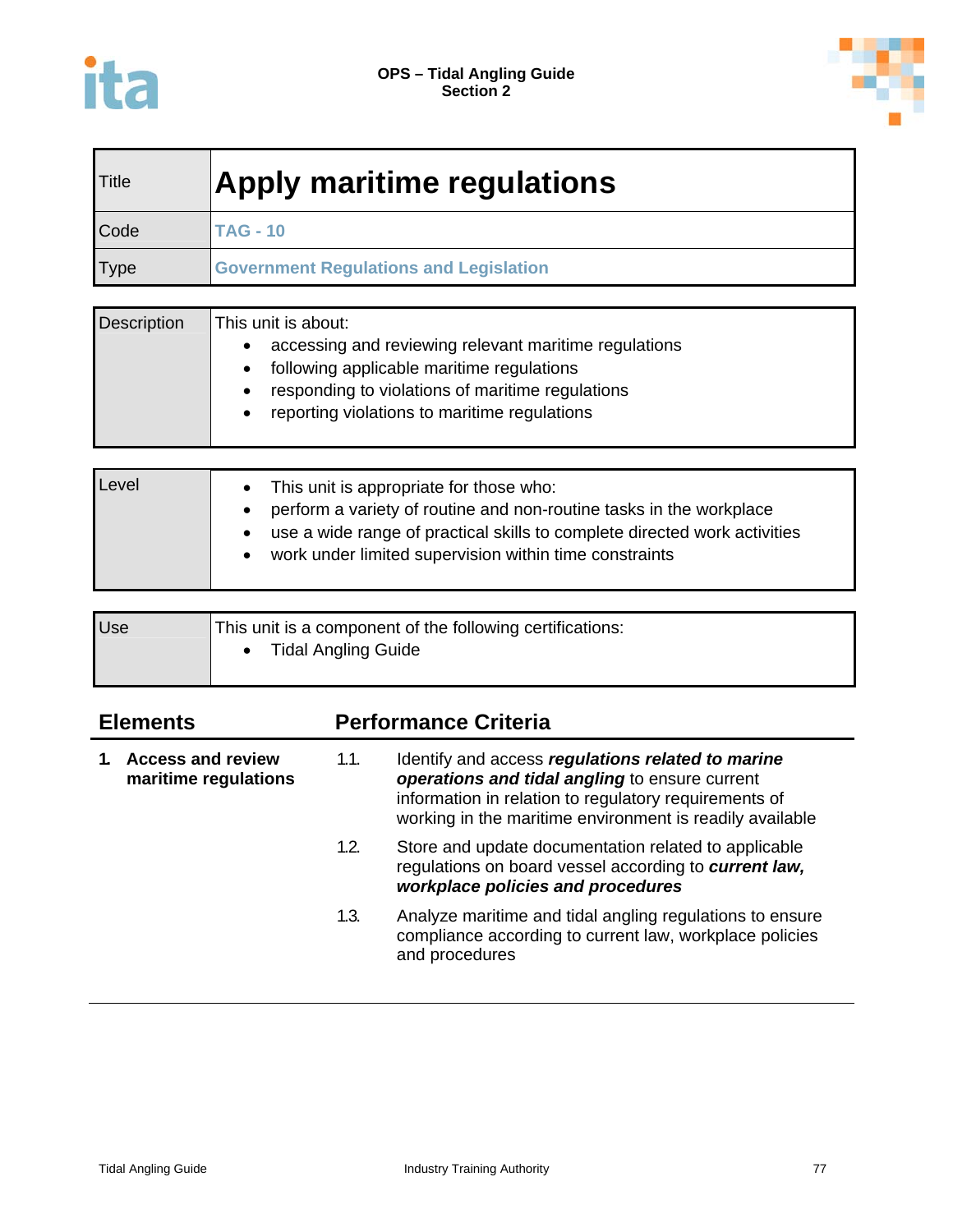| | |
|---|---|
| Title | **Apply maritime regulations** |
| Code | **TAG - 10** |
| Type | **Government Regulations and Legislation** |

| | |
|---|---|
| Description | This unit is about:<br>• accessing and reviewing relevant maritime regulations<br>• following applicable maritime regulations<br>• responding to violations of maritime regulations<br>• reporting violations to maritime regulations |

| | |
|---|---|
| Level | • This unit is appropriate for those who:<br>• perform a variety of routine and non-routine tasks in the workplace<br>• use a wide range of practical skills to complete directed work activities<br>• work under limited supervision within time constraints |

| | |
|---|---|
| Use | This unit is a component of the following certifications:<br>• Tidal Angling Guide |

| Elements | | Performance Criteria |
|---|---|---|
| **1. Access and review maritime regulations** | 1.1. | Identify and access ***regulations related to marine operations and tidal angling*** to ensure current information in relation to regulatory requirements of working in the maritime environment is readily available |
| | 1.2. | Store and update documentation related to applicable regulations on board vessel according to ***current law, workplace policies and procedures*** |
| | 1.3. | Analyze maritime and tidal angling regulations to ensure compliance according to current law, workplace policies and procedures |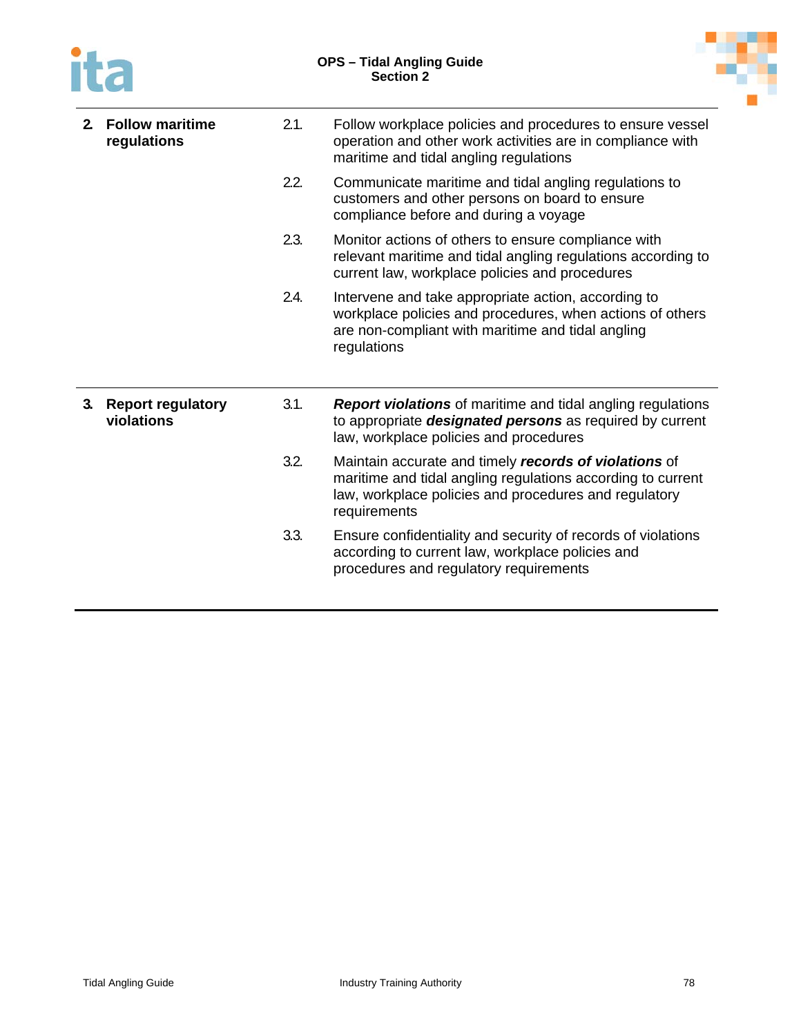| | | |
|---|---|---|
| **2. Follow maritime regulations** | 2.1. | Follow workplace policies and procedures to ensure vessel operation and other work activities are in compliance with maritime and tidal angling regulations |
| | 2.2. | Communicate maritime and tidal angling regulations to customers and other persons on board to ensure compliance before and during a voyage |
| | 2.3. | Monitor actions of others to ensure compliance with relevant maritime and tidal angling regulations according to current law, workplace policies and procedures |
| | 2.4. | Intervene and take appropriate action, according to workplace policies and procedures, when actions of others are non-compliant with maritime and tidal angling regulations |
| **3. Report regulatory violations** | 3.1. | ***Report violations*** of maritime and tidal angling regulations to appropriate ***designated persons*** as required by current law, workplace policies and procedures |
| | 3.2. | Maintain accurate and timely ***records of violations*** of maritime and tidal angling regulations according to current law, workplace policies and procedures and regulatory requirements |
| | 3.3. | Ensure confidentiality and security of records of violations according to current law, workplace policies and procedures and regulatory requirements |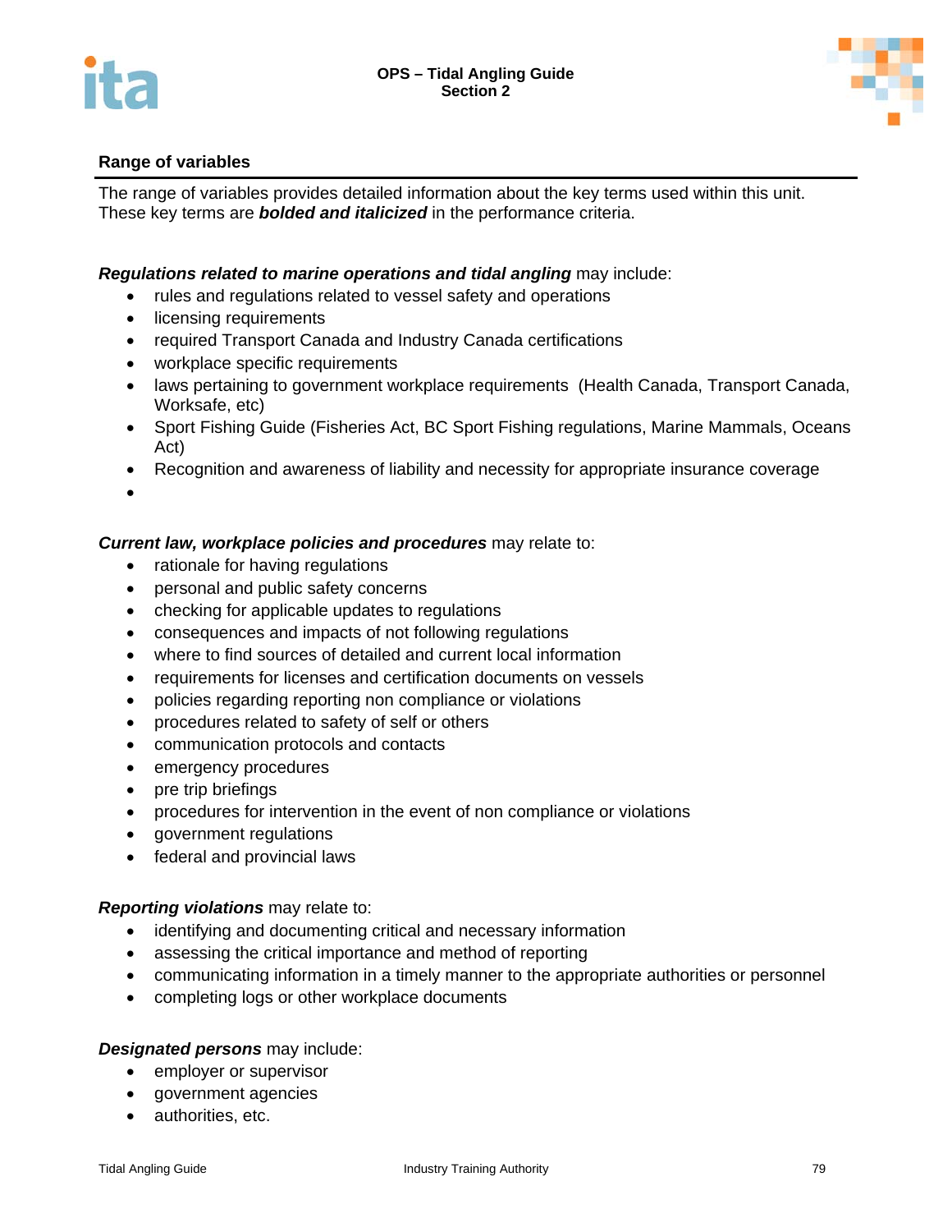## Range of variables

The range of variables provides detailed information about the key terms used within this unit. These key terms are ***bolded and italicized*** in the performance criteria.

***Regulations related to marine operations and tidal angling*** may include:

- rules and regulations related to vessel safety and operations
- licensing requirements
- required Transport Canada and Industry Canada certifications
- workplace specific requirements
- laws pertaining to government workplace requirements (Health Canada, Transport Canada, Worksafe, etc)
- Sport Fishing Guide (Fisheries Act, BC Sport Fishing regulations, Marine Mammals, Oceans Act)
- Recognition and awareness of liability and necessity for appropriate insurance coverage
-

***Current law, workplace policies and procedures*** may relate to:

- rationale for having regulations
- personal and public safety concerns
- checking for applicable updates to regulations
- consequences and impacts of not following regulations
- where to find sources of detailed and current local information
- requirements for licenses and certification documents on vessels
- policies regarding reporting non compliance or violations
- procedures related to safety of self or others
- communication protocols and contacts
- emergency procedures
- pre trip briefings
- procedures for intervention in the event of non compliance or violations
- government regulations
- federal and provincial laws

***Reporting violations*** may relate to:

- identifying and documenting critical and necessary information
- assessing the critical importance and method of reporting
- communicating information in a timely manner to the appropriate authorities or personnel
- completing logs or other workplace documents

***Designated persons*** may include:

- employer or supervisor
- government agencies
- authorities, etc.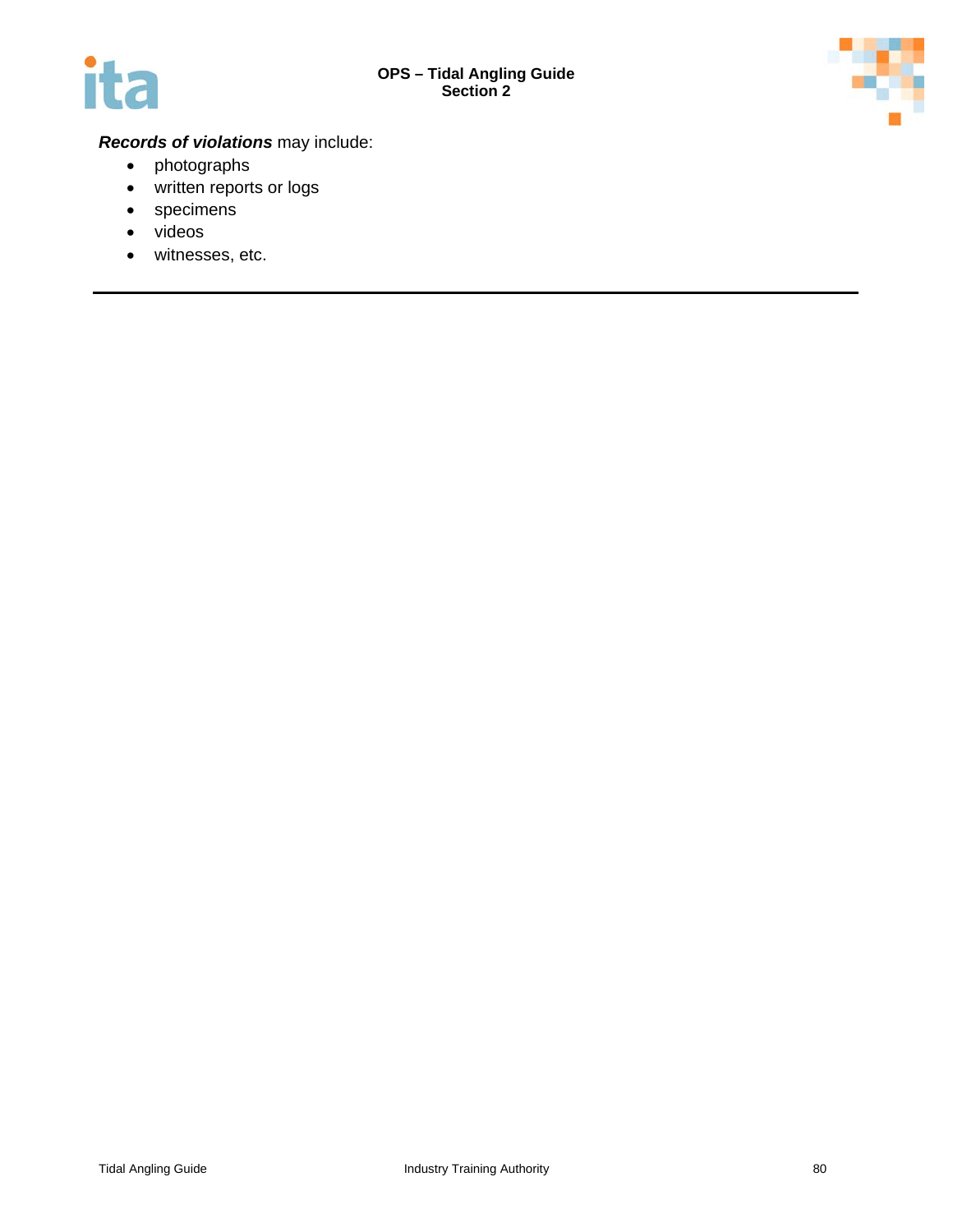***Records of violations*** may include:

- photographs
- written reports or logs
- specimens
- videos
- witnesses, etc.

---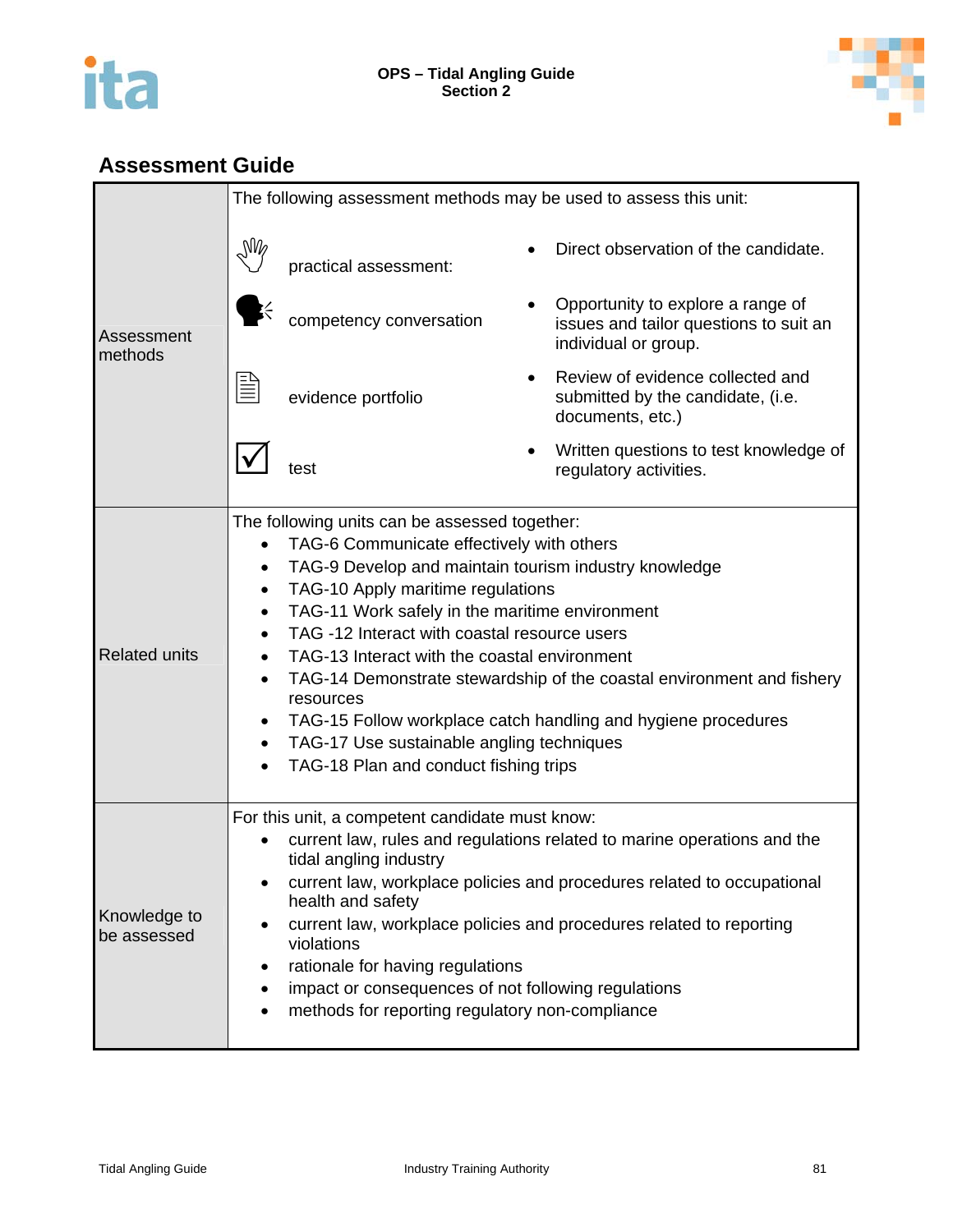## Assessment Guide

| | |
|---|---|
| Assessment methods | The following assessment methods may be used to assess this unit:<br><br>practical assessment: • Direct observation of the candidate.<br><br>competency conversation • Opportunity to explore a range of issues and tailor questions to suit an individual or group.<br><br>evidence portfolio • Review of evidence collected and submitted by the candidate, (i.e. documents, etc.)<br><br>test • Written questions to test knowledge of regulatory activities. |
| Related units | The following units can be assessed together:<br>• TAG-6 Communicate effectively with others<br>• TAG-9 Develop and maintain tourism industry knowledge<br>• TAG-10 Apply maritime regulations<br>• TAG-11 Work safely in the maritime environment<br>• TAG -12 Interact with coastal resource users<br>• TAG-13 Interact with the coastal environment<br>• TAG-14 Demonstrate stewardship of the coastal environment and fishery resources<br>• TAG-15 Follow workplace catch handling and hygiene procedures<br>• TAG-17 Use sustainable angling techniques<br>• TAG-18 Plan and conduct fishing trips |
| Knowledge to be assessed | For this unit, a competent candidate must know:<br>• current law, rules and regulations related to marine operations and the tidal angling industry<br>• current law, workplace policies and procedures related to occupational health and safety<br>• current law, workplace policies and procedures related to reporting violations<br>• rationale for having regulations<br>• impact or consequences of not following regulations<br>• methods for reporting regulatory non-compliance |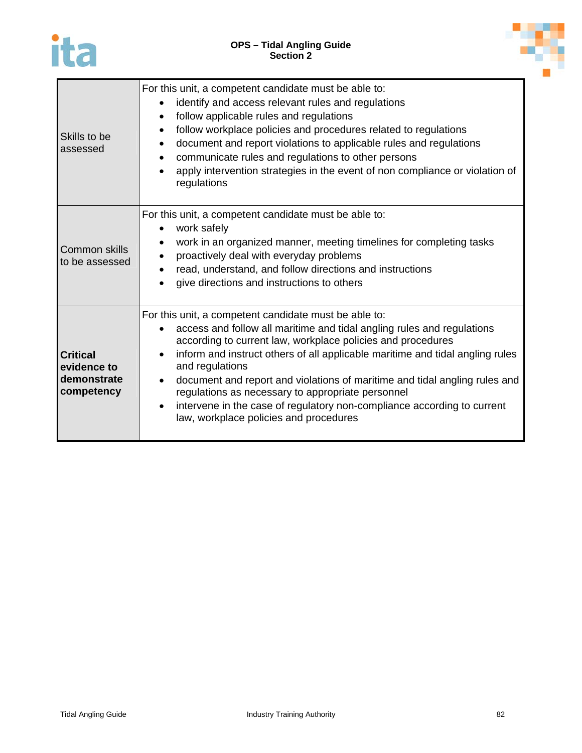| | |
|---|---|
| Skills to be assessed | For this unit, a competent candidate must be able to:<br>• identify and access relevant rules and regulations<br>• follow applicable rules and regulations<br>• follow workplace policies and procedures related to regulations<br>• document and report violations to applicable rules and regulations<br>• communicate rules and regulations to other persons<br>• apply intervention strategies in the event of non compliance or violation of regulations |
| Common skills to be assessed | For this unit, a competent candidate must be able to:<br>• work safely<br>• work in an organized manner, meeting timelines for completing tasks<br>• proactively deal with everyday problems<br>• read, understand, and follow directions and instructions<br>• give directions and instructions to others |
| **Critical evidence to demonstrate competency** | For this unit, a competent candidate must be able to:<br>• access and follow all maritime and tidal angling rules and regulations according to current law, workplace policies and procedures<br>• inform and instruct others of all applicable maritime and tidal angling rules and regulations<br>• document and report and violations of maritime and tidal angling rules and regulations as necessary to appropriate personnel<br>• intervene in the case of regulatory non-compliance according to current law, workplace policies and procedures |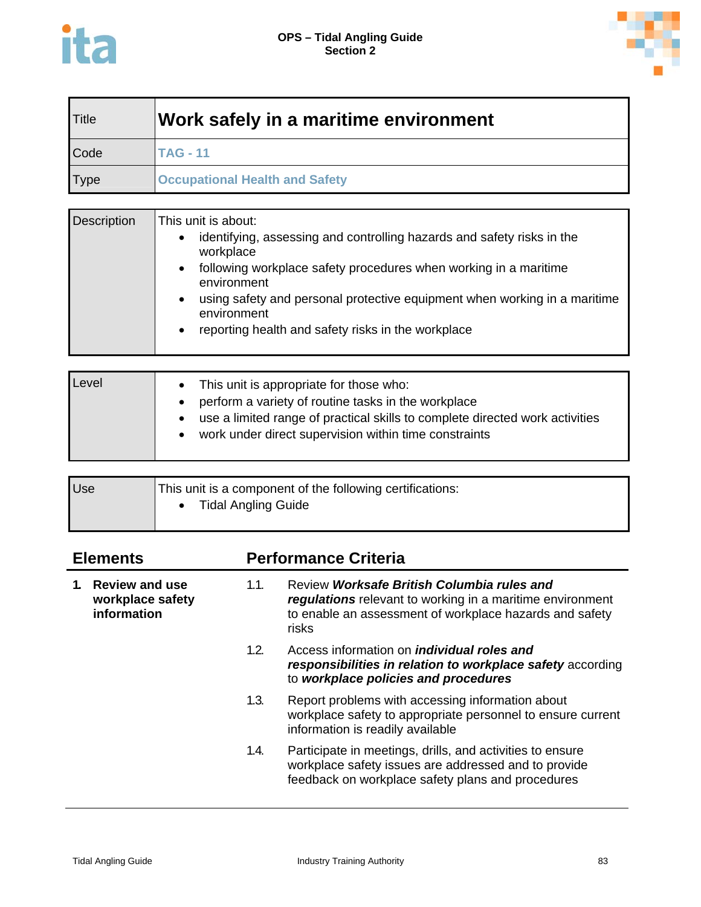| | |
|---|---|
| Title | **Work safely in a maritime environment** |
| Code | **TAG - 11** |
| Type | **Occupational Health and Safety** |

| | |
|---|---|
| Description | This unit is about:<br>• identifying, assessing and controlling hazards and safety risks in the workplace<br>• following workplace safety procedures when working in a maritime environment<br>• using safety and personal protective equipment when working in a maritime environment<br>• reporting health and safety risks in the workplace |

| | |
|---|---|
| Level | • This unit is appropriate for those who:<br>• perform a variety of routine tasks in the workplace<br>• use a limited range of practical skills to complete directed work activities<br>• work under direct supervision within time constraints |

| | |
|---|---|
| Use | This unit is a component of the following certifications:<br>• Tidal Angling Guide |

| Elements | Performance Criteria |
|---|---|
| **1. Review and use workplace safety information** | 1.1. Review ***Worksafe British Columbia rules and regulations*** relevant to working in a maritime environment to enable an assessment of workplace hazards and safety risks |
| | 1.2. Access information on ***individual roles and responsibilities in relation to workplace safety*** according to ***workplace policies and procedures*** |
| | 1.3. Report problems with accessing information about workplace safety to appropriate personnel to ensure current information is readily available |
| | 1.4. Participate in meetings, drills, and activities to ensure workplace safety issues are addressed and to provide feedback on workplace safety plans and procedures |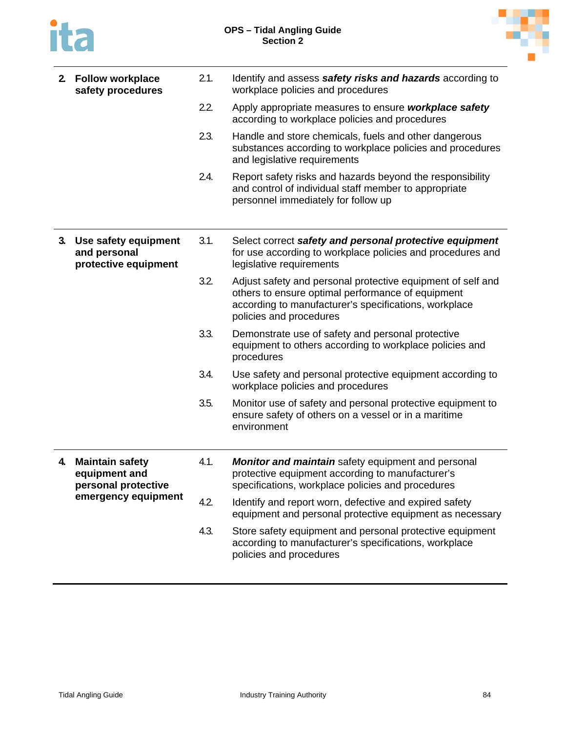| | | |
|---|---|---|
| **2. Follow workplace safety procedures** | 2.1. | Identify and assess ***safety risks and hazards*** according to workplace policies and procedures |
| | 2.2. | Apply appropriate measures to ensure ***workplace safety*** according to workplace policies and procedures |
| | 2.3. | Handle and store chemicals, fuels and other dangerous substances according to workplace policies and procedures and legislative requirements |
| | 2.4. | Report safety risks and hazards beyond the responsibility and control of individual staff member to appropriate personnel immediately for follow up |
| **3. Use safety equipment and personal protective equipment** | 3.1. | Select correct ***safety and personal protective equipment*** for use according to workplace policies and procedures and legislative requirements |
| | 3.2. | Adjust safety and personal protective equipment of self and others to ensure optimal performance of equipment according to manufacturer's specifications, workplace policies and procedures |
| | 3.3. | Demonstrate use of safety and personal protective equipment to others according to workplace policies and procedures |
| | 3.4. | Use safety and personal protective equipment according to workplace policies and procedures |
| | 3.5. | Monitor use of safety and personal protective equipment to ensure safety of others on a vessel or in a maritime environment |
| **4. Maintain safety equipment and personal protective emergency equipment** | 4.1. | ***Monitor and maintain*** safety equipment and personal protective equipment according to manufacturer's specifications, workplace policies and procedures |
| | 4.2. | Identify and report worn, defective and expired safety equipment and personal protective equipment as necessary |
| | 4.3. | Store safety equipment and personal protective equipment according to manufacturer's specifications, workplace policies and procedures |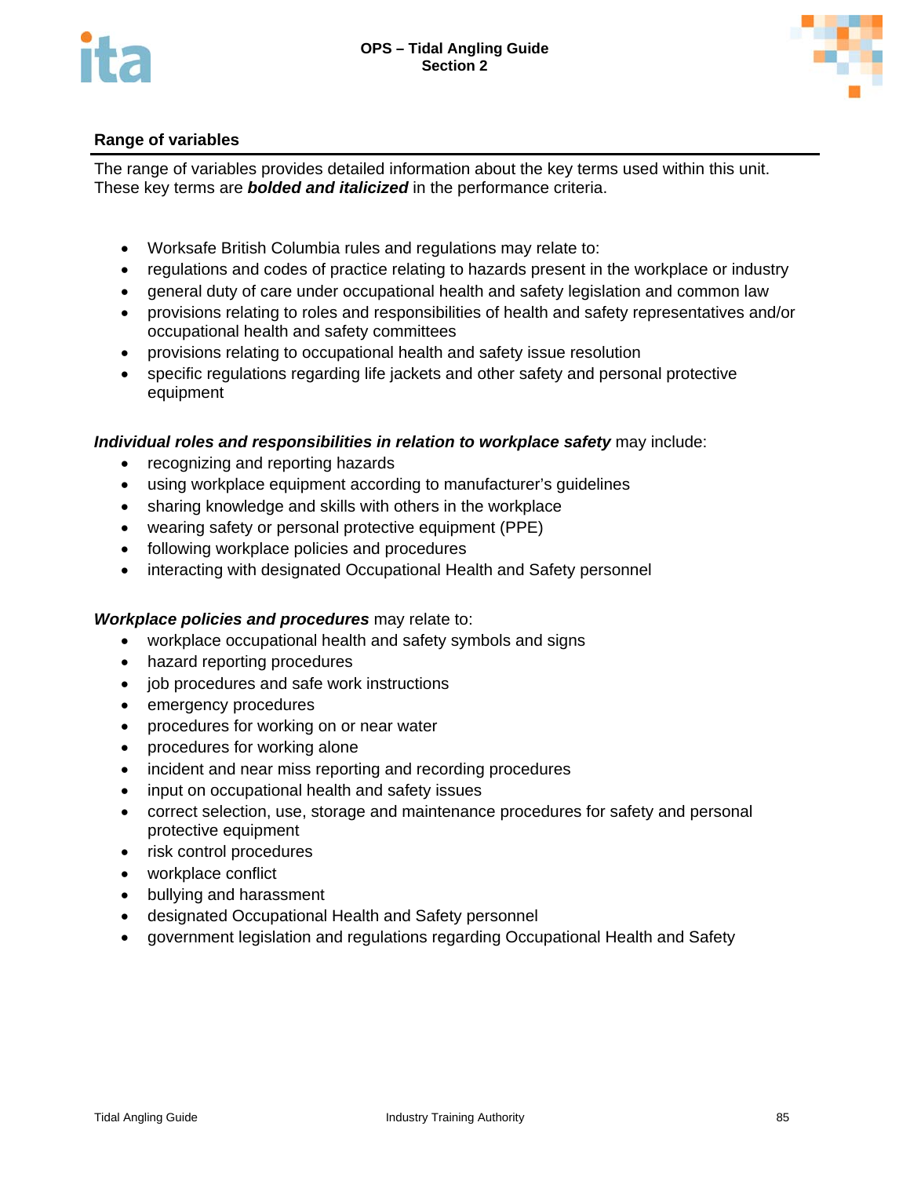## Range of variables

The range of variables provides detailed information about the key terms used within this unit. These key terms are ***bolded and italicized*** in the performance criteria.

- Worksafe British Columbia rules and regulations may relate to:
- regulations and codes of practice relating to hazards present in the workplace or industry
- general duty of care under occupational health and safety legislation and common law
- provisions relating to roles and responsibilities of health and safety representatives and/or occupational health and safety committees
- provisions relating to occupational health and safety issue resolution
- specific regulations regarding life jackets and other safety and personal protective equipment

***Individual roles and responsibilities in relation to workplace safety*** may include:

- recognizing and reporting hazards
- using workplace equipment according to manufacturer's guidelines
- sharing knowledge and skills with others in the workplace
- wearing safety or personal protective equipment (PPE)
- following workplace policies and procedures
- interacting with designated Occupational Health and Safety personnel

***Workplace policies and procedures*** may relate to:

- workplace occupational health and safety symbols and signs
- hazard reporting procedures
- job procedures and safe work instructions
- emergency procedures
- procedures for working on or near water
- procedures for working alone
- incident and near miss reporting and recording procedures
- input on occupational health and safety issues
- correct selection, use, storage and maintenance procedures for safety and personal protective equipment
- risk control procedures
- workplace conflict
- bullying and harassment
- designated Occupational Health and Safety personnel
- government legislation and regulations regarding Occupational Health and Safety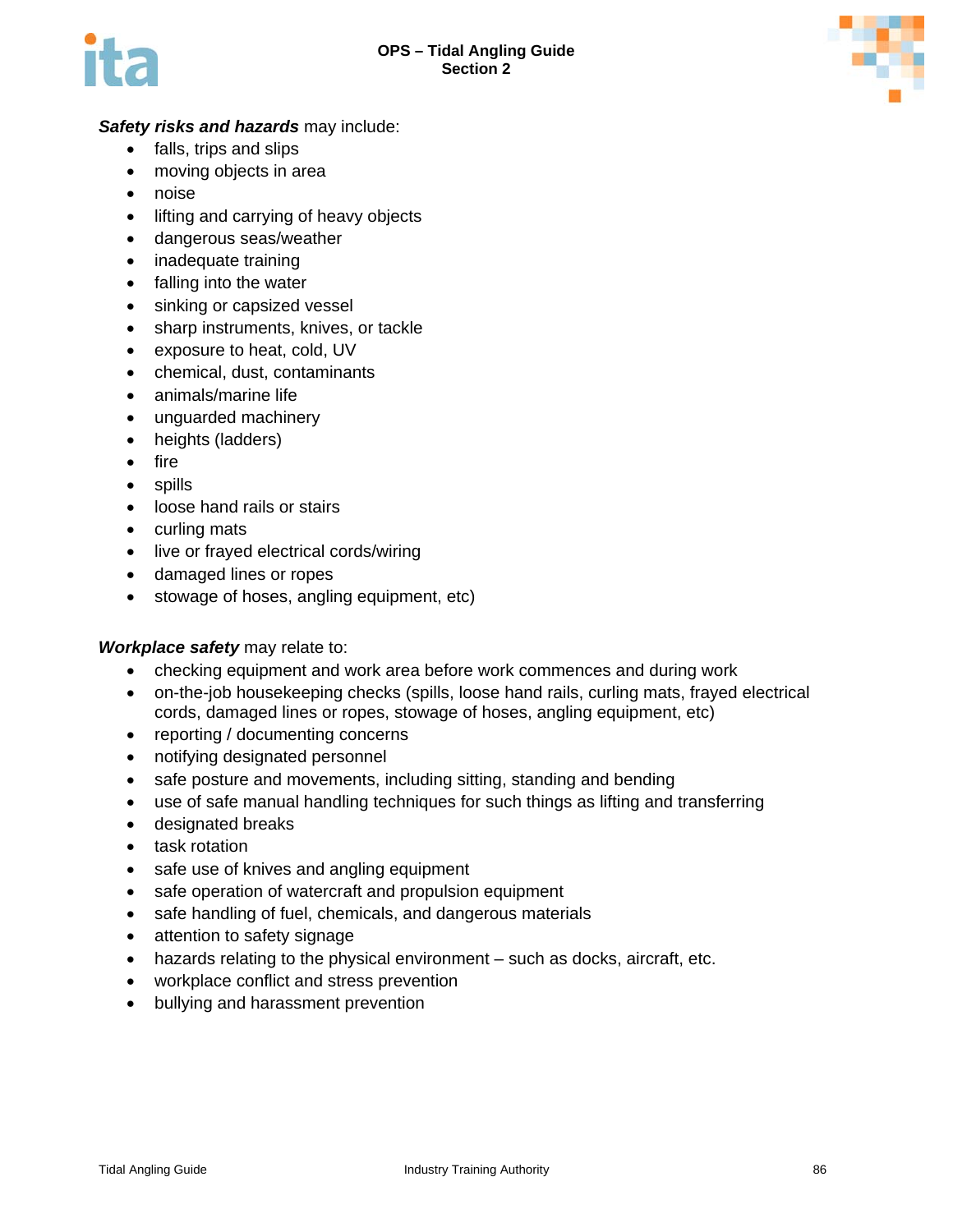***Safety risks and hazards*** may include:

- falls, trips and slips
- moving objects in area
- noise
- lifting and carrying of heavy objects
- dangerous seas/weather
- inadequate training
- falling into the water
- sinking or capsized vessel
- sharp instruments, knives, or tackle
- exposure to heat, cold, UV
- chemical, dust, contaminants
- animals/marine life
- unguarded machinery
- heights (ladders)
- fire
- spills
- loose hand rails or stairs
- curling mats
- live or frayed electrical cords/wiring
- damaged lines or ropes
- stowage of hoses, angling equipment, etc)

***Workplace safety*** may relate to:

- checking equipment and work area before work commences and during work
- on-the-job housekeeping checks (spills, loose hand rails, curling mats, frayed electrical cords, damaged lines or ropes, stowage of hoses, angling equipment, etc)
- reporting / documenting concerns
- notifying designated personnel
- safe posture and movements, including sitting, standing and bending
- use of safe manual handling techniques for such things as lifting and transferring
- designated breaks
- task rotation
- safe use of knives and angling equipment
- safe operation of watercraft and propulsion equipment
- safe handling of fuel, chemicals, and dangerous materials
- attention to safety signage
- hazards relating to the physical environment – such as docks, aircraft, etc.
- workplace conflict and stress prevention
- bullying and harassment prevention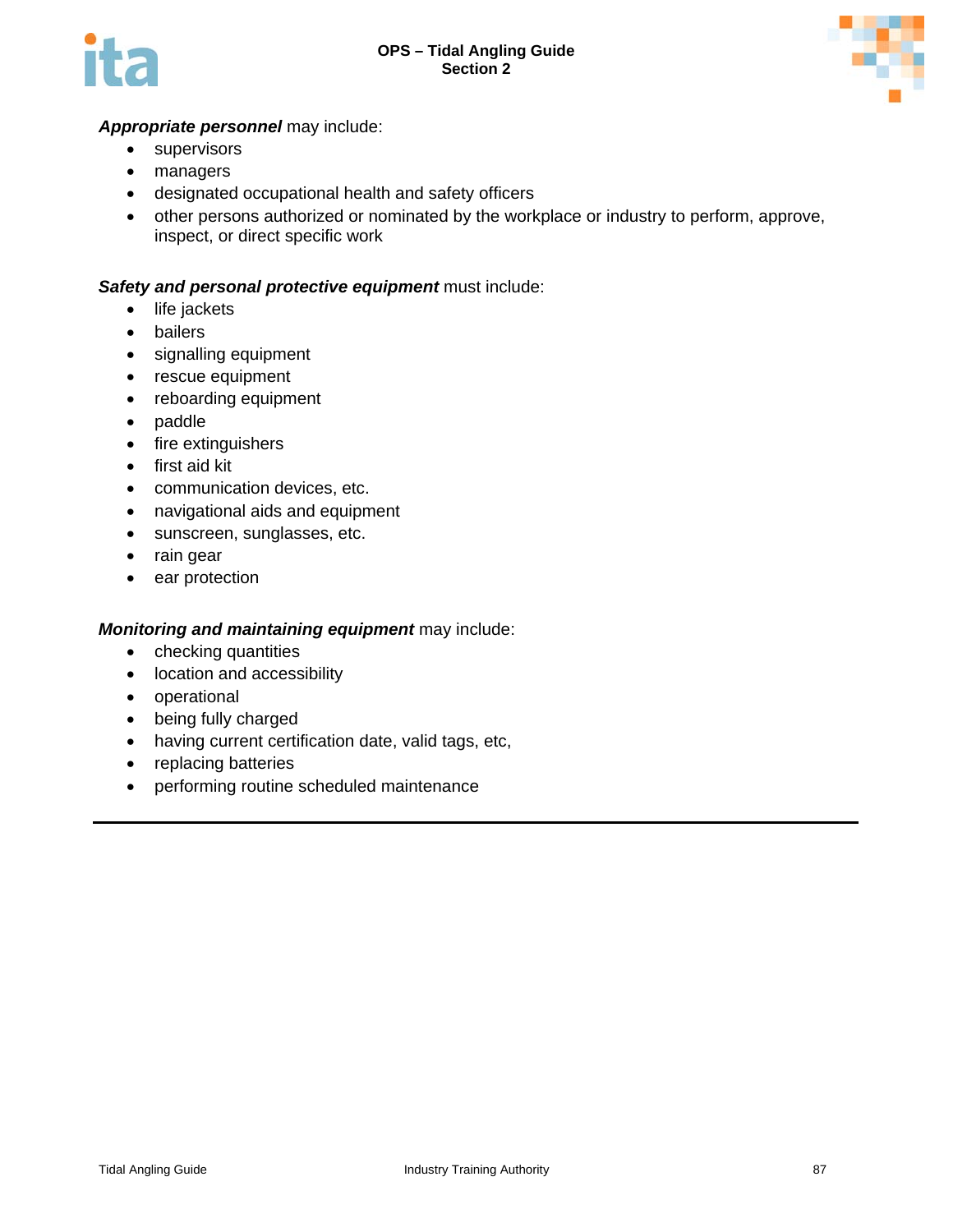***Appropriate personnel*** may include:

- supervisors
- managers
- designated occupational health and safety officers
- other persons authorized or nominated by the workplace or industry to perform, approve, inspect, or direct specific work

***Safety and personal protective equipment*** must include:

- life jackets
- bailers
- signalling equipment
- rescue equipment
- reboarding equipment
- paddle
- fire extinguishers
- first aid kit
- communication devices, etc.
- navigational aids and equipment
- sunscreen, sunglasses, etc.
- rain gear
- ear protection

***Monitoring and maintaining equipment*** may include:

- checking quantities
- location and accessibility
- operational
- being fully charged
- having current certification date, valid tags, etc,
- replacing batteries
- performing routine scheduled maintenance

---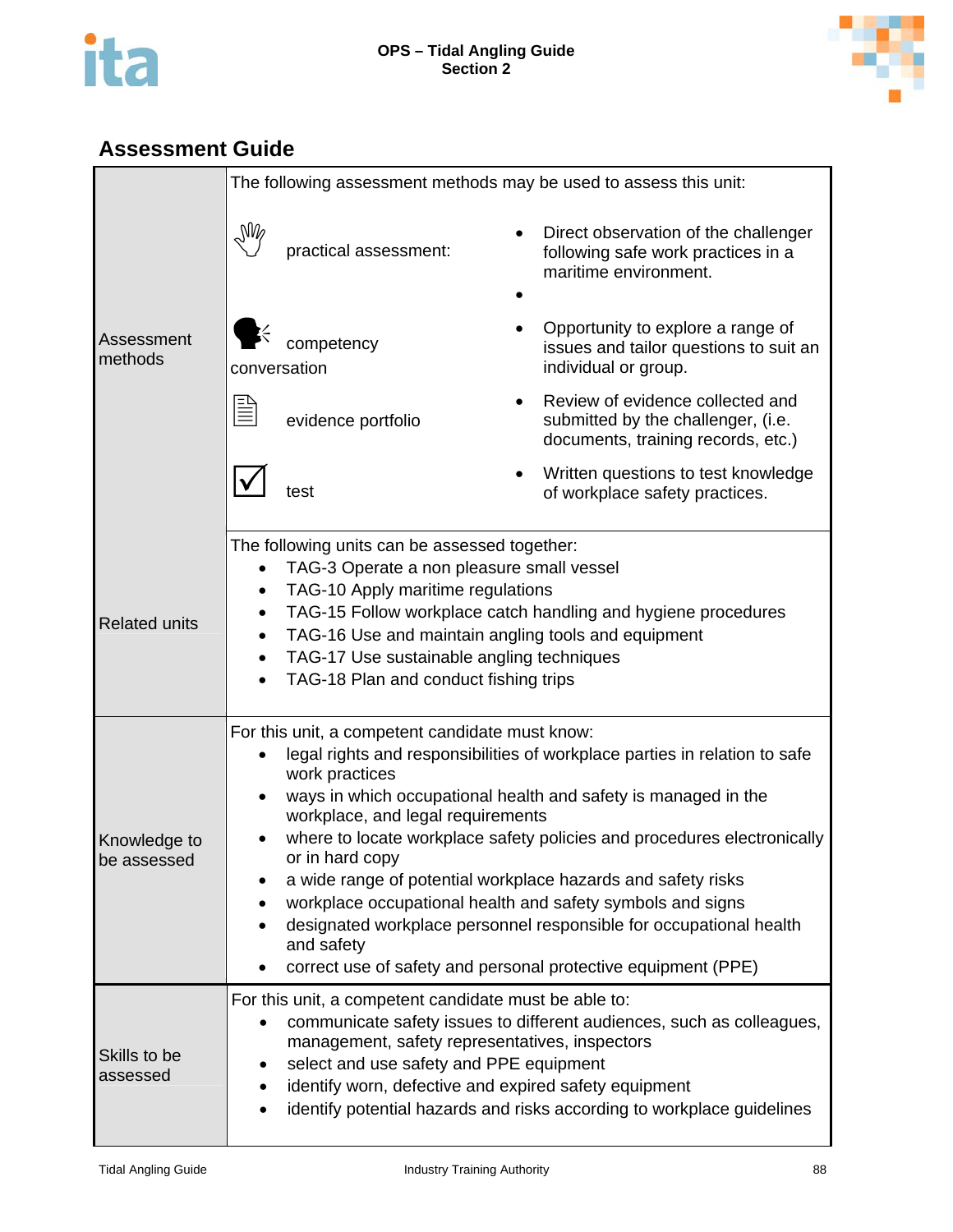## Assessment Guide

| | |
|---|---|
| Assessment methods | The following assessment methods may be used to assess this unit:<br><br>practical assessment:<br>• Direct observation of the challenger following safe work practices in a maritime environment.<br>•<br><br>competency conversation<br>• Opportunity to explore a range of issues and tailor questions to suit an individual or group.<br><br>evidence portfolio<br>• Review of evidence collected and submitted by the challenger, (i.e. documents, training records, etc.)<br><br>test<br>• Written questions to test knowledge of workplace safety practices. |
| Related units | The following units can be assessed together:<br>• TAG-3 Operate a non pleasure small vessel<br>• TAG-10 Apply maritime regulations<br>• TAG-15 Follow workplace catch handling and hygiene procedures<br>• TAG-16 Use and maintain angling tools and equipment<br>• TAG-17 Use sustainable angling techniques<br>• TAG-18 Plan and conduct fishing trips |
| Knowledge to be assessed | For this unit, a competent candidate must know:<br>• legal rights and responsibilities of workplace parties in relation to safe work practices<br>• ways in which occupational health and safety is managed in the workplace, and legal requirements<br>• where to locate workplace safety policies and procedures electronically or in hard copy<br>• a wide range of potential workplace hazards and safety risks<br>• workplace occupational health and safety symbols and signs<br>• designated workplace personnel responsible for occupational health and safety<br>• correct use of safety and personal protective equipment (PPE) |
| Skills to be assessed | For this unit, a competent candidate must be able to:<br>• communicate safety issues to different audiences, such as colleagues, management, safety representatives, inspectors<br>• select and use safety and PPE equipment<br>• identify worn, defective and expired safety equipment<br>• identify potential hazards and risks according to workplace guidelines |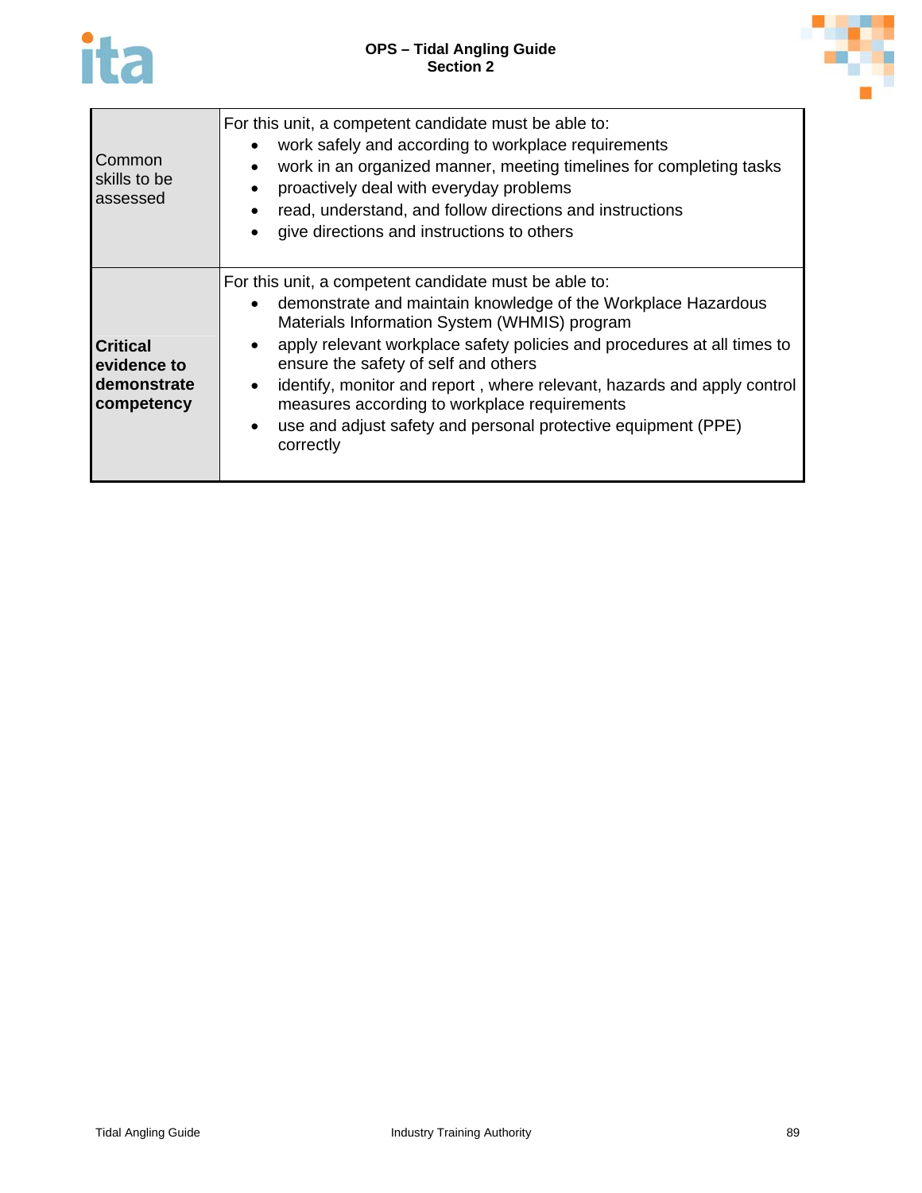| | |
|---|---|
| Common skills to be assessed | For this unit, a competent candidate must be able to:<br>• work safely and according to workplace requirements<br>• work in an organized manner, meeting timelines for completing tasks<br>• proactively deal with everyday problems<br>• read, understand, and follow directions and instructions<br>• give directions and instructions to others |
| **Critical evidence to demonstrate competency** | For this unit, a competent candidate must be able to:<br>• demonstrate and maintain knowledge of the Workplace Hazardous Materials Information System (WHMIS) program<br>• apply relevant workplace safety policies and procedures at all times to ensure the safety of self and others<br>• identify, monitor and report , where relevant, hazards and apply control measures according to workplace requirements<br>• use and adjust safety and personal protective equipment (PPE) correctly |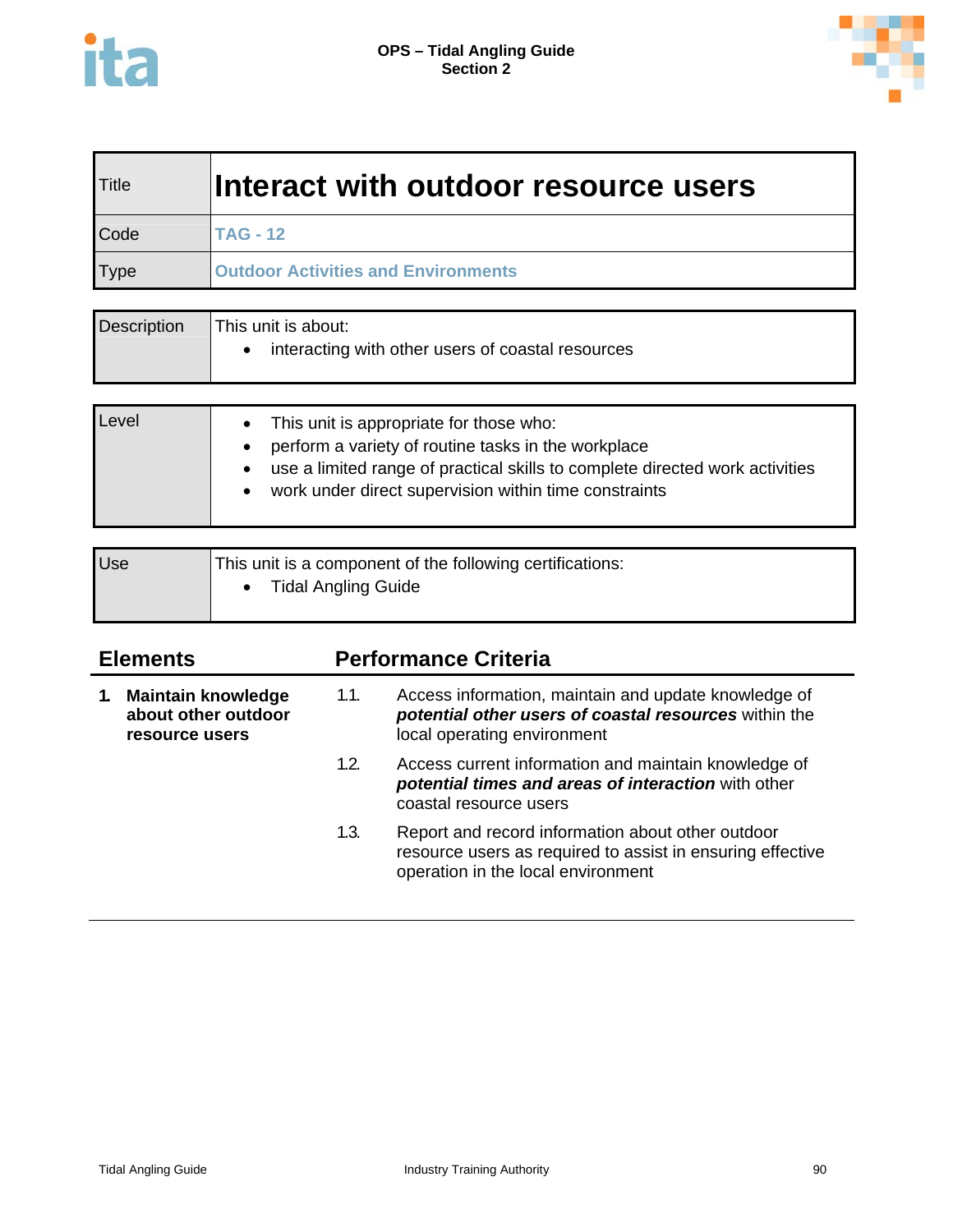| | |
|---|---|
| Title | **Interact with outdoor resource users** |
| Code | **TAG - 12** |
| Type | **Outdoor Activities and Environments** |

| | |
|---|---|
| Description | This unit is about:<br>• interacting with other users of coastal resources |

| | |
|---|---|
| Level | • This unit is appropriate for those who:<br>• perform a variety of routine tasks in the workplace<br>• use a limited range of practical skills to complete directed work activities<br>• work under direct supervision within time constraints |

| | |
|---|---|
| Use | This unit is a component of the following certifications:<br>• Tidal Angling Guide |

| Elements | | Performance Criteria |
|---|---|---|
| **1. Maintain knowledge about other outdoor resource users** | 1.1. | Access information, maintain and update knowledge of ***potential other users of coastal resources*** within the local operating environment |
| | 1.2. | Access current information and maintain knowledge of ***potential times and areas of interaction*** with other coastal resource users |
| | 1.3. | Report and record information about other outdoor resource users as required to assist in ensuring effective operation in the local environment |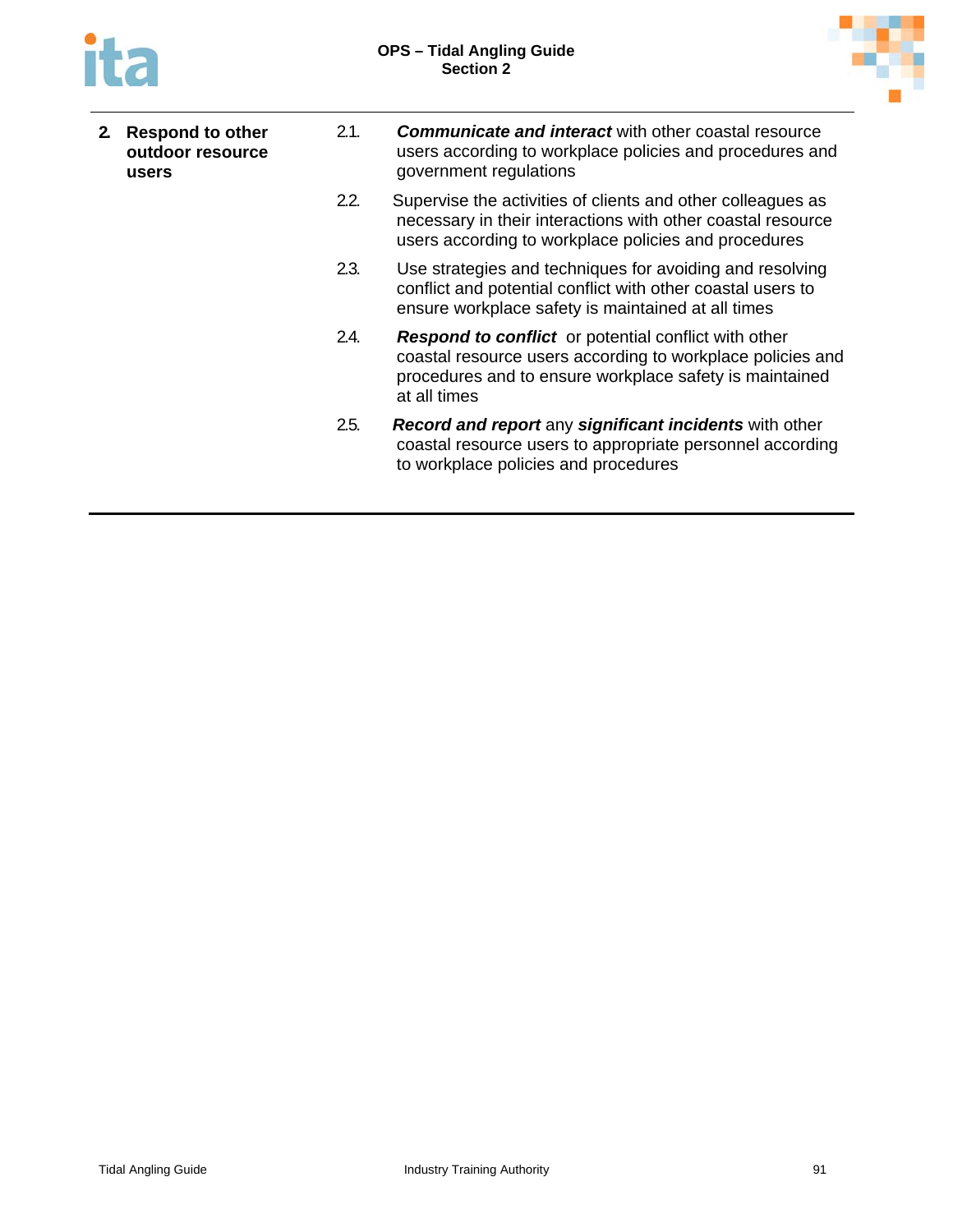| | | |
|---|---|---|
| **2. Respond to other outdoor resource users** | 2.1. | ***Communicate and interact*** with other coastal resource users according to workplace policies and procedures and government regulations |
| | 2.2. | Supervise the activities of clients and other colleagues as necessary in their interactions with other coastal resource users according to workplace policies and procedures |
| | 2.3. | Use strategies and techniques for avoiding and resolving conflict and potential conflict with other coastal users to ensure workplace safety is maintained at all times |
| | 2.4. | ***Respond to conflict*** or potential conflict with other coastal resource users according to workplace policies and procedures and to ensure workplace safety is maintained at all times |
| | 2.5. | ***Record and report*** any ***significant incidents*** with other coastal resource users to appropriate personnel according to workplace policies and procedures |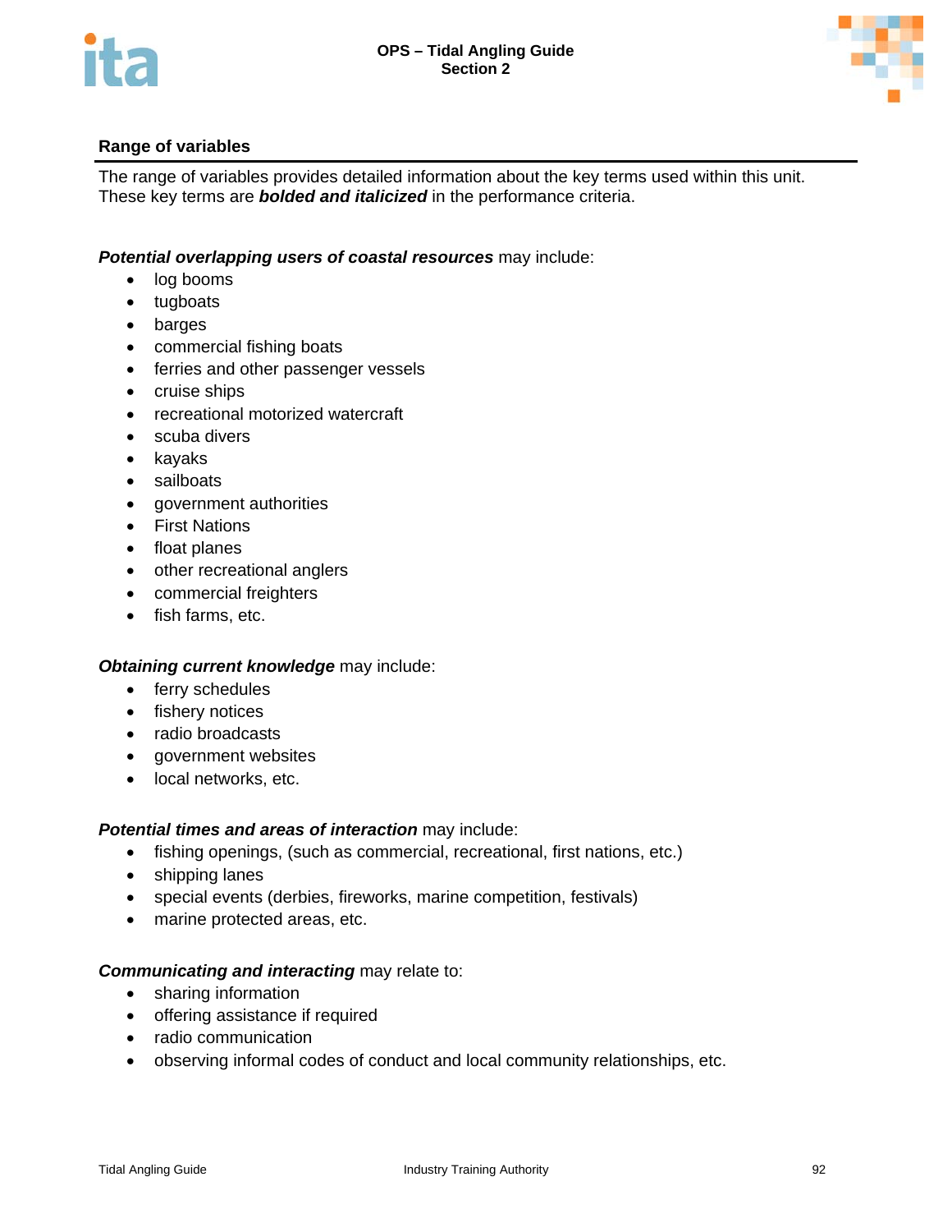## Range of variables

The range of variables provides detailed information about the key terms used within this unit. These key terms are ***bolded and italicized*** in the performance criteria.

***Potential overlapping users of coastal resources*** may include:

- log booms
- tugboats
- barges
- commercial fishing boats
- ferries and other passenger vessels
- cruise ships
- recreational motorized watercraft
- scuba divers
- kayaks
- sailboats
- government authorities
- First Nations
- float planes
- other recreational anglers
- commercial freighters
- fish farms, etc.

***Obtaining current knowledge*** may include:

- ferry schedules
- fishery notices
- radio broadcasts
- government websites
- local networks, etc.

***Potential times and areas of interaction*** may include:

- fishing openings, (such as commercial, recreational, first nations, etc.)
- shipping lanes
- special events (derbies, fireworks, marine competition, festivals)
- marine protected areas, etc.

***Communicating and interacting*** may relate to:

- sharing information
- offering assistance if required
- radio communication
- observing informal codes of conduct and local community relationships, etc.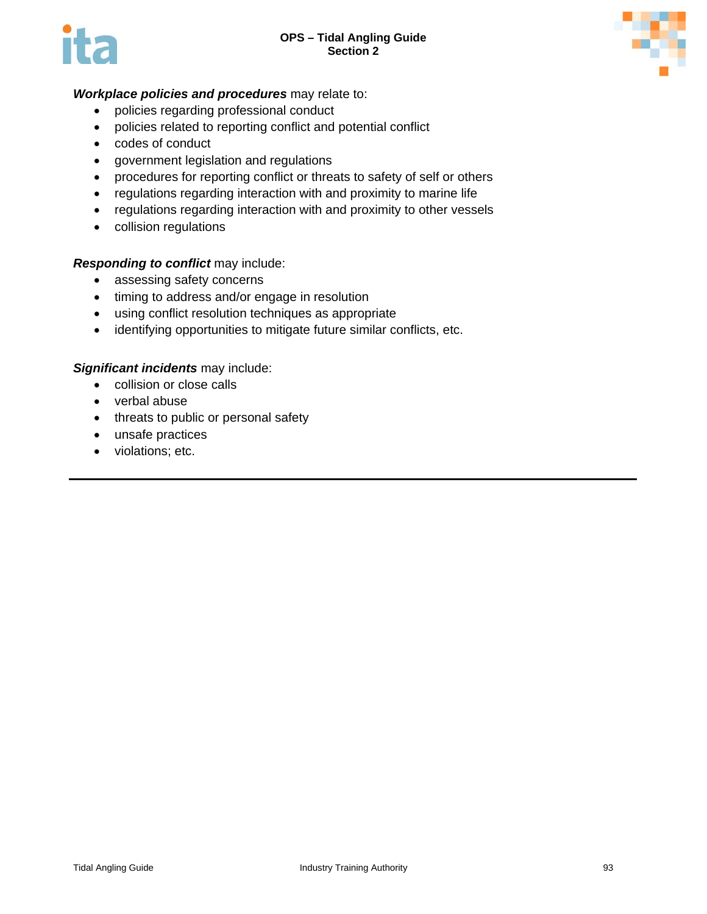***Workplace policies and procedures*** may relate to:

- policies regarding professional conduct
- policies related to reporting conflict and potential conflict
- codes of conduct
- government legislation and regulations
- procedures for reporting conflict or threats to safety of self or others
- regulations regarding interaction with and proximity to marine life
- regulations regarding interaction with and proximity to other vessels
- collision regulations

***Responding to conflict*** may include:

- assessing safety concerns
- timing to address and/or engage in resolution
- using conflict resolution techniques as appropriate
- identifying opportunities to mitigate future similar conflicts, etc.

***Significant incidents*** may include:

- collision or close calls
- verbal abuse
- threats to public or personal safety
- unsafe practices
- violations; etc.

---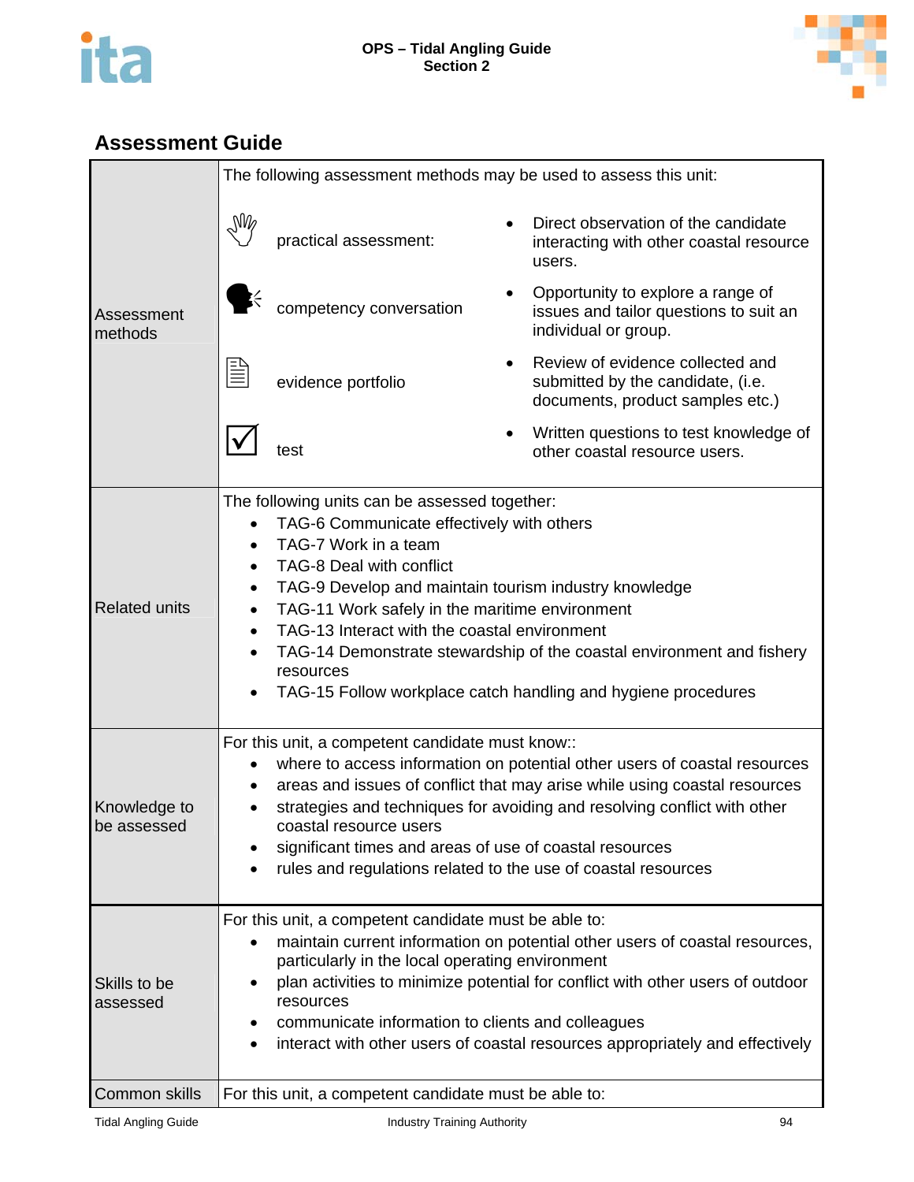## Assessment Guide

| | | |
|---|---|---|
| Assessment methods | The following assessment methods may be used to assess this unit: | |
| | practical assessment: | • Direct observation of the candidate interacting with other coastal resource users. |
| | competency conversation | • Opportunity to explore a range of issues and tailor questions to suit an individual or group. |
| | evidence portfolio | • Review of evidence collected and submitted by the candidate, (i.e. documents, product samples etc.) |
| | test | • Written questions to test knowledge of other coastal resource users. |
| Related units | The following units can be assessed together:<br>• TAG-6 Communicate effectively with others<br>• TAG-7 Work in a team<br>• TAG-8 Deal with conflict<br>• TAG-9 Develop and maintain tourism industry knowledge<br>• TAG-11 Work safely in the maritime environment<br>• TAG-13 Interact with the coastal environment<br>• TAG-14 Demonstrate stewardship of the coastal environment and fishery resources<br>• TAG-15 Follow workplace catch handling and hygiene procedures | |
| Knowledge to be assessed | For this unit, a competent candidate must know::<br>• where to access information on potential other users of coastal resources<br>• areas and issues of conflict that may arise while using coastal resources<br>• strategies and techniques for avoiding and resolving conflict with other coastal resource users<br>• significant times and areas of use of coastal resources<br>• rules and regulations related to the use of coastal resources | |
| Skills to be assessed | For this unit, a competent candidate must be able to:<br>• maintain current information on potential other users of coastal resources, particularly in the local operating environment<br>• plan activities to minimize potential for conflict with other users of outdoor resources<br>• communicate information to clients and colleagues<br>• interact with other users of coastal resources appropriately and effectively | |
| Common skills | For this unit, a competent candidate must be able to: | |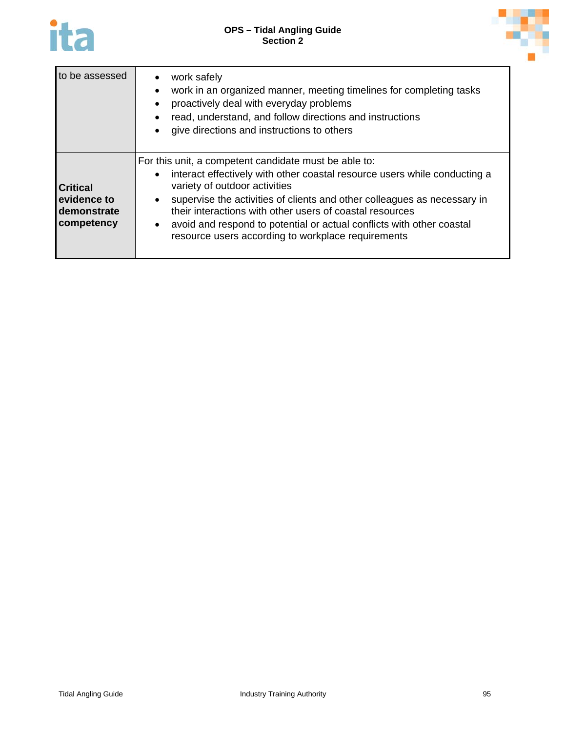| | |
|---|---|
| to be assessed | • work safely<br>• work in an organized manner, meeting timelines for completing tasks<br>• proactively deal with everyday problems<br>• read, understand, and follow directions and instructions<br>• give directions and instructions to others |
| **Critical evidence to demonstrate competency** | For this unit, a competent candidate must be able to:<br>• interact effectively with other coastal resource users while conducting a variety of outdoor activities<br>• supervise the activities of clients and other colleagues as necessary in their interactions with other users of coastal resources<br>• avoid and respond to potential or actual conflicts with other coastal resource users according to workplace requirements |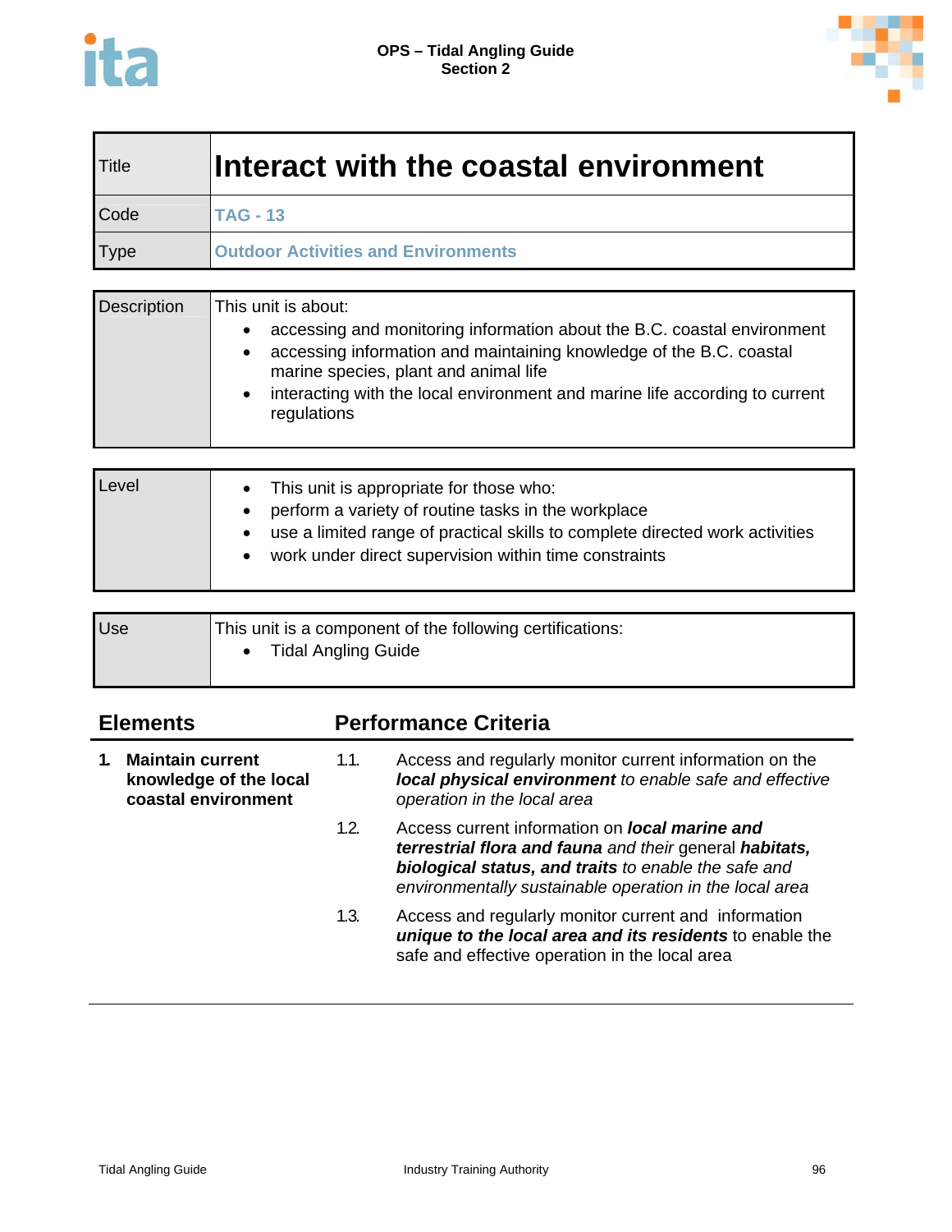| | |
|---|---|
| Title | **Interact with the coastal environment** |
| Code | **TAG - 13** |
| Type | **Outdoor Activities and Environments** |

| | |
|---|---|
| Description | This unit is about:<br>• accessing and monitoring information about the B.C. coastal environment<br>• accessing information and maintaining knowledge of the B.C. coastal marine species, plant and animal life<br>• interacting with the local environment and marine life according to current regulations |

| | |
|---|---|
| Level | • This unit is appropriate for those who:<br>• perform a variety of routine tasks in the workplace<br>• use a limited range of practical skills to complete directed work activities<br>• work under direct supervision within time constraints |

| | |
|---|---|
| Use | This unit is a component of the following certifications:<br>• Tidal Angling Guide |

| Elements | Performance Criteria | |
|---|---|---|
| **1. Maintain current knowledge of the local coastal environment** | 1.1. | Access and regularly monitor current information on the ***local physical environment*** *to enable safe and effective operation in the local area* |
| | 1.2. | Access current information on ***local marine and terrestrial flora and fauna*** *and their* general ***habitats, biological status, and traits*** *to enable the safe and environmentally sustainable operation in the local area* |
| | 1.3. | Access and regularly monitor current and information ***unique to the local area and its residents*** to enable the safe and effective operation in the local area |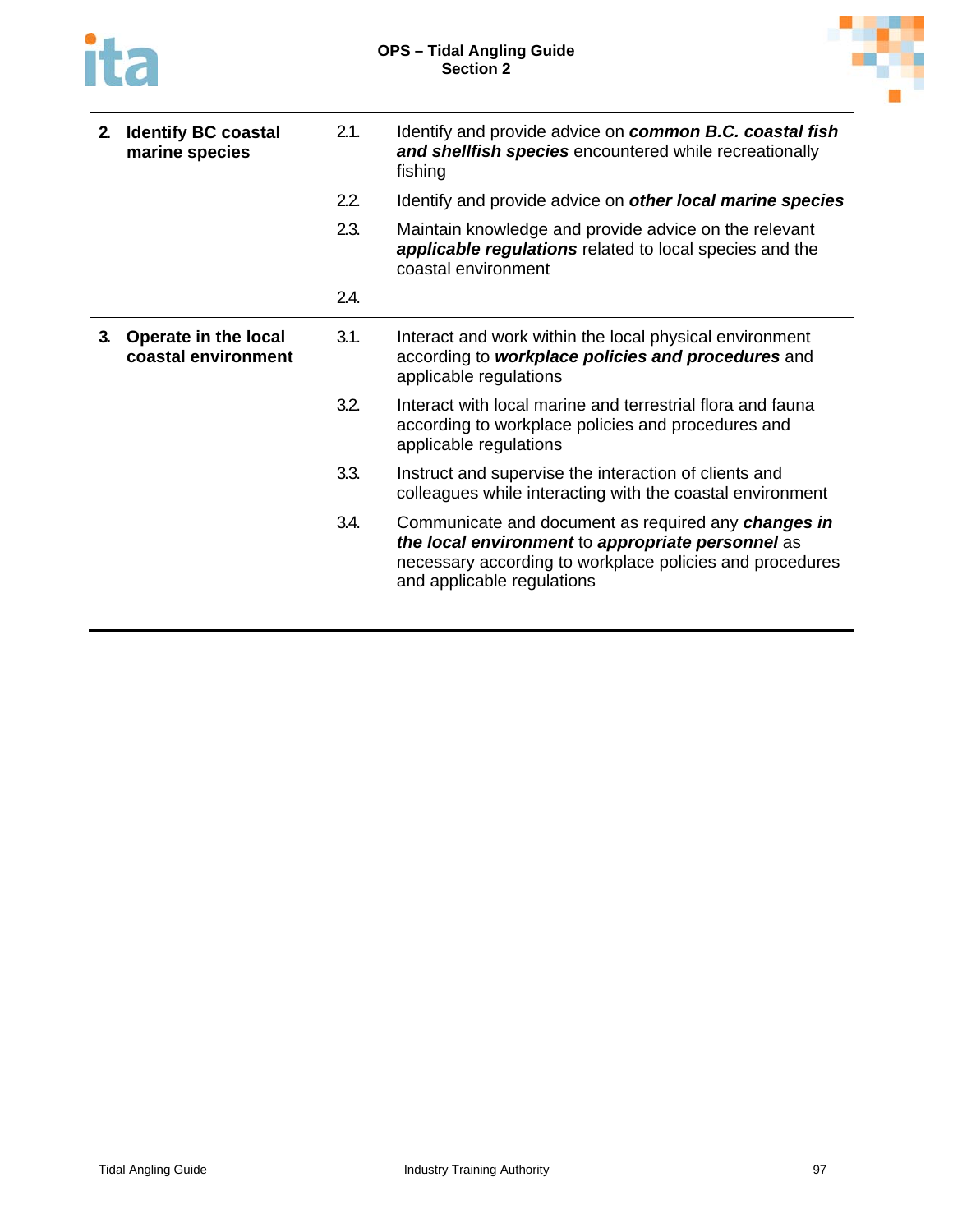| | | | |
|---|---|---|---|
| **2.** | **Identify BC coastal marine species** | 2.1. | Identify and provide advice on ***common B.C. coastal fish and shellfish species*** encountered while recreationally fishing |
| | | 2.2. | Identify and provide advice on ***other local marine species*** |
| | | 2.3. | Maintain knowledge and provide advice on the relevant ***applicable regulations*** related to local species and the coastal environment |
| | | 2.4. | |
| **3.** | **Operate in the local coastal environment** | 3.1. | Interact and work within the local physical environment according to ***workplace policies and procedures*** and applicable regulations |
| | | 3.2. | Interact with local marine and terrestrial flora and fauna according to workplace policies and procedures and applicable regulations |
| | | 3.3. | Instruct and supervise the interaction of clients and colleagues while interacting with the coastal environment |
| | | 3.4. | Communicate and document as required any ***changes in the local environment*** to ***appropriate personnel*** as necessary according to workplace policies and procedures and applicable regulations |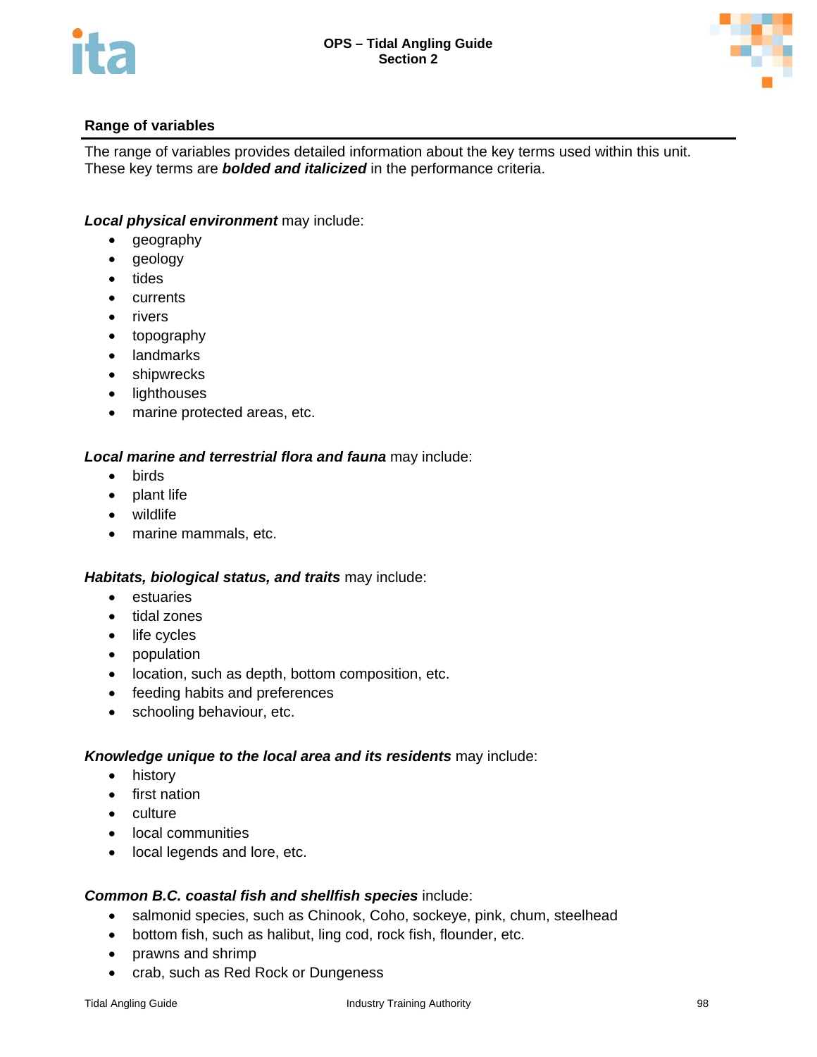## Range of variables

The range of variables provides detailed information about the key terms used within this unit. These key terms are ***bolded and italicized*** in the performance criteria.

***Local physical environment*** may include:

- geography
- geology
- tides
- currents
- rivers
- topography
- landmarks
- shipwrecks
- lighthouses
- marine protected areas, etc.

***Local marine and terrestrial flora and fauna*** may include:

- birds
- plant life
- wildlife
- marine mammals, etc.

***Habitats, biological status, and traits*** may include:

- estuaries
- tidal zones
- life cycles
- population
- location, such as depth, bottom composition, etc.
- feeding habits and preferences
- schooling behaviour, etc.

***Knowledge unique to the local area and its residents*** may include:

- history
- first nation
- culture
- local communities
- local legends and lore, etc.

***Common B.C. coastal fish and shellfish species*** include:

- salmonid species, such as Chinook, Coho, sockeye, pink, chum, steelhead
- bottom fish, such as halibut, ling cod, rock fish, flounder, etc.
- prawns and shrimp
- crab, such as Red Rock or Dungeness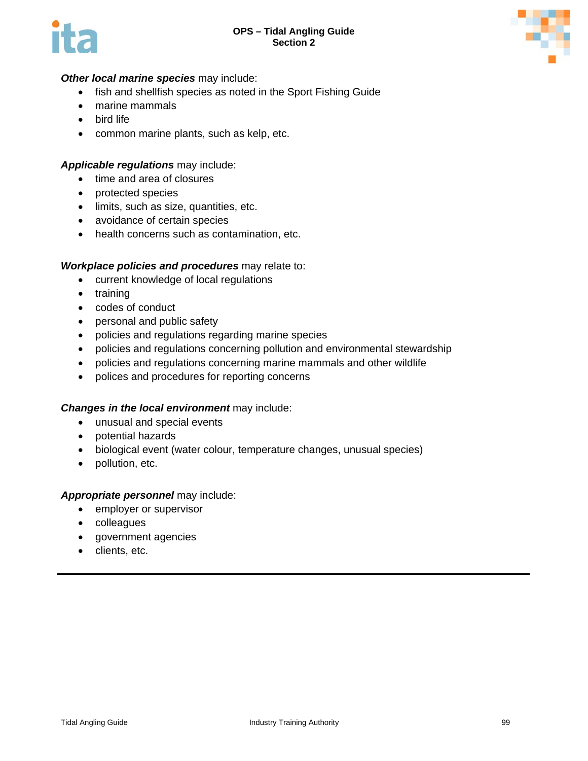***Other local marine species*** may include:

- fish and shellfish species as noted in the Sport Fishing Guide
- marine mammals
- bird life
- common marine plants, such as kelp, etc.

***Applicable regulations*** may include:

- time and area of closures
- protected species
- limits, such as size, quantities, etc.
- avoidance of certain species
- health concerns such as contamination, etc.

***Workplace policies and procedures*** may relate to:

- current knowledge of local regulations
- training
- codes of conduct
- personal and public safety
- policies and regulations regarding marine species
- policies and regulations concerning pollution and environmental stewardship
- policies and regulations concerning marine mammals and other wildlife
- polices and procedures for reporting concerns

***Changes in the local environment*** may include:

- unusual and special events
- potential hazards
- biological event (water colour, temperature changes, unusual species)
- pollution, etc.

***Appropriate personnel*** may include:

- employer or supervisor
- colleagues
- government agencies
- clients, etc.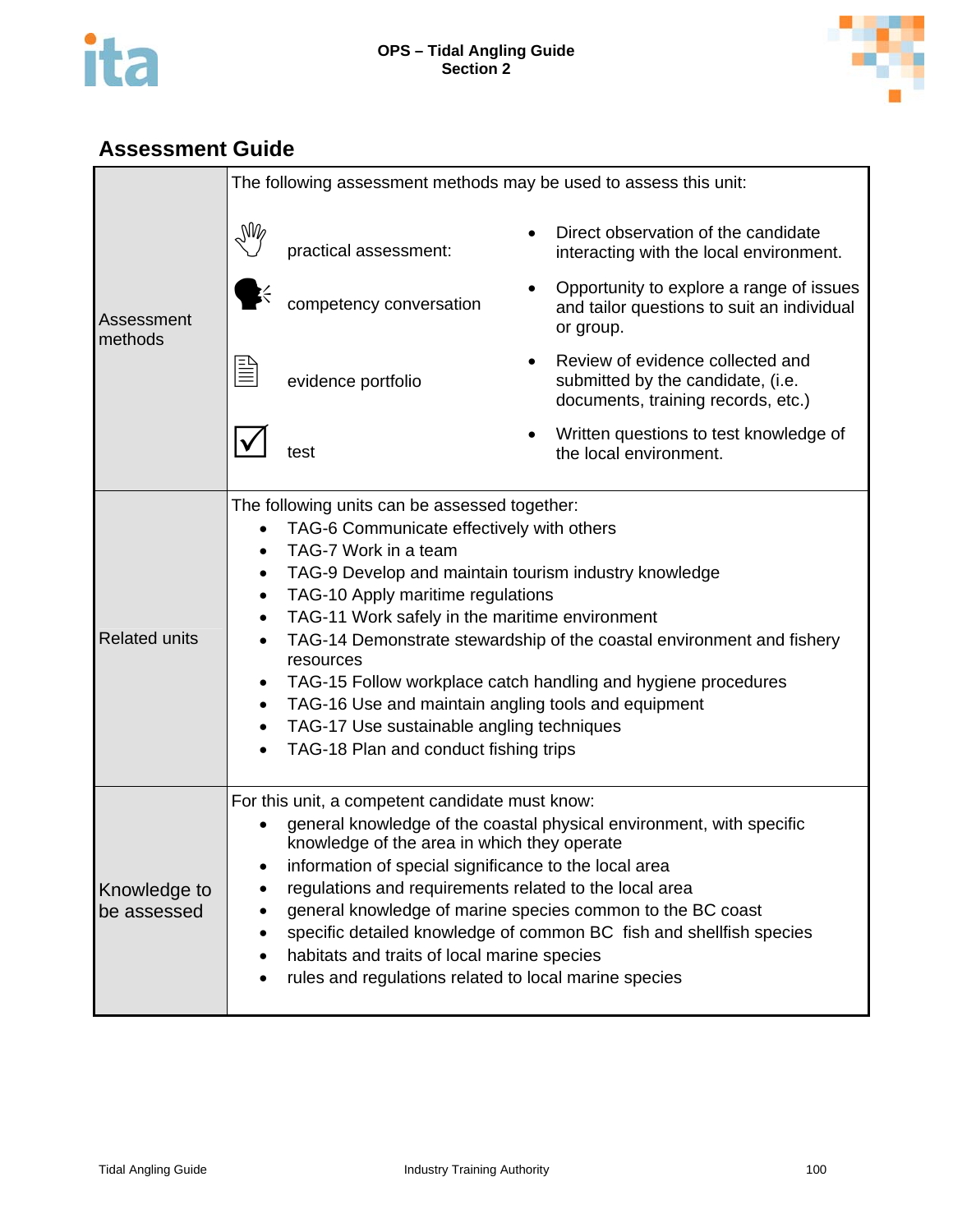## Assessment Guide

| | |
|---|---|
| Assessment methods | The following assessment methods may be used to assess this unit:<br><br>practical assessment: • Direct observation of the candidate interacting with the local environment.<br><br>competency conversation • Opportunity to explore a range of issues and tailor questions to suit an individual or group.<br><br>evidence portfolio • Review of evidence collected and submitted by the candidate, (i.e. documents, training records, etc.)<br><br>test • Written questions to test knowledge of the local environment. |
| Related units | The following units can be assessed together:<br>• TAG-6 Communicate effectively with others<br>• TAG-7 Work in a team<br>• TAG-9 Develop and maintain tourism industry knowledge<br>• TAG-10 Apply maritime regulations<br>• TAG-11 Work safely in the maritime environment<br>• TAG-14 Demonstrate stewardship of the coastal environment and fishery resources<br>• TAG-15 Follow workplace catch handling and hygiene procedures<br>• TAG-16 Use and maintain angling tools and equipment<br>• TAG-17 Use sustainable angling techniques<br>• TAG-18 Plan and conduct fishing trips |
| Knowledge to be assessed | For this unit, a competent candidate must know:<br>• general knowledge of the coastal physical environment, with specific knowledge of the area in which they operate<br>• information of special significance to the local area<br>• regulations and requirements related to the local area<br>• general knowledge of marine species common to the BC coast<br>• specific detailed knowledge of common BC fish and shellfish species<br>• habitats and traits of local marine species<br>• rules and regulations related to local marine species |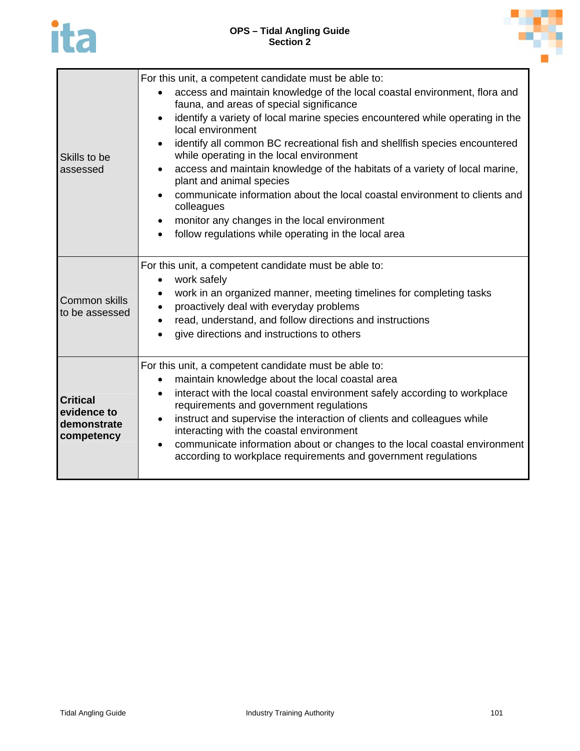| | |
|---|---|
| Skills to be assessed | For this unit, a competent candidate must be able to:<br>• access and maintain knowledge of the local coastal environment, flora and fauna, and areas of special significance<br>• identify a variety of local marine species encountered while operating in the local environment<br>• identify all common BC recreational fish and shellfish species encountered while operating in the local environment<br>• access and maintain knowledge of the habitats of a variety of local marine, plant and animal species<br>• communicate information about the local coastal environment to clients and colleagues<br>• monitor any changes in the local environment<br>• follow regulations while operating in the local area |
| Common skills to be assessed | For this unit, a competent candidate must be able to:<br>• work safely<br>• work in an organized manner, meeting timelines for completing tasks<br>• proactively deal with everyday problems<br>• read, understand, and follow directions and instructions<br>• give directions and instructions to others |
| **Critical evidence to demonstrate competency** | For this unit, a competent candidate must be able to:<br>• maintain knowledge about the local coastal area<br>• interact with the local coastal environment safely according to workplace requirements and government regulations<br>• instruct and supervise the interaction of clients and colleagues while interacting with the coastal environment<br>• communicate information about or changes to the local coastal environment according to workplace requirements and government regulations |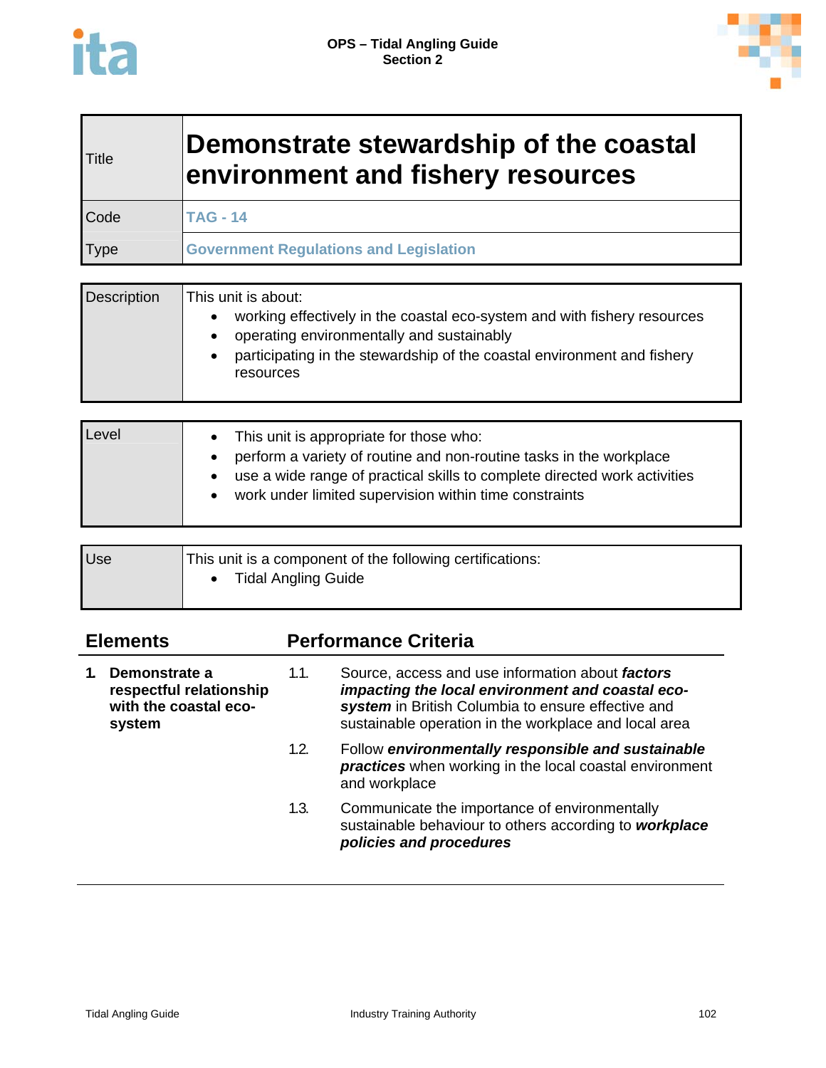| | |
|---|---|
| Title | **Demonstrate stewardship of the coastal environment and fishery resources** |
| Code | **TAG - 14** |
| Type | **Government Regulations and Legislation** |

| | |
|---|---|
| Description | This unit is about:<br>• working effectively in the coastal eco-system and with fishery resources<br>• operating environmentally and sustainably<br>• participating in the stewardship of the coastal environment and fishery resources |

| | |
|---|---|
| Level | • This unit is appropriate for those who:<br>• perform a variety of routine and non-routine tasks in the workplace<br>• use a wide range of practical skills to complete directed work activities<br>• work under limited supervision within time constraints |

| | |
|---|---|
| Use | This unit is a component of the following certifications:<br>• Tidal Angling Guide |

| Elements | | Performance Criteria |
|---|---|---|
| **1. Demonstrate a respectful relationship with the coastal eco-system** | 1.1. | Source, access and use information about ***factors impacting the local environment and coastal eco-system*** in British Columbia to ensure effective and sustainable operation in the workplace and local area |
| | 1.2. | Follow ***environmentally responsible and sustainable practices*** when working in the local coastal environment and workplace |
| | 1.3. | Communicate the importance of environmentally sustainable behaviour to others according to ***workplace policies and procedures*** |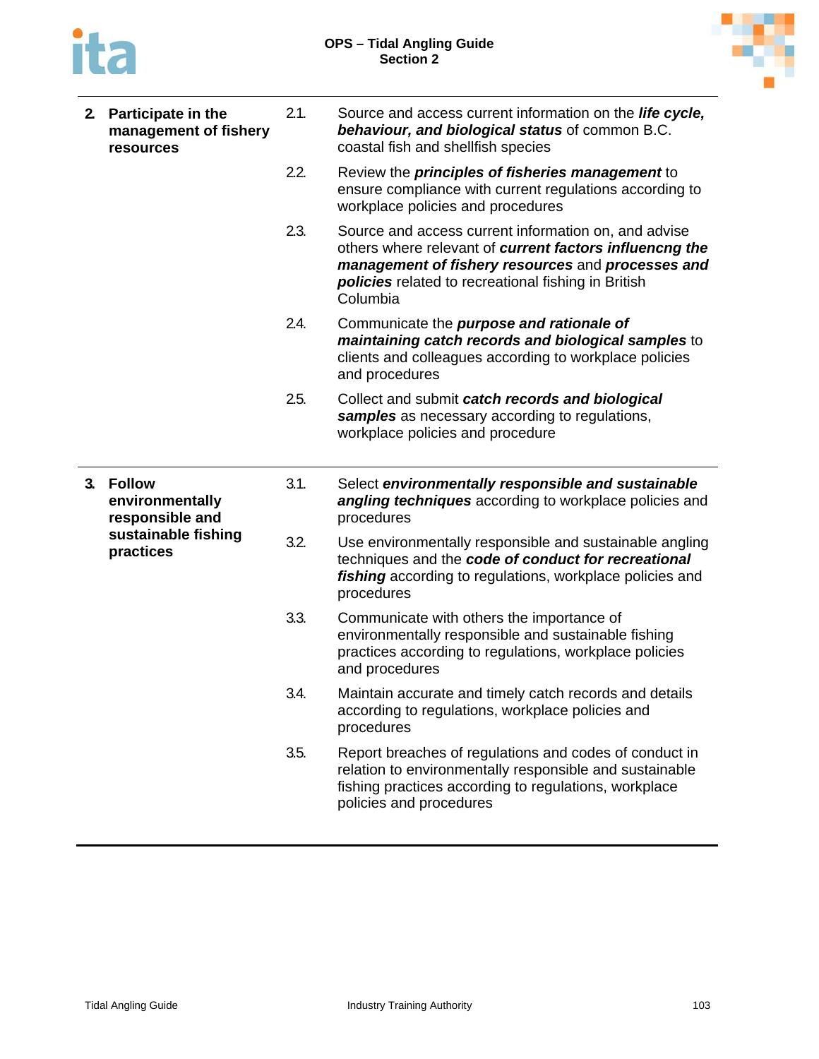| | | |
|---|---|---|
| **2. Participate in the management of fishery resources** | 2.1. | Source and access current information on the ***life cycle, behaviour, and biological status*** of common B.C. coastal fish and shellfish species |
| | 2.2. | Review the ***principles of fisheries management*** to ensure compliance with current regulations according to workplace policies and procedures |
| | 2.3. | Source and access current information on, and advise others where relevant of ***current factors influencng the management of fishery resources*** and ***processes and policies*** related to recreational fishing in British Columbia |
| | 2.4. | Communicate the ***purpose and rationale of maintaining catch records and biological samples*** to clients and colleagues according to workplace policies and procedures |
| | 2.5. | Collect and submit ***catch records and biological samples*** as necessary according to regulations, workplace policies and procedure |
| **3. Follow environmentally responsible and sustainable fishing practices** | 3.1. | Select ***environmentally responsible and sustainable angling techniques*** according to workplace policies and procedures |
| | 3.2. | Use environmentally responsible and sustainable angling techniques and the ***code of conduct for recreational fishing*** according to regulations, workplace policies and procedures |
| | 3.3. | Communicate with others the importance of environmentally responsible and sustainable fishing practices according to regulations, workplace policies and procedures |
| | 3.4. | Maintain accurate and timely catch records and details according to regulations, workplace policies and procedures |
| | 3.5. | Report breaches of regulations and codes of conduct in relation to environmentally responsible and sustainable fishing practices according to regulations, workplace policies and procedures |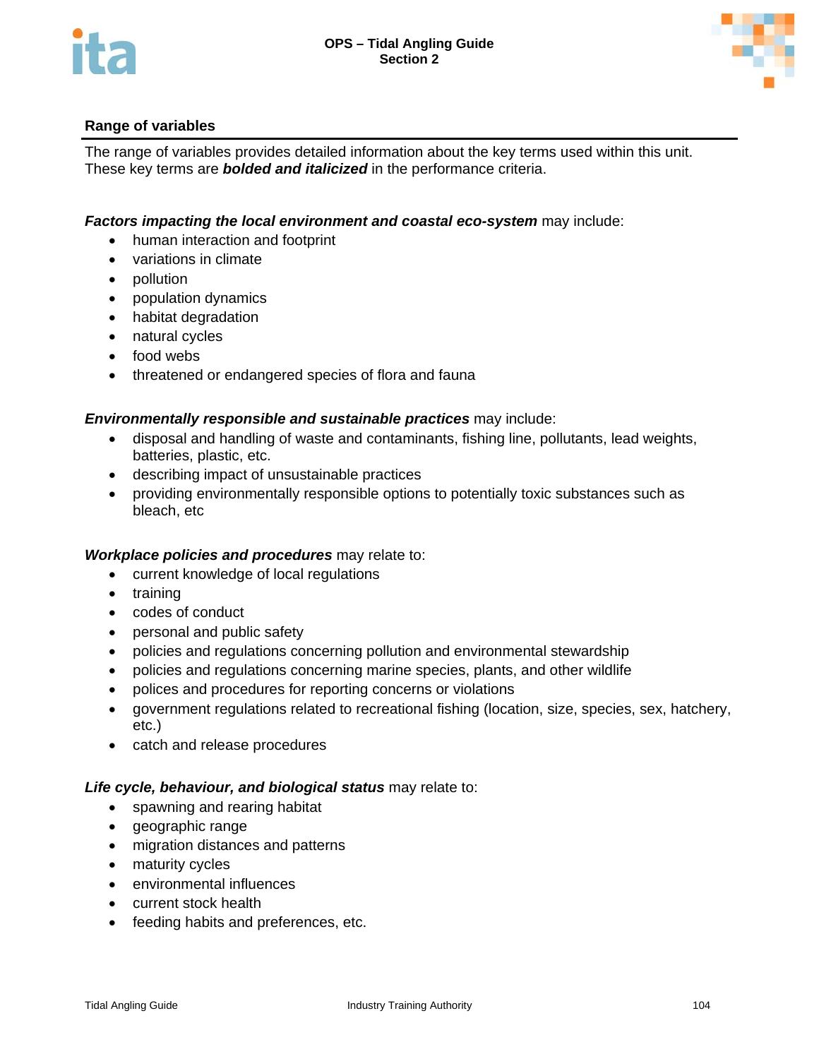## Range of variables

The range of variables provides detailed information about the key terms used within this unit. These key terms are ***bolded and italicized*** in the performance criteria.

***Factors impacting the local environment and coastal eco-system*** may include:

- human interaction and footprint
- variations in climate
- pollution
- population dynamics
- habitat degradation
- natural cycles
- food webs
- threatened or endangered species of flora and fauna

***Environmentally responsible and sustainable practices*** may include:

- disposal and handling of waste and contaminants, fishing line, pollutants, lead weights, batteries, plastic, etc.
- describing impact of unsustainable practices
- providing environmentally responsible options to potentially toxic substances such as bleach, etc

***Workplace policies and procedures*** may relate to:

- current knowledge of local regulations
- training
- codes of conduct
- personal and public safety
- policies and regulations concerning pollution and environmental stewardship
- policies and regulations concerning marine species, plants, and other wildlife
- polices and procedures for reporting concerns or violations
- government regulations related to recreational fishing (location, size, species, sex, hatchery, etc.)
- catch and release procedures

***Life cycle, behaviour, and biological status*** may relate to:

- spawning and rearing habitat
- geographic range
- migration distances and patterns
- maturity cycles
- environmental influences
- current stock health
- feeding habits and preferences, etc.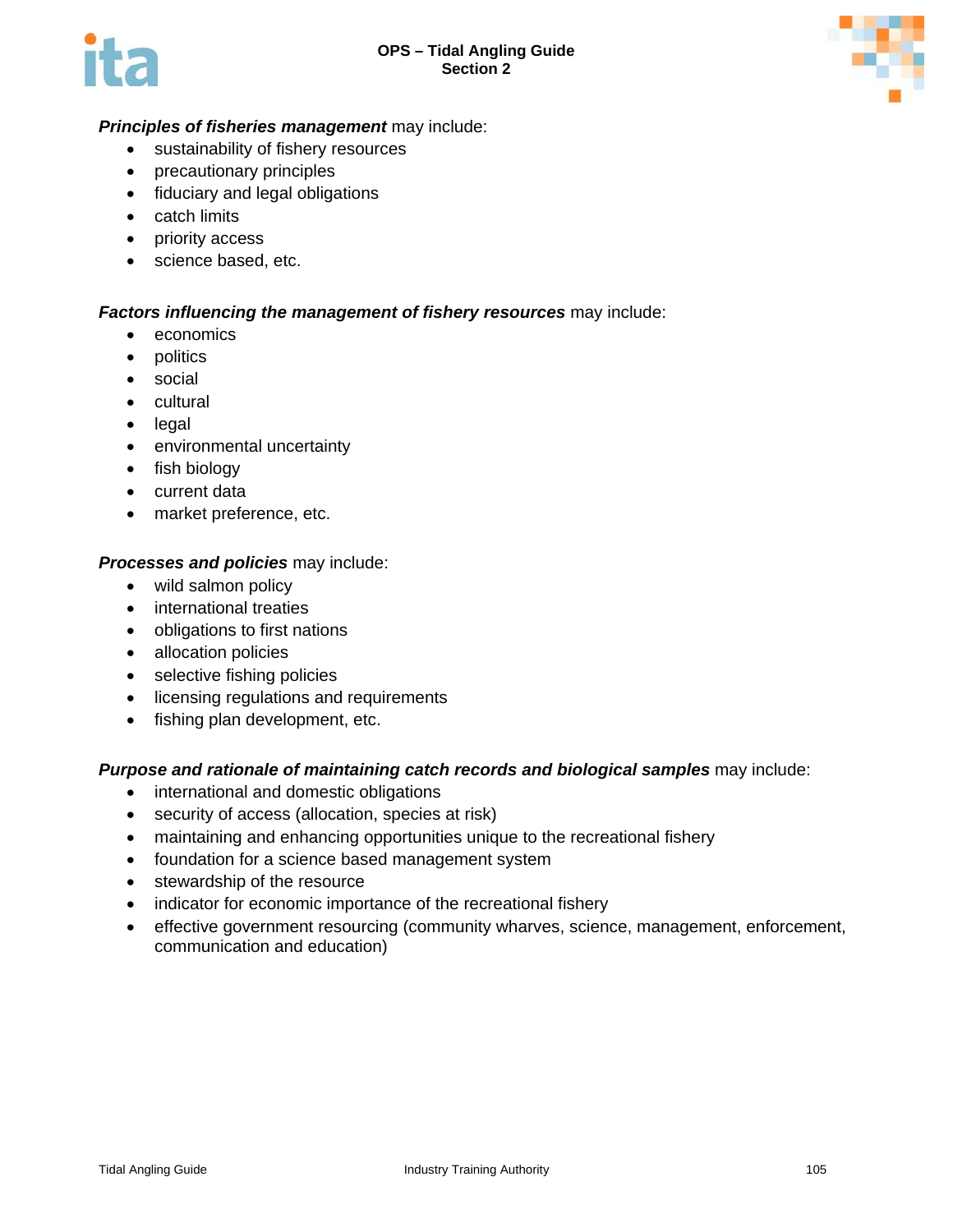***Principles of fisheries management*** may include:

- sustainability of fishery resources
- precautionary principles
- fiduciary and legal obligations
- catch limits
- priority access
- science based, etc.

***Factors influencing the management of fishery resources*** may include:

- economics
- politics
- social
- cultural
- legal
- environmental uncertainty
- fish biology
- current data
- market preference, etc.

***Processes and policies*** may include:

- wild salmon policy
- international treaties
- obligations to first nations
- allocation policies
- selective fishing policies
- licensing regulations and requirements
- fishing plan development, etc.

***Purpose and rationale of maintaining catch records and biological samples*** may include:

- international and domestic obligations
- security of access (allocation, species at risk)
- maintaining and enhancing opportunities unique to the recreational fishery
- foundation for a science based management system
- stewardship of the resource
- indicator for economic importance of the recreational fishery
- effective government resourcing (community wharves, science, management, enforcement, communication and education)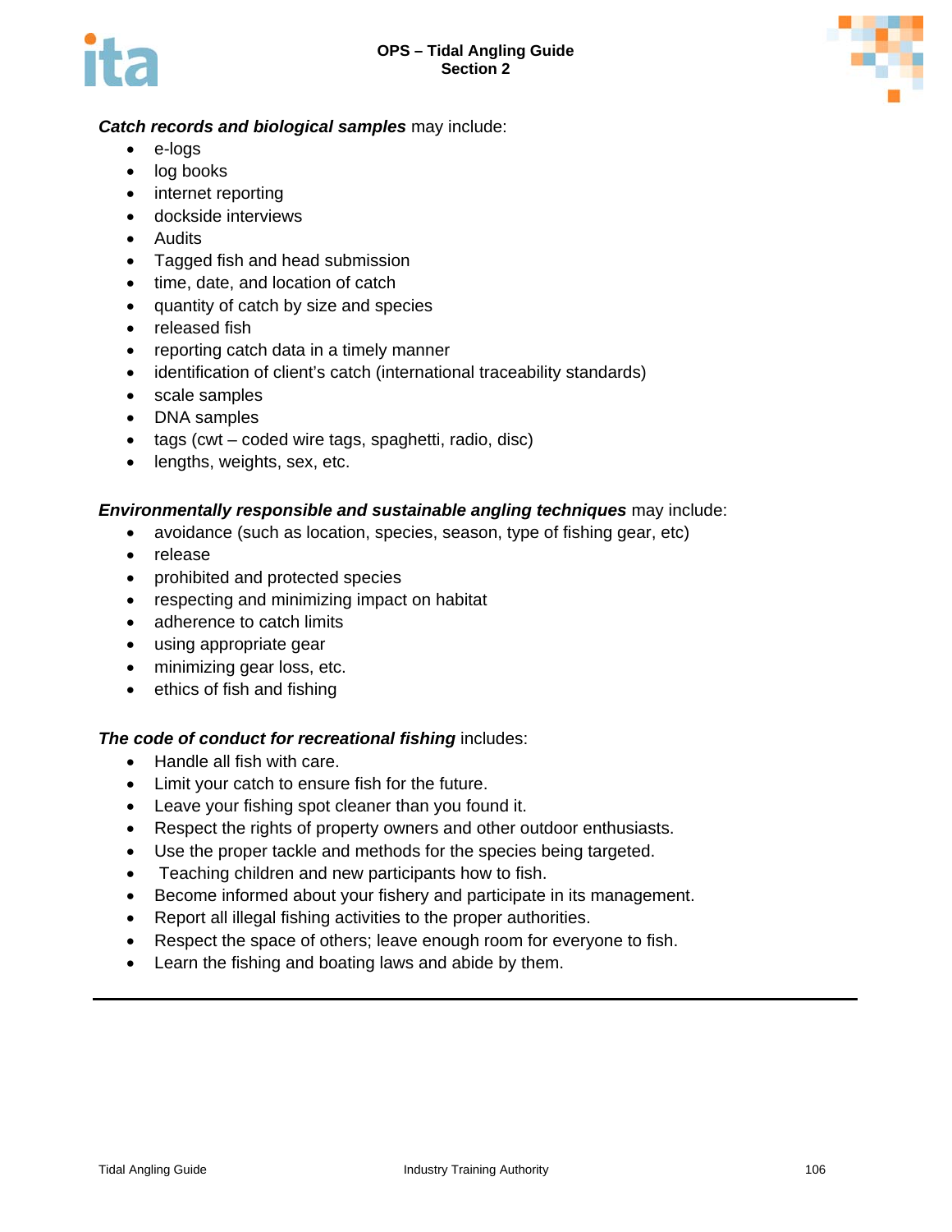***Catch records and biological samples*** may include:

- e-logs
- log books
- internet reporting
- dockside interviews
- Audits
- Tagged fish and head submission
- time, date, and location of catch
- quantity of catch by size and species
- released fish
- reporting catch data in a timely manner
- identification of client's catch (international traceability standards)
- scale samples
- DNA samples
- tags (cwt – coded wire tags, spaghetti, radio, disc)
- lengths, weights, sex, etc.

***Environmentally responsible and sustainable angling techniques*** may include:

- avoidance (such as location, species, season, type of fishing gear, etc)
- release
- prohibited and protected species
- respecting and minimizing impact on habitat
- adherence to catch limits
- using appropriate gear
- minimizing gear loss, etc.
- ethics of fish and fishing

***The code of conduct for recreational fishing*** includes:

- Handle all fish with care.
- Limit your catch to ensure fish for the future.
- Leave your fishing spot cleaner than you found it.
- Respect the rights of property owners and other outdoor enthusiasts.
- Use the proper tackle and methods for the species being targeted.
- Teaching children and new participants how to fish.
- Become informed about your fishery and participate in its management.
- Report all illegal fishing activities to the proper authorities.
- Respect the space of others; leave enough room for everyone to fish.
- Learn the fishing and boating laws and abide by them.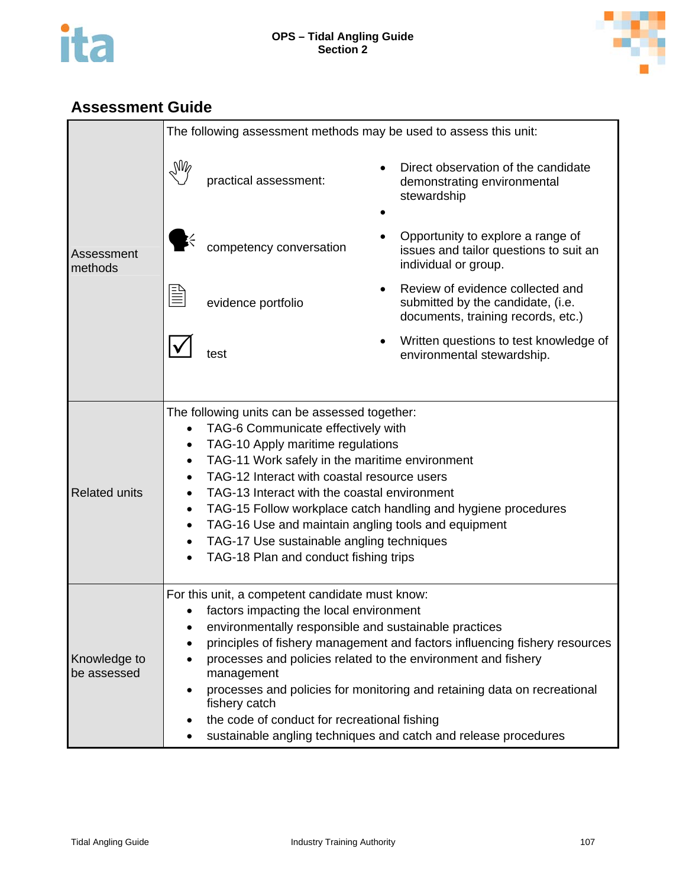## Assessment Guide

| | |
|---|---|
| Assessment methods | The following assessment methods may be used to assess this unit:<br><br>practical assessment: • Direct observation of the candidate demonstrating environmental stewardship<br>•<br><br>competency conversation • Opportunity to explore a range of issues and tailor questions to suit an individual or group.<br><br>evidence portfolio • Review of evidence collected and submitted by the candidate, (i.e. documents, training records, etc.)<br><br>test • Written questions to test knowledge of environmental stewardship. |
| Related units | The following units can be assessed together:<br>• TAG-6 Communicate effectively with<br>• TAG-10 Apply maritime regulations<br>• TAG-11 Work safely in the maritime environment<br>• TAG-12 Interact with coastal resource users<br>• TAG-13 Interact with the coastal environment<br>• TAG-15 Follow workplace catch handling and hygiene procedures<br>• TAG-16 Use and maintain angling tools and equipment<br>• TAG-17 Use sustainable angling techniques<br>• TAG-18 Plan and conduct fishing trips |
| Knowledge to be assessed | For this unit, a competent candidate must know:<br>• factors impacting the local environment<br>• environmentally responsible and sustainable practices<br>• principles of fishery management and factors influencing fishery resources<br>• processes and policies related to the environment and fishery management<br>• processes and policies for monitoring and retaining data on recreational fishery catch<br>• the code of conduct for recreational fishing<br>• sustainable angling techniques and catch and release procedures |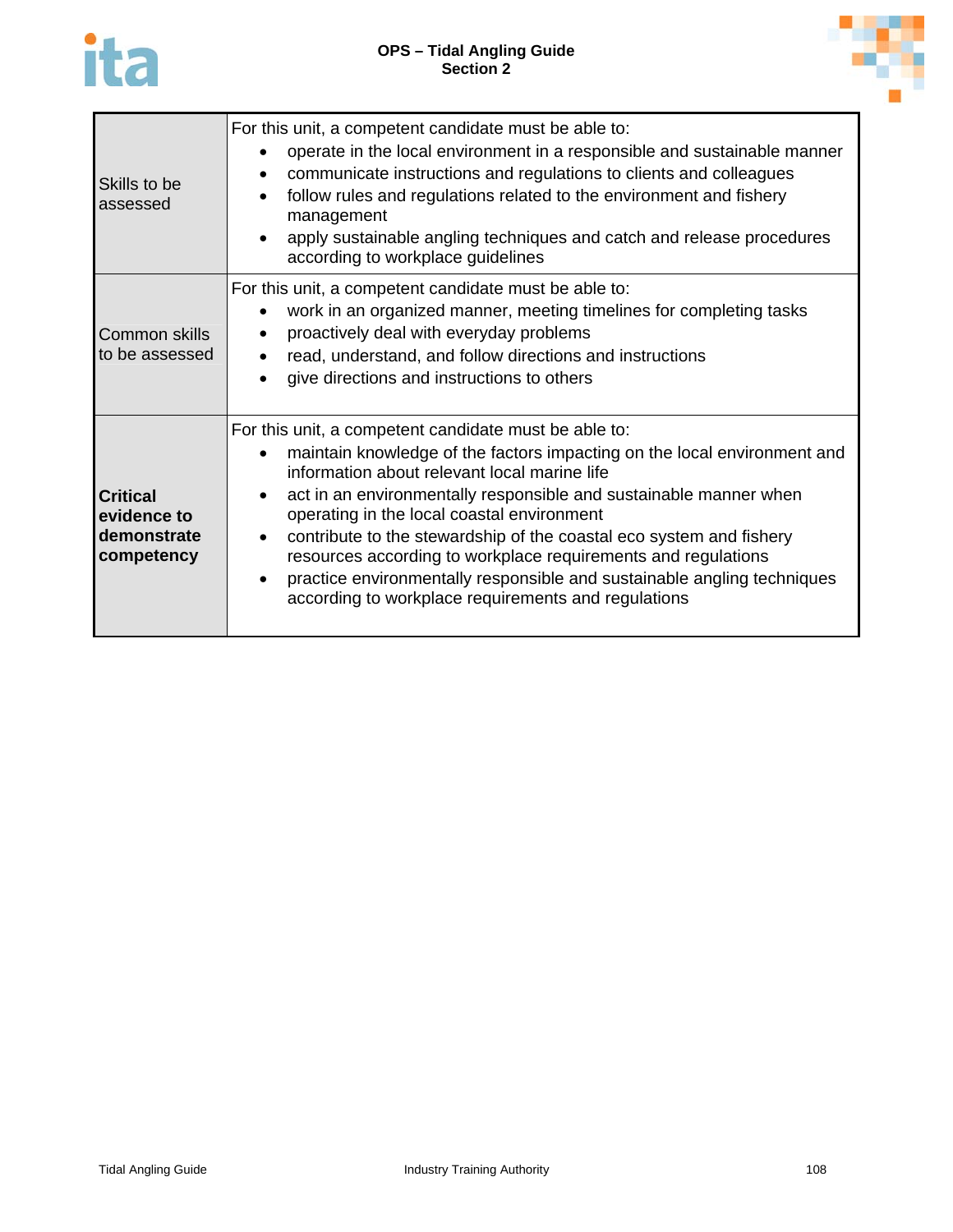| | |
|---|---|
| Skills to be assessed | For this unit, a competent candidate must be able to:<br>• operate in the local environment in a responsible and sustainable manner<br>• communicate instructions and regulations to clients and colleagues<br>• follow rules and regulations related to the environment and fishery management<br>• apply sustainable angling techniques and catch and release procedures according to workplace guidelines |
| Common skills to be assessed | For this unit, a competent candidate must be able to:<br>• work in an organized manner, meeting timelines for completing tasks<br>• proactively deal with everyday problems<br>• read, understand, and follow directions and instructions<br>• give directions and instructions to others |
| **Critical evidence to demonstrate competency** | For this unit, a competent candidate must be able to:<br>• maintain knowledge of the factors impacting on the local environment and information about relevant local marine life<br>• act in an environmentally responsible and sustainable manner when operating in the local coastal environment<br>• contribute to the stewardship of the coastal eco system and fishery resources according to workplace requirements and regulations<br>• practice environmentally responsible and sustainable angling techniques according to workplace requirements and regulations |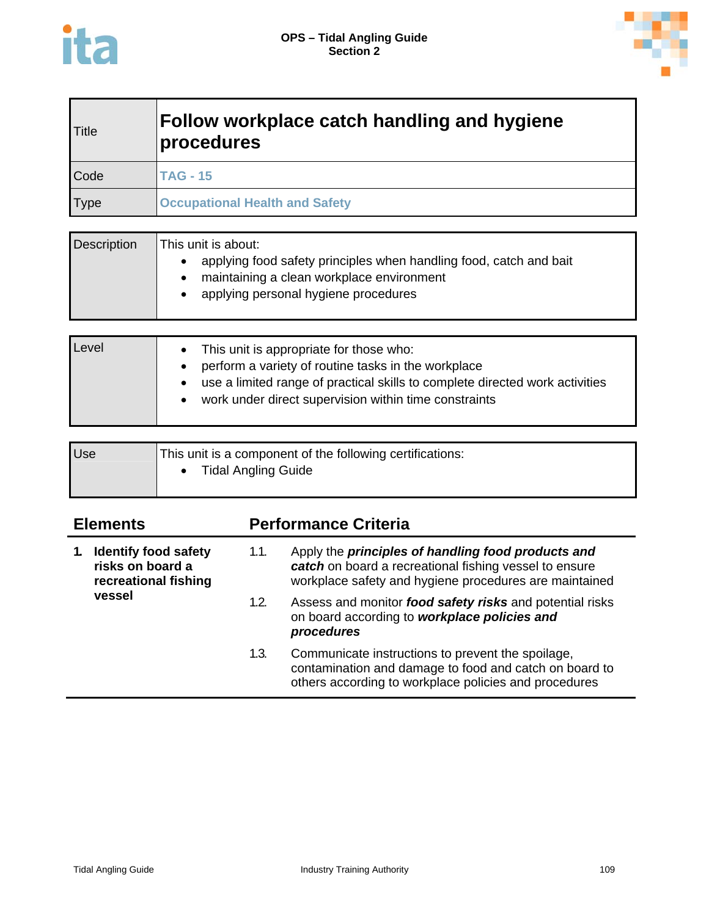| | |
|---|---|
| Title | **Follow workplace catch handling and hygiene procedures** |
| Code | **TAG - 15** |
| Type | **Occupational Health and Safety** |

| | |
|---|---|
| Description | This unit is about:<br>• applying food safety principles when handling food, catch and bait<br>• maintaining a clean workplace environment<br>• applying personal hygiene procedures |

| | |
|---|---|
| Level | • This unit is appropriate for those who:<br>• perform a variety of routine tasks in the workplace<br>• use a limited range of practical skills to complete directed work activities<br>• work under direct supervision within time constraints |

| | |
|---|---|
| Use | This unit is a component of the following certifications:<br>• Tidal Angling Guide |

| Elements | Performance Criteria |
|---|---|
| **1. Identify food safety risks on board a recreational fishing vessel** | 1.1. Apply the ***principles of handling food products and catch*** on board a recreational fishing vessel to ensure workplace safety and hygiene procedures are maintained |
| | 1.2. Assess and monitor ***food safety risks*** and potential risks on board according to ***workplace policies and procedures*** |
| | 1.3. Communicate instructions to prevent the spoilage, contamination and damage to food and catch on board to others according to workplace policies and procedures |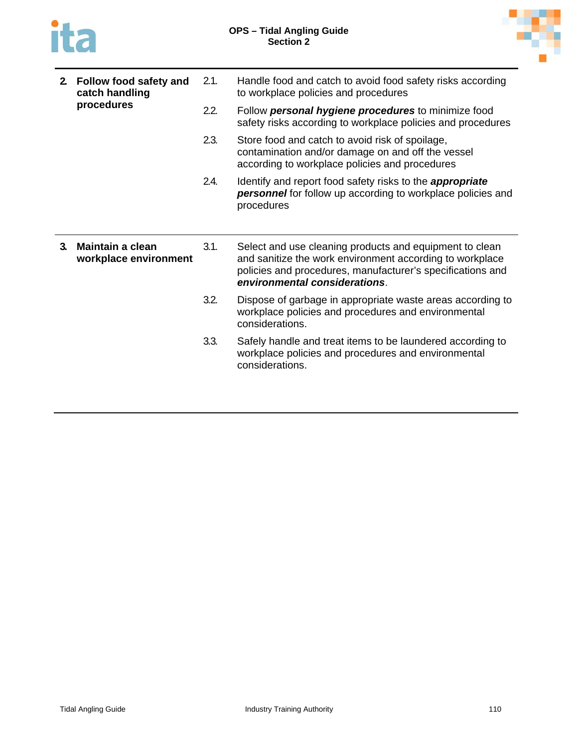| | | | |
|---|---|---|---|
| **2.** | **Follow food safety and catch handling procedures** | 2.1. | Handle food and catch to avoid food safety risks according to workplace policies and procedures |
| | | 2.2. | Follow ***personal hygiene procedures*** to minimize food safety risks according to workplace policies and procedures |
| | | 2.3. | Store food and catch to avoid risk of spoilage, contamination and/or damage on and off the vessel according to workplace policies and procedures |
| | | 2.4. | Identify and report food safety risks to the ***appropriate personnel*** for follow up according to workplace policies and procedures |
| **3.** | **Maintain a clean workplace environment** | 3.1. | Select and use cleaning products and equipment to clean and sanitize the work environment according to workplace policies and procedures, manufacturer's specifications and ***environmental considerations***. |
| | | 3.2. | Dispose of garbage in appropriate waste areas according to workplace policies and procedures and environmental considerations. |
| | | 3.3. | Safely handle and treat items to be laundered according to workplace policies and procedures and environmental considerations. |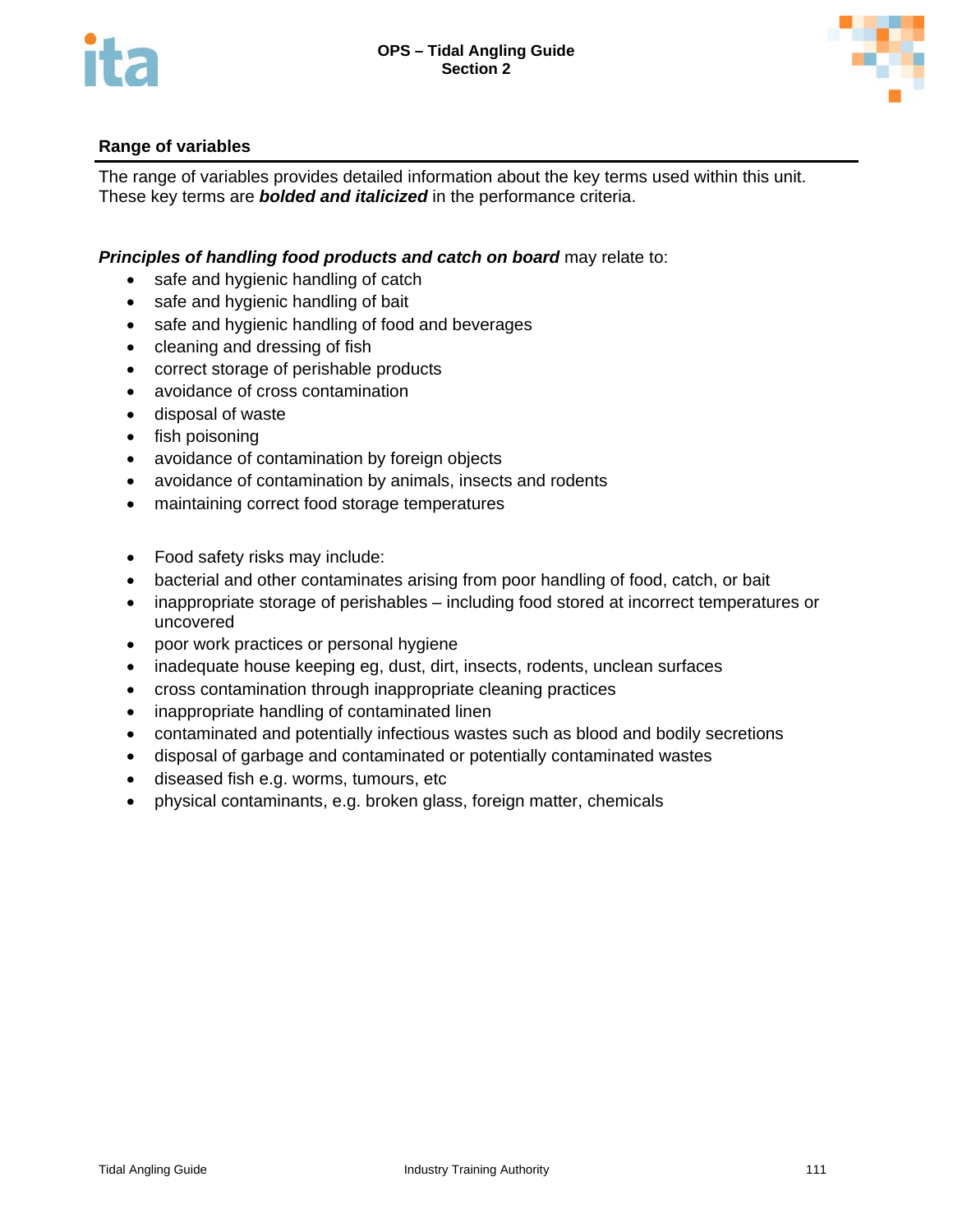## Range of variables

The range of variables provides detailed information about the key terms used within this unit. These key terms are ***bolded and italicized*** in the performance criteria.

***Principles of handling food products and catch on board*** may relate to:

- safe and hygienic handling of catch
- safe and hygienic handling of bait
- safe and hygienic handling of food and beverages
- cleaning and dressing of fish
- correct storage of perishable products
- avoidance of cross contamination
- disposal of waste
- fish poisoning
- avoidance of contamination by foreign objects
- avoidance of contamination by animals, insects and rodents
- maintaining correct food storage temperatures

- Food safety risks may include:
- bacterial and other contaminates arising from poor handling of food, catch, or bait
- inappropriate storage of perishables – including food stored at incorrect temperatures or uncovered
- poor work practices or personal hygiene
- inadequate house keeping eg, dust, dirt, insects, rodents, unclean surfaces
- cross contamination through inappropriate cleaning practices
- inappropriate handling of contaminated linen
- contaminated and potentially infectious wastes such as blood and bodily secretions
- disposal of garbage and contaminated or potentially contaminated wastes
- diseased fish e.g. worms, tumours, etc
- physical contaminants, e.g. broken glass, foreign matter, chemicals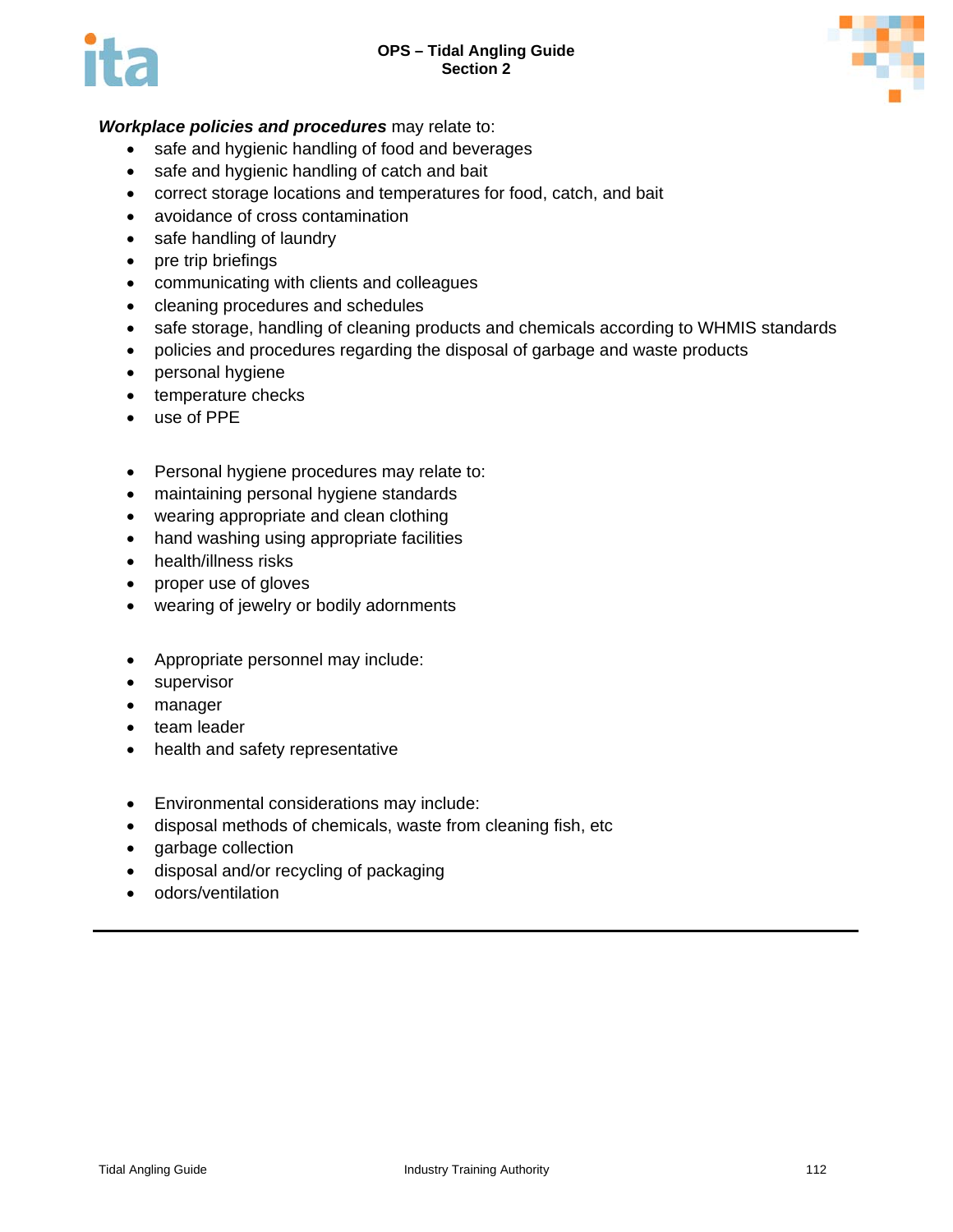***Workplace policies and procedures*** may relate to:

- safe and hygienic handling of food and beverages
- safe and hygienic handling of catch and bait
- correct storage locations and temperatures for food, catch, and bait
- avoidance of cross contamination
- safe handling of laundry
- pre trip briefings
- communicating with clients and colleagues
- cleaning procedures and schedules
- safe storage, handling of cleaning products and chemicals according to WHMIS standards
- policies and procedures regarding the disposal of garbage and waste products
- personal hygiene
- temperature checks
- use of PPE

- Personal hygiene procedures may relate to:
- maintaining personal hygiene standards
- wearing appropriate and clean clothing
- hand washing using appropriate facilities
- health/illness risks
- proper use of gloves
- wearing of jewelry or bodily adornments

- Appropriate personnel may include:
- supervisor
- manager
- team leader
- health and safety representative

- Environmental considerations may include:
- disposal methods of chemicals, waste from cleaning fish, etc
- garbage collection
- disposal and/or recycling of packaging
- odors/ventilation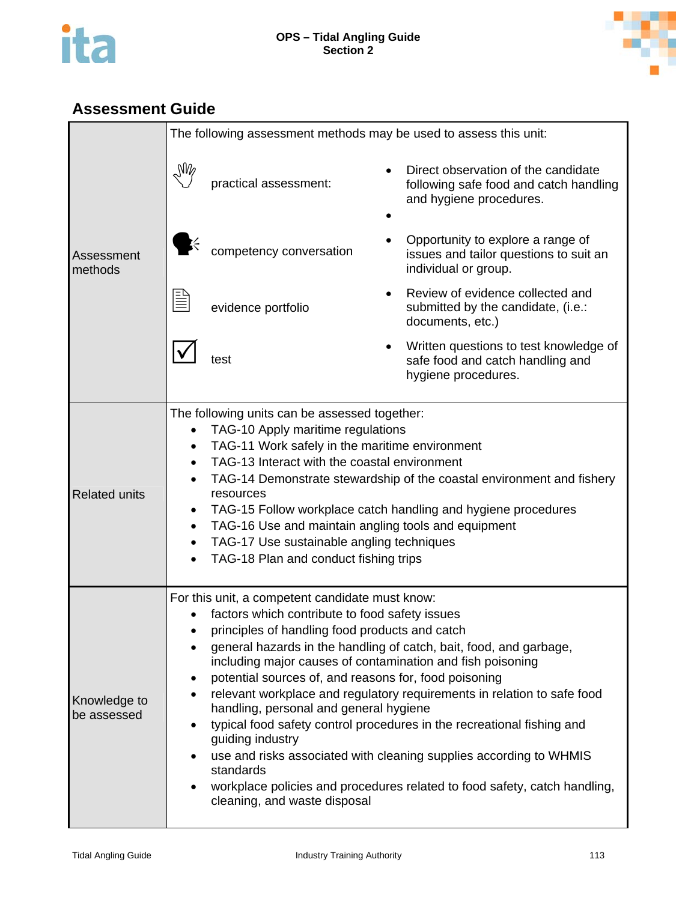## Assessment Guide

| | |
|---|---|
| Assessment methods | The following assessment methods may be used to assess this unit:<br><br>practical assessment:<br>• Direct observation of the candidate following safe food and catch handling and hygiene procedures.<br>•<br><br>competency conversation<br>• Opportunity to explore a range of issues and tailor questions to suit an individual or group.<br><br>evidence portfolio<br>• Review of evidence collected and submitted by the candidate, (i.e.: documents, etc.)<br><br>test<br>• Written questions to test knowledge of safe food and catch handling and hygiene procedures. |
| Related units | The following units can be assessed together:<br>• TAG-10 Apply maritime regulations<br>• TAG-11 Work safely in the maritime environment<br>• TAG-13 Interact with the coastal environment<br>• TAG-14 Demonstrate stewardship of the coastal environment and fishery resources<br>• TAG-15 Follow workplace catch handling and hygiene procedures<br>• TAG-16 Use and maintain angling tools and equipment<br>• TAG-17 Use sustainable angling techniques<br>• TAG-18 Plan and conduct fishing trips |
| Knowledge to be assessed | For this unit, a competent candidate must know:<br>• factors which contribute to food safety issues<br>• principles of handling food products and catch<br>• general hazards in the handling of catch, bait, food, and garbage, including major causes of contamination and fish poisoning<br>• potential sources of, and reasons for, food poisoning<br>• relevant workplace and regulatory requirements in relation to safe food handling, personal and general hygiene<br>• typical food safety control procedures in the recreational fishing and guiding industry<br>• use and risks associated with cleaning supplies according to WHMIS standards<br>• workplace policies and procedures related to food safety, catch handling, cleaning, and waste disposal |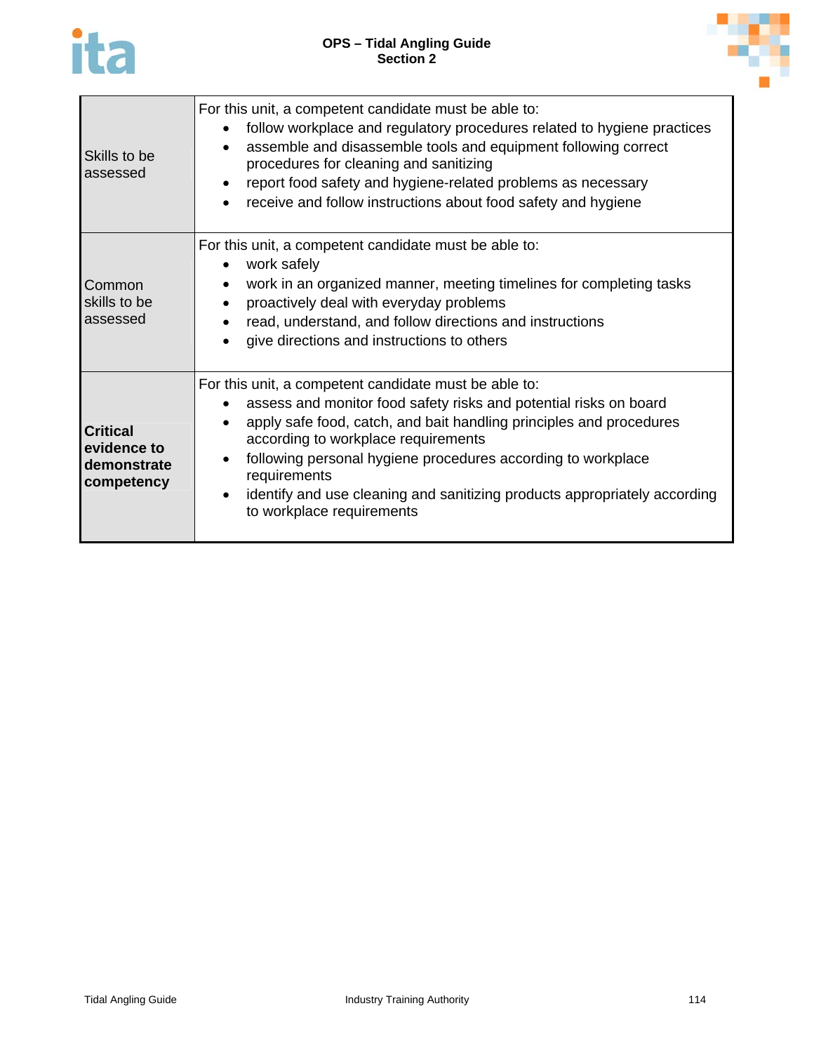| | |
|---|---|
| Skills to be assessed | For this unit, a competent candidate must be able to:<br>• follow workplace and regulatory procedures related to hygiene practices<br>• assemble and disassemble tools and equipment following correct procedures for cleaning and sanitizing<br>• report food safety and hygiene-related problems as necessary<br>• receive and follow instructions about food safety and hygiene |
| Common skills to be assessed | For this unit, a competent candidate must be able to:<br>• work safely<br>• work in an organized manner, meeting timelines for completing tasks<br>• proactively deal with everyday problems<br>• read, understand, and follow directions and instructions<br>• give directions and instructions to others |
| **Critical evidence to demonstrate competency** | For this unit, a competent candidate must be able to:<br>• assess and monitor food safety risks and potential risks on board<br>• apply safe food, catch, and bait handling principles and procedures according to workplace requirements<br>• following personal hygiene procedures according to workplace requirements<br>• identify and use cleaning and sanitizing products appropriately according to workplace requirements |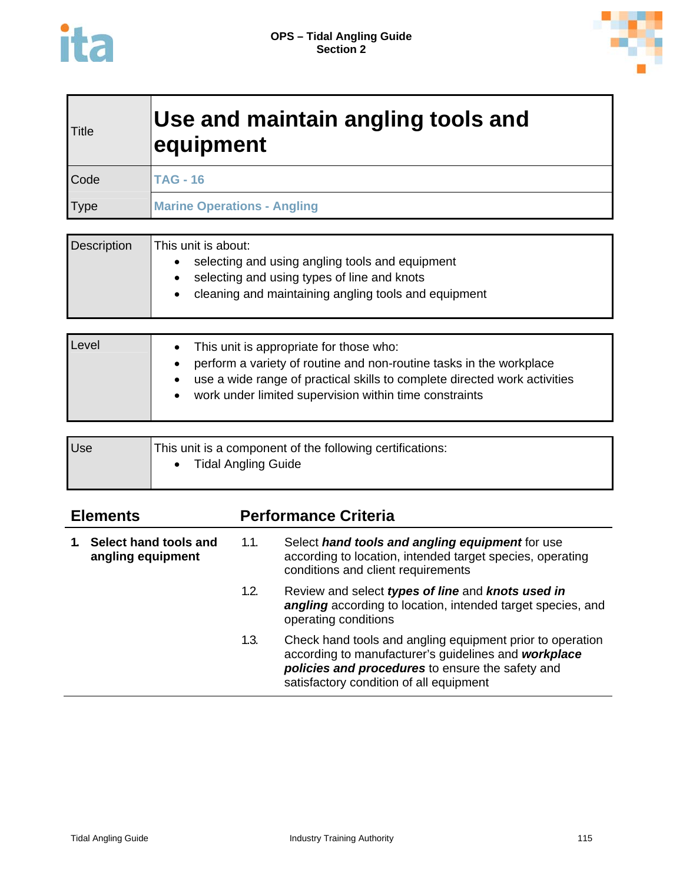| | |
|---|---|
| Title | **Use and maintain angling tools and equipment** |
| Code | **TAG - 16** |
| Type | **Marine Operations - Angling** |

| | |
|---|---|
| Description | This unit is about:<br>• selecting and using angling tools and equipment<br>• selecting and using types of line and knots<br>• cleaning and maintaining angling tools and equipment |

| | |
|---|---|
| Level | • This unit is appropriate for those who:<br>• perform a variety of routine and non-routine tasks in the workplace<br>• use a wide range of practical skills to complete directed work activities<br>• work under limited supervision within time constraints |

| | |
|---|---|
| Use | This unit is a component of the following certifications:<br>• Tidal Angling Guide |

| Elements | | Performance Criteria |
|---|---|---|
| **1. Select hand tools and angling equipment** | 1.1. | Select ***hand tools and angling equipment*** for use according to location, intended target species, operating conditions and client requirements |
| | 1.2. | Review and select ***types of line*** and ***knots used in angling*** according to location, intended target species, and operating conditions |
| | 1.3. | Check hand tools and angling equipment prior to operation according to manufacturer's guidelines and ***workplace policies and procedures*** to ensure the safety and satisfactory condition of all equipment |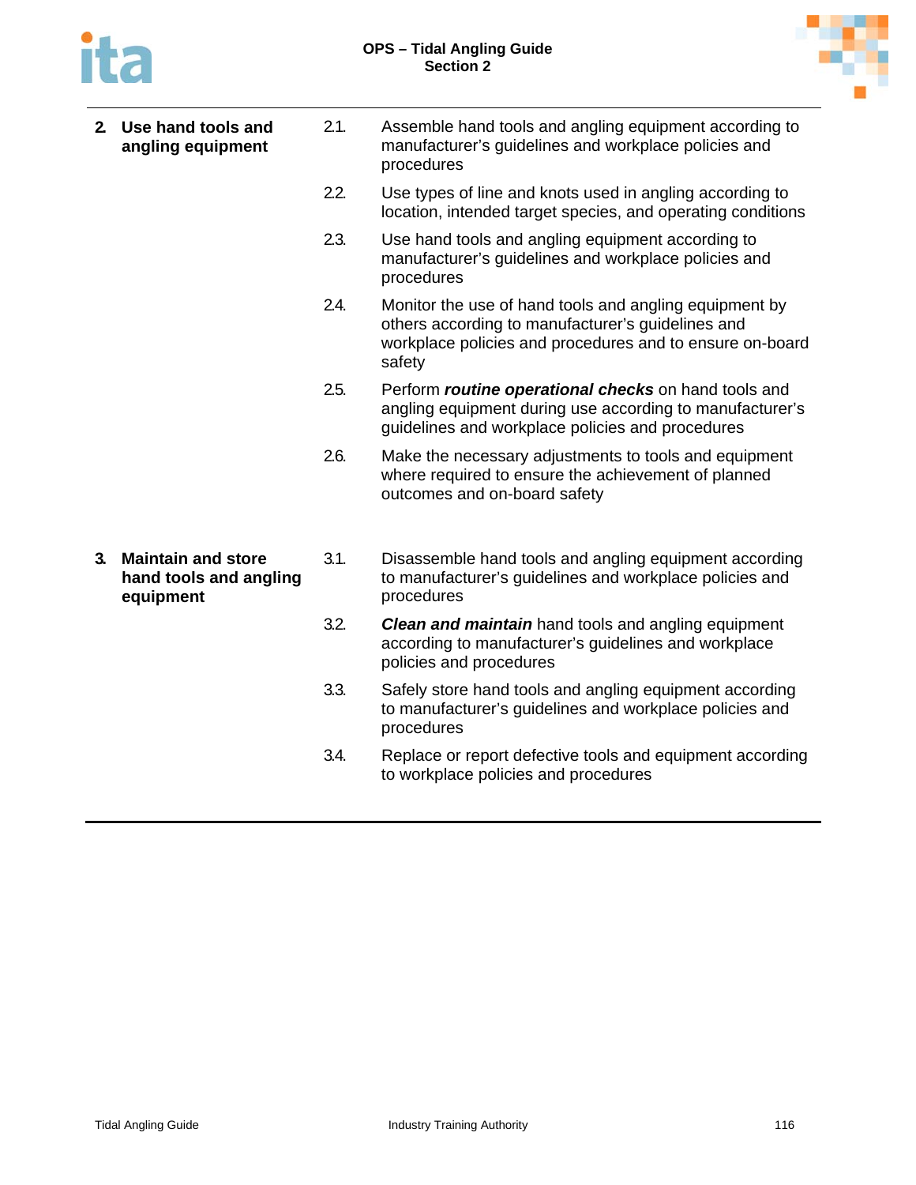| | | |
|---|---|---|
| **2. Use hand tools and angling equipment** | 2.1. | Assemble hand tools and angling equipment according to manufacturer's guidelines and workplace policies and procedures |
| | 2.2. | Use types of line and knots used in angling according to location, intended target species, and operating conditions |
| | 2.3. | Use hand tools and angling equipment according to manufacturer's guidelines and workplace policies and procedures |
| | 2.4. | Monitor the use of hand tools and angling equipment by others according to manufacturer's guidelines and workplace policies and procedures and to ensure on-board safety |
| | 2.5. | Perform ***routine operational checks*** on hand tools and angling equipment during use according to manufacturer's guidelines and workplace policies and procedures |
| | 2.6. | Make the necessary adjustments to tools and equipment where required to ensure the achievement of planned outcomes and on-board safety |
| **3. Maintain and store hand tools and angling equipment** | 3.1. | Disassemble hand tools and angling equipment according to manufacturer's guidelines and workplace policies and procedures |
| | 3.2. | ***Clean and maintain*** hand tools and angling equipment according to manufacturer's guidelines and workplace policies and procedures |
| | 3.3. | Safely store hand tools and angling equipment according to manufacturer's guidelines and workplace policies and procedures |
| | 3.4. | Replace or report defective tools and equipment according to workplace policies and procedures |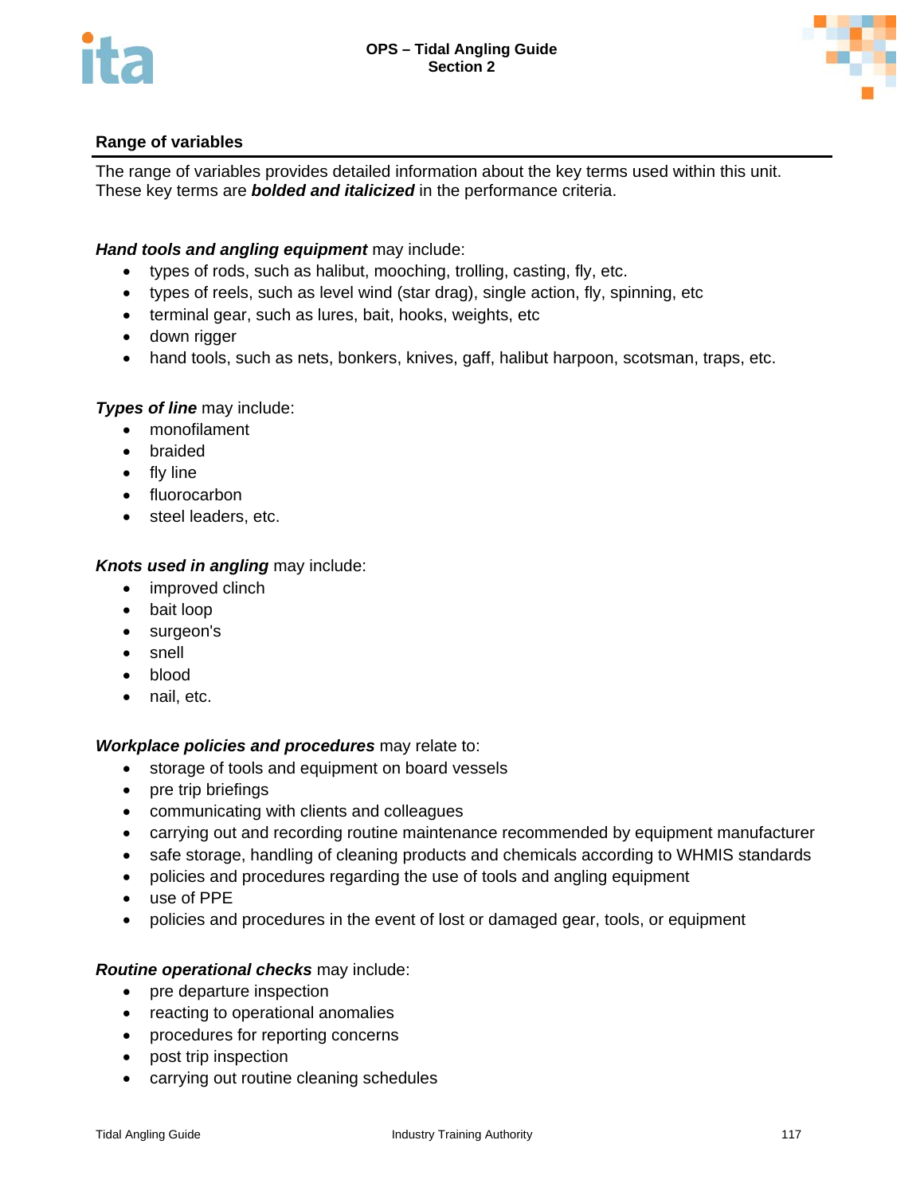## Range of variables

The range of variables provides detailed information about the key terms used within this unit. These key terms are ***bolded and italicized*** in the performance criteria.

***Hand tools and angling equipment*** may include:

- types of rods, such as halibut, mooching, trolling, casting, fly, etc.
- types of reels, such as level wind (star drag), single action, fly, spinning, etc
- terminal gear, such as lures, bait, hooks, weights, etc
- down rigger
- hand tools, such as nets, bonkers, knives, gaff, halibut harpoon, scotsman, traps, etc.

***Types of line*** may include:

- monofilament
- braided
- fly line
- fluorocarbon
- steel leaders, etc.

***Knots used in angling*** may include:

- improved clinch
- bait loop
- surgeon's
- snell
- blood
- nail, etc.

***Workplace policies and procedures*** may relate to:

- storage of tools and equipment on board vessels
- pre trip briefings
- communicating with clients and colleagues
- carrying out and recording routine maintenance recommended by equipment manufacturer
- safe storage, handling of cleaning products and chemicals according to WHMIS standards
- policies and procedures regarding the use of tools and angling equipment
- use of PPE
- policies and procedures in the event of lost or damaged gear, tools, or equipment

***Routine operational checks*** may include:

- pre departure inspection
- reacting to operational anomalies
- procedures for reporting concerns
- post trip inspection
- carrying out routine cleaning schedules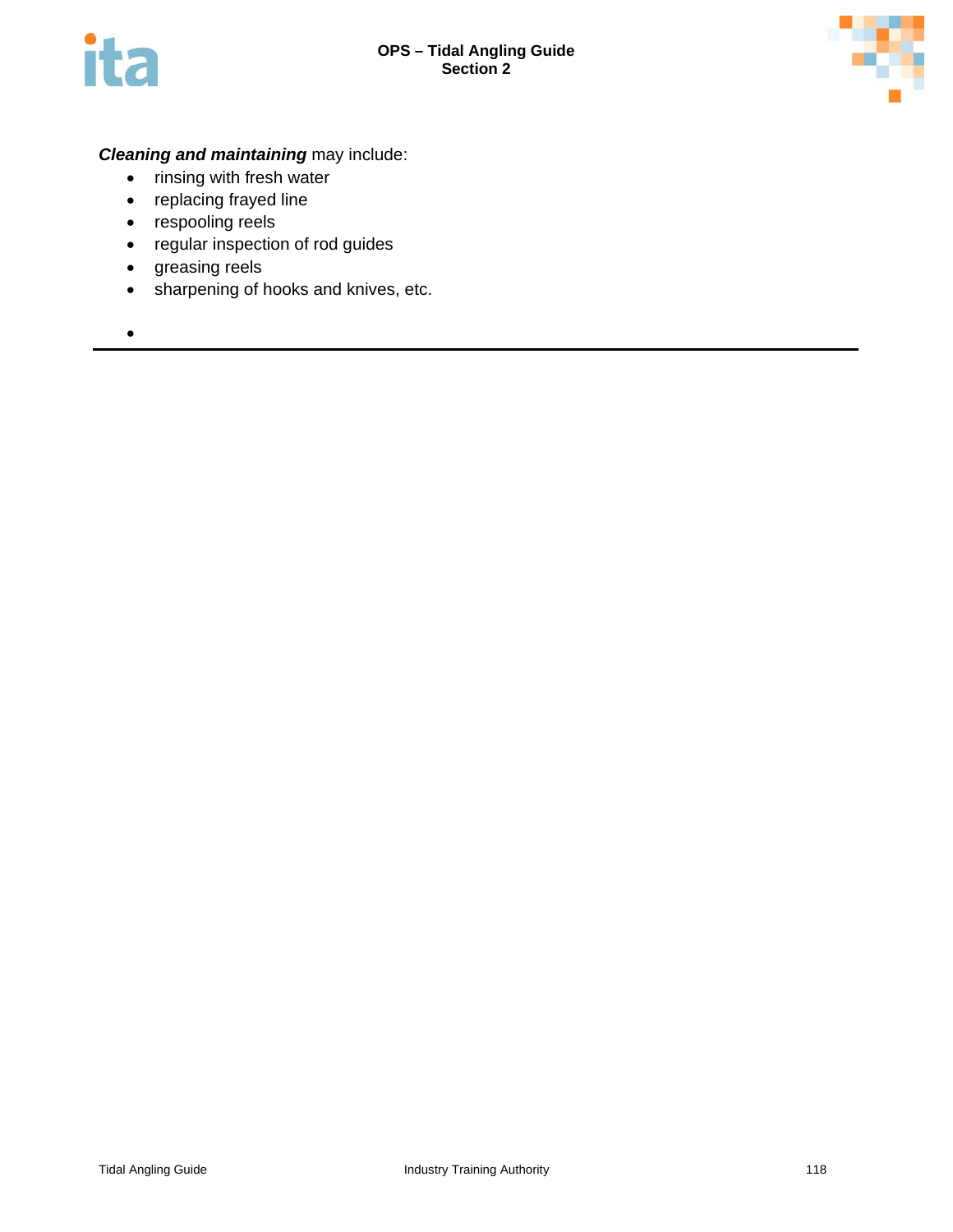***Cleaning and maintaining*** may include:

- rinsing with fresh water
- replacing frayed line
- respooling reels
- regular inspection of rod guides
- greasing reels
- sharpening of hooks and knives, etc.

---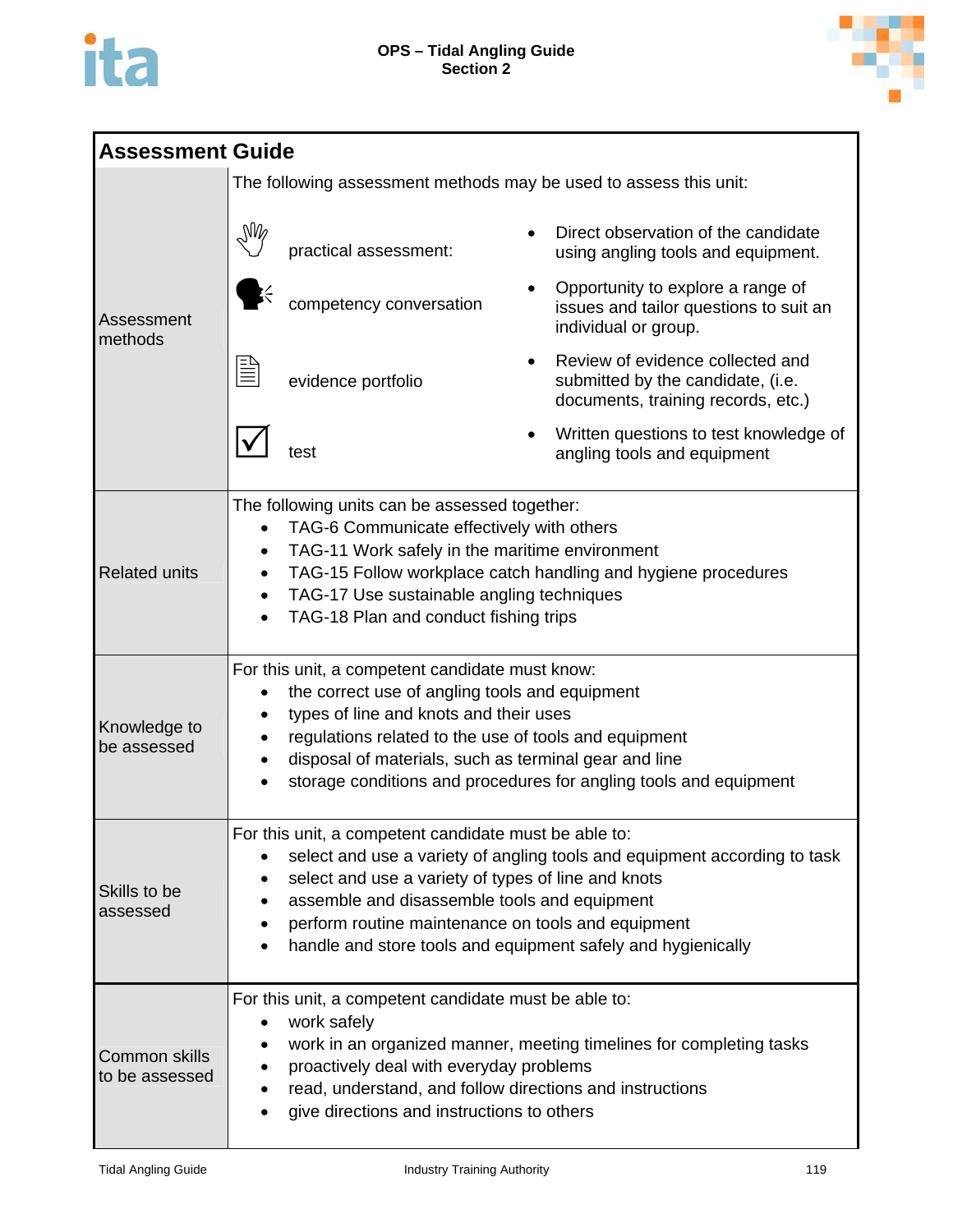## Assessment Guide

| | |
|---|---|
| Assessment methods | The following assessment methods may be used to assess this unit:<br><br>practical assessment: • Direct observation of the candidate using angling tools and equipment.<br>competency conversation • Opportunity to explore a range of issues and tailor questions to suit an individual or group.<br>evidence portfolio • Review of evidence collected and submitted by the candidate, (i.e. documents, training records, etc.)<br>test • Written questions to test knowledge of angling tools and equipment |
| Related units | The following units can be assessed together:<br>• TAG-6 Communicate effectively with others<br>• TAG-11 Work safely in the maritime environment<br>• TAG-15 Follow workplace catch handling and hygiene procedures<br>• TAG-17 Use sustainable angling techniques<br>• TAG-18 Plan and conduct fishing trips |
| Knowledge to be assessed | For this unit, a competent candidate must know:<br>• the correct use of angling tools and equipment<br>• types of line and knots and their uses<br>• regulations related to the use of tools and equipment<br>• disposal of materials, such as terminal gear and line<br>• storage conditions and procedures for angling tools and equipment |
| Skills to be assessed | For this unit, a competent candidate must be able to:<br>• select and use a variety of angling tools and equipment according to task<br>• select and use a variety of types of line and knots<br>• assemble and disassemble tools and equipment<br>• perform routine maintenance on tools and equipment<br>• handle and store tools and equipment safely and hygienically |
| Common skills to be assessed | For this unit, a competent candidate must be able to:<br>• work safely<br>• work in an organized manner, meeting timelines for completing tasks<br>• proactively deal with everyday problems<br>• read, understand, and follow directions and instructions<br>• give directions and instructions to others |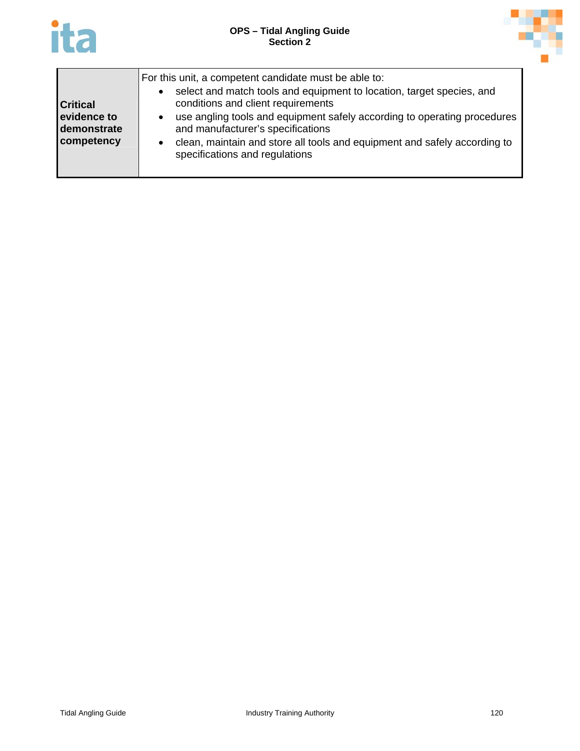| | |
|---|---|
| **Critical evidence to demonstrate competency** | For this unit, a competent candidate must be able to:<br>• select and match tools and equipment to location, target species, and conditions and client requirements<br>• use angling tools and equipment safely according to operating procedures and manufacturer's specifications<br>• clean, maintain and store all tools and equipment and safely according to specifications and regulations |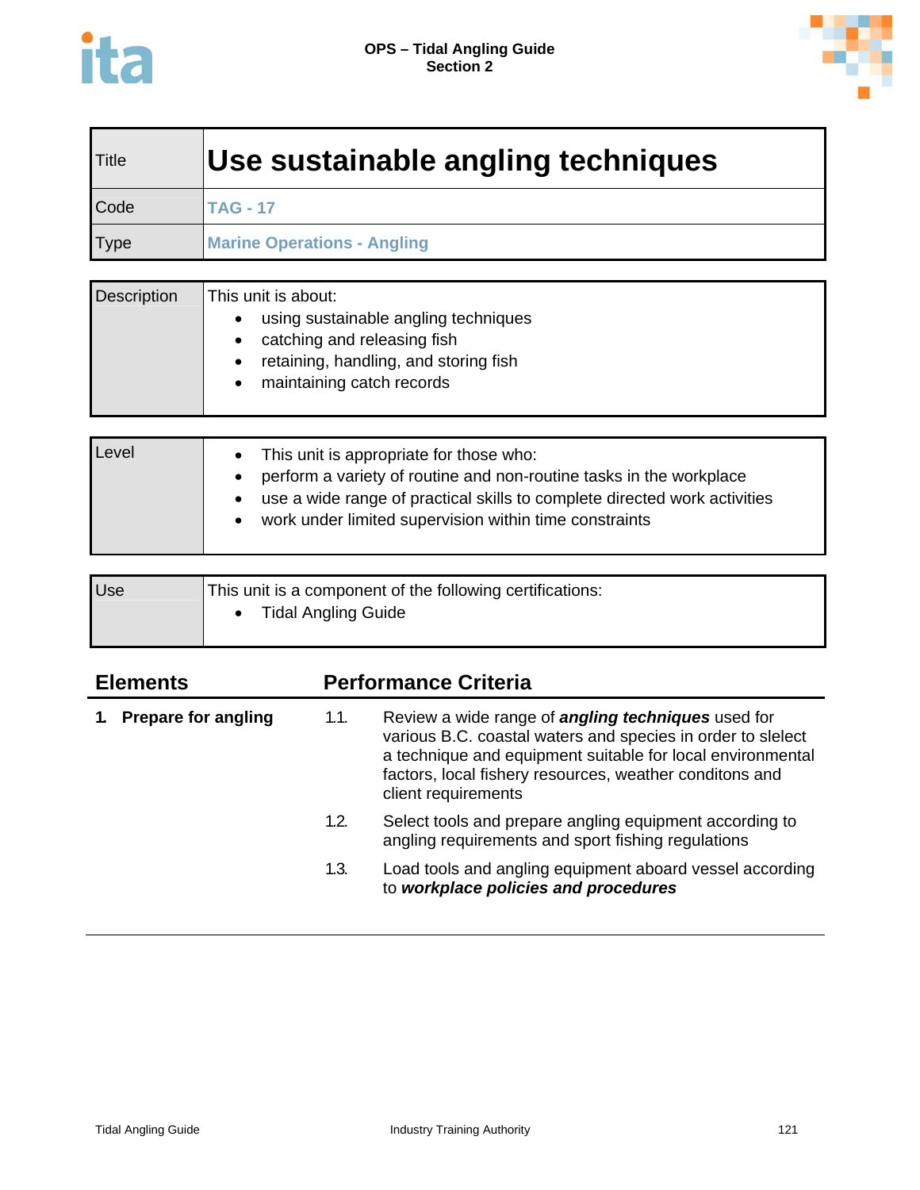| | |
|---|---|
| Title | **Use sustainable angling techniques** |
| Code | **TAG - 17** |
| Type | **Marine Operations - Angling** |

| | |
|---|---|
| Description | This unit is about:<br>• using sustainable angling techniques<br>• catching and releasing fish<br>• retaining, handling, and storing fish<br>• maintaining catch records |

| | |
|---|---|
| Level | • This unit is appropriate for those who:<br>• perform a variety of routine and non-routine tasks in the workplace<br>• use a wide range of practical skills to complete directed work activities<br>• work under limited supervision within time constraints |

| | |
|---|---|
| Use | This unit is a component of the following certifications:<br>• Tidal Angling Guide |

| Elements | | Performance Criteria |
|---|---|---|
| **1. Prepare for angling** | 1.1. | Review a wide range of ***angling techniques*** used for various B.C. coastal waters and species in order to slelect a technique and equipment suitable for local environmental factors, local fishery resources, weather conditons and client requirements |
| | 1.2. | Select tools and prepare angling equipment according to angling requirements and sport fishing regulations |
| | 1.3. | Load tools and angling equipment aboard vessel according to ***workplace policies and procedures*** |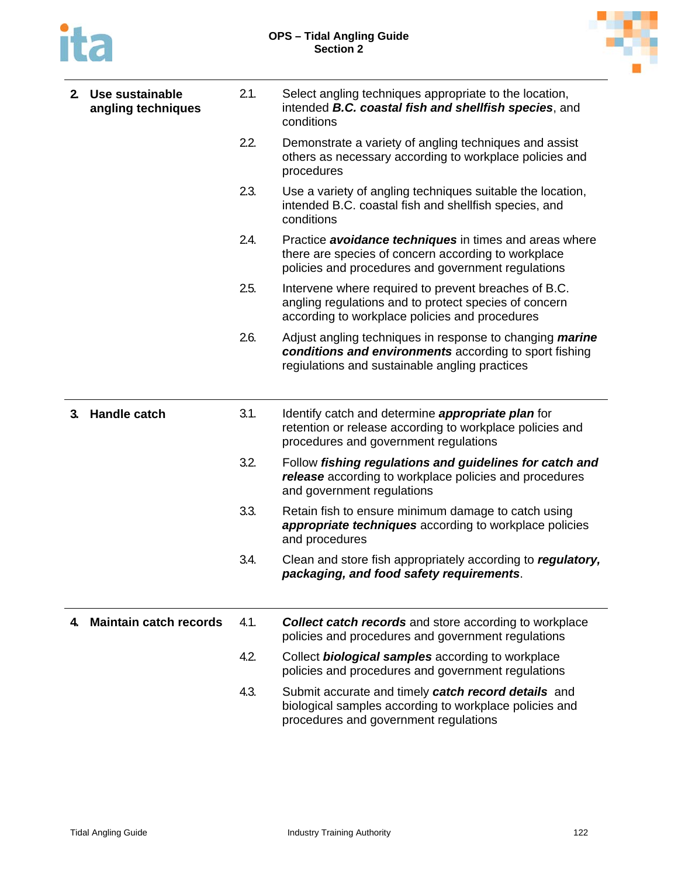| | | |
|---|---|---|
| **2. Use sustainable angling techniques** | 2.1. | Select angling techniques appropriate to the location, intended ***B.C. coastal fish and shellfish species***, and conditions |
| | 2.2. | Demonstrate a variety of angling techniques and assist others as necessary according to workplace policies and procedures |
| | 2.3. | Use a variety of angling techniques suitable the location, intended B.C. coastal fish and shellfish species, and conditions |
| | 2.4. | Practice ***avoidance techniques*** in times and areas where there are species of concern according to workplace policies and procedures and government regulations |
| | 2.5. | Intervene where required to prevent breaches of B.C. angling regulations and to protect species of concern according to workplace policies and procedures |
| | 2.6. | Adjust angling techniques in response to changing ***marine conditions and environments*** according to sport fishing regiulations and sustainable angling practices |
| **3. Handle catch** | 3.1. | Identify catch and determine ***appropriate plan*** for retention or release according to workplace policies and procedures and government regulations |
| | 3.2. | Follow ***fishing regulations and guidelines for catch and release*** according to workplace policies and procedures and government regulations |
| | 3.3. | Retain fish to ensure minimum damage to catch using ***appropriate techniques*** according to workplace policies and procedures |
| | 3.4. | Clean and store fish appropriately according to ***regulatory, packaging, and food safety requirements***. |
| **4. Maintain catch records** | 4.1. | ***Collect catch records*** and store according to workplace policies and procedures and government regulations |
| | 4.2. | Collect ***biological samples*** according to workplace policies and procedures and government regulations |
| | 4.3. | Submit accurate and timely ***catch record details*** and biological samples according to workplace policies and procedures and government regulations |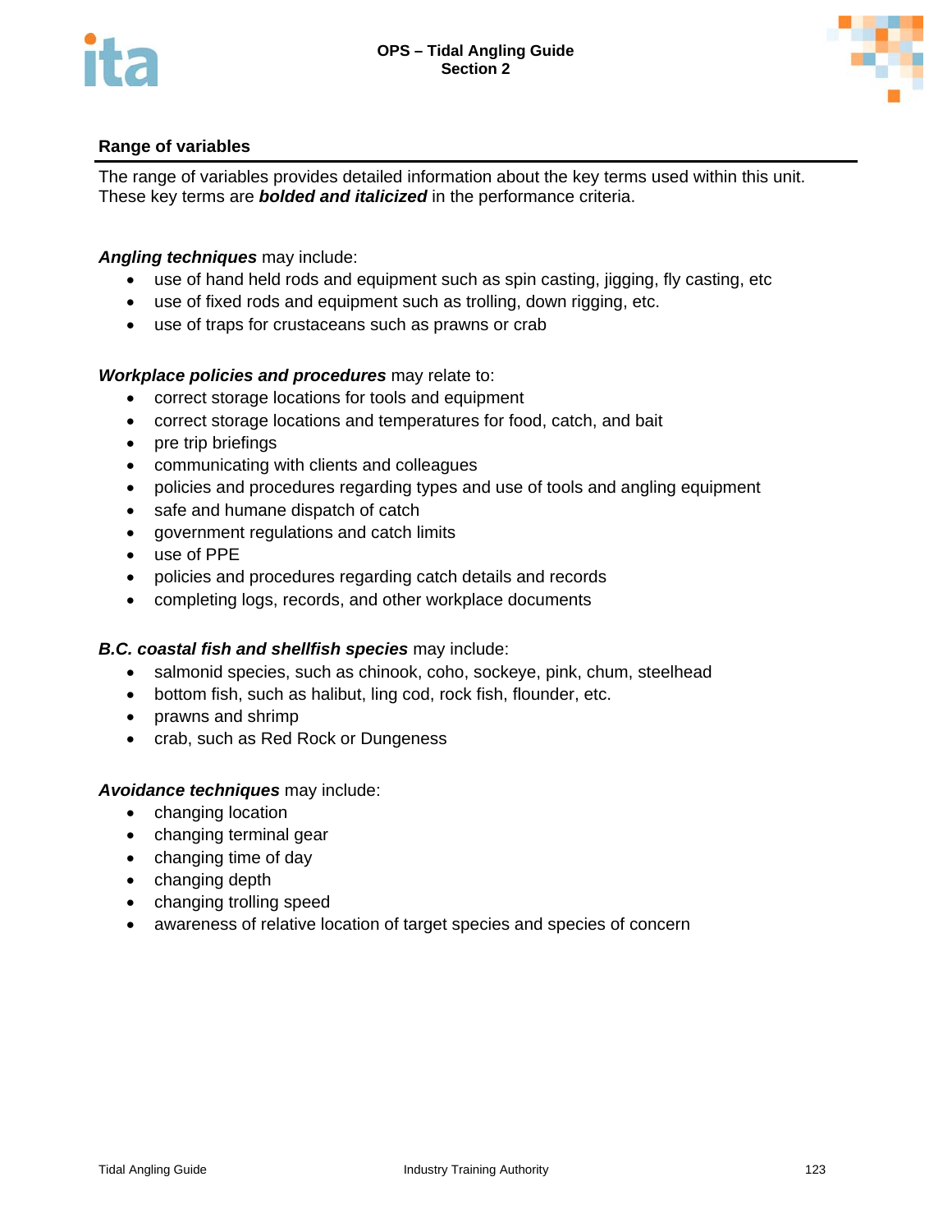## Range of variables

The range of variables provides detailed information about the key terms used within this unit. These key terms are ***bolded and italicized*** in the performance criteria.

***Angling techniques*** may include:

- use of hand held rods and equipment such as spin casting, jigging, fly casting, etc
- use of fixed rods and equipment such as trolling, down rigging, etc.
- use of traps for crustaceans such as prawns or crab

***Workplace policies and procedures*** may relate to:

- correct storage locations for tools and equipment
- correct storage locations and temperatures for food, catch, and bait
- pre trip briefings
- communicating with clients and colleagues
- policies and procedures regarding types and use of tools and angling equipment
- safe and humane dispatch of catch
- government regulations and catch limits
- use of PPE
- policies and procedures regarding catch details and records
- completing logs, records, and other workplace documents

***B.C. coastal fish and shellfish species*** may include:

- salmonid species, such as chinook, coho, sockeye, pink, chum, steelhead
- bottom fish, such as halibut, ling cod, rock fish, flounder, etc.
- prawns and shrimp
- crab, such as Red Rock or Dungeness

***Avoidance techniques*** may include:

- changing location
- changing terminal gear
- changing time of day
- changing depth
- changing trolling speed
- awareness of relative location of target species and species of concern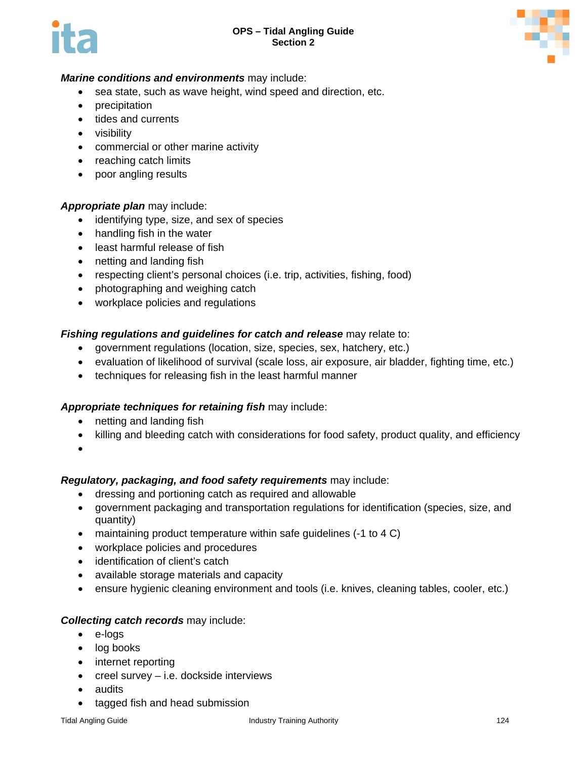***Marine conditions and environments*** may include:

- sea state, such as wave height, wind speed and direction, etc.
- precipitation
- tides and currents
- visibility
- commercial or other marine activity
- reaching catch limits
- poor angling results

***Appropriate plan*** may include:

- identifying type, size, and sex of species
- handling fish in the water
- least harmful release of fish
- netting and landing fish
- respecting client's personal choices (i.e. trip, activities, fishing, food)
- photographing and weighing catch
- workplace policies and regulations

***Fishing regulations and guidelines for catch and release*** may relate to:

- government regulations (location, size, species, sex, hatchery, etc.)
- evaluation of likelihood of survival (scale loss, air exposure, air bladder, fighting time, etc.)
- techniques for releasing fish in the least harmful manner

***Appropriate techniques for retaining fish*** may include:

- netting and landing fish
- killing and bleeding catch with considerations for food safety, product quality, and efficiency
-

***Regulatory, packaging, and food safety requirements*** may include:

- dressing and portioning catch as required and allowable
- government packaging and transportation regulations for identification (species, size, and quantity)
- maintaining product temperature within safe guidelines (-1 to 4 C)
- workplace policies and procedures
- identification of client's catch
- available storage materials and capacity
- ensure hygienic cleaning environment and tools (i.e. knives, cleaning tables, cooler, etc.)

***Collecting catch records*** may include:

- e-logs
- log books
- internet reporting
- creel survey – i.e. dockside interviews
- audits
- tagged fish and head submission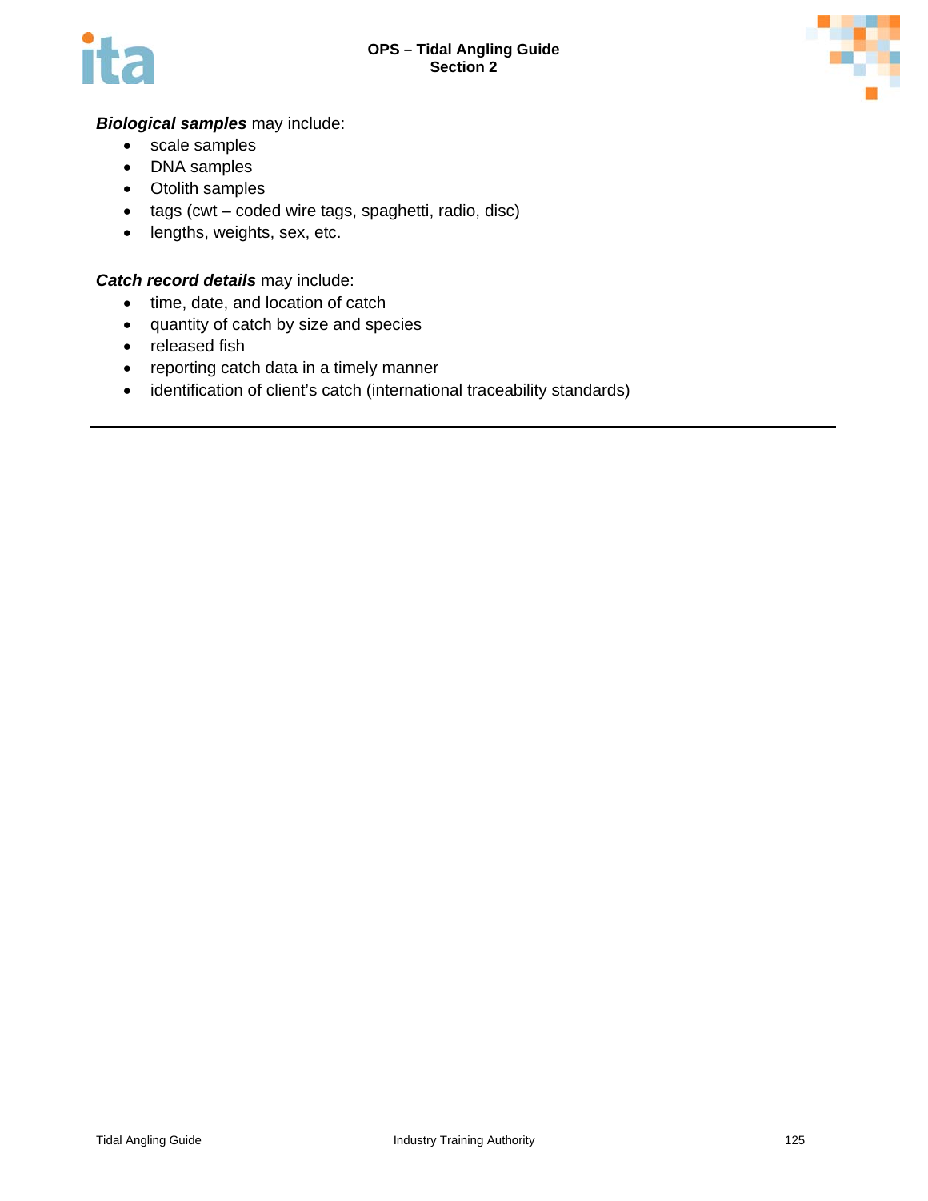***Biological samples*** may include:

- scale samples
- DNA samples
- Otolith samples
- tags (cwt – coded wire tags, spaghetti, radio, disc)
- lengths, weights, sex, etc.

***Catch record details*** may include:

- time, date, and location of catch
- quantity of catch by size and species
- released fish
- reporting catch data in a timely manner
- identification of client's catch (international traceability standards)

---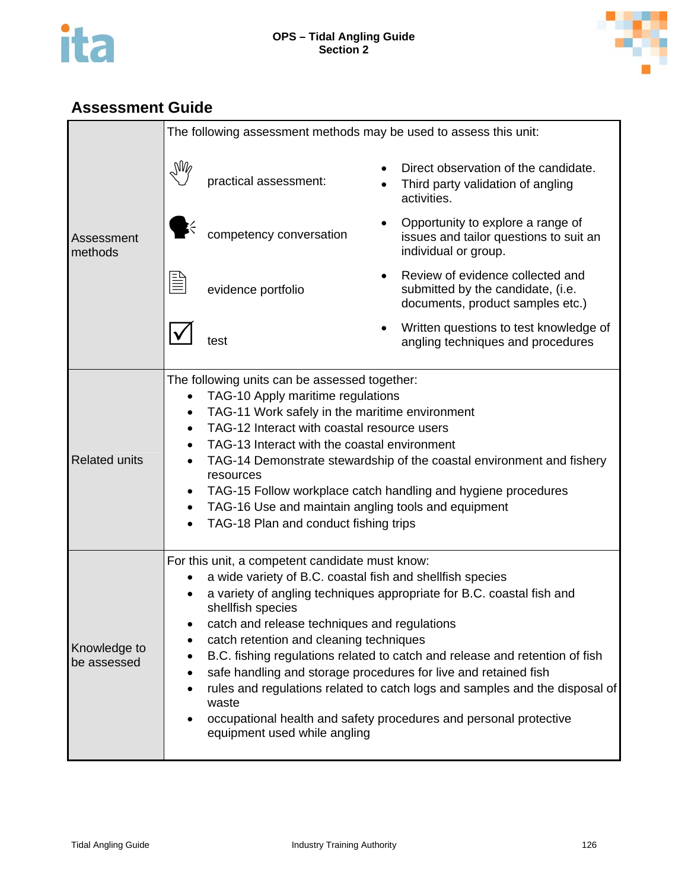## Assessment Guide

<table>
<tr>
<td>Assessment methods</td>
<td>
The following assessment methods may be used to assess this unit:

<table>
<tr><td>practical assessment:</td><td>
<ul>
<li>Direct observation of the candidate.</li>
<li>Third party validation of angling activities.</li>
</ul>
</td></tr>
<tr><td>competency conversation</td><td>
<ul>
<li>Opportunity to explore a range of issues and tailor questions to suit an individual or group.</li>
</ul>
</td></tr>
<tr><td>evidence portfolio</td><td>
<ul>
<li>Review of evidence collected and submitted by the candidate, (i.e. documents, product samples etc.)</li>
</ul>
</td></tr>
<tr><td>test</td><td>
<ul>
<li>Written questions to test knowledge of angling techniques and procedures</li>
</ul>
</td></tr>
</table>
</td>
</tr>
<tr>
<td>Related units</td>
<td>
The following units can be assessed together:
<ul>
<li>TAG-10 Apply maritime regulations</li>
<li>TAG-11 Work safely in the maritime environment</li>
<li>TAG-12 Interact with coastal resource users</li>
<li>TAG-13 Interact with the coastal environment</li>
<li>TAG-14 Demonstrate stewardship of the coastal environment and fishery resources</li>
<li>TAG-15 Follow workplace catch handling and hygiene procedures</li>
<li>TAG-16 Use and maintain angling tools and equipment</li>
<li>TAG-18 Plan and conduct fishing trips</li>
</ul>
</td>
</tr>
<tr>
<td>Knowledge to be assessed</td>
<td>
For this unit, a competent candidate must know:
<ul>
<li>a wide variety of B.C. coastal fish and shellfish species</li>
<li>a variety of angling techniques appropriate for B.C. coastal fish and shellfish species</li>
<li>catch and release techniques and regulations</li>
<li>catch retention and cleaning techniques</li>
<li>B.C. fishing regulations related to catch and release and retention of fish</li>
<li>safe handling and storage procedures for live and retained fish</li>
<li>rules and regulations related to catch logs and samples and the disposal of waste</li>
<li>occupational health and safety procedures and personal protective equipment used while angling</li>
</ul>
</td>
</tr>
</table>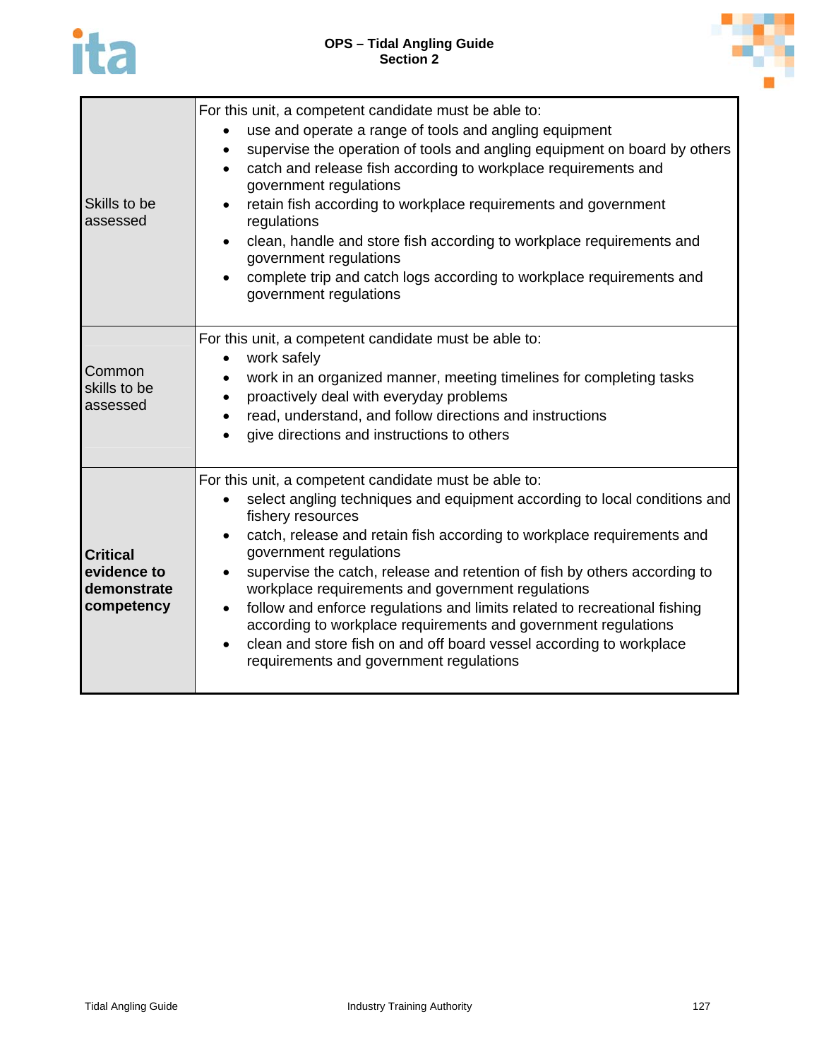| | |
|---|---|
| Skills to be assessed | For this unit, a competent candidate must be able to:<br>• use and operate a range of tools and angling equipment<br>• supervise the operation of tools and angling equipment on board by others<br>• catch and release fish according to workplace requirements and government regulations<br>• retain fish according to workplace requirements and government regulations<br>• clean, handle and store fish according to workplace requirements and government regulations<br>• complete trip and catch logs according to workplace requirements and government regulations |
| Common skills to be assessed | For this unit, a competent candidate must be able to:<br>• work safely<br>• work in an organized manner, meeting timelines for completing tasks<br>• proactively deal with everyday problems<br>• read, understand, and follow directions and instructions<br>• give directions and instructions to others |
| **Critical evidence to demonstrate competency** | For this unit, a competent candidate must be able to:<br>• select angling techniques and equipment according to local conditions and fishery resources<br>• catch, release and retain fish according to workplace requirements and government regulations<br>• supervise the catch, release and retention of fish by others according to workplace requirements and government regulations<br>• follow and enforce regulations and limits related to recreational fishing according to workplace requirements and government regulations<br>• clean and store fish on and off board vessel according to workplace requirements and government regulations |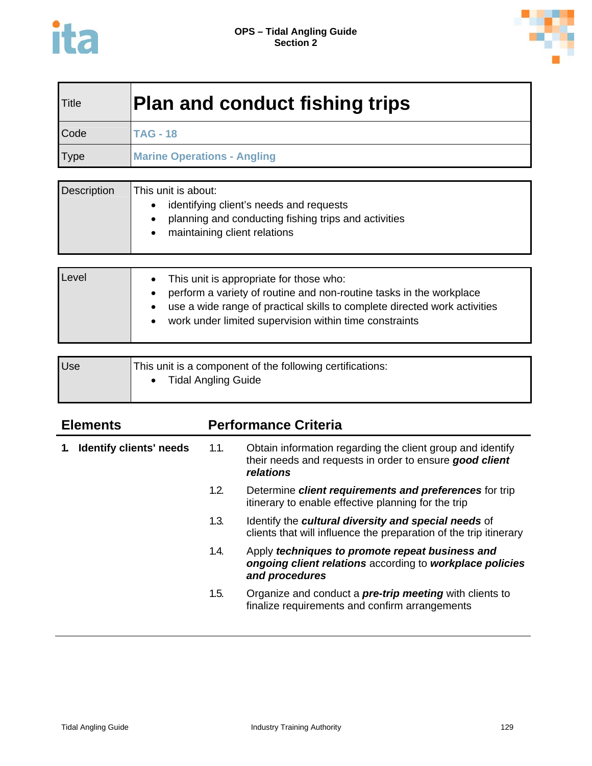| | |
|---|---|
| Title | **Plan and conduct fishing trips** |
| Code | **TAG - 18** |
| Type | **Marine Operations - Angling** |

| | |
|---|---|
| Description | This unit is about:<br>• identifying client's needs and requests<br>• planning and conducting fishing trips and activities<br>• maintaining client relations |

| | |
|---|---|
| Level | • This unit is appropriate for those who:<br>• perform a variety of routine and non-routine tasks in the workplace<br>• use a wide range of practical skills to complete directed work activities<br>• work under limited supervision within time constraints |

| | |
|---|---|
| Use | This unit is a component of the following certifications:<br>• Tidal Angling Guide |

| Elements | | Performance Criteria |
|---|---|---|
| **1. Identify clients' needs** | 1.1. | Obtain information regarding the client group and identify their needs and requests in order to ensure ***good client relations*** |
| | 1.2. | Determine ***client requirements and preferences*** for trip itinerary to enable effective planning for the trip |
| | 1.3. | Identify the ***cultural diversity and special needs*** of clients that will influence the preparation of the trip itinerary |
| | 1.4. | Apply ***techniques to promote repeat business and ongoing client relations*** according to ***workplace policies and procedures*** |
| | 1.5. | Organize and conduct a ***pre-trip meeting*** with clients to finalize requirements and confirm arrangements |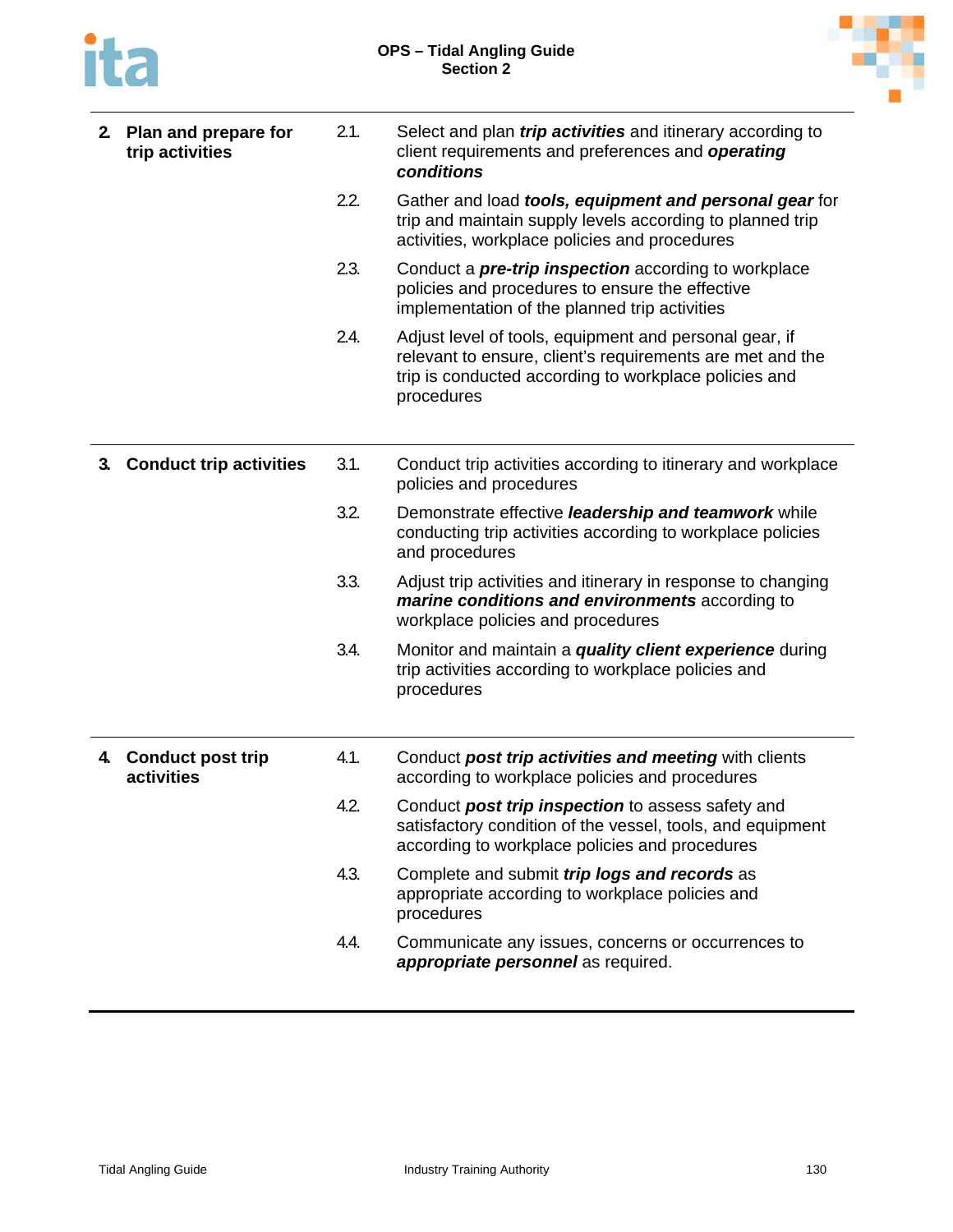| | | |
|---|---|---|
| **2. Plan and prepare for trip activities** | 2.1. | Select and plan ***trip activities*** and itinerary according to client requirements and preferences and ***operating conditions*** |
| | 2.2. | Gather and load ***tools, equipment and personal gear*** for trip and maintain supply levels according to planned trip activities, workplace policies and procedures |
| | 2.3. | Conduct a ***pre-trip inspection*** according to workplace policies and procedures to ensure the effective implementation of the planned trip activities |
| | 2.4. | Adjust level of tools, equipment and personal gear, if relevant to ensure, client's requirements are met and the trip is conducted according to workplace policies and procedures |
| **3. Conduct trip activities** | 3.1. | Conduct trip activities according to itinerary and workplace policies and procedures |
| | 3.2. | Demonstrate effective ***leadership and teamwork*** while conducting trip activities according to workplace policies and procedures |
| | 3.3. | Adjust trip activities and itinerary in response to changing ***marine conditions and environments*** according to workplace policies and procedures |
| | 3.4. | Monitor and maintain a ***quality client experience*** during trip activities according to workplace policies and procedures |
| **4. Conduct post trip activities** | 4.1. | Conduct ***post trip activities and meeting*** with clients according to workplace policies and procedures |
| | 4.2. | Conduct ***post trip inspection*** to assess safety and satisfactory condition of the vessel, tools, and equipment according to workplace policies and procedures |
| | 4.3. | Complete and submit ***trip logs and records*** as appropriate according to workplace policies and procedures |
| | 4.4. | Communicate any issues, concerns or occurrences to ***appropriate personnel*** as required. |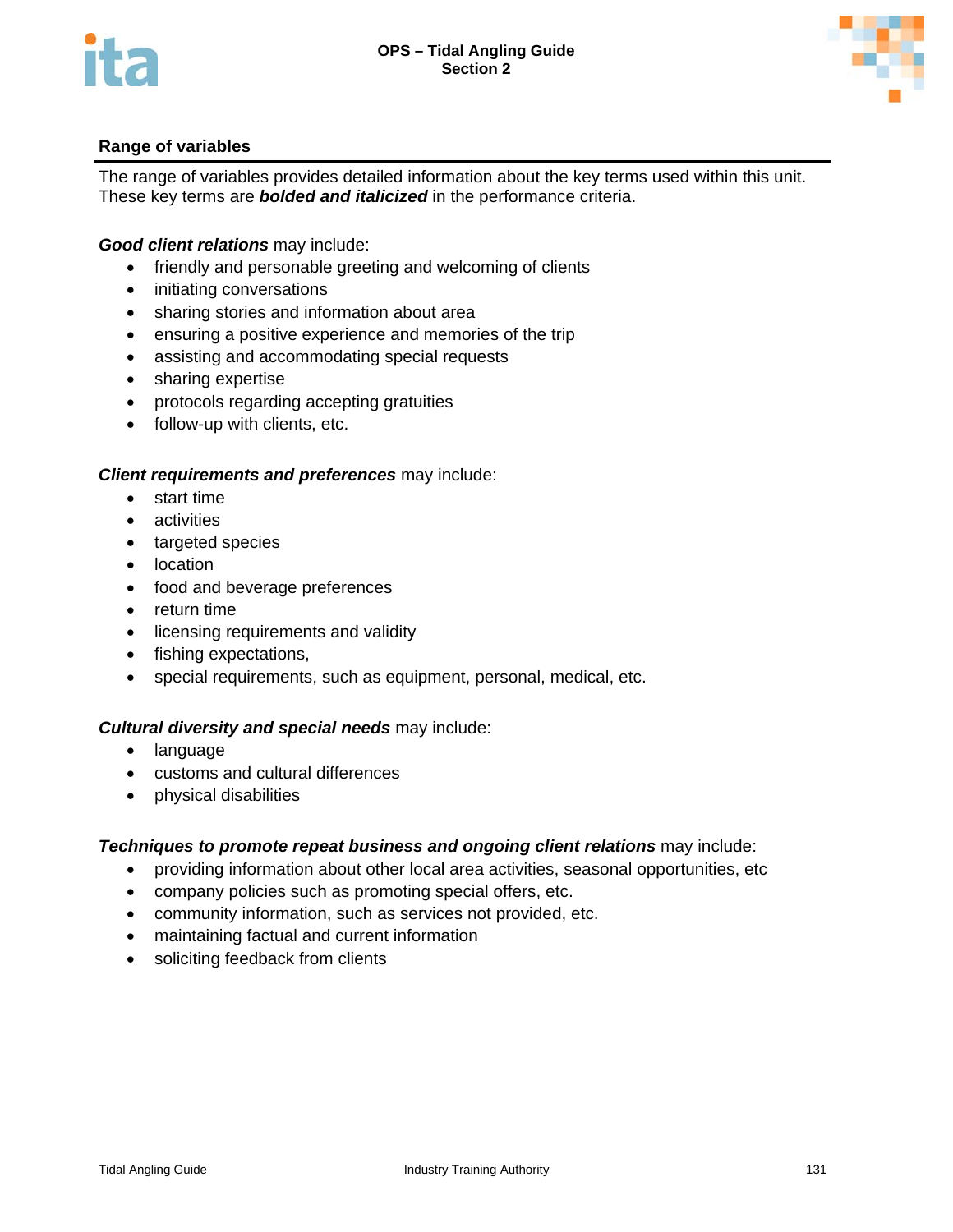## Range of variables

The range of variables provides detailed information about the key terms used within this unit. These key terms are ***bolded and italicized*** in the performance criteria.

***Good client relations*** may include:

- friendly and personable greeting and welcoming of clients
- initiating conversations
- sharing stories and information about area
- ensuring a positive experience and memories of the trip
- assisting and accommodating special requests
- sharing expertise
- protocols regarding accepting gratuities
- follow-up with clients, etc.

***Client requirements and preferences*** may include:

- start time
- activities
- targeted species
- location
- food and beverage preferences
- return time
- licensing requirements and validity
- fishing expectations,
- special requirements, such as equipment, personal, medical, etc.

***Cultural diversity and special needs*** may include:

- language
- customs and cultural differences
- physical disabilities

***Techniques to promote repeat business and ongoing client relations*** may include:

- providing information about other local area activities, seasonal opportunities, etc
- company policies such as promoting special offers, etc.
- community information, such as services not provided, etc.
- maintaining factual and current information
- soliciting feedback from clients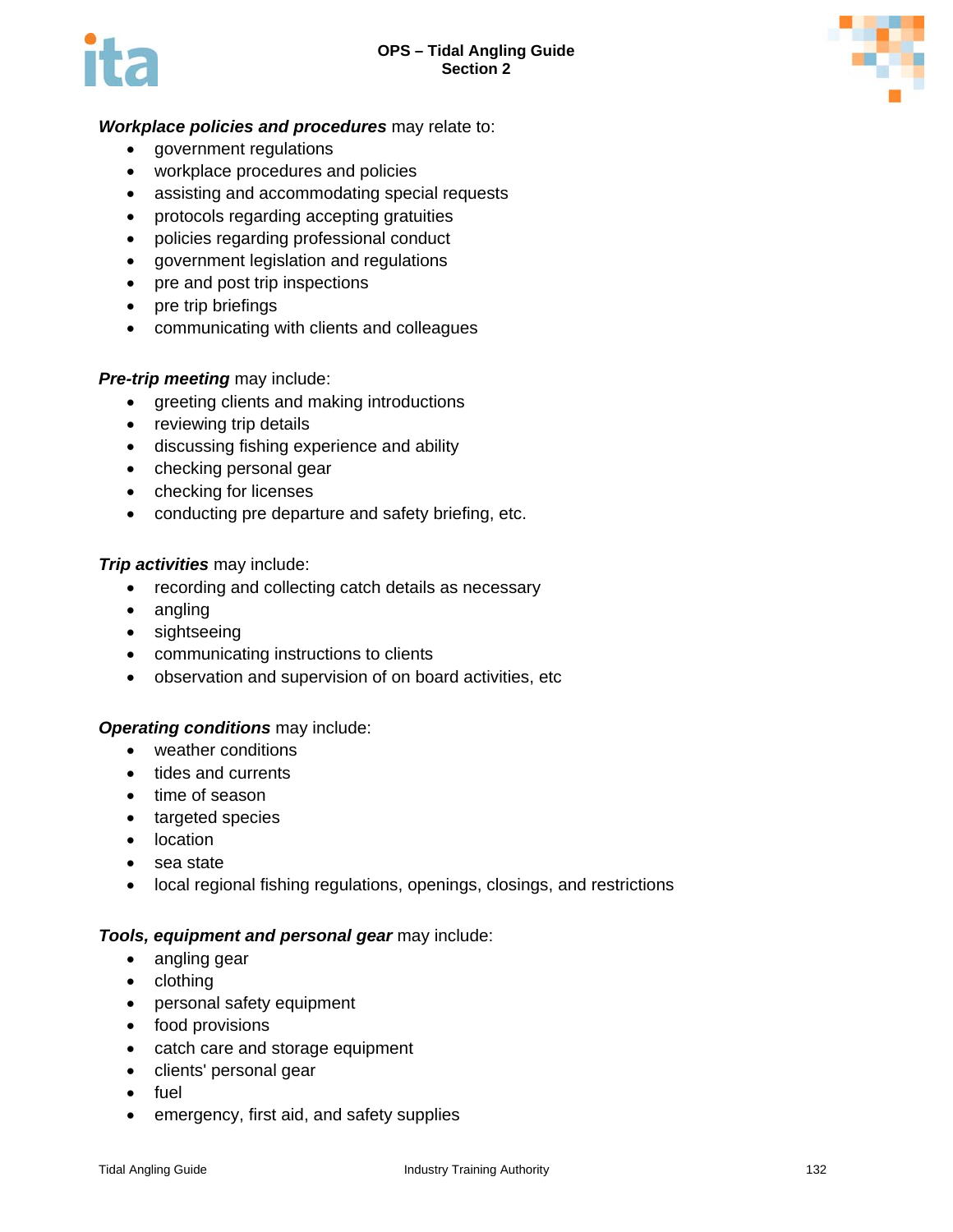***Workplace policies and procedures*** may relate to:

- government regulations
- workplace procedures and policies
- assisting and accommodating special requests
- protocols regarding accepting gratuities
- policies regarding professional conduct
- government legislation and regulations
- pre and post trip inspections
- pre trip briefings
- communicating with clients and colleagues

***Pre-trip meeting*** may include:

- greeting clients and making introductions
- reviewing trip details
- discussing fishing experience and ability
- checking personal gear
- checking for licenses
- conducting pre departure and safety briefing, etc.

***Trip activities*** may include:

- recording and collecting catch details as necessary
- angling
- sightseeing
- communicating instructions to clients
- observation and supervision of on board activities, etc

***Operating conditions*** may include:

- weather conditions
- tides and currents
- time of season
- targeted species
- location
- sea state
- local regional fishing regulations, openings, closings, and restrictions

***Tools, equipment and personal gear*** may include:

- angling gear
- clothing
- personal safety equipment
- food provisions
- catch care and storage equipment
- clients' personal gear
- fuel
- emergency, first aid, and safety supplies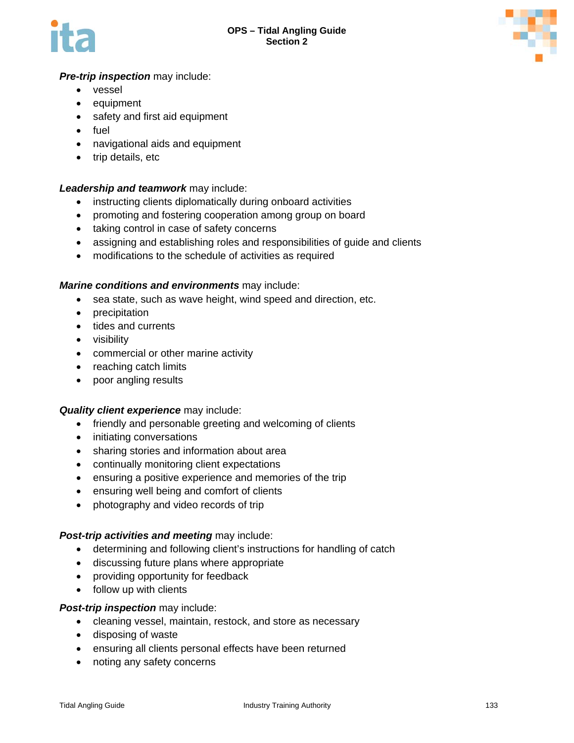***Pre-trip inspection*** may include:

- vessel
- equipment
- safety and first aid equipment
- fuel
- navigational aids and equipment
- trip details, etc

***Leadership and teamwork*** may include:

- instructing clients diplomatically during onboard activities
- promoting and fostering cooperation among group on board
- taking control in case of safety concerns
- assigning and establishing roles and responsibilities of guide and clients
- modifications to the schedule of activities as required

***Marine conditions and environments*** may include:

- sea state, such as wave height, wind speed and direction, etc.
- precipitation
- tides and currents
- visibility
- commercial or other marine activity
- reaching catch limits
- poor angling results

***Quality client experience*** may include:

- friendly and personable greeting and welcoming of clients
- initiating conversations
- sharing stories and information about area
- continually monitoring client expectations
- ensuring a positive experience and memories of the trip
- ensuring well being and comfort of clients
- photography and video records of trip

***Post-trip activities and meeting*** may include:

- determining and following client's instructions for handling of catch
- discussing future plans where appropriate
- providing opportunity for feedback
- follow up with clients

***Post-trip inspection*** may include:

- cleaning vessel, maintain, restock, and store as necessary
- disposing of waste
- ensuring all clients personal effects have been returned
- noting any safety concerns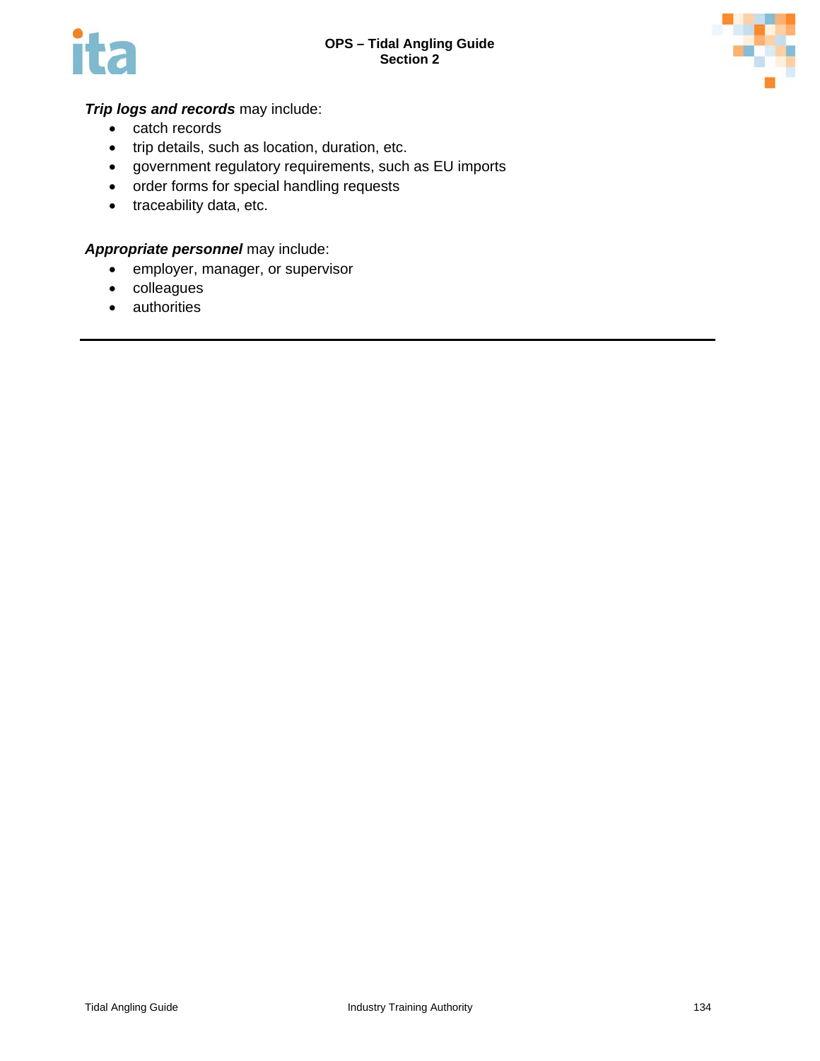***Trip logs and records*** may include:

- catch records
- trip details, such as location, duration, etc.
- government regulatory requirements, such as EU imports
- order forms for special handling requests
- traceability data, etc.

***Appropriate personnel*** may include:

- employer, manager, or supervisor
- colleagues
- authorities

---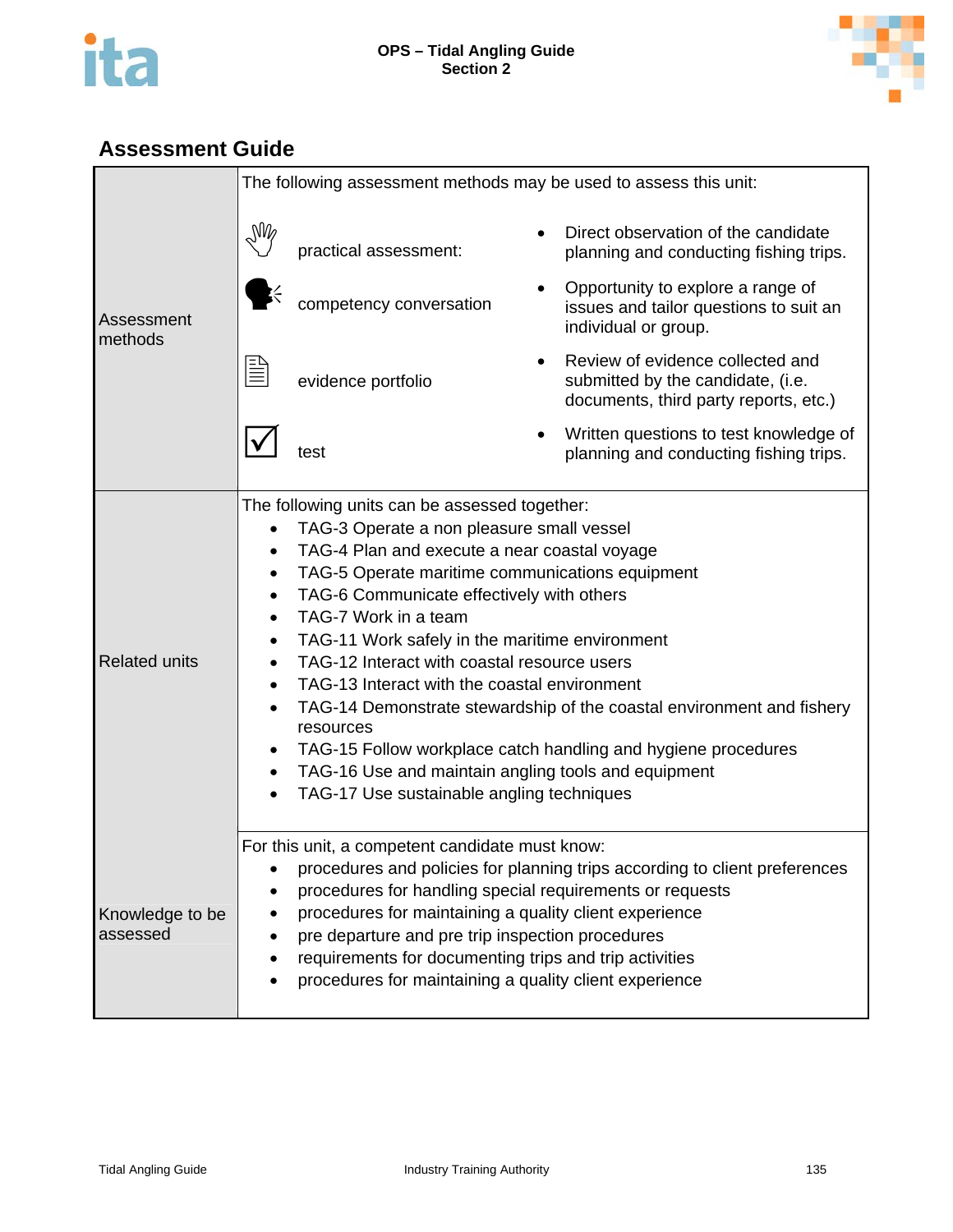## Assessment Guide

| | |
|---|---|
| Assessment methods | The following assessment methods may be used to assess this unit:<br><br>practical assessment: • Direct observation of the candidate planning and conducting fishing trips.<br><br>competency conversation • Opportunity to explore a range of issues and tailor questions to suit an individual or group.<br><br>evidence portfolio • Review of evidence collected and submitted by the candidate, (i.e. documents, third party reports, etc.)<br><br>test • Written questions to test knowledge of planning and conducting fishing trips. |
| Related units | The following units can be assessed together:<br>• TAG-3 Operate a non pleasure small vessel<br>• TAG-4 Plan and execute a near coastal voyage<br>• TAG-5 Operate maritime communications equipment<br>• TAG-6 Communicate effectively with others<br>• TAG-7 Work in a team<br>• TAG-11 Work safely in the maritime environment<br>• TAG-12 Interact with coastal resource users<br>• TAG-13 Interact with the coastal environment<br>• TAG-14 Demonstrate stewardship of the coastal environment and fishery resources<br>• TAG-15 Follow workplace catch handling and hygiene procedures<br>• TAG-16 Use and maintain angling tools and equipment<br>• TAG-17 Use sustainable angling techniques |
| Knowledge to be assessed | For this unit, a competent candidate must know:<br>• procedures and policies for planning trips according to client preferences<br>• procedures for handling special requirements or requests<br>• procedures for maintaining a quality client experience<br>• pre departure and pre trip inspection procedures<br>• requirements for documenting trips and trip activities<br>• procedures for maintaining a quality client experience |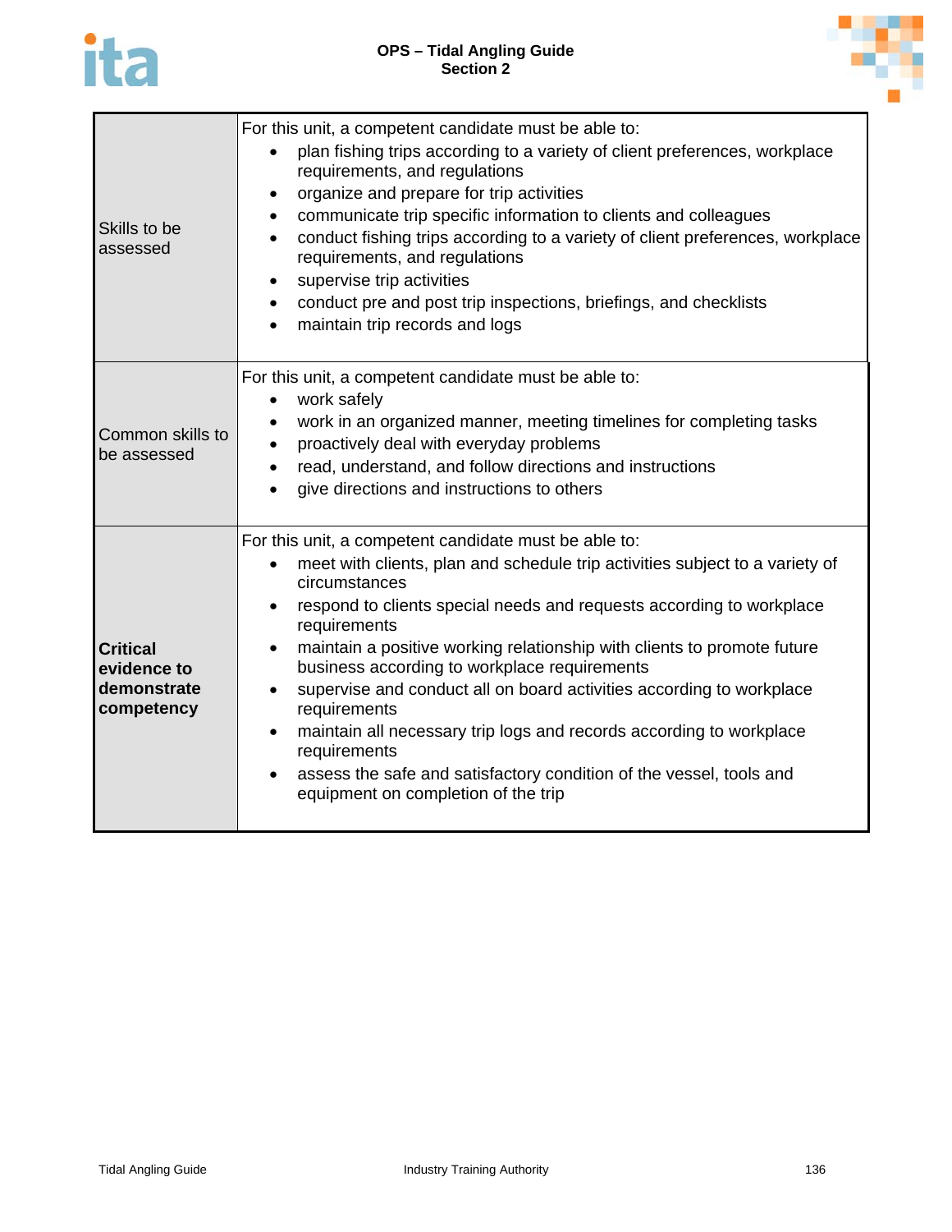| | |
|---|---|
| Skills to be assessed | For this unit, a competent candidate must be able to:<br>• plan fishing trips according to a variety of client preferences, workplace requirements, and regulations<br>• organize and prepare for trip activities<br>• communicate trip specific information to clients and colleagues<br>• conduct fishing trips according to a variety of client preferences, workplace requirements, and regulations<br>• supervise trip activities<br>• conduct pre and post trip inspections, briefings, and checklists<br>• maintain trip records and logs |
| Common skills to be assessed | For this unit, a competent candidate must be able to:<br>• work safely<br>• work in an organized manner, meeting timelines for completing tasks<br>• proactively deal with everyday problems<br>• read, understand, and follow directions and instructions<br>• give directions and instructions to others |
| **Critical evidence to demonstrate competency** | For this unit, a competent candidate must be able to:<br>• meet with clients, plan and schedule trip activities subject to a variety of circumstances<br>• respond to clients special needs and requests according to workplace requirements<br>• maintain a positive working relationship with clients to promote future business according to workplace requirements<br>• supervise and conduct all on board activities according to workplace requirements<br>• maintain all necessary trip logs and records according to workplace requirements<br>• assess the safe and satisfactory condition of the vessel, tools and equipment on completion of the trip |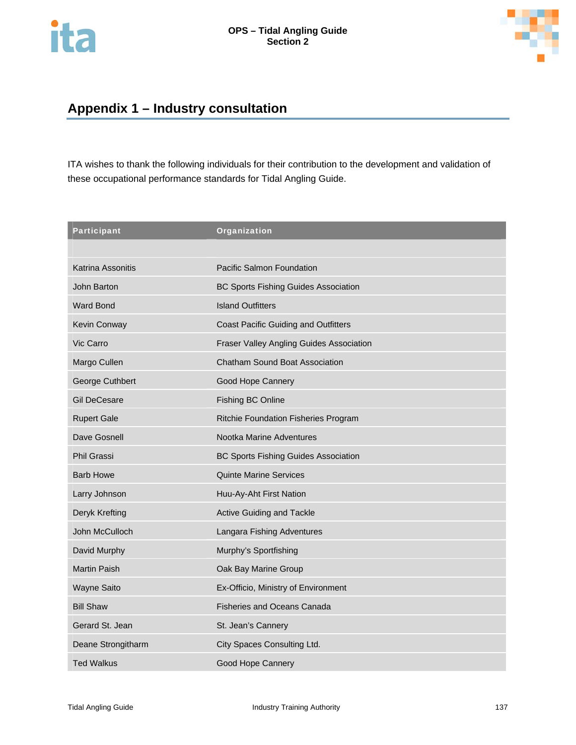## Appendix 1 – Industry consultation

ITA wishes to thank the following individuals for their contribution to the development and validation of these occupational performance standards for Tidal Angling Guide.

| Participant | Organization |
|---|---|
| | |
| Katrina Assonitis | Pacific Salmon Foundation |
| John Barton | BC Sports Fishing Guides Association |
| Ward Bond | Island Outfitters |
| Kevin Conway | Coast Pacific Guiding and Outfitters |
| Vic Carro | Fraser Valley Angling Guides Association |
| Margo Cullen | Chatham Sound Boat Association |
| George Cuthbert | Good Hope Cannery |
| Gil DeCesare | Fishing BC Online |
| Rupert Gale | Ritchie Foundation Fisheries Program |
| Dave Gosnell | Nootka Marine Adventures |
| Phil Grassi | BC Sports Fishing Guides Association |
| Barb Howe | Quinte Marine Services |
| Larry Johnson | Huu-Ay-Aht First Nation |
| Deryk Krefting | Active Guiding and Tackle |
| John McCulloch | Langara Fishing Adventures |
| David Murphy | Murphy's Sportfishing |
| Martin Paish | Oak Bay Marine Group |
| Wayne Saito | Ex-Officio, Ministry of Environment |
| Bill Shaw | Fisheries and Oceans Canada |
| Gerard St. Jean | St. Jean's Cannery |
| Deane Strongitharm | City Spaces Consulting Ltd. |
| Ted Walkus | Good Hope Cannery |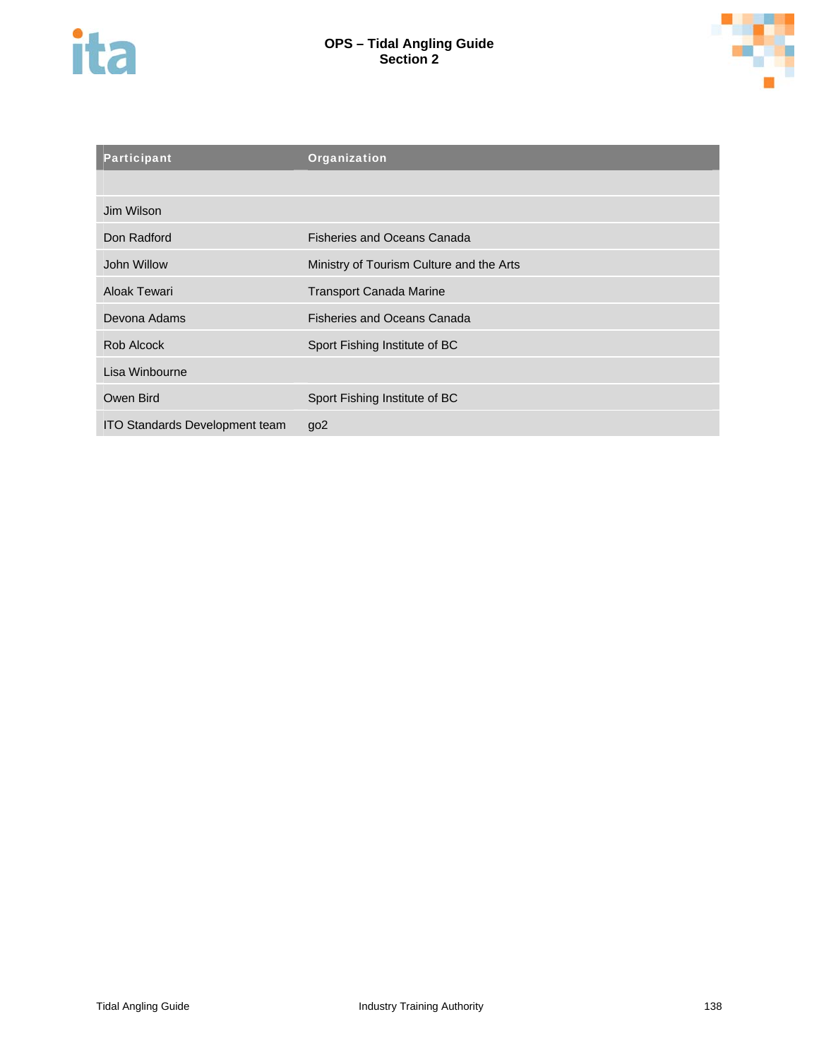| Participant | Organization |
| --- | --- |
| | |
| Jim Wilson | |
| Don Radford | Fisheries and Oceans Canada |
| John Willow | Ministry of Tourism Culture and the Arts |
| Aloak Tewari | Transport Canada Marine |
| Devona Adams | Fisheries and Oceans Canada |
| Rob Alcock | Sport Fishing Institute of BC |
| Lisa Winbourne | |
| Owen Bird | Sport Fishing Institute of BC |
| ITO Standards Development team | go2 |